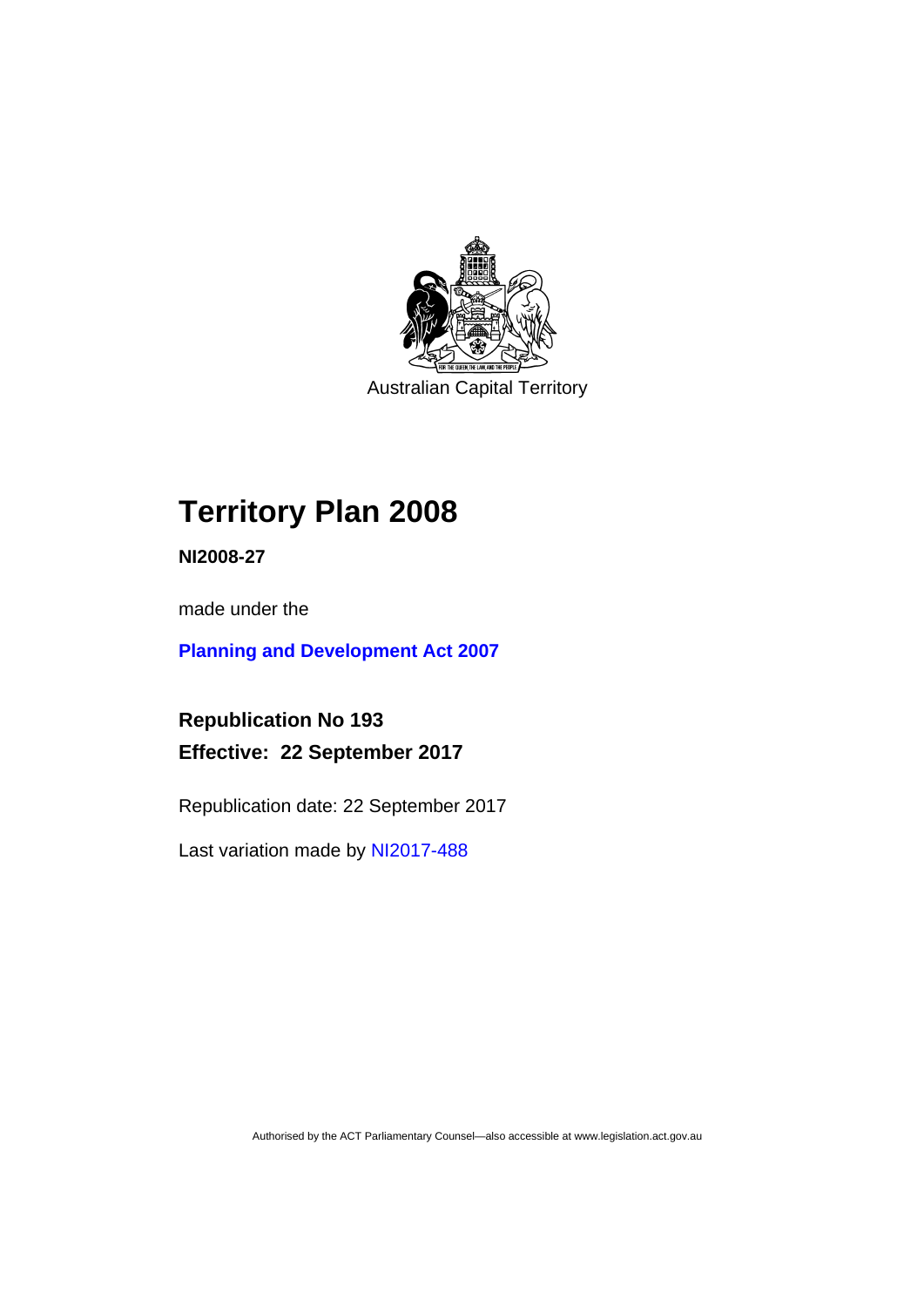Australian Capital Territory

# Territory Plan 2008

**NI2008-27**

made under the

**Planning and Development Act 2007**

**Republication No 193**

**Effective: 22 September 2017**

Republication date: 22 September 2017

Last variation made by NI2017-488

Authorised by the ACT Parliamentary Counsel—also accessible at www.legislation.act.gov.au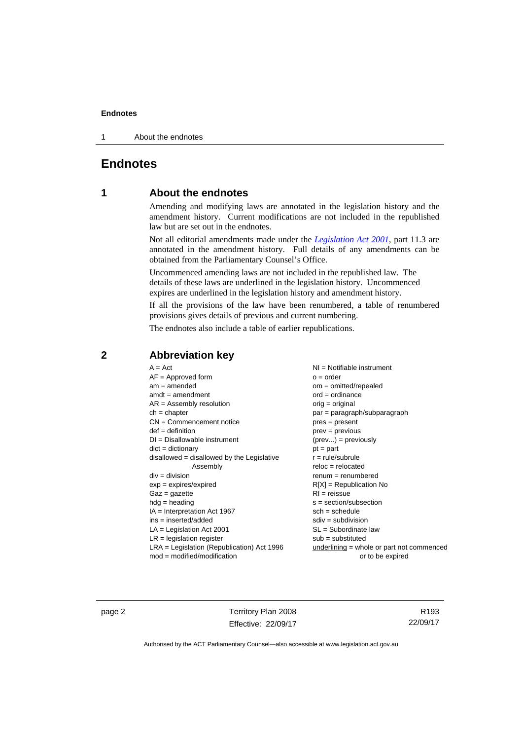# Endnotes

## 1 About the endnotes

Amending and modifying laws are annotated in the legislation history and the amendment history. Current modifications are not included in the republished law but are set out in the endnotes.

Not all editorial amendments made under the *Legislation Act 2001*, part 11.3 are annotated in the amendment history. Full details of any amendments can be obtained from the Parliamentary Counsel's Office.

Uncommenced amending laws are not included in the republished law. The details of these laws are underlined in the legislation history. Uncommenced expires are underlined in the legislation history and amendment history.

If all the provisions of the law have been renumbered, a table of renumbered provisions gives details of previous and current numbering.

The endnotes also include a table of earlier republications.

## 2 Abbreviation key

A = Act
AF = Approved form
am = amended
amdt = amendment
AR = Assembly resolution
ch = chapter
CN = Commencement notice
def = definition
DI = Disallowable instrument
dict = dictionary
disallowed = disallowed by the Legislative Assembly
div = division
exp = expires/expired
Gaz = gazette
hdg = heading
IA = Interpretation Act 1967
ins = inserted/added
LA = Legislation Act 2001
LR = legislation register
LRA = Legislation (Republication) Act 1996
mod = modified/modification
NI = Notifiable instrument
o = order
om = omitted/repealed
ord = ordinance
orig = original
par = paragraph/subparagraph
pres = present
prev = previous
(prev...) = previously
pt = part
r = rule/subrule
reloc = relocated
renum = renumbered
R[X] = Republication No
RI = reissue
s = section/subsection
sch = schedule
sdiv = subdivision
SL = Subordinate law
sub = substituted
underlining = whole or part not commenced or to be expired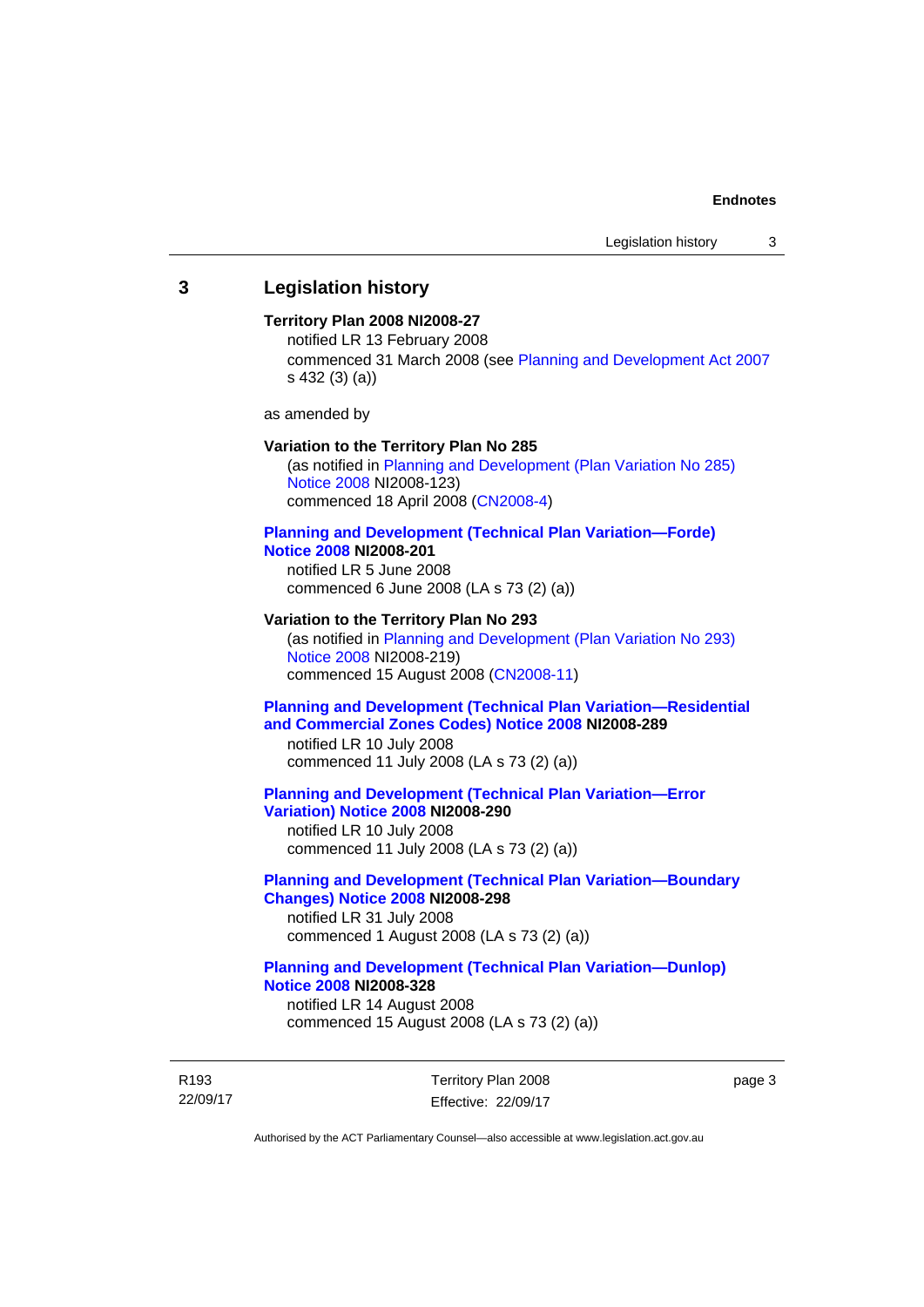## 3 Legislation history

**Territory Plan 2008 NI2008-27**

notified LR 13 February 2008

commenced 31 March 2008 (see Planning and Development Act 2007 s 432 (3) (a))

as amended by

**Variation to the Territory Plan No 285**

(as notified in Planning and Development (Plan Variation No 285) Notice 2008 NI2008-123)

commenced 18 April 2008 (CN2008-4)

**Planning and Development (Technical Plan Variation—Forde) Notice 2008 NI2008-201**

notified LR 5 June 2008

commenced 6 June 2008 (LA s 73 (2) (a))

**Variation to the Territory Plan No 293**

(as notified in Planning and Development (Plan Variation No 293) Notice 2008 NI2008-219)

commenced 15 August 2008 (CN2008-11)

**Planning and Development (Technical Plan Variation—Residential and Commercial Zones Codes) Notice 2008 NI2008-289**

notified LR 10 July 2008

commenced 11 July 2008 (LA s 73 (2) (a))

**Planning and Development (Technical Plan Variation—Error Variation) Notice 2008 NI2008-290**

notified LR 10 July 2008

commenced 11 July 2008 (LA s 73 (2) (a))

**Planning and Development (Technical Plan Variation—Boundary Changes) Notice 2008 NI2008-298**

notified LR 31 July 2008

commenced 1 August 2008 (LA s 73 (2) (a))

**Planning and Development (Technical Plan Variation—Dunlop) Notice 2008 NI2008-328**

notified LR 14 August 2008

commenced 15 August 2008 (LA s 73 (2) (a))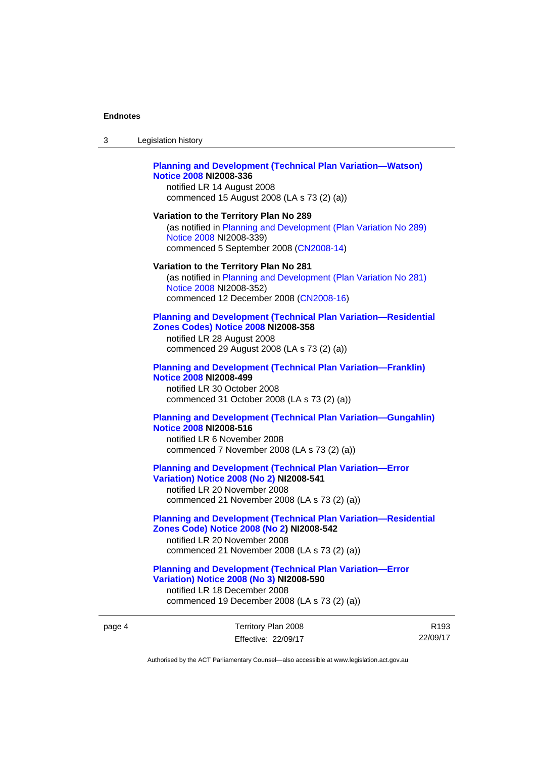**Planning and Development (Technical Plan Variation—Watson) Notice 2008 NI2008-336**
notified LR 14 August 2008
commenced 15 August 2008 (LA s 73 (2) (a))

**Variation to the Territory Plan No 289**
(as notified in Planning and Development (Plan Variation No 289) Notice 2008 NI2008-339)
commenced 5 September 2008 (CN2008-14)

**Variation to the Territory Plan No 281**
(as notified in Planning and Development (Plan Variation No 281) Notice 2008 NI2008-352)
commenced 12 December 2008 (CN2008-16)

**Planning and Development (Technical Plan Variation—Residential Zones Codes) Notice 2008 NI2008-358**
notified LR 28 August 2008
commenced 29 August 2008 (LA s 73 (2) (a))

**Planning and Development (Technical Plan Variation—Franklin) Notice 2008 NI2008-499**
notified LR 30 October 2008
commenced 31 October 2008 (LA s 73 (2) (a))

**Planning and Development (Technical Plan Variation—Gungahlin) Notice 2008 NI2008-516**
notified LR 6 November 2008
commenced 7 November 2008 (LA s 73 (2) (a))

**Planning and Development (Technical Plan Variation—Error Variation) Notice 2008 (No 2) NI2008-541**
notified LR 20 November 2008
commenced 21 November 2008 (LA s 73 (2) (a))

**Planning and Development (Technical Plan Variation—Residential Zones Code) Notice 2008 (No 2) NI2008-542**
notified LR 20 November 2008
commenced 21 November 2008 (LA s 73 (2) (a))

**Planning and Development (Technical Plan Variation—Error Variation) Notice 2008 (No 3) NI2008-590**
notified LR 18 December 2008
commenced 19 December 2008 (LA s 73 (2) (a))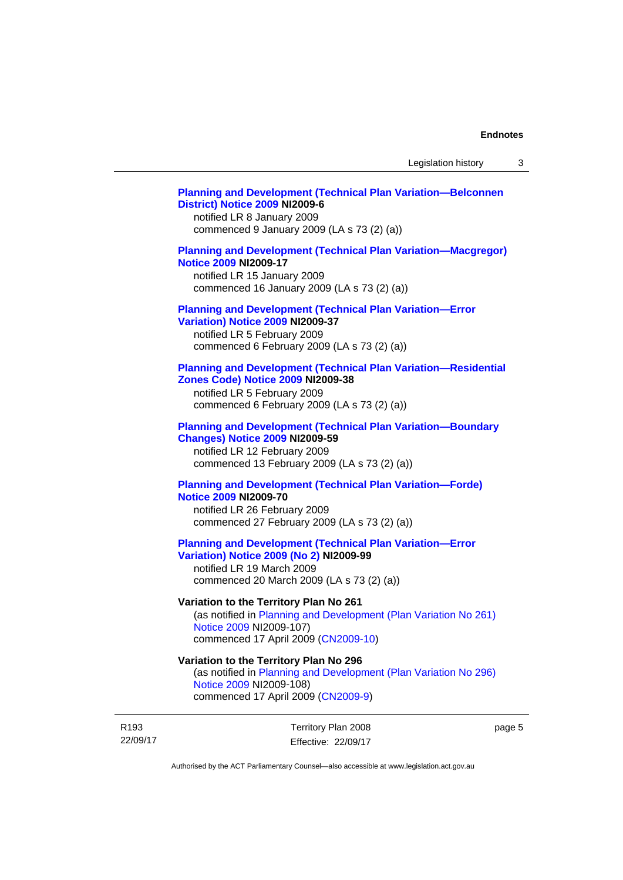**Planning and Development (Technical Plan Variation—Belconnen District) Notice 2009 NI2009-6**
notified LR 8 January 2009
commenced 9 January 2009 (LA s 73 (2) (a))

**Planning and Development (Technical Plan Variation—Macgregor) Notice 2009 NI2009-17**
notified LR 15 January 2009
commenced 16 January 2009 (LA s 73 (2) (a))

**Planning and Development (Technical Plan Variation—Error Variation) Notice 2009 NI2009-37**
notified LR 5 February 2009
commenced 6 February 2009 (LA s 73 (2) (a))

**Planning and Development (Technical Plan Variation—Residential Zones Code) Notice 2009 NI2009-38**
notified LR 5 February 2009
commenced 6 February 2009 (LA s 73 (2) (a))

**Planning and Development (Technical Plan Variation—Boundary Changes) Notice 2009 NI2009-59**
notified LR 12 February 2009
commenced 13 February 2009 (LA s 73 (2) (a))

**Planning and Development (Technical Plan Variation—Forde) Notice 2009 NI2009-70**
notified LR 26 February 2009
commenced 27 February 2009 (LA s 73 (2) (a))

**Planning and Development (Technical Plan Variation—Error Variation) Notice 2009 (No 2) NI2009-99**
notified LR 19 March 2009
commenced 20 March 2009 (LA s 73 (2) (a))

**Variation to the Territory Plan No 261**
(as notified in Planning and Development (Plan Variation No 261) Notice 2009 NI2009-107)
commenced 17 April 2009 (CN2009-10)

**Variation to the Territory Plan No 296**
(as notified in Planning and Development (Plan Variation No 296) Notice 2009 NI2009-108)
commenced 17 April 2009 (CN2009-9)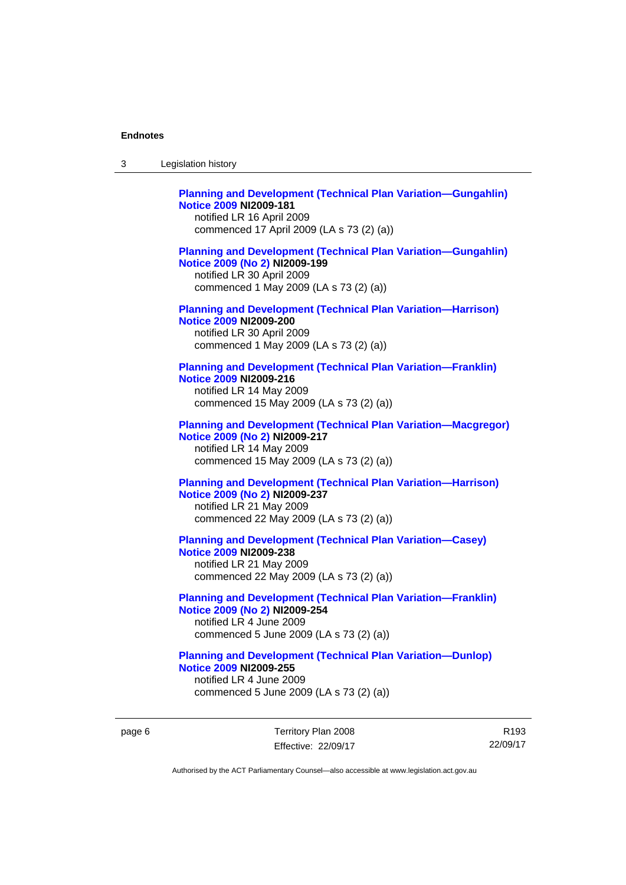**Planning and Development (Technical Plan Variation—Gungahlin) Notice 2009 NI2009-181**
notified LR 16 April 2009
commenced 17 April 2009 (LA s 73 (2) (a))

**Planning and Development (Technical Plan Variation—Gungahlin) Notice 2009 (No 2) NI2009-199**
notified LR 30 April 2009
commenced 1 May 2009 (LA s 73 (2) (a))

**Planning and Development (Technical Plan Variation—Harrison) Notice 2009 NI2009-200**
notified LR 30 April 2009
commenced 1 May 2009 (LA s 73 (2) (a))

**Planning and Development (Technical Plan Variation—Franklin) Notice 2009 NI2009-216**
notified LR 14 May 2009
commenced 15 May 2009 (LA s 73 (2) (a))

**Planning and Development (Technical Plan Variation—Macgregor) Notice 2009 (No 2) NI2009-217**
notified LR 14 May 2009
commenced 15 May 2009 (LA s 73 (2) (a))

**Planning and Development (Technical Plan Variation—Harrison) Notice 2009 (No 2) NI2009-237**
notified LR 21 May 2009
commenced 22 May 2009 (LA s 73 (2) (a))

**Planning and Development (Technical Plan Variation—Casey) Notice 2009 NI2009-238**
notified LR 21 May 2009
commenced 22 May 2009 (LA s 73 (2) (a))

**Planning and Development (Technical Plan Variation—Franklin) Notice 2009 (No 2) NI2009-254**
notified LR 4 June 2009
commenced 5 June 2009 (LA s 73 (2) (a))

**Planning and Development (Technical Plan Variation—Dunlop) Notice 2009 NI2009-255**
notified LR 4 June 2009
commenced 5 June 2009 (LA s 73 (2) (a))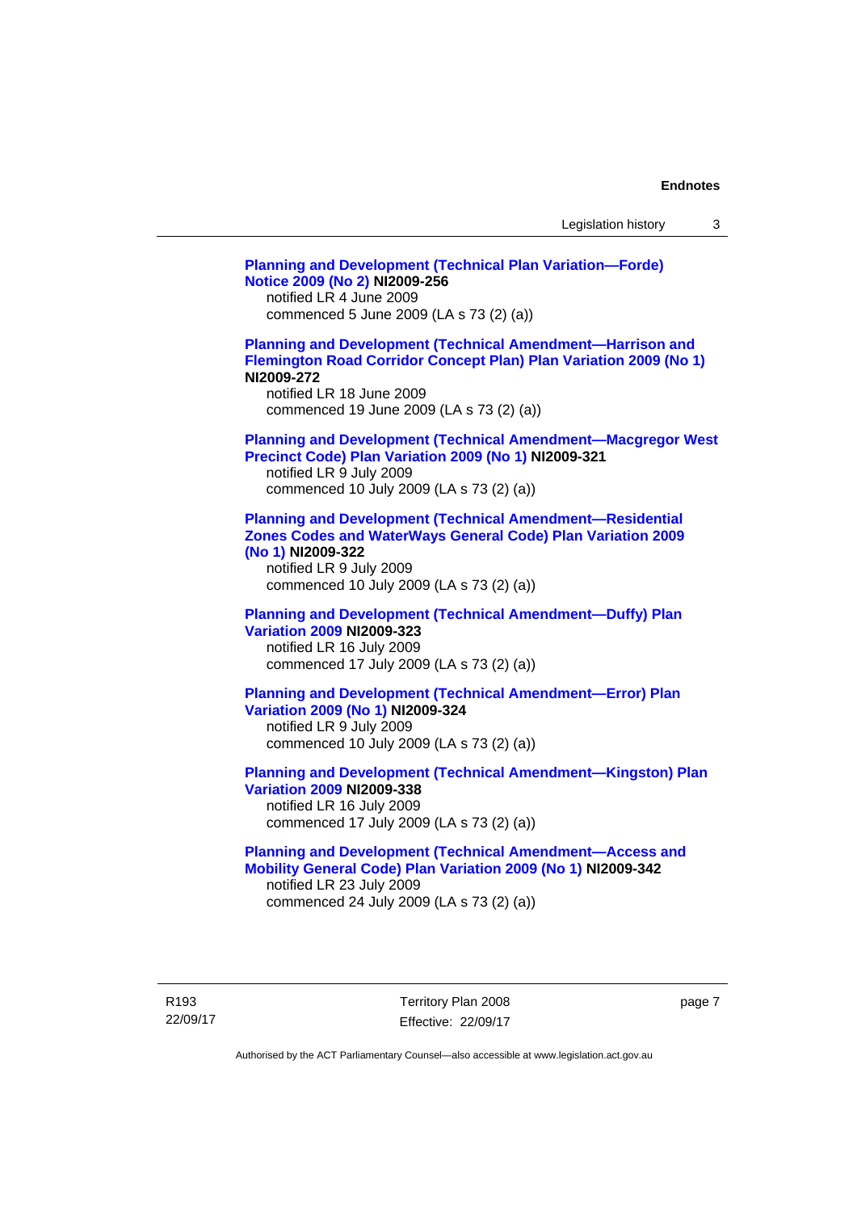**Planning and Development (Technical Plan Variation—Forde) Notice 2009 (No 2) NI2009-256**
notified LR 4 June 2009
commenced 5 June 2009 (LA s 73 (2) (a))

**Planning and Development (Technical Amendment—Harrison and Flemington Road Corridor Concept Plan) Plan Variation 2009 (No 1) NI2009-272**
notified LR 18 June 2009
commenced 19 June 2009 (LA s 73 (2) (a))

**Planning and Development (Technical Amendment—Macgregor West Precinct Code) Plan Variation 2009 (No 1) NI2009-321**
notified LR 9 July 2009
commenced 10 July 2009 (LA s 73 (2) (a))

**Planning and Development (Technical Amendment—Residential Zones Codes and WaterWays General Code) Plan Variation 2009 (No 1) NI2009-322**
notified LR 9 July 2009
commenced 10 July 2009 (LA s 73 (2) (a))

**Planning and Development (Technical Amendment—Duffy) Plan Variation 2009 NI2009-323**
notified LR 16 July 2009
commenced 17 July 2009 (LA s 73 (2) (a))

**Planning and Development (Technical Amendment—Error) Plan Variation 2009 (No 1) NI2009-324**
notified LR 9 July 2009
commenced 10 July 2009 (LA s 73 (2) (a))

**Planning and Development (Technical Amendment—Kingston) Plan Variation 2009 NI2009-338**
notified LR 16 July 2009
commenced 17 July 2009 (LA s 73 (2) (a))

**Planning and Development (Technical Amendment—Access and Mobility General Code) Plan Variation 2009 (No 1) NI2009-342**
notified LR 23 July 2009
commenced 24 July 2009 (LA s 73 (2) (a))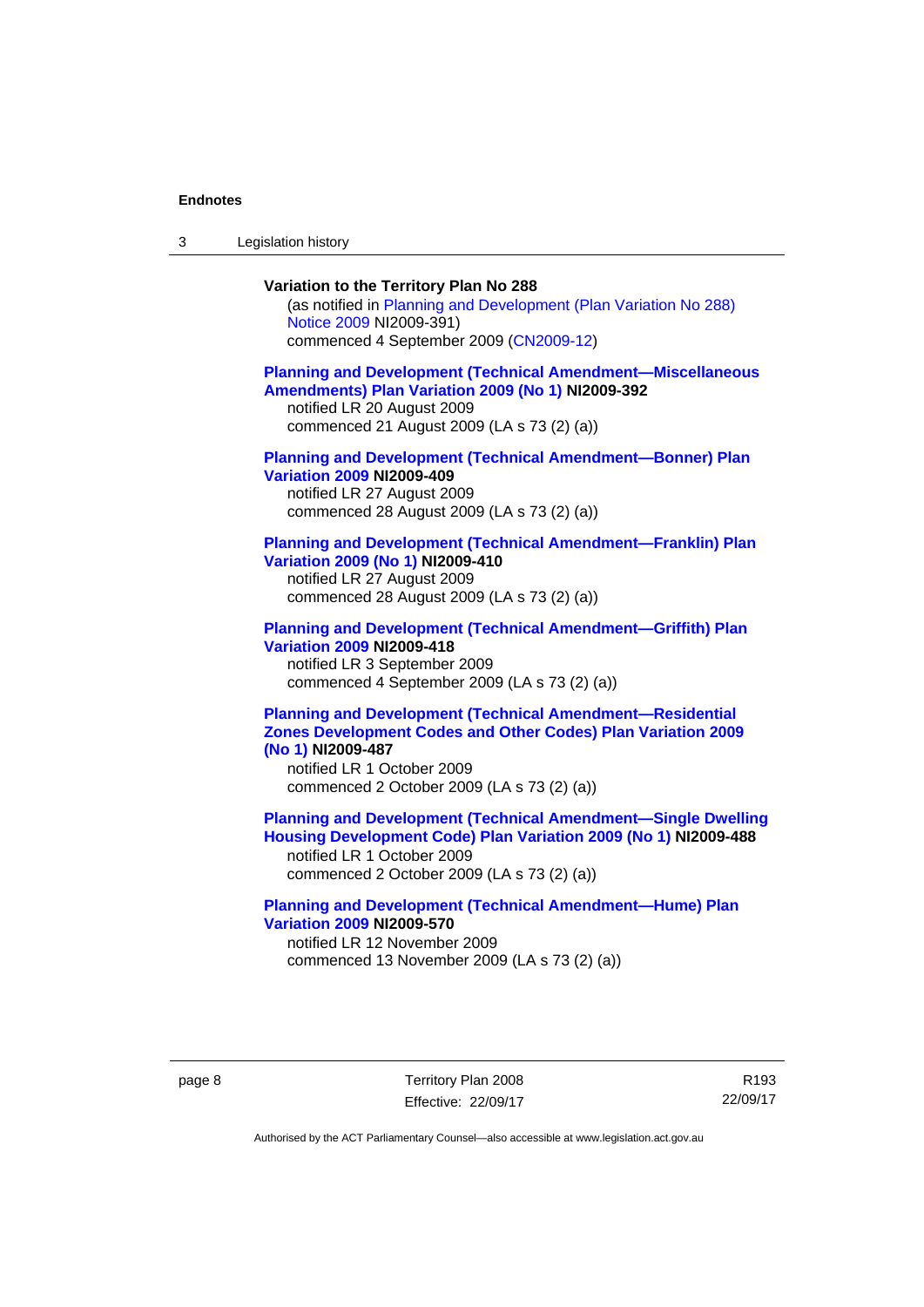**Variation to the Territory Plan No 288**

(as notified in Planning and Development (Plan Variation No 288) Notice 2009 NI2009-391)
commenced 4 September 2009 (CN2009-12)

**Planning and Development (Technical Amendment—Miscellaneous Amendments) Plan Variation 2009 (No 1) NI2009-392**
notified LR 20 August 2009
commenced 21 August 2009 (LA s 73 (2) (a))

**Planning and Development (Technical Amendment—Bonner) Plan Variation 2009 NI2009-409**
notified LR 27 August 2009
commenced 28 August 2009 (LA s 73 (2) (a))

**Planning and Development (Technical Amendment—Franklin) Plan Variation 2009 (No 1) NI2009-410**
notified LR 27 August 2009
commenced 28 August 2009 (LA s 73 (2) (a))

**Planning and Development (Technical Amendment—Griffith) Plan Variation 2009 NI2009-418**
notified LR 3 September 2009
commenced 4 September 2009 (LA s 73 (2) (a))

**Planning and Development (Technical Amendment—Residential Zones Development Codes and Other Codes) Plan Variation 2009 (No 1) NI2009-487**
notified LR 1 October 2009
commenced 2 October 2009 (LA s 73 (2) (a))

**Planning and Development (Technical Amendment—Single Dwelling Housing Development Code) Plan Variation 2009 (No 1) NI2009-488**
notified LR 1 October 2009
commenced 2 October 2009 (LA s 73 (2) (a))

**Planning and Development (Technical Amendment—Hume) Plan Variation 2009 NI2009-570**
notified LR 12 November 2009
commenced 13 November 2009 (LA s 73 (2) (a))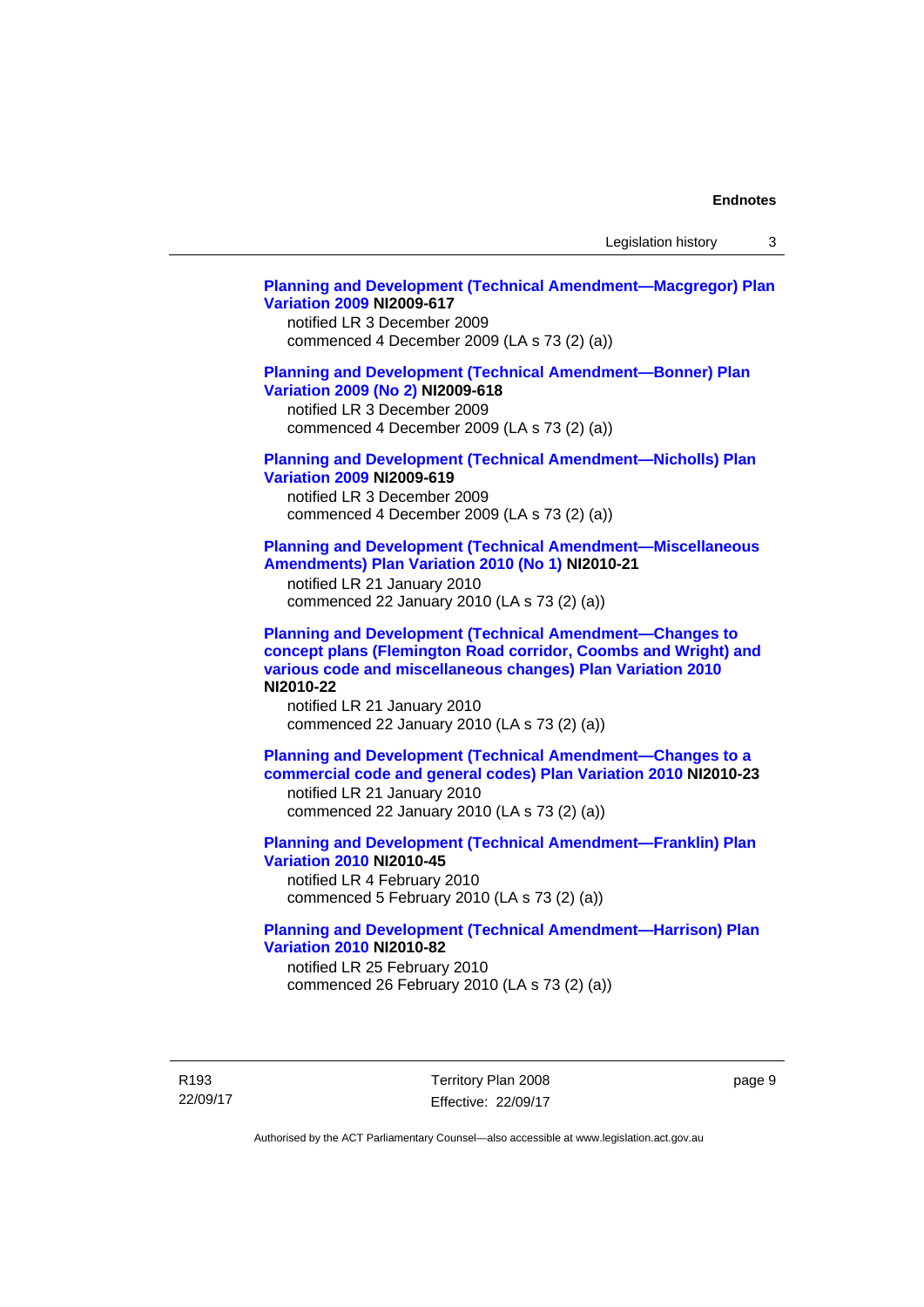**Planning and Development (Technical Amendment—Macgregor) Plan Variation 2009 NI2009-617**
notified LR 3 December 2009
commenced 4 December 2009 (LA s 73 (2) (a))

**Planning and Development (Technical Amendment—Bonner) Plan Variation 2009 (No 2) NI2009-618**
notified LR 3 December 2009
commenced 4 December 2009 (LA s 73 (2) (a))

**Planning and Development (Technical Amendment—Nicholls) Plan Variation 2009 NI2009-619**
notified LR 3 December 2009
commenced 4 December 2009 (LA s 73 (2) (a))

**Planning and Development (Technical Amendment—Miscellaneous Amendments) Plan Variation 2010 (No 1) NI2010-21**
notified LR 21 January 2010
commenced 22 January 2010 (LA s 73 (2) (a))

**Planning and Development (Technical Amendment—Changes to concept plans (Flemington Road corridor, Coombs and Wright) and various code and miscellaneous changes) Plan Variation 2010 NI2010-22**
notified LR 21 January 2010
commenced 22 January 2010 (LA s 73 (2) (a))

**Planning and Development (Technical Amendment—Changes to a commercial code and general codes) Plan Variation 2010 NI2010-23**
notified LR 21 January 2010
commenced 22 January 2010 (LA s 73 (2) (a))

**Planning and Development (Technical Amendment—Franklin) Plan Variation 2010 NI2010-45**
notified LR 4 February 2010
commenced 5 February 2010 (LA s 73 (2) (a))

**Planning and Development (Technical Amendment—Harrison) Plan Variation 2010 NI2010-82**
notified LR 25 February 2010
commenced 26 February 2010 (LA s 73 (2) (a))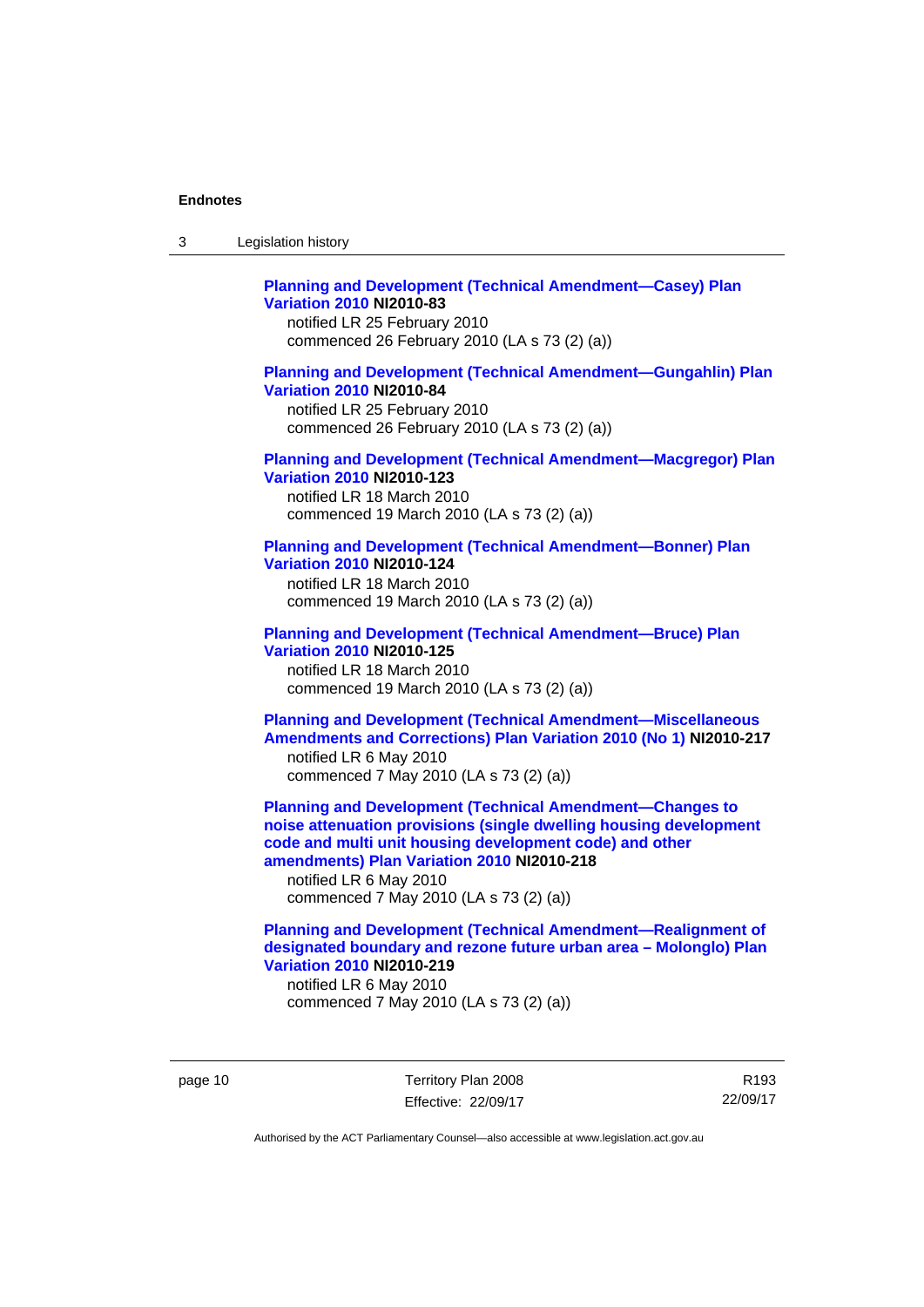**Planning and Development (Technical Amendment—Casey) Plan Variation 2010 NI2010-83**
notified LR 25 February 2010
commenced 26 February 2010 (LA s 73 (2) (a))

**Planning and Development (Technical Amendment—Gungahlin) Plan Variation 2010 NI2010-84**
notified LR 25 February 2010
commenced 26 February 2010 (LA s 73 (2) (a))

**Planning and Development (Technical Amendment—Macgregor) Plan Variation 2010 NI2010-123**
notified LR 18 March 2010
commenced 19 March 2010 (LA s 73 (2) (a))

**Planning and Development (Technical Amendment—Bonner) Plan Variation 2010 NI2010-124**
notified LR 18 March 2010
commenced 19 March 2010 (LA s 73 (2) (a))

**Planning and Development (Technical Amendment—Bruce) Plan Variation 2010 NI2010-125**
notified LR 18 March 2010
commenced 19 March 2010 (LA s 73 (2) (a))

**Planning and Development (Technical Amendment—Miscellaneous Amendments and Corrections) Plan Variation 2010 (No 1) NI2010-217**
notified LR 6 May 2010
commenced 7 May 2010 (LA s 73 (2) (a))

**Planning and Development (Technical Amendment—Changes to noise attenuation provisions (single dwelling housing development code and multi unit housing development code) and other amendments) Plan Variation 2010 NI2010-218**
notified LR 6 May 2010
commenced 7 May 2010 (LA s 73 (2) (a))

**Planning and Development (Technical Amendment—Realignment of designated boundary and rezone future urban area – Molonglo) Plan Variation 2010 NI2010-219**
notified LR 6 May 2010
commenced 7 May 2010 (LA s 73 (2) (a))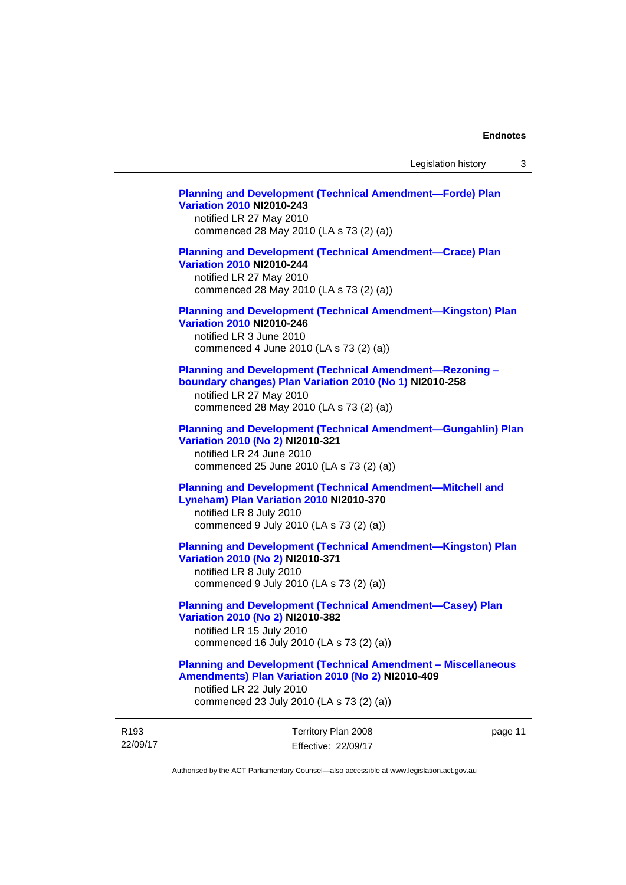**Planning and Development (Technical Amendment—Forde) Plan Variation 2010 NI2010-243**
notified LR 27 May 2010
commenced 28 May 2010 (LA s 73 (2) (a))

**Planning and Development (Technical Amendment—Crace) Plan Variation 2010 NI2010-244**
notified LR 27 May 2010
commenced 28 May 2010 (LA s 73 (2) (a))

**Planning and Development (Technical Amendment—Kingston) Plan Variation 2010 NI2010-246**
notified LR 3 June 2010
commenced 4 June 2010 (LA s 73 (2) (a))

**Planning and Development (Technical Amendment—Rezoning – boundary changes) Plan Variation 2010 (No 1) NI2010-258**
notified LR 27 May 2010
commenced 28 May 2010 (LA s 73 (2) (a))

**Planning and Development (Technical Amendment—Gungahlin) Plan Variation 2010 (No 2) NI2010-321**
notified LR 24 June 2010
commenced 25 June 2010 (LA s 73 (2) (a))

**Planning and Development (Technical Amendment—Mitchell and Lyneham) Plan Variation 2010 NI2010-370**
notified LR 8 July 2010
commenced 9 July 2010 (LA s 73 (2) (a))

**Planning and Development (Technical Amendment—Kingston) Plan Variation 2010 (No 2) NI2010-371**
notified LR 8 July 2010
commenced 9 July 2010 (LA s 73 (2) (a))

**Planning and Development (Technical Amendment—Casey) Plan Variation 2010 (No 2) NI2010-382**
notified LR 15 July 2010
commenced 16 July 2010 (LA s 73 (2) (a))

**Planning and Development (Technical Amendment – Miscellaneous Amendments) Plan Variation 2010 (No 2) NI2010-409**
notified LR 22 July 2010
commenced 23 July 2010 (LA s 73 (2) (a))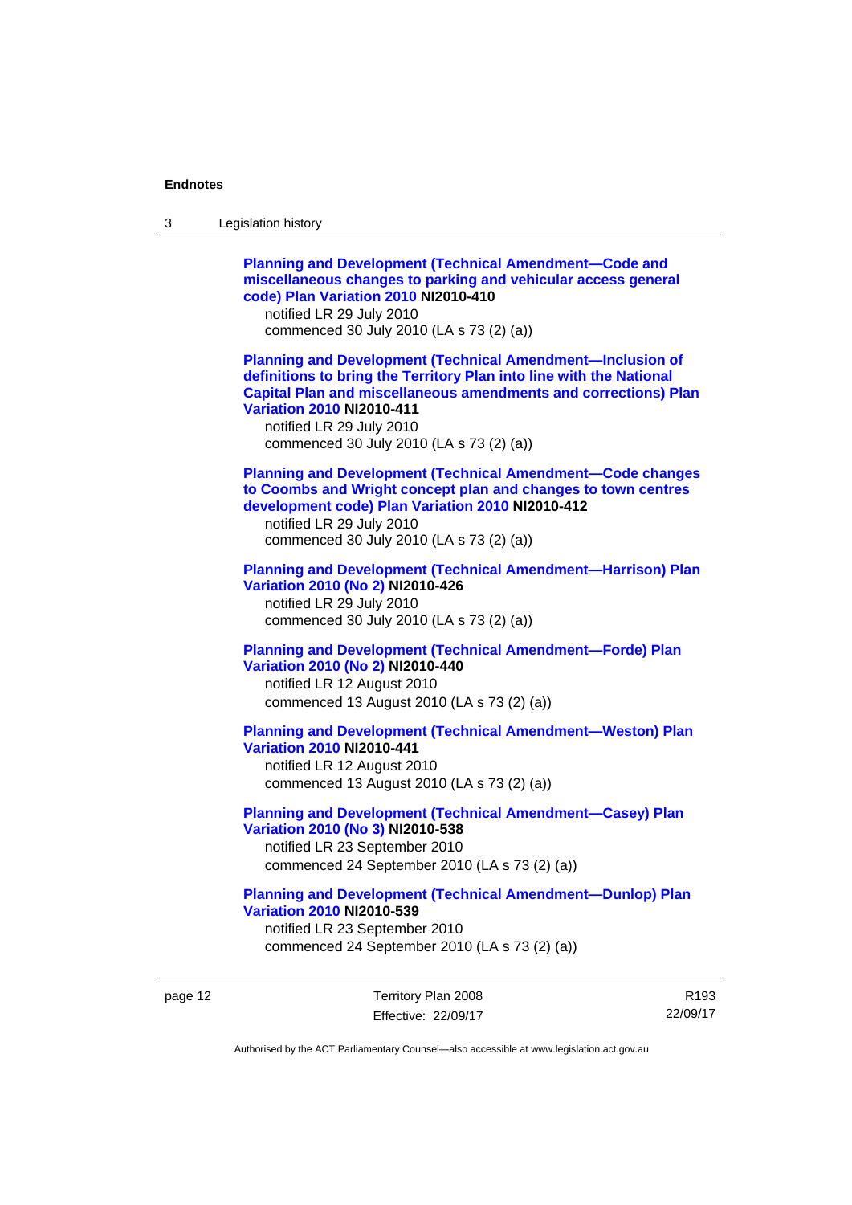**Planning and Development (Technical Amendment—Code and miscellaneous changes to parking and vehicular access general code) Plan Variation 2010 NI2010-410**
notified LR 29 July 2010
commenced 30 July 2010 (LA s 73 (2) (a))

**Planning and Development (Technical Amendment—Inclusion of definitions to bring the Territory Plan into line with the National Capital Plan and miscellaneous amendments and corrections) Plan Variation 2010 NI2010-411**
notified LR 29 July 2010
commenced 30 July 2010 (LA s 73 (2) (a))

**Planning and Development (Technical Amendment—Code changes to Coombs and Wright concept plan and changes to town centres development code) Plan Variation 2010 NI2010-412**
notified LR 29 July 2010
commenced 30 July 2010 (LA s 73 (2) (a))

**Planning and Development (Technical Amendment—Harrison) Plan Variation 2010 (No 2) NI2010-426**
notified LR 29 July 2010
commenced 30 July 2010 (LA s 73 (2) (a))

**Planning and Development (Technical Amendment—Forde) Plan Variation 2010 (No 2) NI2010-440**
notified LR 12 August 2010
commenced 13 August 2010 (LA s 73 (2) (a))

**Planning and Development (Technical Amendment—Weston) Plan Variation 2010 NI2010-441**
notified LR 12 August 2010
commenced 13 August 2010 (LA s 73 (2) (a))

**Planning and Development (Technical Amendment—Casey) Plan Variation 2010 (No 3) NI2010-538**
notified LR 23 September 2010
commenced 24 September 2010 (LA s 73 (2) (a))

**Planning and Development (Technical Amendment—Dunlop) Plan Variation 2010 NI2010-539**
notified LR 23 September 2010
commenced 24 September 2010 (LA s 73 (2) (a))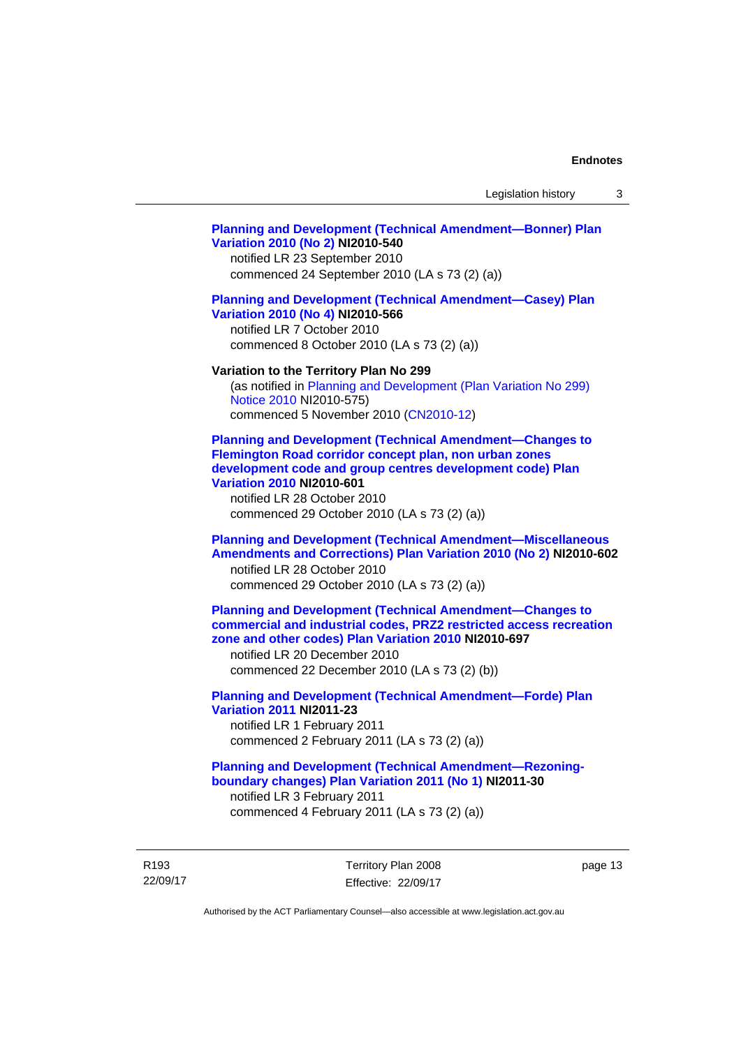**Planning and Development (Technical Amendment—Bonner) Plan Variation 2010 (No 2) NI2010-540**
notified LR 23 September 2010
commenced 24 September 2010 (LA s 73 (2) (a))

**Planning and Development (Technical Amendment—Casey) Plan Variation 2010 (No 4) NI2010-566**
notified LR 7 October 2010
commenced 8 October 2010 (LA s 73 (2) (a))

**Variation to the Territory Plan No 299**
(as notified in Planning and Development (Plan Variation No 299) Notice 2010 NI2010-575)
commenced 5 November 2010 (CN2010-12)

**Planning and Development (Technical Amendment—Changes to Flemington Road corridor concept plan, non urban zones development code and group centres development code) Plan Variation 2010 NI2010-601**
notified LR 28 October 2010
commenced 29 October 2010 (LA s 73 (2) (a))

**Planning and Development (Technical Amendment—Miscellaneous Amendments and Corrections) Plan Variation 2010 (No 2) NI2010-602**
notified LR 28 October 2010
commenced 29 October 2010 (LA s 73 (2) (a))

**Planning and Development (Technical Amendment—Changes to commercial and industrial codes, PRZ2 restricted access recreation zone and other codes) Plan Variation 2010 NI2010-697**
notified LR 20 December 2010
commenced 22 December 2010 (LA s 73 (2) (b))

**Planning and Development (Technical Amendment—Forde) Plan Variation 2011 NI2011-23**
notified LR 1 February 2011
commenced 2 February 2011 (LA s 73 (2) (a))

**Planning and Development (Technical Amendment—Rezoning-boundary changes) Plan Variation 2011 (No 1) NI2011-30**
notified LR 3 February 2011
commenced 4 February 2011 (LA s 73 (2) (a))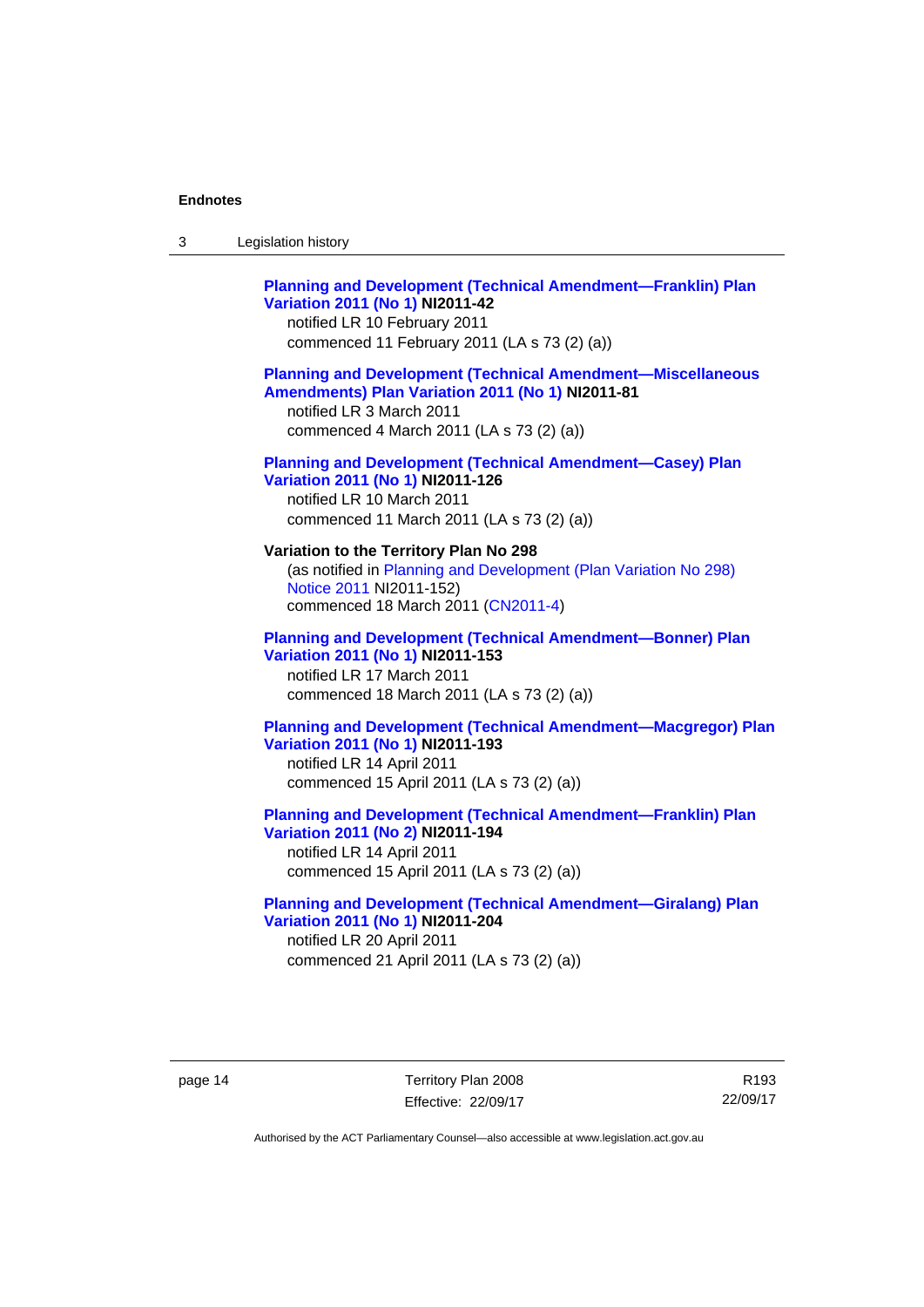**Planning and Development (Technical Amendment—Franklin) Plan Variation 2011 (No 1) NI2011-42**
notified LR 10 February 2011
commenced 11 February 2011 (LA s 73 (2) (a))

**Planning and Development (Technical Amendment—Miscellaneous Amendments) Plan Variation 2011 (No 1) NI2011-81**
notified LR 3 March 2011
commenced 4 March 2011 (LA s 73 (2) (a))

**Planning and Development (Technical Amendment—Casey) Plan Variation 2011 (No 1) NI2011-126**
notified LR 10 March 2011
commenced 11 March 2011 (LA s 73 (2) (a))

**Variation to the Territory Plan No 298**
(as notified in Planning and Development (Plan Variation No 298) Notice 2011 NI2011-152)
commenced 18 March 2011 (CN2011-4)

**Planning and Development (Technical Amendment—Bonner) Plan Variation 2011 (No 1) NI2011-153**
notified LR 17 March 2011
commenced 18 March 2011 (LA s 73 (2) (a))

**Planning and Development (Technical Amendment—Macgregor) Plan Variation 2011 (No 1) NI2011-193**
notified LR 14 April 2011
commenced 15 April 2011 (LA s 73 (2) (a))

**Planning and Development (Technical Amendment—Franklin) Plan Variation 2011 (No 2) NI2011-194**
notified LR 14 April 2011
commenced 15 April 2011 (LA s 73 (2) (a))

**Planning and Development (Technical Amendment—Giralang) Plan Variation 2011 (No 1) NI2011-204**
notified LR 20 April 2011
commenced 21 April 2011 (LA s 73 (2) (a))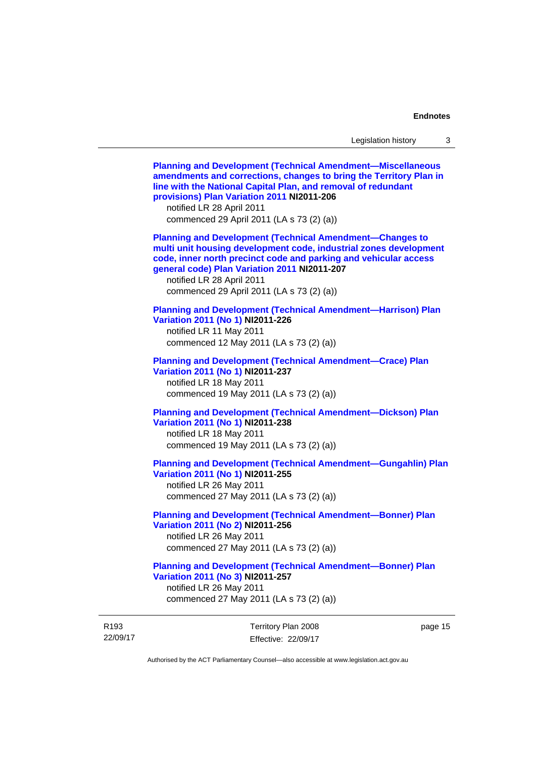**Planning and Development (Technical Amendment—Miscellaneous amendments and corrections, changes to bring the Territory Plan in line with the National Capital Plan, and removal of redundant provisions) Plan Variation 2011 NI2011-206**
notified LR 28 April 2011
commenced 29 April 2011 (LA s 73 (2) (a))

**Planning and Development (Technical Amendment—Changes to multi unit housing development code, industrial zones development code, inner north precinct code and parking and vehicular access general code) Plan Variation 2011 NI2011-207**
notified LR 28 April 2011
commenced 29 April 2011 (LA s 73 (2) (a))

**Planning and Development (Technical Amendment—Harrison) Plan Variation 2011 (No 1) NI2011-226**
notified LR 11 May 2011
commenced 12 May 2011 (LA s 73 (2) (a))

**Planning and Development (Technical Amendment—Crace) Plan Variation 2011 (No 1) NI2011-237**
notified LR 18 May 2011
commenced 19 May 2011 (LA s 73 (2) (a))

**Planning and Development (Technical Amendment—Dickson) Plan Variation 2011 (No 1) NI2011-238**
notified LR 18 May 2011
commenced 19 May 2011 (LA s 73 (2) (a))

**Planning and Development (Technical Amendment—Gungahlin) Plan Variation 2011 (No 1) NI2011-255**
notified LR 26 May 2011
commenced 27 May 2011 (LA s 73 (2) (a))

**Planning and Development (Technical Amendment—Bonner) Plan Variation 2011 (No 2) NI2011-256**
notified LR 26 May 2011
commenced 27 May 2011 (LA s 73 (2) (a))

**Planning and Development (Technical Amendment—Bonner) Plan Variation 2011 (No 3) NI2011-257**
notified LR 26 May 2011
commenced 27 May 2011 (LA s 73 (2) (a))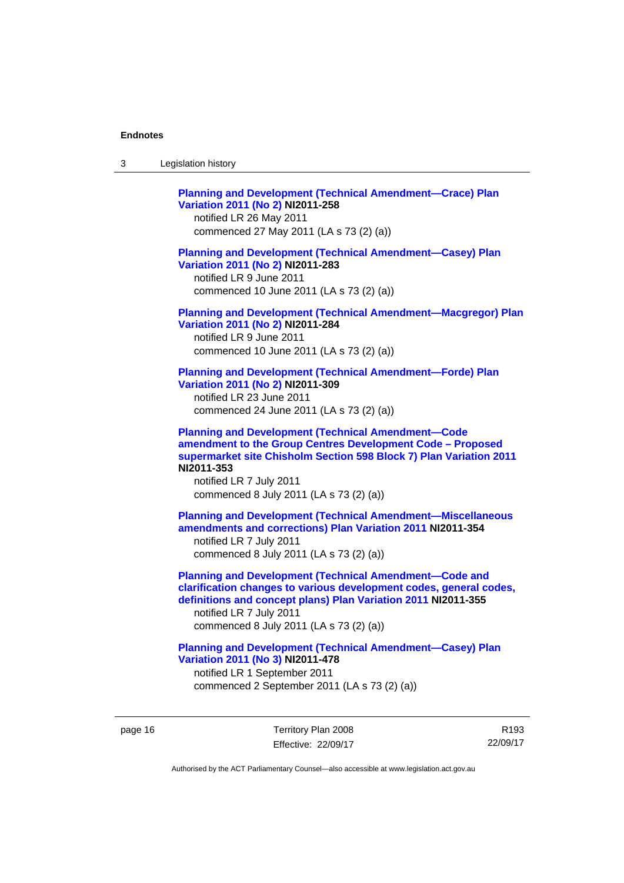**Planning and Development (Technical Amendment—Crace) Plan Variation 2011 (No 2) NI2011-258**
notified LR 26 May 2011
commenced 27 May 2011 (LA s 73 (2) (a))

**Planning and Development (Technical Amendment—Casey) Plan Variation 2011 (No 2) NI2011-283**
notified LR 9 June 2011
commenced 10 June 2011 (LA s 73 (2) (a))

**Planning and Development (Technical Amendment—Macgregor) Plan Variation 2011 (No 2) NI2011-284**
notified LR 9 June 2011
commenced 10 June 2011 (LA s 73 (2) (a))

**Planning and Development (Technical Amendment—Forde) Plan Variation 2011 (No 2) NI2011-309**
notified LR 23 June 2011
commenced 24 June 2011 (LA s 73 (2) (a))

**Planning and Development (Technical Amendment—Code amendment to the Group Centres Development Code – Proposed supermarket site Chisholm Section 598 Block 7) Plan Variation 2011 NI2011-353**
notified LR 7 July 2011
commenced 8 July 2011 (LA s 73 (2) (a))

**Planning and Development (Technical Amendment—Miscellaneous amendments and corrections) Plan Variation 2011 NI2011-354**
notified LR 7 July 2011
commenced 8 July 2011 (LA s 73 (2) (a))

**Planning and Development (Technical Amendment—Code and clarification changes to various development codes, general codes, definitions and concept plans) Plan Variation 2011 NI2011-355**
notified LR 7 July 2011
commenced 8 July 2011 (LA s 73 (2) (a))

**Planning and Development (Technical Amendment—Casey) Plan Variation 2011 (No 3) NI2011-478**
notified LR 1 September 2011
commenced 2 September 2011 (LA s 73 (2) (a))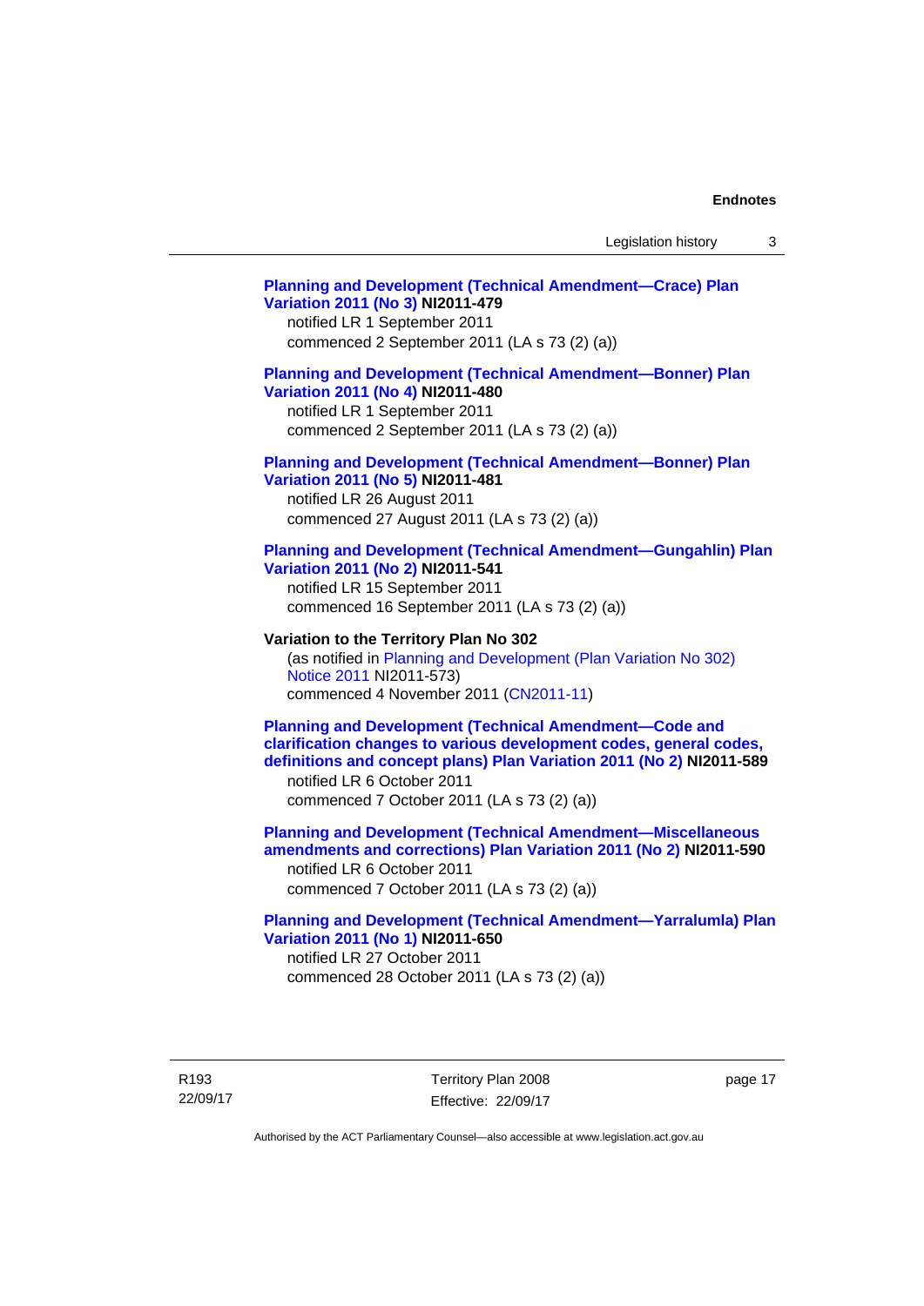**Planning and Development (Technical Amendment—Crace) Plan Variation 2011 (No 3) NI2011-479**
notified LR 1 September 2011
commenced 2 September 2011 (LA s 73 (2) (a))

**Planning and Development (Technical Amendment—Bonner) Plan Variation 2011 (No 4) NI2011-480**
notified LR 1 September 2011
commenced 2 September 2011 (LA s 73 (2) (a))

**Planning and Development (Technical Amendment—Bonner) Plan Variation 2011 (No 5) NI2011-481**
notified LR 26 August 2011
commenced 27 August 2011 (LA s 73 (2) (a))

**Planning and Development (Technical Amendment—Gungahlin) Plan Variation 2011 (No 2) NI2011-541**
notified LR 15 September 2011
commenced 16 September 2011 (LA s 73 (2) (a))

**Variation to the Territory Plan No 302**
(as notified in Planning and Development (Plan Variation No 302) Notice 2011 NI2011-573)
commenced 4 November 2011 (CN2011-11)

**Planning and Development (Technical Amendment—Code and clarification changes to various development codes, general codes, definitions and concept plans) Plan Variation 2011 (No 2) NI2011-589**
notified LR 6 October 2011
commenced 7 October 2011 (LA s 73 (2) (a))

**Planning and Development (Technical Amendment—Miscellaneous amendments and corrections) Plan Variation 2011 (No 2) NI2011-590**
notified LR 6 October 2011
commenced 7 October 2011 (LA s 73 (2) (a))

**Planning and Development (Technical Amendment—Yarralumla) Plan Variation 2011 (No 1) NI2011-650**
notified LR 27 October 2011
commenced 28 October 2011 (LA s 73 (2) (a))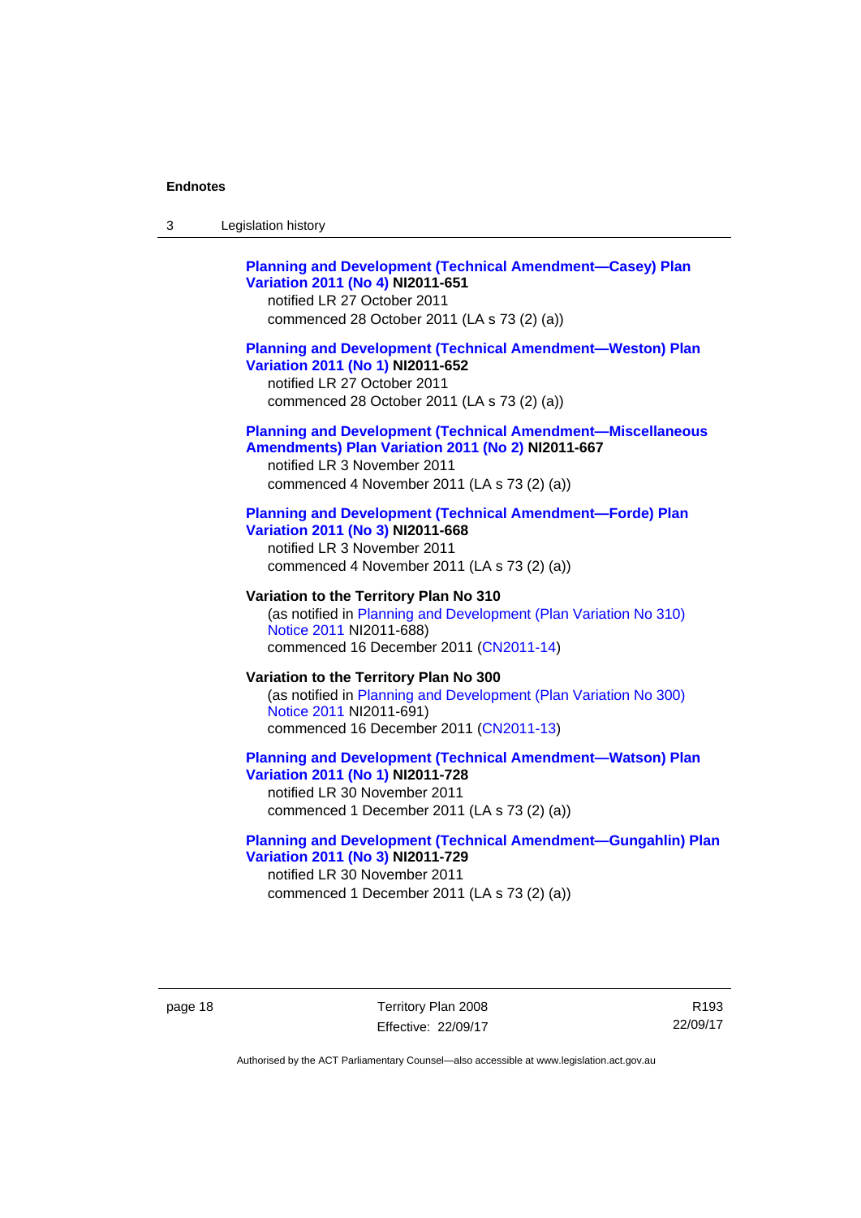**Planning and Development (Technical Amendment—Casey) Plan Variation 2011 (No 4) NI2011-651**
notified LR 27 October 2011
commenced 28 October 2011 (LA s 73 (2) (a))

**Planning and Development (Technical Amendment—Weston) Plan Variation 2011 (No 1) NI2011-652**
notified LR 27 October 2011
commenced 28 October 2011 (LA s 73 (2) (a))

**Planning and Development (Technical Amendment—Miscellaneous Amendments) Plan Variation 2011 (No 2) NI2011-667**
notified LR 3 November 2011
commenced 4 November 2011 (LA s 73 (2) (a))

**Planning and Development (Technical Amendment—Forde) Plan Variation 2011 (No 3) NI2011-668**
notified LR 3 November 2011
commenced 4 November 2011 (LA s 73 (2) (a))

**Variation to the Territory Plan No 310**
(as notified in Planning and Development (Plan Variation No 310) Notice 2011 NI2011-688)
commenced 16 December 2011 (CN2011-14)

**Variation to the Territory Plan No 300**
(as notified in Planning and Development (Plan Variation No 300) Notice 2011 NI2011-691)
commenced 16 December 2011 (CN2011-13)

**Planning and Development (Technical Amendment—Watson) Plan Variation 2011 (No 1) NI2011-728**
notified LR 30 November 2011
commenced 1 December 2011 (LA s 73 (2) (a))

**Planning and Development (Technical Amendment—Gungahlin) Plan Variation 2011 (No 3) NI2011-729**
notified LR 30 November 2011
commenced 1 December 2011 (LA s 73 (2) (a))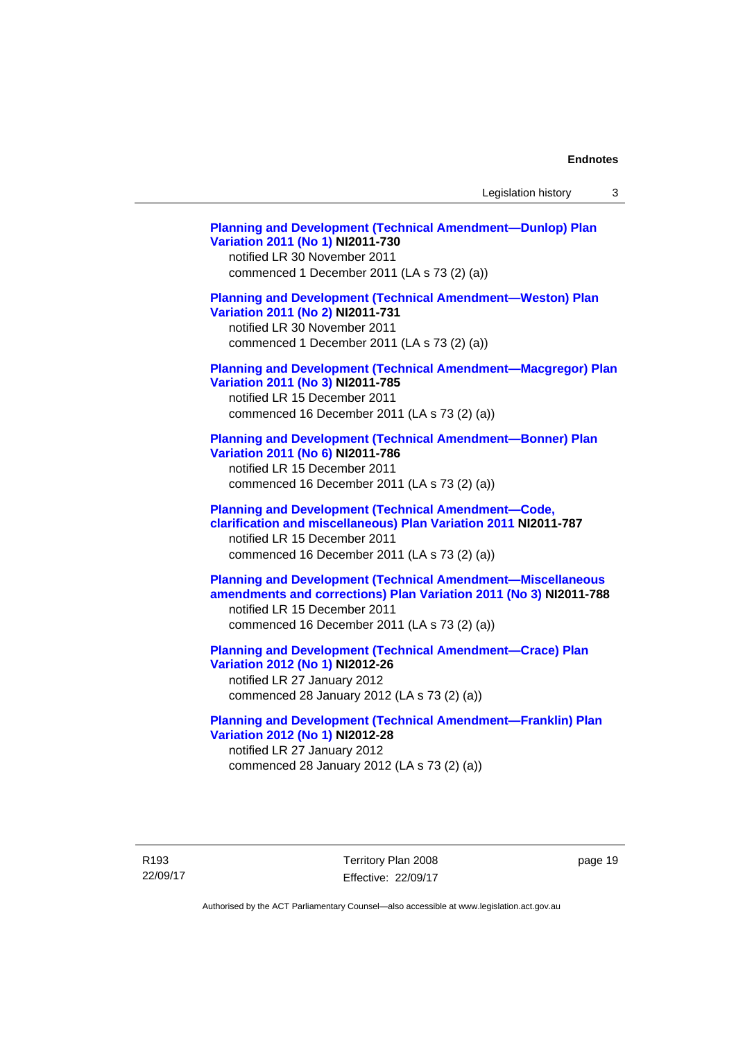**Planning and Development (Technical Amendment—Dunlop) Plan Variation 2011 (No 1) NI2011-730**
notified LR 30 November 2011
commenced 1 December 2011 (LA s 73 (2) (a))

**Planning and Development (Technical Amendment—Weston) Plan Variation 2011 (No 2) NI2011-731**
notified LR 30 November 2011
commenced 1 December 2011 (LA s 73 (2) (a))

**Planning and Development (Technical Amendment—Macgregor) Plan Variation 2011 (No 3) NI2011-785**
notified LR 15 December 2011
commenced 16 December 2011 (LA s 73 (2) (a))

**Planning and Development (Technical Amendment—Bonner) Plan Variation 2011 (No 6) NI2011-786**
notified LR 15 December 2011
commenced 16 December 2011 (LA s 73 (2) (a))

**Planning and Development (Technical Amendment—Code, clarification and miscellaneous) Plan Variation 2011 NI2011-787**
notified LR 15 December 2011
commenced 16 December 2011 (LA s 73 (2) (a))

**Planning and Development (Technical Amendment—Miscellaneous amendments and corrections) Plan Variation 2011 (No 3) NI2011-788**
notified LR 15 December 2011
commenced 16 December 2011 (LA s 73 (2) (a))

**Planning and Development (Technical Amendment—Crace) Plan Variation 2012 (No 1) NI2012-26**
notified LR 27 January 2012
commenced 28 January 2012 (LA s 73 (2) (a))

**Planning and Development (Technical Amendment—Franklin) Plan Variation 2012 (No 1) NI2012-28**
notified LR 27 January 2012
commenced 28 January 2012 (LA s 73 (2) (a))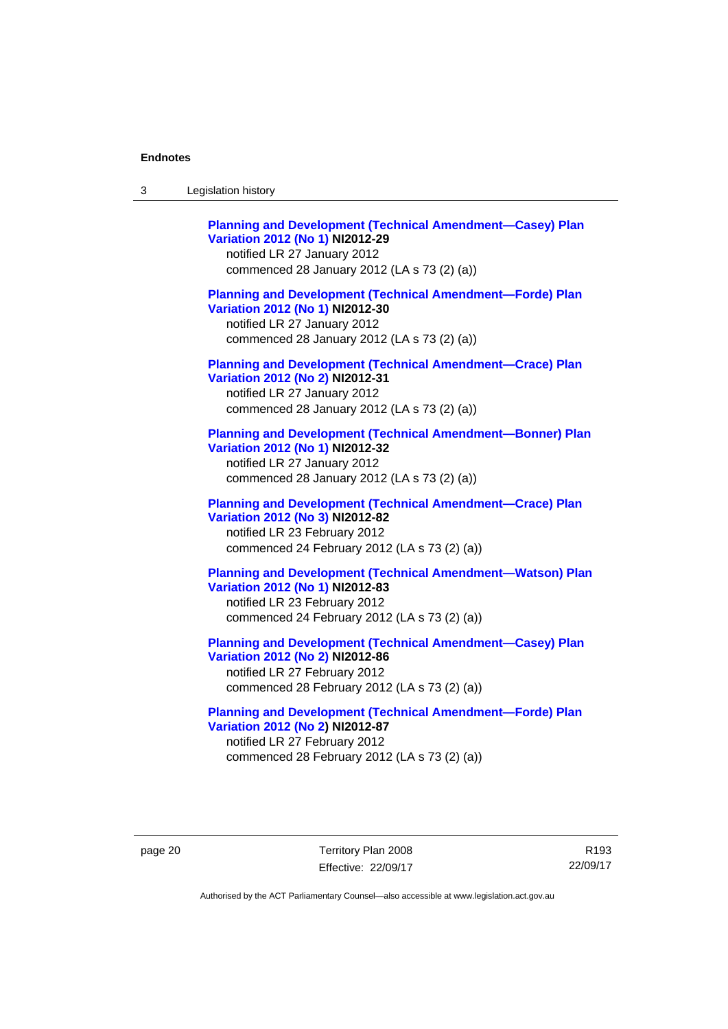**Planning and Development (Technical Amendment—Casey) Plan Variation 2012 (No 1) NI2012-29**
notified LR 27 January 2012
commenced 28 January 2012 (LA s 73 (2) (a))

**Planning and Development (Technical Amendment—Forde) Plan Variation 2012 (No 1) NI2012-30**
notified LR 27 January 2012
commenced 28 January 2012 (LA s 73 (2) (a))

**Planning and Development (Technical Amendment—Crace) Plan Variation 2012 (No 2) NI2012-31**
notified LR 27 January 2012
commenced 28 January 2012 (LA s 73 (2) (a))

**Planning and Development (Technical Amendment—Bonner) Plan Variation 2012 (No 1) NI2012-32**
notified LR 27 January 2012
commenced 28 January 2012 (LA s 73 (2) (a))

**Planning and Development (Technical Amendment—Crace) Plan Variation 2012 (No 3) NI2012-82**
notified LR 23 February 2012
commenced 24 February 2012 (LA s 73 (2) (a))

**Planning and Development (Technical Amendment—Watson) Plan Variation 2012 (No 1) NI2012-83**
notified LR 23 February 2012
commenced 24 February 2012 (LA s 73 (2) (a))

**Planning and Development (Technical Amendment—Casey) Plan Variation 2012 (No 2) NI2012-86**
notified LR 27 February 2012
commenced 28 February 2012 (LA s 73 (2) (a))

**Planning and Development (Technical Amendment—Forde) Plan Variation 2012 (No 2) NI2012-87**
notified LR 27 February 2012
commenced 28 February 2012 (LA s 73 (2) (a))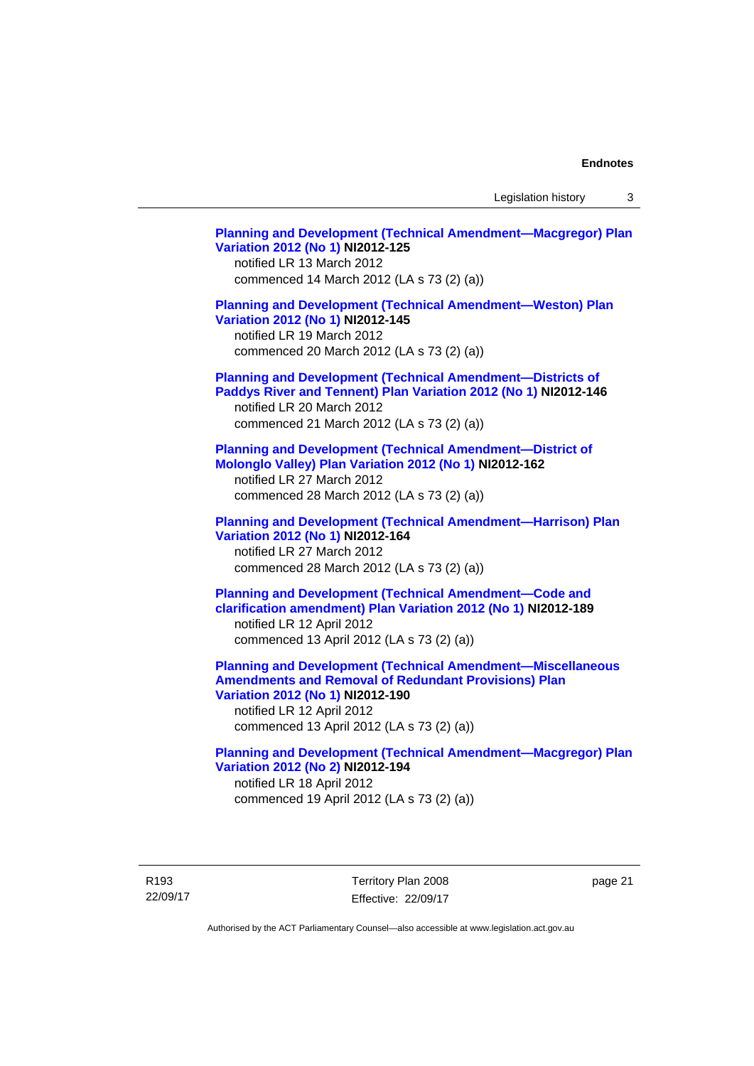**Planning and Development (Technical Amendment—Macgregor) Plan Variation 2012 (No 1) NI2012-125**
notified LR 13 March 2012
commenced 14 March 2012 (LA s 73 (2) (a))

**Planning and Development (Technical Amendment—Weston) Plan Variation 2012 (No 1) NI2012-145**
notified LR 19 March 2012
commenced 20 March 2012 (LA s 73 (2) (a))

**Planning and Development (Technical Amendment—Districts of Paddys River and Tennent) Plan Variation 2012 (No 1) NI2012-146**
notified LR 20 March 2012
commenced 21 March 2012 (LA s 73 (2) (a))

**Planning and Development (Technical Amendment—District of Molonglo Valley) Plan Variation 2012 (No 1) NI2012-162**
notified LR 27 March 2012
commenced 28 March 2012 (LA s 73 (2) (a))

**Planning and Development (Technical Amendment—Harrison) Plan Variation 2012 (No 1) NI2012-164**
notified LR 27 March 2012
commenced 28 March 2012 (LA s 73 (2) (a))

**Planning and Development (Technical Amendment—Code and clarification amendment) Plan Variation 2012 (No 1) NI2012-189**
notified LR 12 April 2012
commenced 13 April 2012 (LA s 73 (2) (a))

**Planning and Development (Technical Amendment—Miscellaneous Amendments and Removal of Redundant Provisions) Plan Variation 2012 (No 1) NI2012-190**
notified LR 12 April 2012
commenced 13 April 2012 (LA s 73 (2) (a))

**Planning and Development (Technical Amendment—Macgregor) Plan Variation 2012 (No 2) NI2012-194**
notified LR 18 April 2012
commenced 19 April 2012 (LA s 73 (2) (a))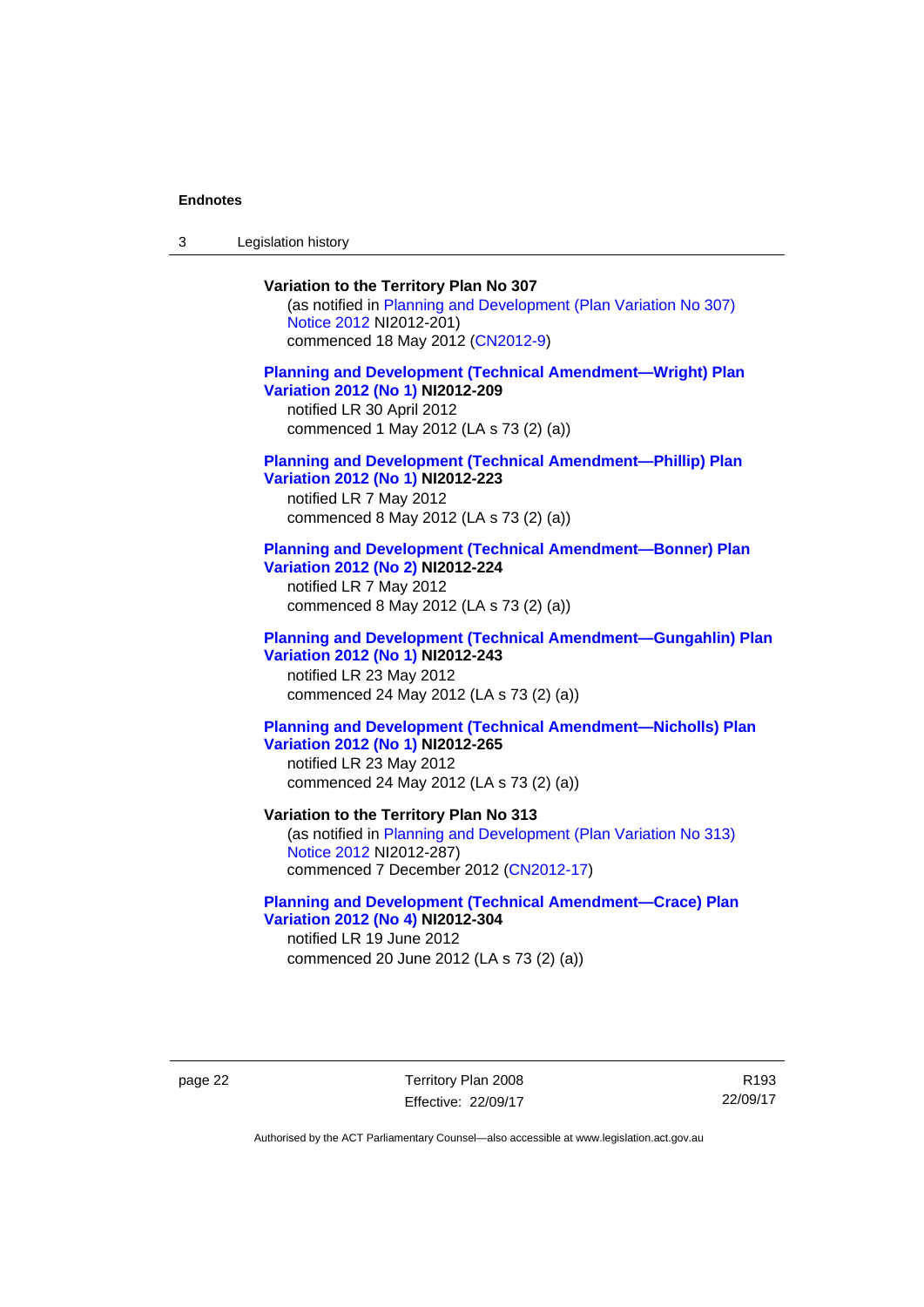**Variation to the Territory Plan No 307**

(as notified in Planning and Development (Plan Variation No 307) Notice 2012 NI2012-201)
commenced 18 May 2012 (CN2012-9)

**Planning and Development (Technical Amendment—Wright) Plan Variation 2012 (No 1) NI2012-209**

notified LR 30 April 2012
commenced 1 May 2012 (LA s 73 (2) (a))

**Planning and Development (Technical Amendment—Phillip) Plan Variation 2012 (No 1) NI2012-223**

notified LR 7 May 2012
commenced 8 May 2012 (LA s 73 (2) (a))

**Planning and Development (Technical Amendment—Bonner) Plan Variation 2012 (No 2) NI2012-224**

notified LR 7 May 2012
commenced 8 May 2012 (LA s 73 (2) (a))

**Planning and Development (Technical Amendment—Gungahlin) Plan Variation 2012 (No 1) NI2012-243**

notified LR 23 May 2012
commenced 24 May 2012 (LA s 73 (2) (a))

**Planning and Development (Technical Amendment—Nicholls) Plan Variation 2012 (No 1) NI2012-265**

notified LR 23 May 2012
commenced 24 May 2012 (LA s 73 (2) (a))

**Variation to the Territory Plan No 313**

(as notified in Planning and Development (Plan Variation No 313) Notice 2012 NI2012-287)
commenced 7 December 2012 (CN2012-17)

**Planning and Development (Technical Amendment—Crace) Plan Variation 2012 (No 4) NI2012-304**

notified LR 19 June 2012
commenced 20 June 2012 (LA s 73 (2) (a))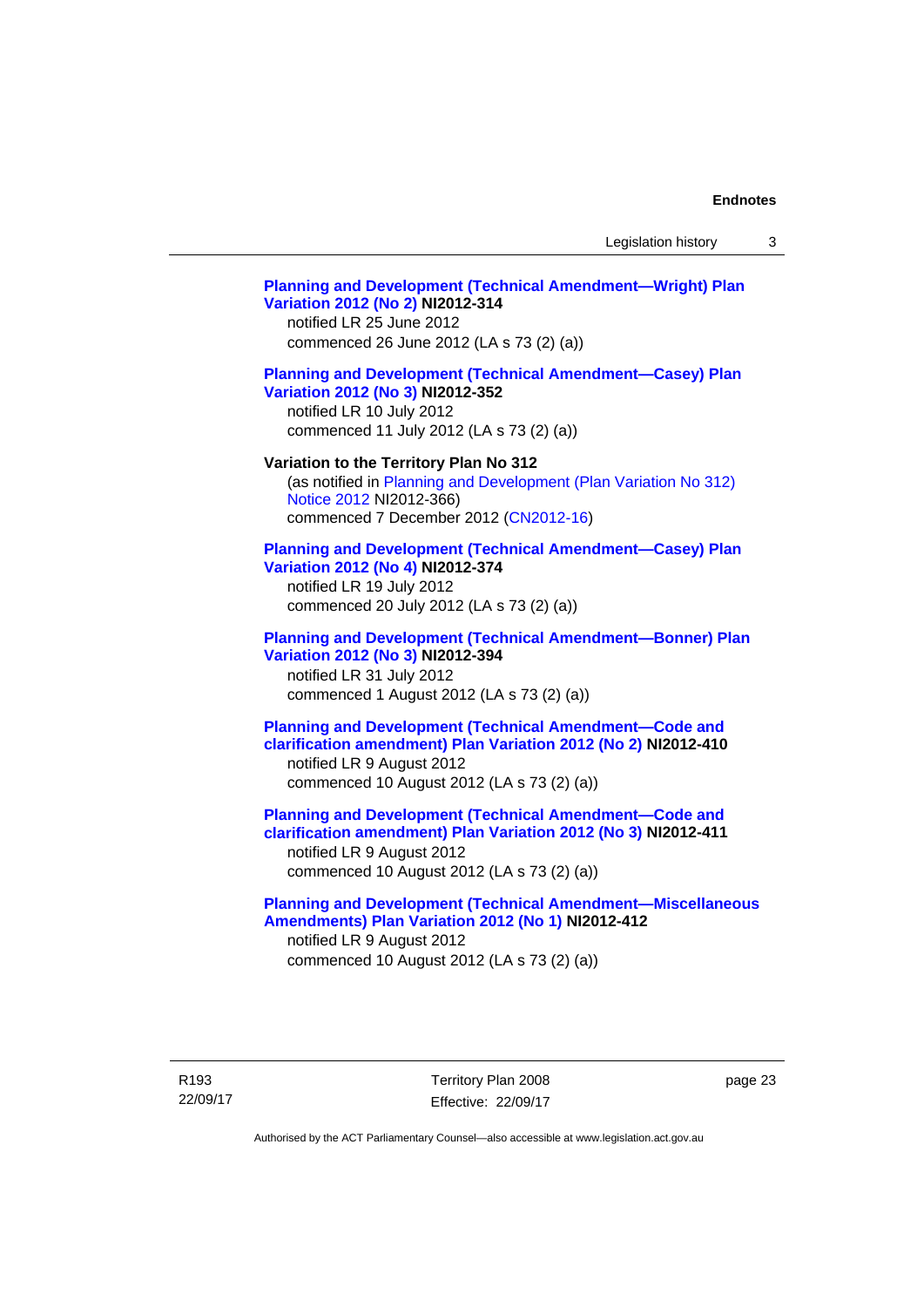**Planning and Development (Technical Amendment—Wright) Plan Variation 2012 (No 2) NI2012-314**
notified LR 25 June 2012
commenced 26 June 2012 (LA s 73 (2) (a))

**Planning and Development (Technical Amendment—Casey) Plan Variation 2012 (No 3) NI2012-352**
notified LR 10 July 2012
commenced 11 July 2012 (LA s 73 (2) (a))

**Variation to the Territory Plan No 312**
(as notified in Planning and Development (Plan Variation No 312) Notice 2012 NI2012-366)
commenced 7 December 2012 (CN2012-16)

**Planning and Development (Technical Amendment—Casey) Plan Variation 2012 (No 4) NI2012-374**
notified LR 19 July 2012
commenced 20 July 2012 (LA s 73 (2) (a))

**Planning and Development (Technical Amendment—Bonner) Plan Variation 2012 (No 3) NI2012-394**
notified LR 31 July 2012
commenced 1 August 2012 (LA s 73 (2) (a))

**Planning and Development (Technical Amendment—Code and clarification amendment) Plan Variation 2012 (No 2) NI2012-410**
notified LR 9 August 2012
commenced 10 August 2012 (LA s 73 (2) (a))

**Planning and Development (Technical Amendment—Code and clarification amendment) Plan Variation 2012 (No 3) NI2012-411**
notified LR 9 August 2012
commenced 10 August 2012 (LA s 73 (2) (a))

**Planning and Development (Technical Amendment—Miscellaneous Amendments) Plan Variation 2012 (No 1) NI2012-412**
notified LR 9 August 2012
commenced 10 August 2012 (LA s 73 (2) (a))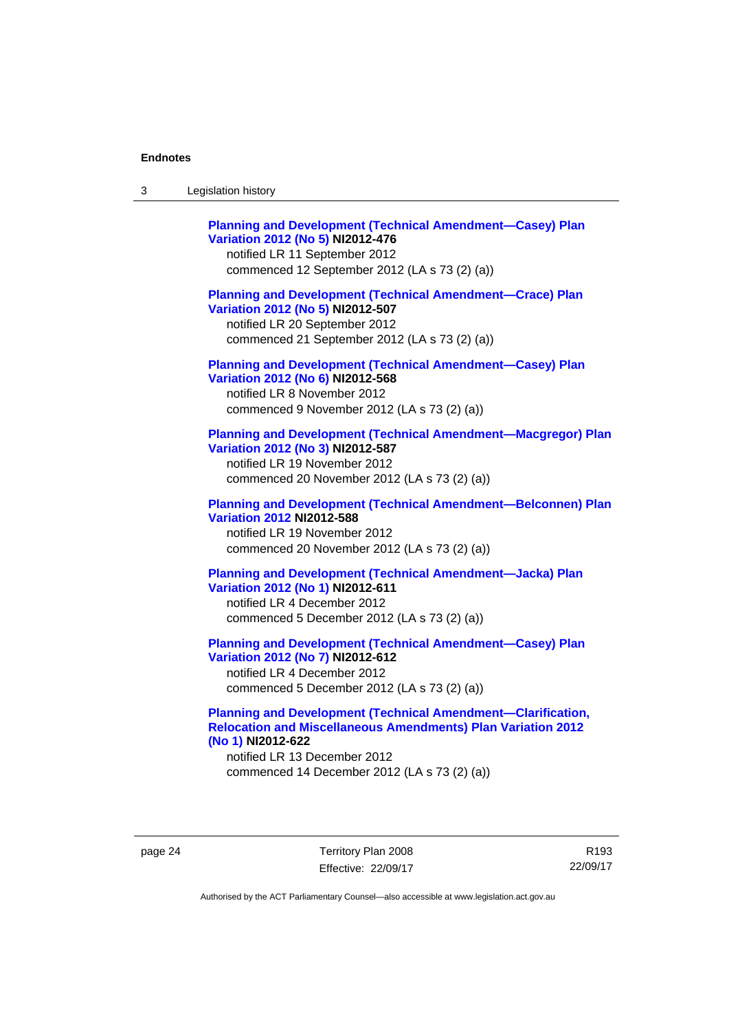**Planning and Development (Technical Amendment—Casey) Plan Variation 2012 (No 5)** **NI2012-476**
notified LR 11 September 2012
commenced 12 September 2012 (LA s 73 (2) (a))

**Planning and Development (Technical Amendment—Crace) Plan Variation 2012 (No 5)** **NI2012-507**
notified LR 20 September 2012
commenced 21 September 2012 (LA s 73 (2) (a))

**Planning and Development (Technical Amendment—Casey) Plan Variation 2012 (No 6)** **NI2012-568**
notified LR 8 November 2012
commenced 9 November 2012 (LA s 73 (2) (a))

**Planning and Development (Technical Amendment—Macgregor) Plan Variation 2012 (No 3)** **NI2012-587**
notified LR 19 November 2012
commenced 20 November 2012 (LA s 73 (2) (a))

**Planning and Development (Technical Amendment—Belconnen) Plan Variation 2012** **NI2012-588**
notified LR 19 November 2012
commenced 20 November 2012 (LA s 73 (2) (a))

**Planning and Development (Technical Amendment—Jacka) Plan Variation 2012 (No 1)** **NI2012-611**
notified LR 4 December 2012
commenced 5 December 2012 (LA s 73 (2) (a))

**Planning and Development (Technical Amendment—Casey) Plan Variation 2012 (No 7)** **NI2012-612**
notified LR 4 December 2012
commenced 5 December 2012 (LA s 73 (2) (a))

**Planning and Development (Technical Amendment—Clarification, Relocation and Miscellaneous Amendments) Plan Variation 2012 (No 1)** **NI2012-622**
notified LR 13 December 2012
commenced 14 December 2012 (LA s 73 (2) (a))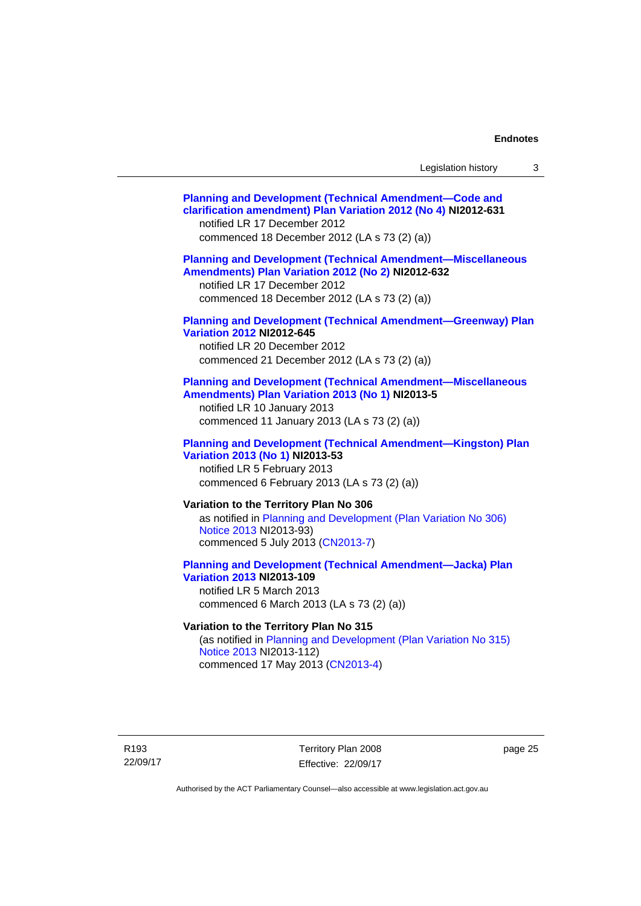**Planning and Development (Technical Amendment—Code and clarification amendment) Plan Variation 2012 (No 4) NI2012-631**
notified LR 17 December 2012
commenced 18 December 2012 (LA s 73 (2) (a))

**Planning and Development (Technical Amendment—Miscellaneous Amendments) Plan Variation 2012 (No 2) NI2012-632**
notified LR 17 December 2012
commenced 18 December 2012 (LA s 73 (2) (a))

**Planning and Development (Technical Amendment—Greenway) Plan Variation 2012 NI2012-645**
notified LR 20 December 2012
commenced 21 December 2012 (LA s 73 (2) (a))

**Planning and Development (Technical Amendment—Miscellaneous Amendments) Plan Variation 2013 (No 1) NI2013-5**
notified LR 10 January 2013
commenced 11 January 2013 (LA s 73 (2) (a))

**Planning and Development (Technical Amendment—Kingston) Plan Variation 2013 (No 1) NI2013-53**
notified LR 5 February 2013
commenced 6 February 2013 (LA s 73 (2) (a))

**Variation to the Territory Plan No 306**
as notified in Planning and Development (Plan Variation No 306) Notice 2013 NI2013-93)
commenced 5 July 2013 (CN2013-7)

**Planning and Development (Technical Amendment—Jacka) Plan Variation 2013 NI2013-109**
notified LR 5 March 2013
commenced 6 March 2013 (LA s 73 (2) (a))

**Variation to the Territory Plan No 315**
(as notified in Planning and Development (Plan Variation No 315) Notice 2013 NI2013-112)
commenced 17 May 2013 (CN2013-4)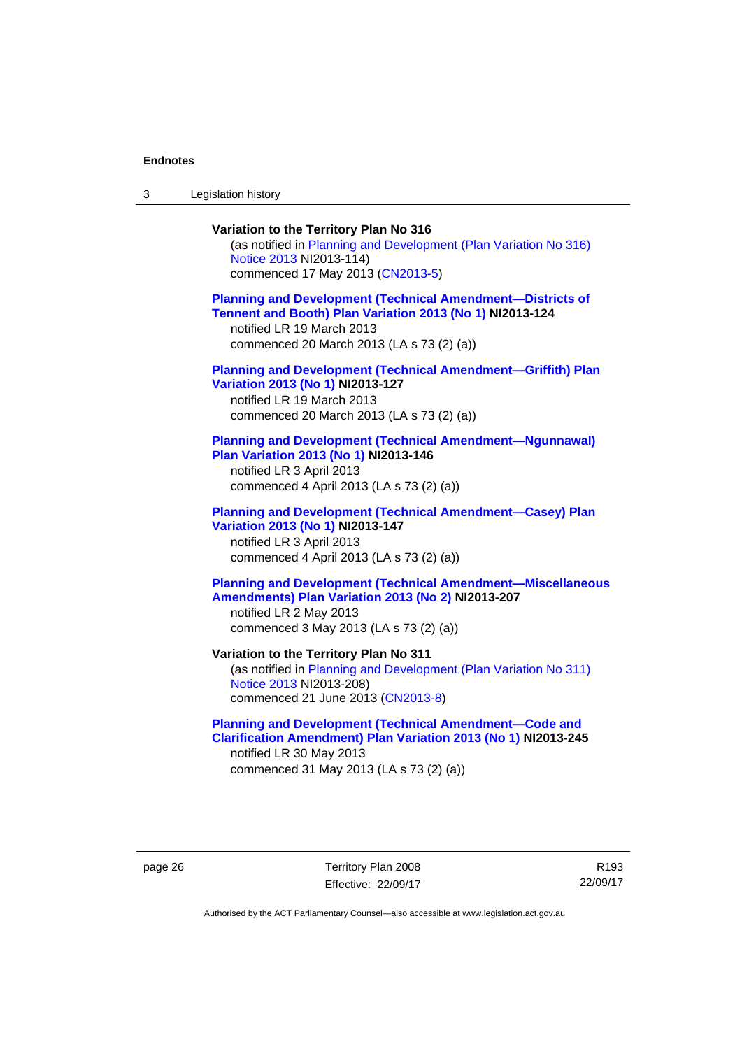**Variation to the Territory Plan No 316**

(as notified in Planning and Development (Plan Variation No 316) Notice 2013 NI2013-114)
commenced 17 May 2013 (CN2013-5)

**Planning and Development (Technical Amendment—Districts of Tennent and Booth) Plan Variation 2013 (No 1) NI2013-124**

notified LR 19 March 2013
commenced 20 March 2013 (LA s 73 (2) (a))

**Planning and Development (Technical Amendment—Griffith) Plan Variation 2013 (No 1) NI2013-127**

notified LR 19 March 2013
commenced 20 March 2013 (LA s 73 (2) (a))

**Planning and Development (Technical Amendment—Ngunnawal) Plan Variation 2013 (No 1) NI2013-146**

notified LR 3 April 2013
commenced 4 April 2013 (LA s 73 (2) (a))

**Planning and Development (Technical Amendment—Casey) Plan Variation 2013 (No 1) NI2013-147**

notified LR 3 April 2013
commenced 4 April 2013 (LA s 73 (2) (a))

**Planning and Development (Technical Amendment—Miscellaneous Amendments) Plan Variation 2013 (No 2) NI2013-207**

notified LR 2 May 2013
commenced 3 May 2013 (LA s 73 (2) (a))

**Variation to the Territory Plan No 311**

(as notified in Planning and Development (Plan Variation No 311) Notice 2013 NI2013-208)
commenced 21 June 2013 (CN2013-8)

**Planning and Development (Technical Amendment—Code and Clarification Amendment) Plan Variation 2013 (No 1) NI2013-245**

notified LR 30 May 2013
commenced 31 May 2013 (LA s 73 (2) (a))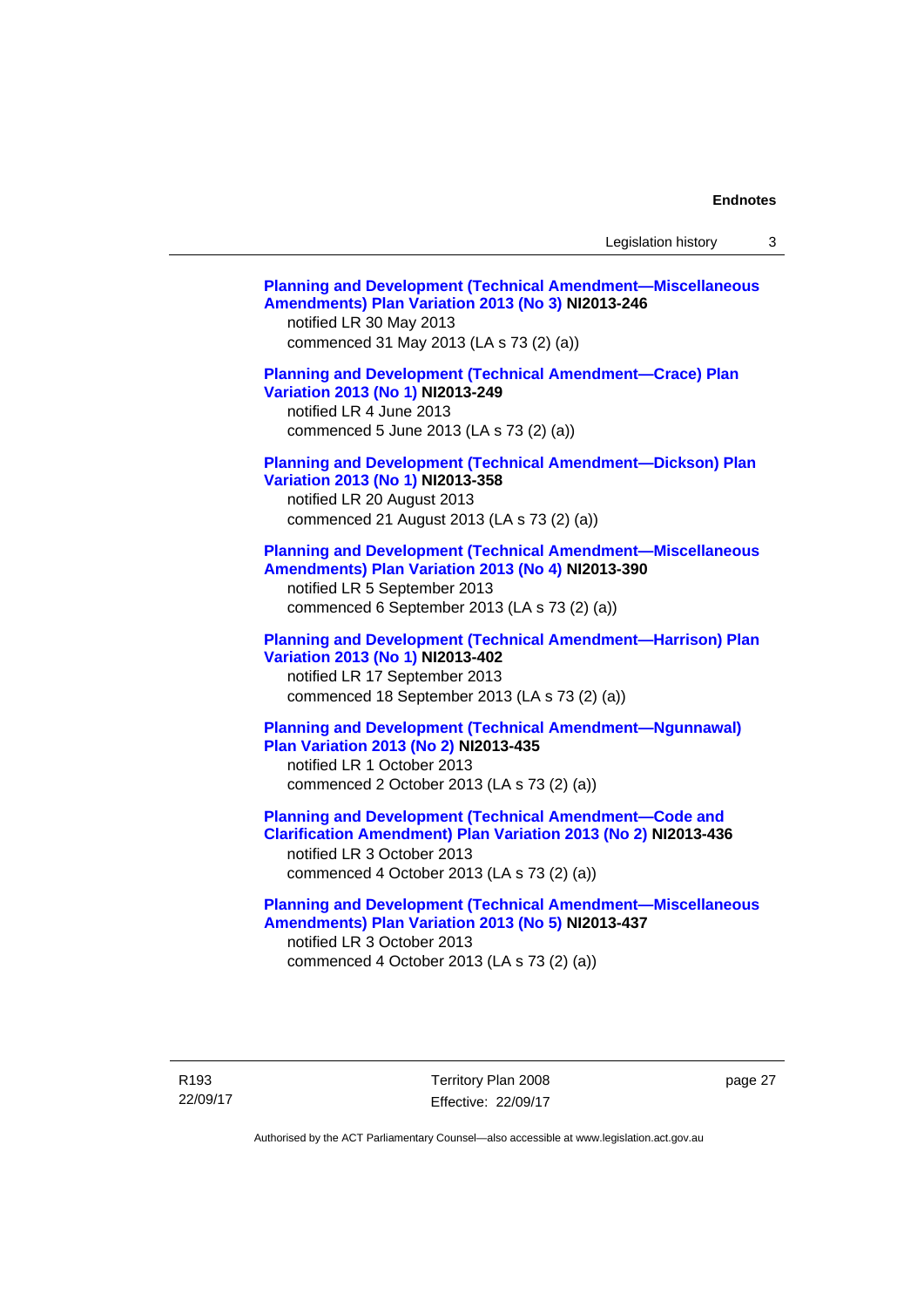**Planning and Development (Technical Amendment—Miscellaneous Amendments) Plan Variation 2013 (No 3) NI2013-246**
notified LR 30 May 2013
commenced 31 May 2013 (LA s 73 (2) (a))

**Planning and Development (Technical Amendment—Crace) Plan Variation 2013 (No 1) NI2013-249**
notified LR 4 June 2013
commenced 5 June 2013 (LA s 73 (2) (a))

**Planning and Development (Technical Amendment—Dickson) Plan Variation 2013 (No 1) NI2013-358**
notified LR 20 August 2013
commenced 21 August 2013 (LA s 73 (2) (a))

**Planning and Development (Technical Amendment—Miscellaneous Amendments) Plan Variation 2013 (No 4) NI2013-390**
notified LR 5 September 2013
commenced 6 September 2013 (LA s 73 (2) (a))

**Planning and Development (Technical Amendment—Harrison) Plan Variation 2013 (No 1) NI2013-402**
notified LR 17 September 2013
commenced 18 September 2013 (LA s 73 (2) (a))

**Planning and Development (Technical Amendment—Ngunnawal) Plan Variation 2013 (No 2) NI2013-435**
notified LR 1 October 2013
commenced 2 October 2013 (LA s 73 (2) (a))

**Planning and Development (Technical Amendment—Code and Clarification Amendment) Plan Variation 2013 (No 2) NI2013-436**
notified LR 3 October 2013
commenced 4 October 2013 (LA s 73 (2) (a))

**Planning and Development (Technical Amendment—Miscellaneous Amendments) Plan Variation 2013 (No 5) NI2013-437**
notified LR 3 October 2013
commenced 4 October 2013 (LA s 73 (2) (a))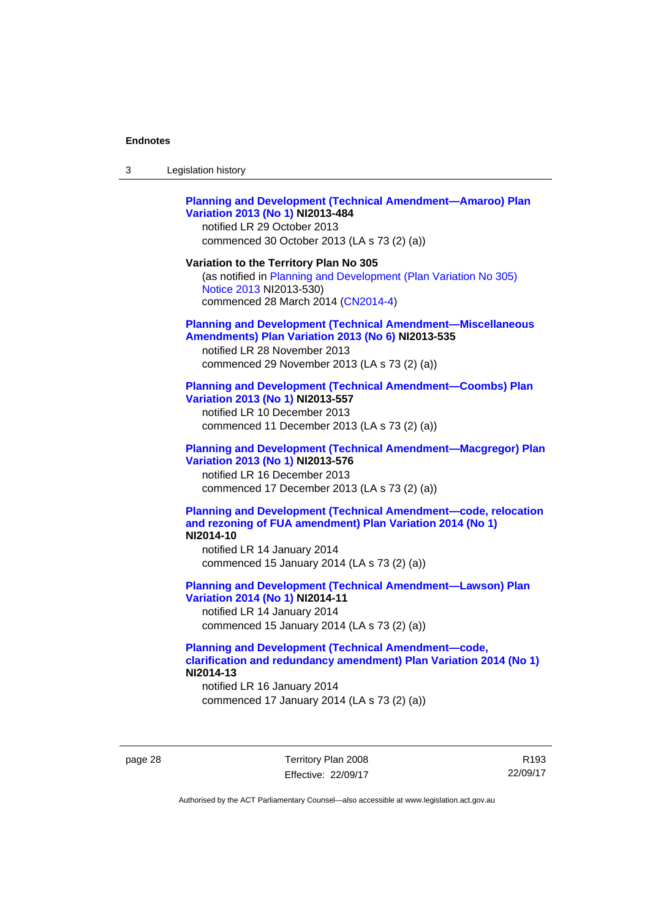**Planning and Development (Technical Amendment—Amaroo) Plan Variation 2013 (No 1) NI2013-484**

notified LR 29 October 2013

commenced 30 October 2013 (LA s 73 (2) (a))

**Variation to the Territory Plan No 305**

(as notified in Planning and Development (Plan Variation No 305) Notice 2013 NI2013-530)

commenced 28 March 2014 (CN2014-4)

**Planning and Development (Technical Amendment—Miscellaneous Amendments) Plan Variation 2013 (No 6) NI2013-535**

notified LR 28 November 2013

commenced 29 November 2013 (LA s 73 (2) (a))

**Planning and Development (Technical Amendment—Coombs) Plan Variation 2013 (No 1) NI2013-557**

notified LR 10 December 2013

commenced 11 December 2013 (LA s 73 (2) (a))

**Planning and Development (Technical Amendment—Macgregor) Plan Variation 2013 (No 1) NI2013-576**

notified LR 16 December 2013

commenced 17 December 2013 (LA s 73 (2) (a))

**Planning and Development (Technical Amendment—code, relocation and rezoning of FUA amendment) Plan Variation 2014 (No 1) NI2014-10**

notified LR 14 January 2014

commenced 15 January 2014 (LA s 73 (2) (a))

**Planning and Development (Technical Amendment—Lawson) Plan Variation 2014 (No 1) NI2014-11**

notified LR 14 January 2014

commenced 15 January 2014 (LA s 73 (2) (a))

**Planning and Development (Technical Amendment—code, clarification and redundancy amendment) Plan Variation 2014 (No 1) NI2014-13**

notified LR 16 January 2014

commenced 17 January 2014 (LA s 73 (2) (a))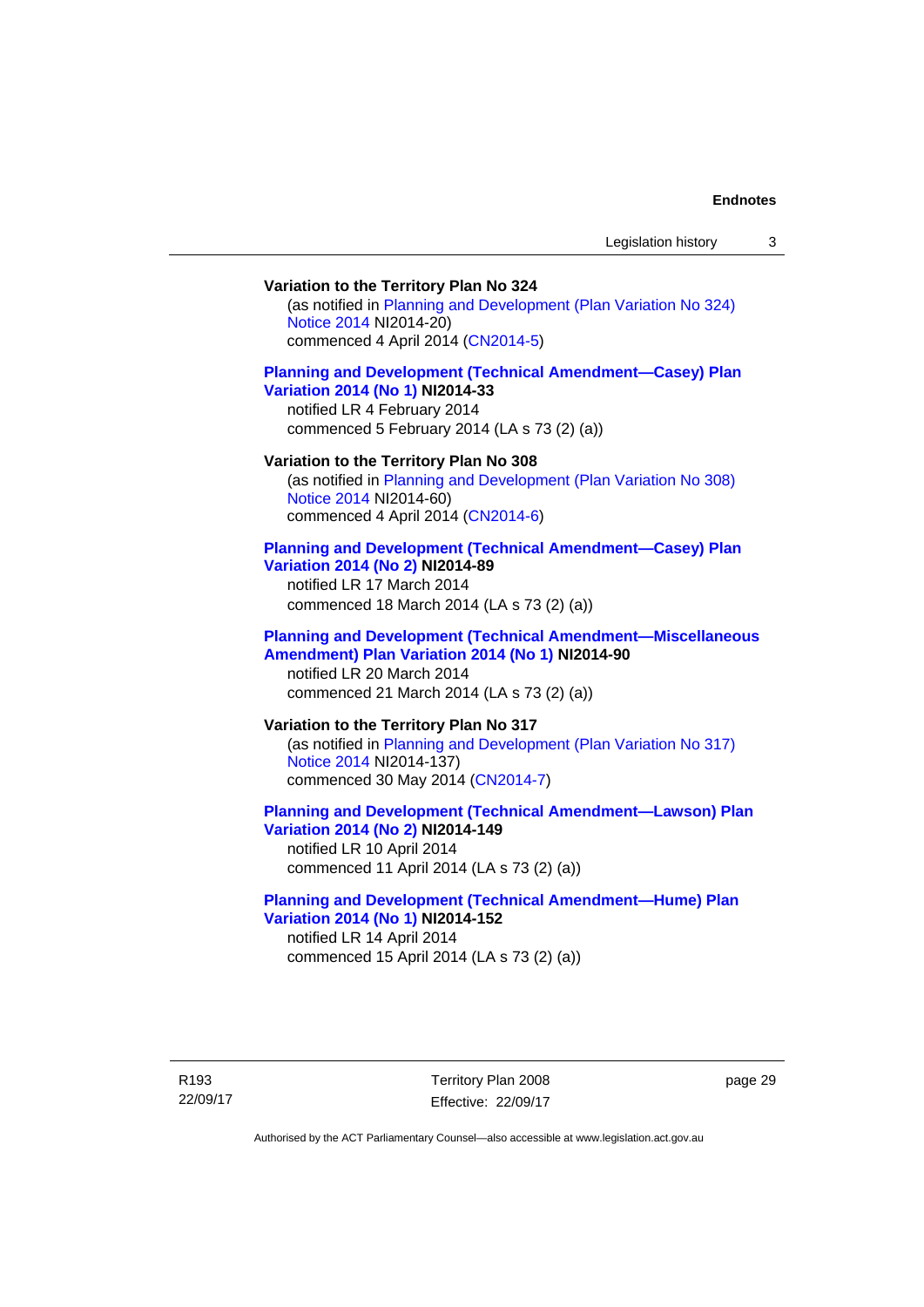**Variation to the Territory Plan No 324**

(as notified in Planning and Development (Plan Variation No 324) Notice 2014 NI2014-20)
commenced 4 April 2014 (CN2014-5)

**Planning and Development (Technical Amendment—Casey) Plan Variation 2014 (No 1) NI2014-33**

notified LR 4 February 2014
commenced 5 February 2014 (LA s 73 (2) (a))

**Variation to the Territory Plan No 308**

(as notified in Planning and Development (Plan Variation No 308) Notice 2014 NI2014-60)
commenced 4 April 2014 (CN2014-6)

**Planning and Development (Technical Amendment—Casey) Plan Variation 2014 (No 2) NI2014-89**

notified LR 17 March 2014
commenced 18 March 2014 (LA s 73 (2) (a))

**Planning and Development (Technical Amendment—Miscellaneous Amendment) Plan Variation 2014 (No 1) NI2014-90**

notified LR 20 March 2014
commenced 21 March 2014 (LA s 73 (2) (a))

**Variation to the Territory Plan No 317**

(as notified in Planning and Development (Plan Variation No 317) Notice 2014 NI2014-137)
commenced 30 May 2014 (CN2014-7)

**Planning and Development (Technical Amendment—Lawson) Plan Variation 2014 (No 2) NI2014-149**

notified LR 10 April 2014
commenced 11 April 2014 (LA s 73 (2) (a))

**Planning and Development (Technical Amendment—Hume) Plan Variation 2014 (No 1) NI2014-152**

notified LR 14 April 2014
commenced 15 April 2014 (LA s 73 (2) (a))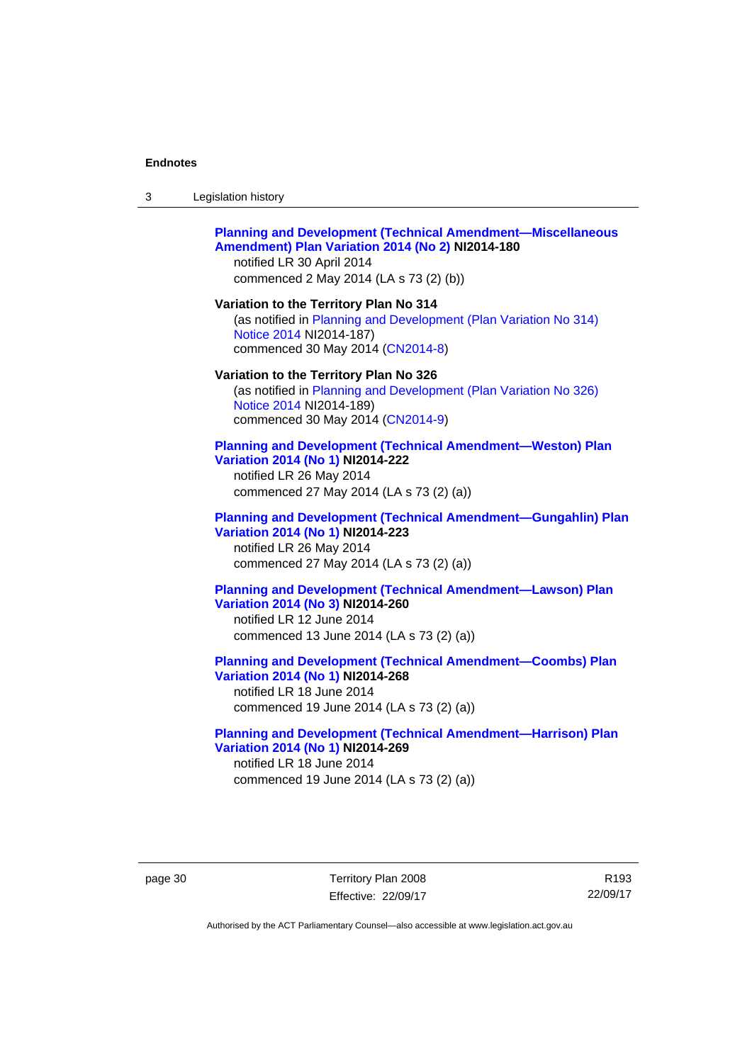**Planning and Development (Technical Amendment—Miscellaneous Amendment) Plan Variation 2014 (No 2) NI2014-180**
notified LR 30 April 2014
commenced 2 May 2014 (LA s 73 (2) (b))

**Variation to the Territory Plan No 314**
(as notified in Planning and Development (Plan Variation No 314) Notice 2014 NI2014-187)
commenced 30 May 2014 (CN2014-8)

**Variation to the Territory Plan No 326**
(as notified in Planning and Development (Plan Variation No 326) Notice 2014 NI2014-189)
commenced 30 May 2014 (CN2014-9)

**Planning and Development (Technical Amendment—Weston) Plan Variation 2014 (No 1) NI2014-222**
notified LR 26 May 2014
commenced 27 May 2014 (LA s 73 (2) (a))

**Planning and Development (Technical Amendment—Gungahlin) Plan Variation 2014 (No 1) NI2014-223**
notified LR 26 May 2014
commenced 27 May 2014 (LA s 73 (2) (a))

**Planning and Development (Technical Amendment—Lawson) Plan Variation 2014 (No 3) NI2014-260**
notified LR 12 June 2014
commenced 13 June 2014 (LA s 73 (2) (a))

**Planning and Development (Technical Amendment—Coombs) Plan Variation 2014 (No 1) NI2014-268**
notified LR 18 June 2014
commenced 19 June 2014 (LA s 73 (2) (a))

**Planning and Development (Technical Amendment—Harrison) Plan Variation 2014 (No 1) NI2014-269**
notified LR 18 June 2014
commenced 19 June 2014 (LA s 73 (2) (a))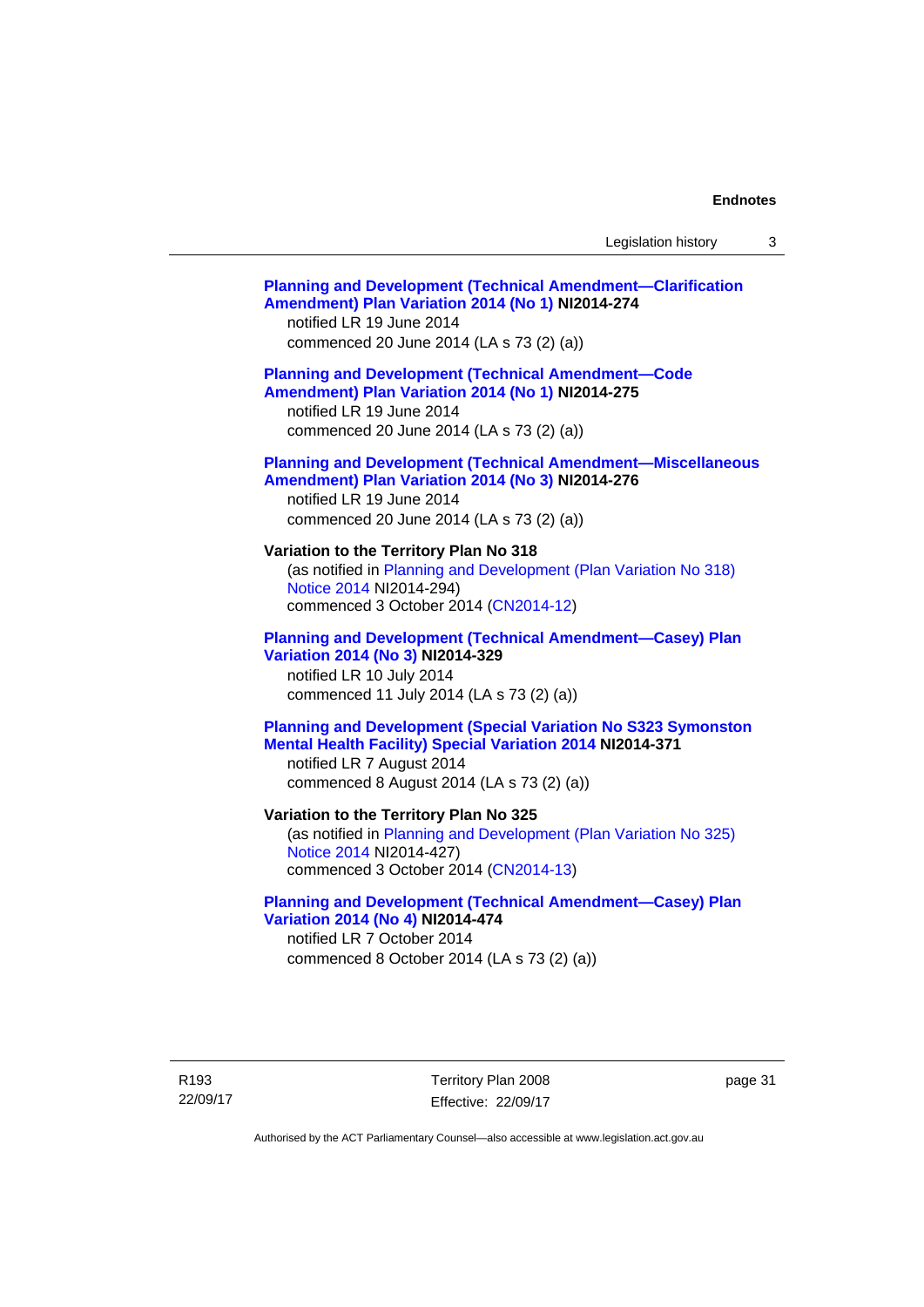**Planning and Development (Technical Amendment—Clarification Amendment) Plan Variation 2014 (No 1) NI2014-274**
notified LR 19 June 2014
commenced 20 June 2014 (LA s 73 (2) (a))

**Planning and Development (Technical Amendment—Code Amendment) Plan Variation 2014 (No 1) NI2014-275**
notified LR 19 June 2014
commenced 20 June 2014 (LA s 73 (2) (a))

**Planning and Development (Technical Amendment—Miscellaneous Amendment) Plan Variation 2014 (No 3) NI2014-276**
notified LR 19 June 2014
commenced 20 June 2014 (LA s 73 (2) (a))

**Variation to the Territory Plan No 318**
(as notified in Planning and Development (Plan Variation No 318) Notice 2014 NI2014-294)
commenced 3 October 2014 (CN2014-12)

**Planning and Development (Technical Amendment—Casey) Plan Variation 2014 (No 3) NI2014-329**
notified LR 10 July 2014
commenced 11 July 2014 (LA s 73 (2) (a))

**Planning and Development (Special Variation No S323 Symonston Mental Health Facility) Special Variation 2014 NI2014-371**
notified LR 7 August 2014
commenced 8 August 2014 (LA s 73 (2) (a))

**Variation to the Territory Plan No 325**
(as notified in Planning and Development (Plan Variation No 325) Notice 2014 NI2014-427)
commenced 3 October 2014 (CN2014-13)

**Planning and Development (Technical Amendment—Casey) Plan Variation 2014 (No 4) NI2014-474**
notified LR 7 October 2014
commenced 8 October 2014 (LA s 73 (2) (a))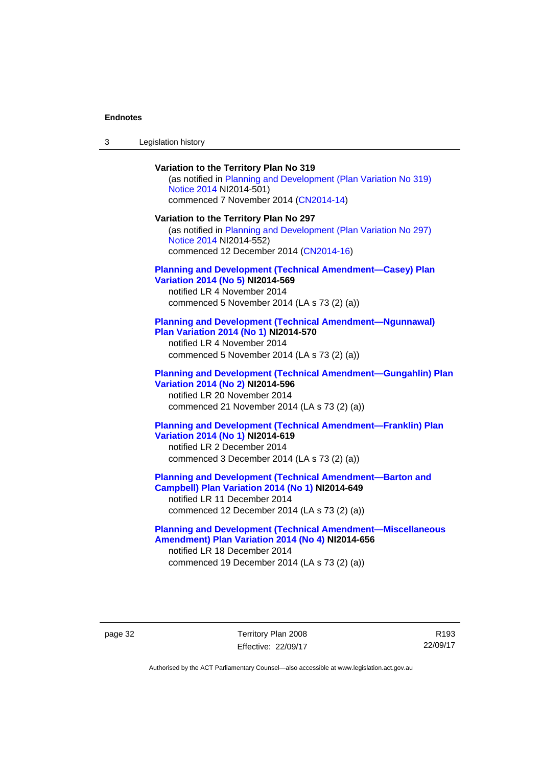**Variation to the Territory Plan No 319**

(as notified in Planning and Development (Plan Variation No 319) Notice 2014 NI2014-501)
commenced 7 November 2014 (CN2014-14)

**Variation to the Territory Plan No 297**

(as notified in Planning and Development (Plan Variation No 297) Notice 2014 NI2014-552)
commenced 12 December 2014 (CN2014-16)

**Planning and Development (Technical Amendment—Casey) Plan Variation 2014 (No 5) NI2014-569**

notified LR 4 November 2014
commenced 5 November 2014 (LA s 73 (2) (a))

**Planning and Development (Technical Amendment—Ngunnawal) Plan Variation 2014 (No 1) NI2014-570**

notified LR 4 November 2014
commenced 5 November 2014 (LA s 73 (2) (a))

**Planning and Development (Technical Amendment—Gungahlin) Plan Variation 2014 (No 2) NI2014-596**

notified LR 20 November 2014
commenced 21 November 2014 (LA s 73 (2) (a))

**Planning and Development (Technical Amendment—Franklin) Plan Variation 2014 (No 1) NI2014-619**

notified LR 2 December 2014
commenced 3 December 2014 (LA s 73 (2) (a))

**Planning and Development (Technical Amendment—Barton and Campbell) Plan Variation 2014 (No 1) NI2014-649**

notified LR 11 December 2014
commenced 12 December 2014 (LA s 73 (2) (a))

**Planning and Development (Technical Amendment—Miscellaneous Amendment) Plan Variation 2014 (No 4) NI2014-656**

notified LR 18 December 2014
commenced 19 December 2014 (LA s 73 (2) (a))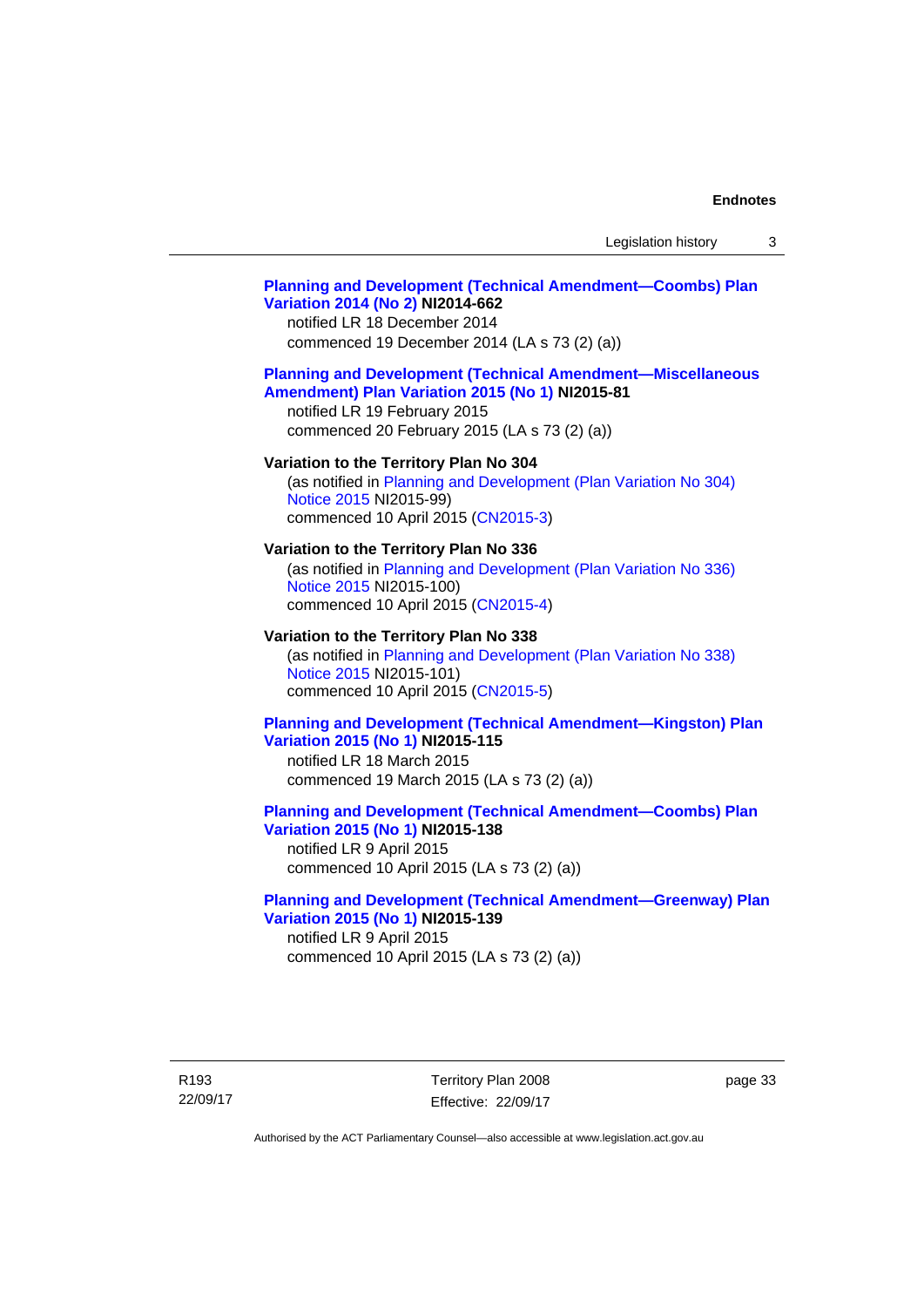**Planning and Development (Technical Amendment—Coombs) Plan Variation 2014 (No 2) NI2014-662**
notified LR 18 December 2014
commenced 19 December 2014 (LA s 73 (2) (a))

**Planning and Development (Technical Amendment—Miscellaneous Amendment) Plan Variation 2015 (No 1) NI2015-81**
notified LR 19 February 2015
commenced 20 February 2015 (LA s 73 (2) (a))

**Variation to the Territory Plan No 304**
(as notified in Planning and Development (Plan Variation No 304) Notice 2015 NI2015-99)
commenced 10 April 2015 (CN2015-3)

**Variation to the Territory Plan No 336**
(as notified in Planning and Development (Plan Variation No 336) Notice 2015 NI2015-100)
commenced 10 April 2015 (CN2015-4)

**Variation to the Territory Plan No 338**
(as notified in Planning and Development (Plan Variation No 338) Notice 2015 NI2015-101)
commenced 10 April 2015 (CN2015-5)

**Planning and Development (Technical Amendment—Kingston) Plan Variation 2015 (No 1) NI2015-115**
notified LR 18 March 2015
commenced 19 March 2015 (LA s 73 (2) (a))

**Planning and Development (Technical Amendment—Coombs) Plan Variation 2015 (No 1) NI2015-138**
notified LR 9 April 2015
commenced 10 April 2015 (LA s 73 (2) (a))

**Planning and Development (Technical Amendment—Greenway) Plan Variation 2015 (No 1) NI2015-139**
notified LR 9 April 2015
commenced 10 April 2015 (LA s 73 (2) (a))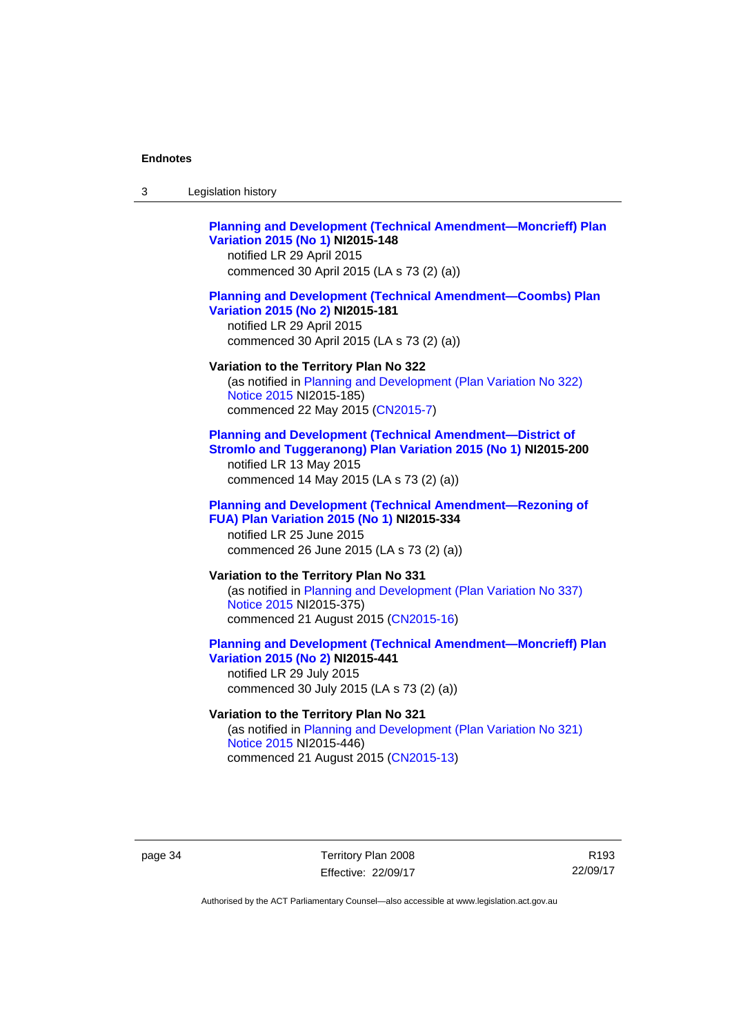**Planning and Development (Technical Amendment—Moncrieff) Plan Variation 2015 (No 1) NI2015-148**
notified LR 29 April 2015
commenced 30 April 2015 (LA s 73 (2) (a))

**Planning and Development (Technical Amendment—Coombs) Plan Variation 2015 (No 2) NI2015-181**
notified LR 29 April 2015
commenced 30 April 2015 (LA s 73 (2) (a))

**Variation to the Territory Plan No 322**
(as notified in Planning and Development (Plan Variation No 322) Notice 2015 NI2015-185)
commenced 22 May 2015 (CN2015-7)

**Planning and Development (Technical Amendment—District of Stromlo and Tuggeranong) Plan Variation 2015 (No 1) NI2015-200**
notified LR 13 May 2015
commenced 14 May 2015 (LA s 73 (2) (a))

**Planning and Development (Technical Amendment—Rezoning of FUA) Plan Variation 2015 (No 1) NI2015-334**
notified LR 25 June 2015
commenced 26 June 2015 (LA s 73 (2) (a))

**Variation to the Territory Plan No 331**
(as notified in Planning and Development (Plan Variation No 337) Notice 2015 NI2015-375)
commenced 21 August 2015 (CN2015-16)

**Planning and Development (Technical Amendment—Moncrieff) Plan Variation 2015 (No 2) NI2015-441**
notified LR 29 July 2015
commenced 30 July 2015 (LA s 73 (2) (a))

**Variation to the Territory Plan No 321**
(as notified in Planning and Development (Plan Variation No 321) Notice 2015 NI2015-446)
commenced 21 August 2015 (CN2015-13)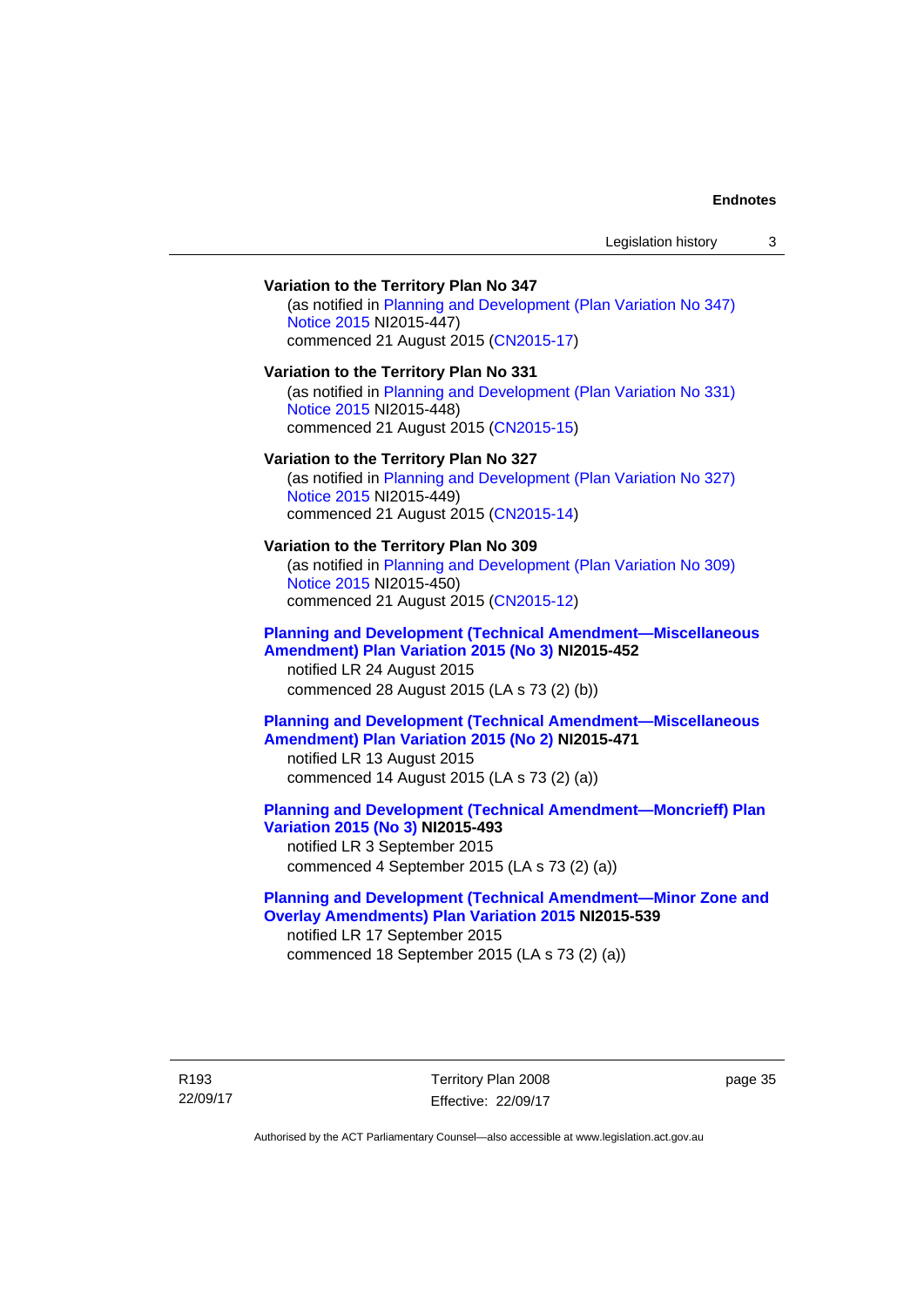**Variation to the Territory Plan No 347**

(as notified in Planning and Development (Plan Variation No 347) Notice 2015 NI2015-447)
commenced 21 August 2015 (CN2015-17)

**Variation to the Territory Plan No 331**

(as notified in Planning and Development (Plan Variation No 331) Notice 2015 NI2015-448)
commenced 21 August 2015 (CN2015-15)

**Variation to the Territory Plan No 327**

(as notified in Planning and Development (Plan Variation No 327) Notice 2015 NI2015-449)
commenced 21 August 2015 (CN2015-14)

**Variation to the Territory Plan No 309**

(as notified in Planning and Development (Plan Variation No 309) Notice 2015 NI2015-450)
commenced 21 August 2015 (CN2015-12)

**Planning and Development (Technical Amendment—Miscellaneous Amendment) Plan Variation 2015 (No 3) NI2015-452**

notified LR 24 August 2015
commenced 28 August 2015 (LA s 73 (2) (b))

**Planning and Development (Technical Amendment—Miscellaneous Amendment) Plan Variation 2015 (No 2) NI2015-471**

notified LR 13 August 2015
commenced 14 August 2015 (LA s 73 (2) (a))

**Planning and Development (Technical Amendment—Moncrieff) Plan Variation 2015 (No 3) NI2015-493**

notified LR 3 September 2015
commenced 4 September 2015 (LA s 73 (2) (a))

**Planning and Development (Technical Amendment—Minor Zone and Overlay Amendments) Plan Variation 2015 NI2015-539**

notified LR 17 September 2015
commenced 18 September 2015 (LA s 73 (2) (a))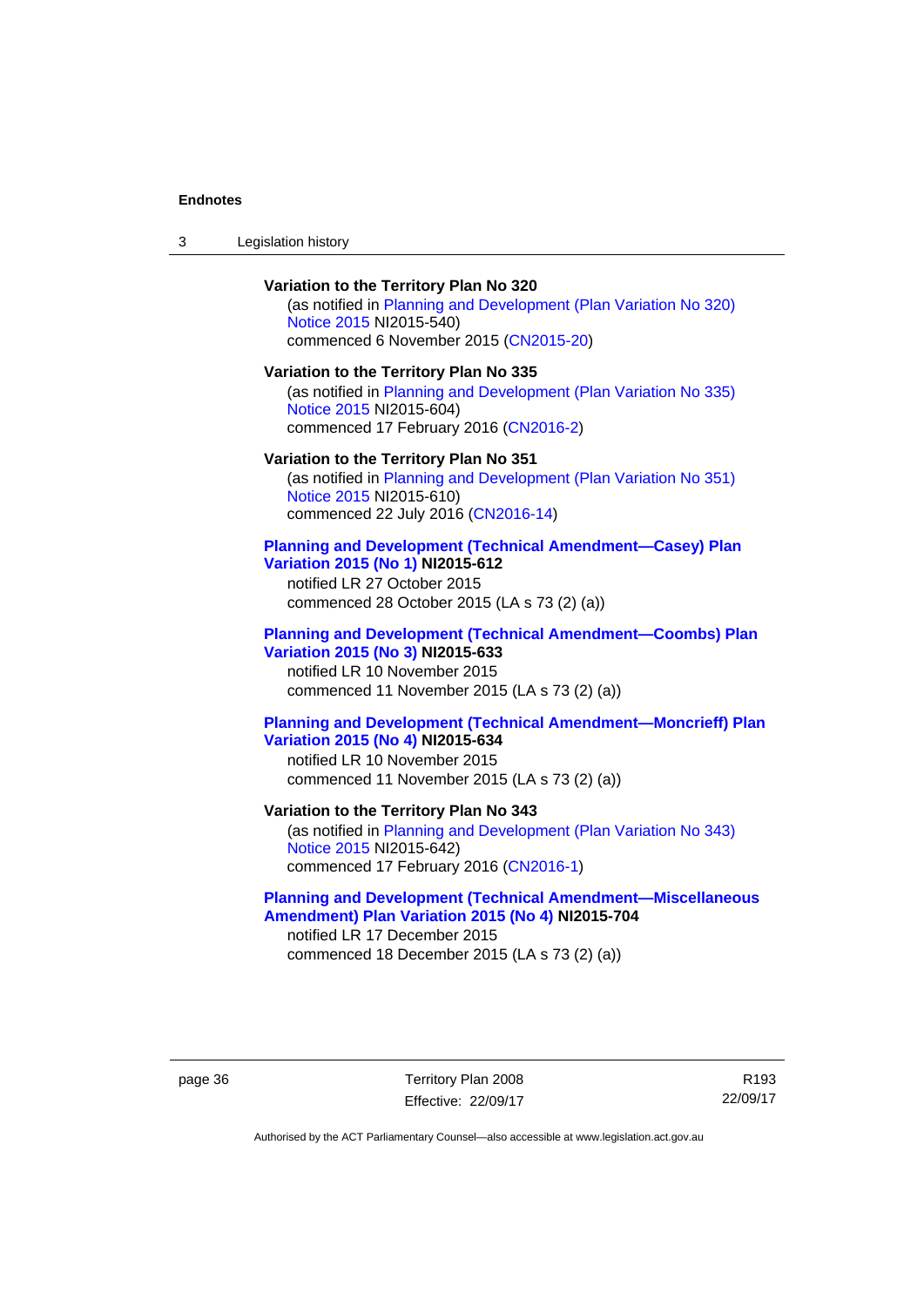**Variation to the Territory Plan No 320**

(as notified in Planning and Development (Plan Variation No 320) Notice 2015 NI2015-540)
commenced 6 November 2015 (CN2015-20)

**Variation to the Territory Plan No 335**

(as notified in Planning and Development (Plan Variation No 335) Notice 2015 NI2015-604)
commenced 17 February 2016 (CN2016-2)

**Variation to the Territory Plan No 351**

(as notified in Planning and Development (Plan Variation No 351) Notice 2015 NI2015-610)
commenced 22 July 2016 (CN2016-14)

**Planning and Development (Technical Amendment—Casey) Plan Variation 2015 (No 1) NI2015-612**

notified LR 27 October 2015
commenced 28 October 2015 (LA s 73 (2) (a))

**Planning and Development (Technical Amendment—Coombs) Plan Variation 2015 (No 3) NI2015-633**

notified LR 10 November 2015
commenced 11 November 2015 (LA s 73 (2) (a))

**Planning and Development (Technical Amendment—Moncrieff) Plan Variation 2015 (No 4) NI2015-634**

notified LR 10 November 2015
commenced 11 November 2015 (LA s 73 (2) (a))

**Variation to the Territory Plan No 343**

(as notified in Planning and Development (Plan Variation No 343) Notice 2015 NI2015-642)
commenced 17 February 2016 (CN2016-1)

**Planning and Development (Technical Amendment—Miscellaneous Amendment) Plan Variation 2015 (No 4) NI2015-704**

notified LR 17 December 2015
commenced 18 December 2015 (LA s 73 (2) (a))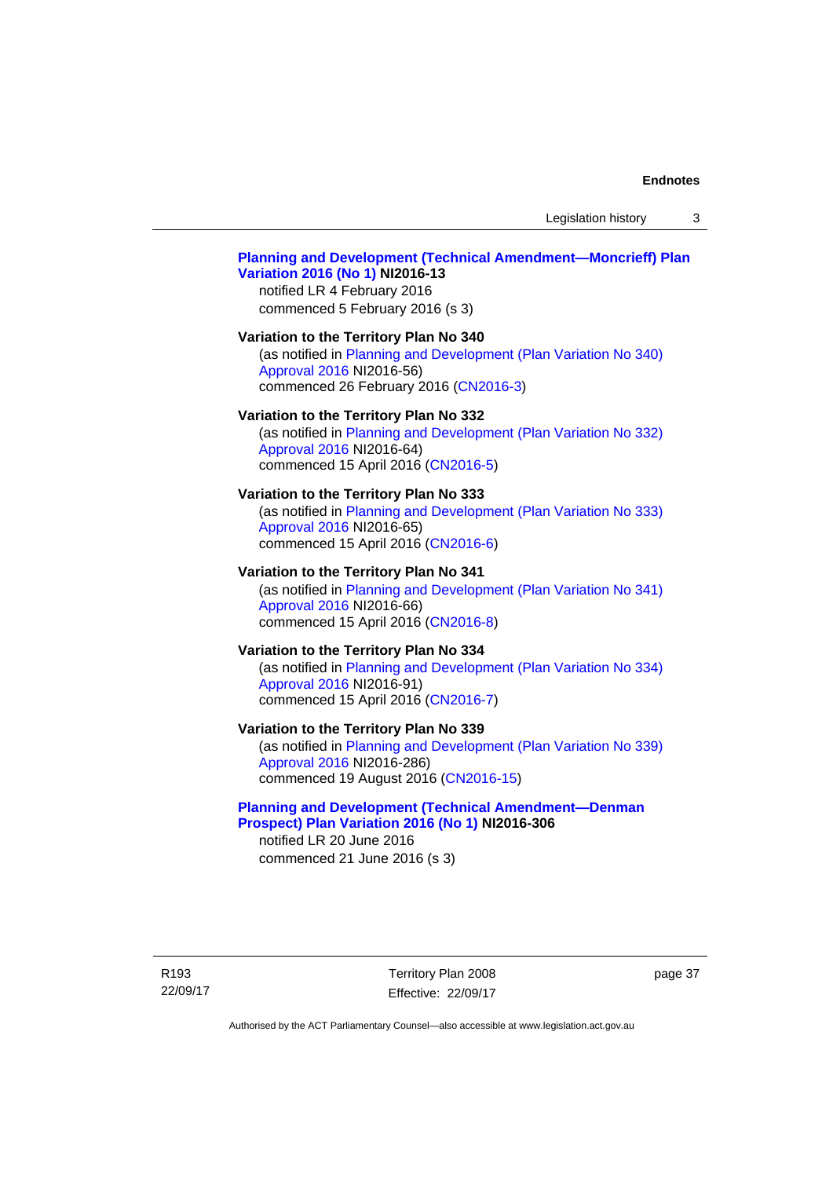**Planning and Development (Technical Amendment—Moncrieff) Plan Variation 2016 (No 1) NI2016-13**

notified LR 4 February 2016

commenced 5 February 2016 (s 3)

**Variation to the Territory Plan No 340**

(as notified in Planning and Development (Plan Variation No 340) Approval 2016 NI2016-56)

commenced 26 February 2016 (CN2016-3)

**Variation to the Territory Plan No 332**

(as notified in Planning and Development (Plan Variation No 332) Approval 2016 NI2016-64)

commenced 15 April 2016 (CN2016-5)

**Variation to the Territory Plan No 333**

(as notified in Planning and Development (Plan Variation No 333) Approval 2016 NI2016-65)

commenced 15 April 2016 (CN2016-6)

**Variation to the Territory Plan No 341**

(as notified in Planning and Development (Plan Variation No 341) Approval 2016 NI2016-66)

commenced 15 April 2016 (CN2016-8)

**Variation to the Territory Plan No 334**

(as notified in Planning and Development (Plan Variation No 334) Approval 2016 NI2016-91)

commenced 15 April 2016 (CN2016-7)

**Variation to the Territory Plan No 339**

(as notified in Planning and Development (Plan Variation No 339) Approval 2016 NI2016-286)

commenced 19 August 2016 (CN2016-15)

**Planning and Development (Technical Amendment—Denman Prospect) Plan Variation 2016 (No 1) NI2016-306**

notified LR 20 June 2016

commenced 21 June 2016 (s 3)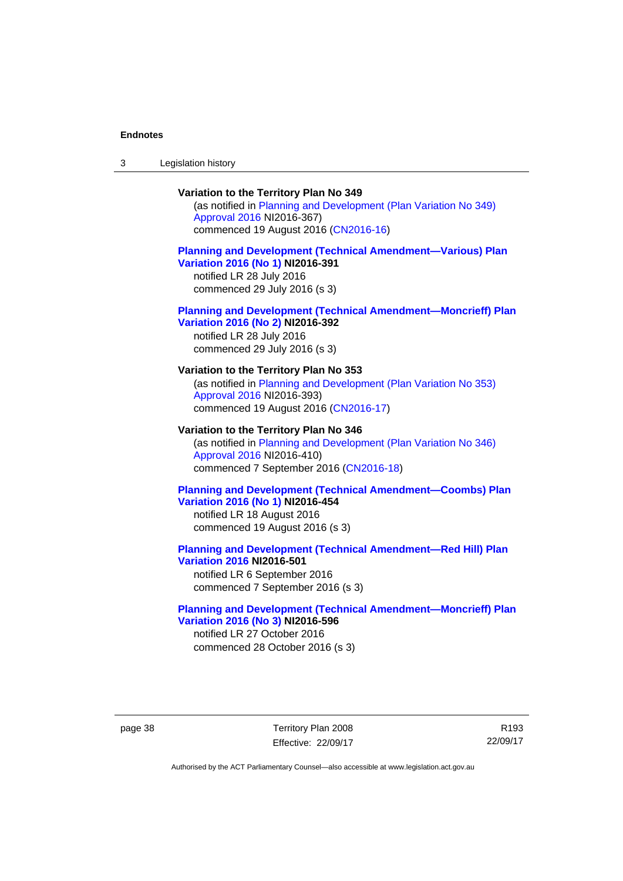**Variation to the Territory Plan No 349**

(as notified in Planning and Development (Plan Variation No 349) Approval 2016 NI2016-367)
commenced 19 August 2016 (CN2016-16)

**Planning and Development (Technical Amendment—Various) Plan Variation 2016 (No 1) NI2016-391**

notified LR 28 July 2016
commenced 29 July 2016 (s 3)

**Planning and Development (Technical Amendment—Moncrieff) Plan Variation 2016 (No 2) NI2016-392**

notified LR 28 July 2016
commenced 29 July 2016 (s 3)

**Variation to the Territory Plan No 353**

(as notified in Planning and Development (Plan Variation No 353) Approval 2016 NI2016-393)
commenced 19 August 2016 (CN2016-17)

**Variation to the Territory Plan No 346**

(as notified in Planning and Development (Plan Variation No 346) Approval 2016 NI2016-410)
commenced 7 September 2016 (CN2016-18)

**Planning and Development (Technical Amendment—Coombs) Plan Variation 2016 (No 1) NI2016-454**

notified LR 18 August 2016
commenced 19 August 2016 (s 3)

**Planning and Development (Technical Amendment—Red Hill) Plan Variation 2016 NI2016-501**

notified LR 6 September 2016
commenced 7 September 2016 (s 3)

**Planning and Development (Technical Amendment—Moncrieff) Plan Variation 2016 (No 3) NI2016-596**

notified LR 27 October 2016
commenced 28 October 2016 (s 3)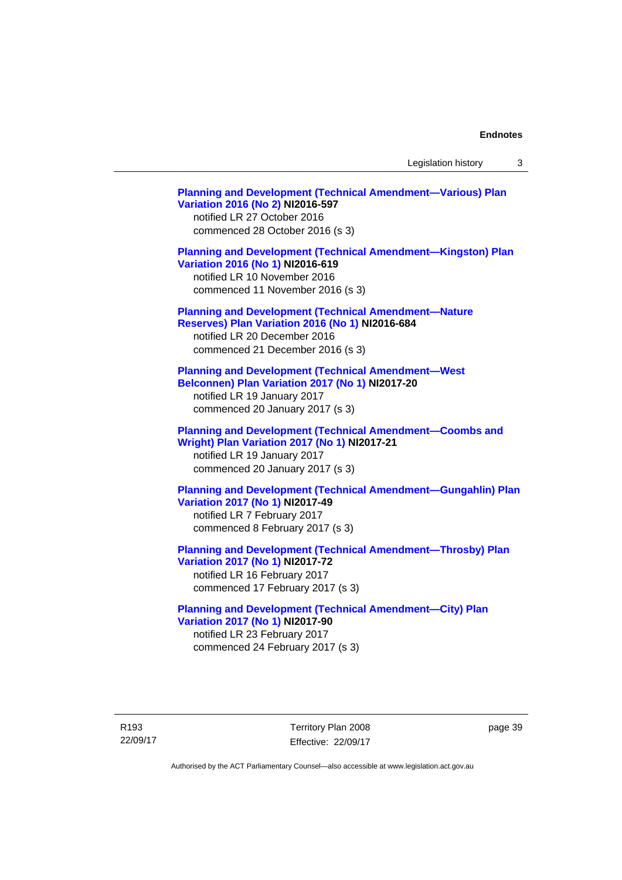**Planning and Development (Technical Amendment—Various) Plan Variation 2016 (No 2) NI2016-597**
notified LR 27 October 2016
commenced 28 October 2016 (s 3)

**Planning and Development (Technical Amendment—Kingston) Plan Variation 2016 (No 1) NI2016-619**
notified LR 10 November 2016
commenced 11 November 2016 (s 3)

**Planning and Development (Technical Amendment—Nature Reserves) Plan Variation 2016 (No 1) NI2016-684**
notified LR 20 December 2016
commenced 21 December 2016 (s 3)

**Planning and Development (Technical Amendment—West Belconnen) Plan Variation 2017 (No 1) NI2017-20**
notified LR 19 January 2017
commenced 20 January 2017 (s 3)

**Planning and Development (Technical Amendment—Coombs and Wright) Plan Variation 2017 (No 1) NI2017-21**
notified LR 19 January 2017
commenced 20 January 2017 (s 3)

**Planning and Development (Technical Amendment—Gungahlin) Plan Variation 2017 (No 1) NI2017-49**
notified LR 7 February 2017
commenced 8 February 2017 (s 3)

**Planning and Development (Technical Amendment—Throsby) Plan Variation 2017 (No 1) NI2017-72**
notified LR 16 February 2017
commenced 17 February 2017 (s 3)

**Planning and Development (Technical Amendment—City) Plan Variation 2017 (No 1) NI2017-90**
notified LR 23 February 2017
commenced 24 February 2017 (s 3)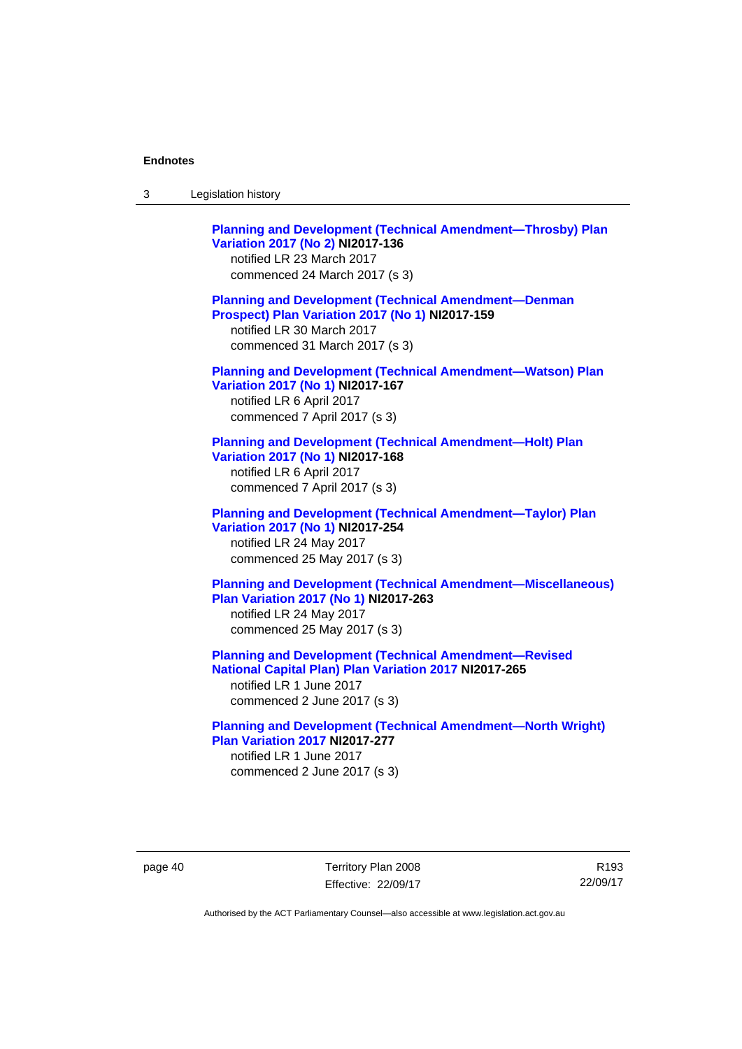**Planning and Development (Technical Amendment—Throsby) Plan Variation 2017 (No 2) NI2017-136**
notified LR 23 March 2017
commenced 24 March 2017 (s 3)

**Planning and Development (Technical Amendment—Denman Prospect) Plan Variation 2017 (No 1) NI2017-159**
notified LR 30 March 2017
commenced 31 March 2017 (s 3)

**Planning and Development (Technical Amendment—Watson) Plan Variation 2017 (No 1) NI2017-167**
notified LR 6 April 2017
commenced 7 April 2017 (s 3)

**Planning and Development (Technical Amendment—Holt) Plan Variation 2017 (No 1) NI2017-168**
notified LR 6 April 2017
commenced 7 April 2017 (s 3)

**Planning and Development (Technical Amendment—Taylor) Plan Variation 2017 (No 1) NI2017-254**
notified LR 24 May 2017
commenced 25 May 2017 (s 3)

**Planning and Development (Technical Amendment—Miscellaneous) Plan Variation 2017 (No 1) NI2017-263**
notified LR 24 May 2017
commenced 25 May 2017 (s 3)

**Planning and Development (Technical Amendment—Revised National Capital Plan) Plan Variation 2017 NI2017-265**
notified LR 1 June 2017
commenced 2 June 2017 (s 3)

**Planning and Development (Technical Amendment—North Wright) Plan Variation 2017 NI2017-277**
notified LR 1 June 2017
commenced 2 June 2017 (s 3)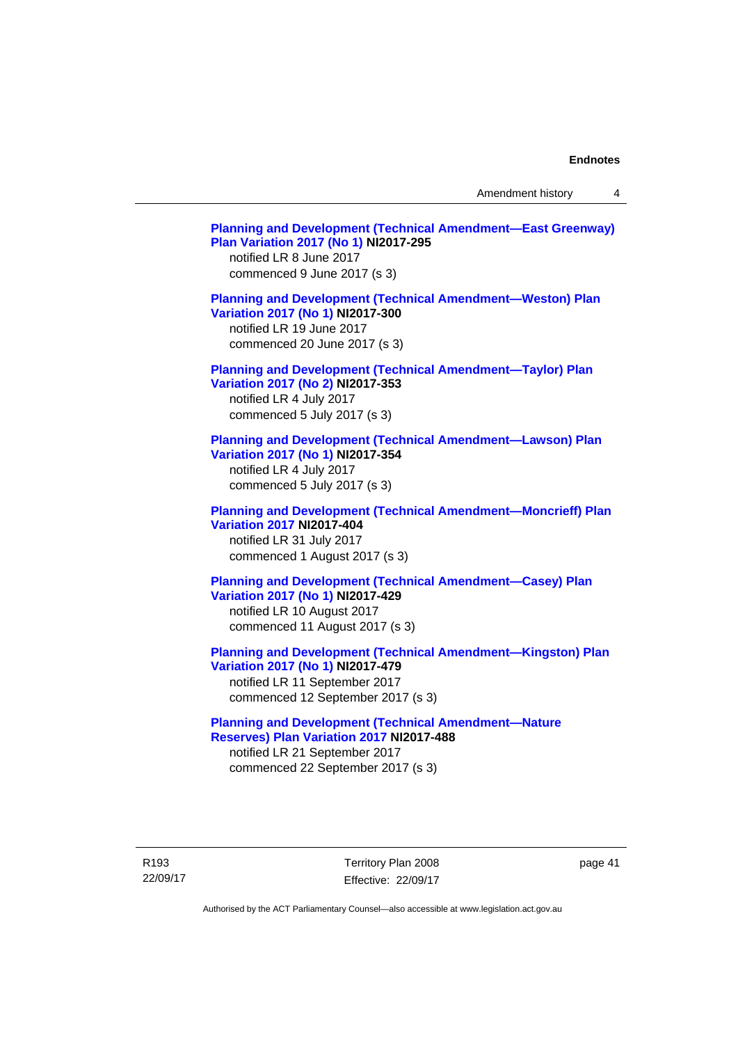**Planning and Development (Technical Amendment—East Greenway) Plan Variation 2017 (No 1) NI2017-295**
notified LR 8 June 2017
commenced 9 June 2017 (s 3)

**Planning and Development (Technical Amendment—Weston) Plan Variation 2017 (No 1) NI2017-300**
notified LR 19 June 2017
commenced 20 June 2017 (s 3)

**Planning and Development (Technical Amendment—Taylor) Plan Variation 2017 (No 2) NI2017-353**
notified LR 4 July 2017
commenced 5 July 2017 (s 3)

**Planning and Development (Technical Amendment—Lawson) Plan Variation 2017 (No 1) NI2017-354**
notified LR 4 July 2017
commenced 5 July 2017 (s 3)

**Planning and Development (Technical Amendment—Moncrieff) Plan Variation 2017 NI2017-404**
notified LR 31 July 2017
commenced 1 August 2017 (s 3)

**Planning and Development (Technical Amendment—Casey) Plan Variation 2017 (No 1) NI2017-429**
notified LR 10 August 2017
commenced 11 August 2017 (s 3)

**Planning and Development (Technical Amendment—Kingston) Plan Variation 2017 (No 1) NI2017-479**
notified LR 11 September 2017
commenced 12 September 2017 (s 3)

**Planning and Development (Technical Amendment—Nature Reserves) Plan Variation 2017 NI2017-488**
notified LR 21 September 2017
commenced 22 September 2017 (s 3)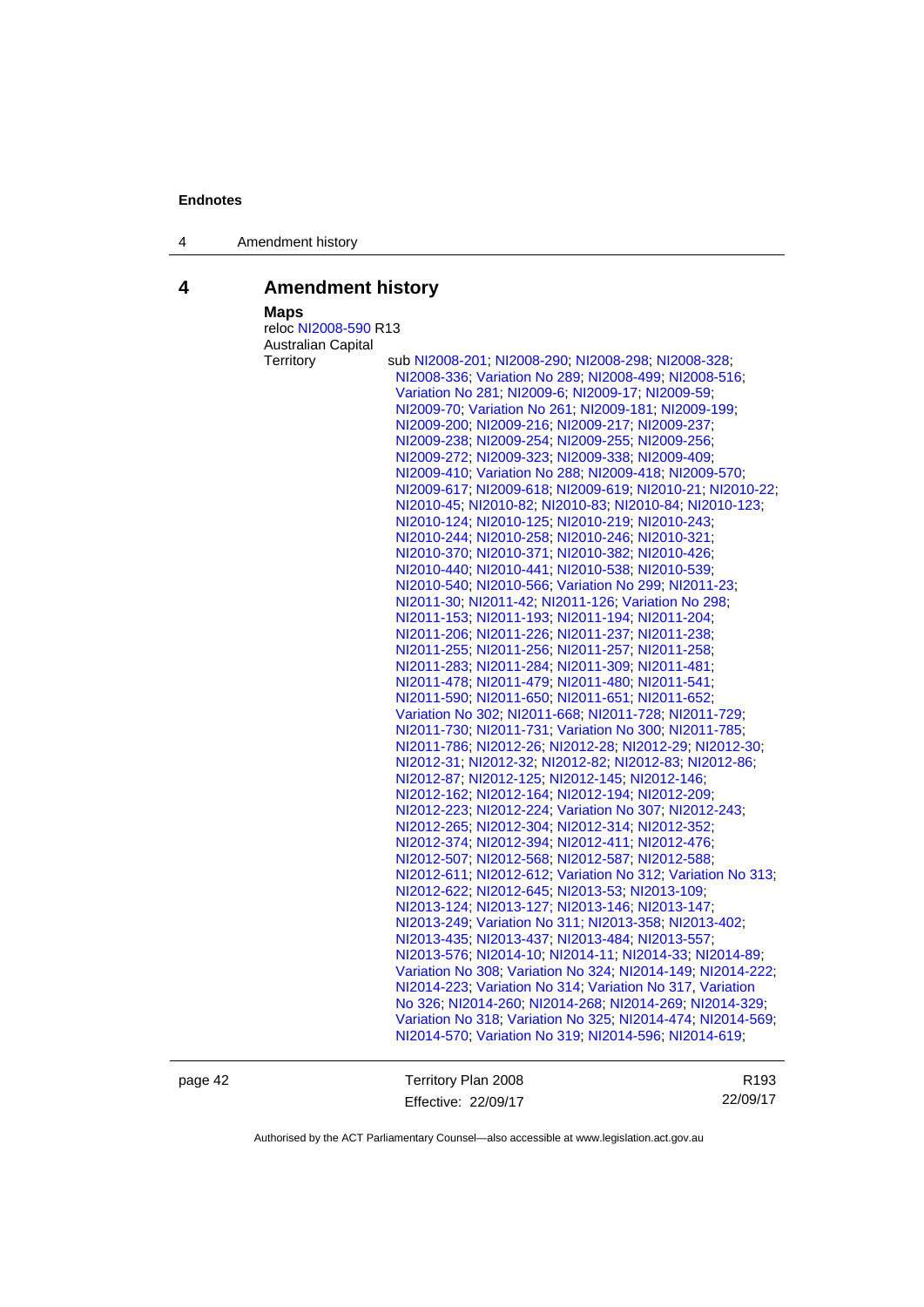## 4 Amendment history

**Maps**

reloc NI2008-590 R13

Australian Capital Territory
sub NI2008-201; NI2008-290; NI2008-298; NI2008-328; NI2008-336; Variation No 289; NI2008-499; NI2008-516; Variation No 281; NI2009-6; NI2009-17; NI2009-59; NI2009-70; Variation No 261; NI2009-181; NI2009-199; NI2009-200; NI2009-216; NI2009-217; NI2009-237; NI2009-238; NI2009-254; NI2009-255; NI2009-256; NI2009-272; NI2009-323; NI2009-338; NI2009-409; NI2009-410; Variation No 288; NI2009-418; NI2009-570; NI2009-617; NI2009-618; NI2009-619; NI2010-21; NI2010-22; NI2010-45; NI2010-82; NI2010-83; NI2010-84; NI2010-123; NI2010-124; NI2010-125; NI2010-219; NI2010-243; NI2010-244; NI2010-258; NI2010-246; NI2010-321; NI2010-370; NI2010-371; NI2010-382; NI2010-426; NI2010-440; NI2010-441; NI2010-538; NI2010-539; NI2010-540; NI2010-566; Variation No 299; NI2011-23; NI2011-30; NI2011-42; NI2011-126; Variation No 298; NI2011-153; NI2011-193; NI2011-194; NI2011-204; NI2011-206; NI2011-226; NI2011-237; NI2011-238; NI2011-255; NI2011-256; NI2011-257; NI2011-258; NI2011-283; NI2011-284; NI2011-309; NI2011-481; NI2011-478; NI2011-479; NI2011-480; NI2011-541; NI2011-590; NI2011-650; NI2011-651; NI2011-652; Variation No 302; NI2011-668; NI2011-728; NI2011-729; NI2011-730; NI2011-731; Variation No 300; NI2011-785; NI2011-786; NI2012-26; NI2012-28; NI2012-29; NI2012-30; NI2012-31; NI2012-32; NI2012-82; NI2012-83; NI2012-86; NI2012-87; NI2012-125; NI2012-145; NI2012-146; NI2012-162; NI2012-164; NI2012-194; NI2012-209; NI2012-223; NI2012-224; Variation No 307; NI2012-243; NI2012-265; NI2012-304; NI2012-314; NI2012-352; NI2012-374; NI2012-394; NI2012-411; NI2012-476; NI2012-507; NI2012-568; NI2012-587; NI2012-588; NI2012-611; NI2012-612; Variation No 312; Variation No 313; NI2012-622; NI2012-645; NI2013-53; NI2013-109; NI2013-124; NI2013-127; NI2013-146; NI2013-147; NI2013-249; Variation No 311; NI2013-358; NI2013-402; NI2013-435; NI2013-437; NI2013-484; NI2013-557; NI2013-576; NI2014-10; NI2014-11; NI2014-33; NI2014-89; Variation No 308; Variation No 324; NI2014-149; NI2014-222; NI2014-223; Variation No 314; Variation No 317, Variation No 326; NI2014-260; NI2014-268; NI2014-269; NI2014-329; Variation No 318; Variation No 325; NI2014-474; NI2014-569; NI2014-570; Variation No 319; NI2014-596; NI2014-619;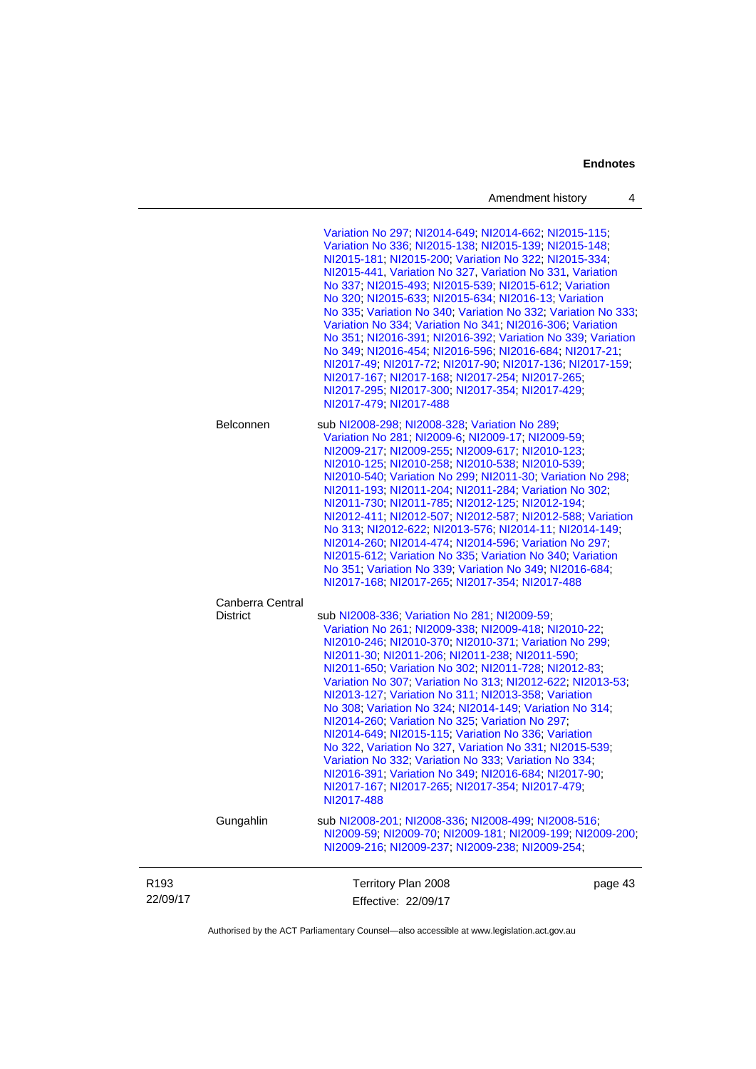| | |
|---|---|
| | Variation No 297; NI2014-649; NI2014-662; NI2015-115; Variation No 336; NI2015-138; NI2015-139; NI2015-148; NI2015-181; NI2015-200; Variation No 322; NI2015-334; NI2015-441, Variation No 327, Variation No 331, Variation No 337; NI2015-493; NI2015-539; NI2015-612; Variation No 320; NI2015-633; NI2015-634; NI2016-13; Variation No 335; Variation No 340; Variation No 332; Variation No 333; Variation No 334; Variation No 341; NI2016-306; Variation No 351; NI2016-391; NI2016-392; Variation No 339; Variation No 349; NI2016-454; NI2016-596; NI2016-684; NI2017-21; NI2017-49; NI2017-72; NI2017-90; NI2017-136; NI2017-159; NI2017-167; NI2017-168; NI2017-254; NI2017-265; NI2017-295; NI2017-300; NI2017-354; NI2017-429; NI2017-479; NI2017-488 |
| Belconnen | sub NI2008-298; NI2008-328; Variation No 289; Variation No 281; NI2009-6; NI2009-17; NI2009-59; NI2009-217; NI2009-255; NI2009-617; NI2010-123; NI2010-125; NI2010-258; NI2010-538; NI2010-539; NI2010-540; Variation No 299; NI2011-30; Variation No 298; NI2011-193; NI2011-204; NI2011-284; Variation No 302; NI2011-730; NI2011-785; NI2012-125; NI2012-194; NI2012-411; NI2012-507; NI2012-587; NI2012-588; Variation No 313; NI2012-622; NI2013-576; NI2014-11; NI2014-149; NI2014-260; NI2014-474; NI2014-596; Variation No 297; NI2015-612; Variation No 335; Variation No 340; Variation No 351; Variation No 339; Variation No 349; NI2016-684; NI2017-168; NI2017-265; NI2017-354; NI2017-488 |
| Canberra Central District | sub NI2008-336; Variation No 281; NI2009-59; Variation No 261; NI2009-338; NI2009-418; NI2010-22; NI2010-246; NI2010-370; NI2010-371; Variation No 299; NI2011-30; NI2011-206; NI2011-238; NI2011-590; NI2011-650; Variation No 302; NI2011-728; NI2012-83; Variation No 307; Variation No 313; NI2012-622; NI2013-53; NI2013-127; Variation No 311; NI2013-358; Variation No 308; Variation No 324; NI2014-149; Variation No 314; NI2014-260; Variation No 325; Variation No 297; NI2014-649; NI2015-115; Variation No 336; Variation No 322, Variation No 327, Variation No 331; NI2015-539; Variation No 332; Variation No 333; Variation No 334; NI2016-391; Variation No 349; NI2016-684; NI2017-90; NI2017-167; NI2017-265; NI2017-354; NI2017-479; NI2017-488 |
| Gungahlin | sub NI2008-201; NI2008-336; NI2008-499; NI2008-516; NI2009-59; NI2009-70; NI2009-181; NI2009-199; NI2009-200; NI2009-216; NI2009-237; NI2009-238; NI2009-254; |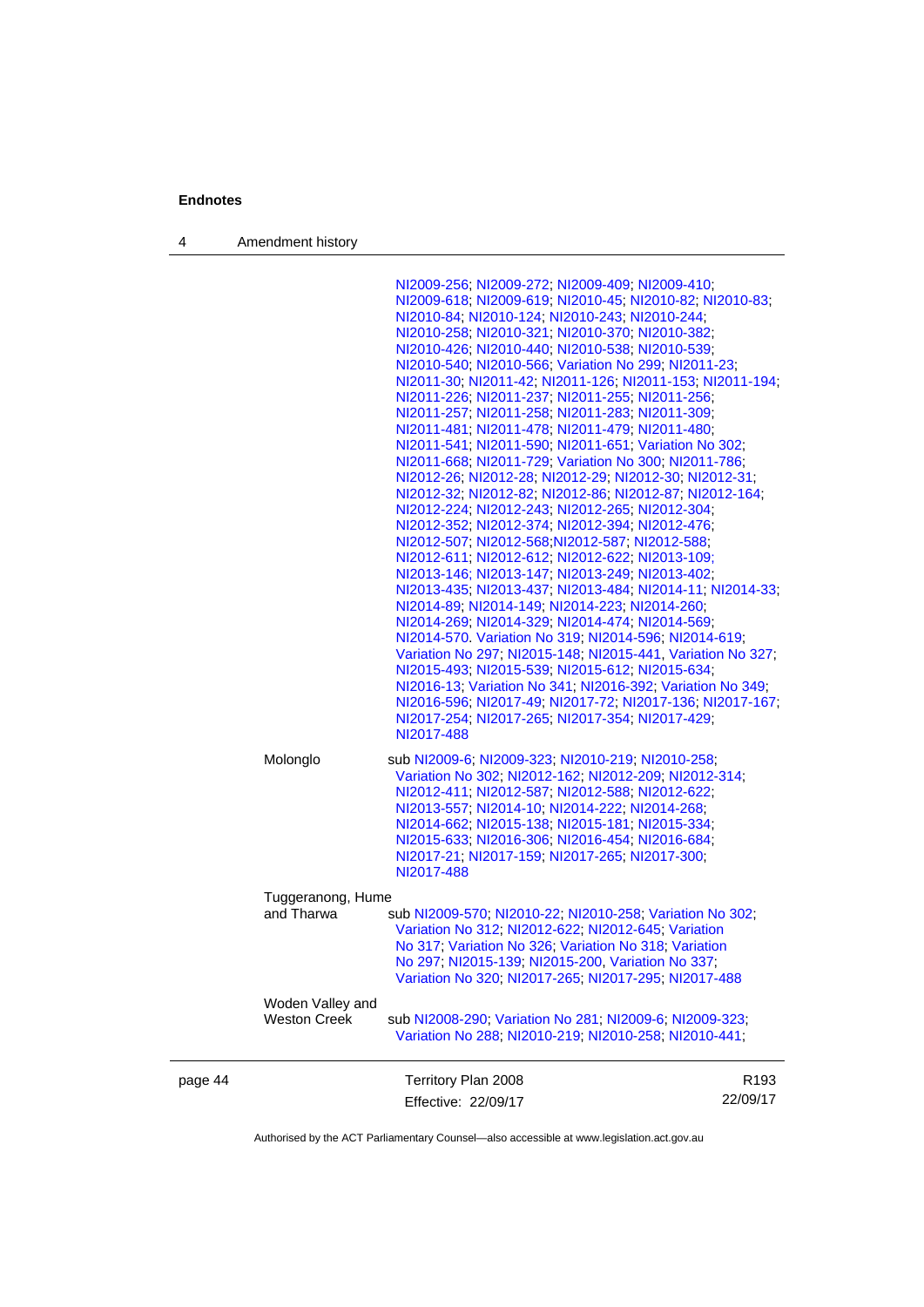NI2009-256; NI2009-272; NI2009-409; NI2009-410; NI2009-618; NI2009-619; NI2010-45; NI2010-82; NI2010-83; NI2010-84; NI2010-124; NI2010-243; NI2010-244; NI2010-258; NI2010-321; NI2010-370; NI2010-382; NI2010-426; NI2010-440; NI2010-538; NI2010-539; NI2010-540; NI2010-566; Variation No 299; NI2011-23; NI2011-30; NI2011-42; NI2011-126; NI2011-153; NI2011-194; NI2011-226; NI2011-237; NI2011-255; NI2011-256; NI2011-257; NI2011-258; NI2011-283; NI2011-309; NI2011-481; NI2011-478; NI2011-479; NI2011-480; NI2011-541; NI2011-590; NI2011-651; Variation No 302; NI2011-668; NI2011-729; Variation No 300; NI2011-786; NI2012-26; NI2012-28; NI2012-29; NI2012-30; NI2012-31; NI2012-32; NI2012-82; NI2012-86; NI2012-87; NI2012-164; NI2012-224; NI2012-243; NI2012-265; NI2012-304; NI2012-352; NI2012-374; NI2012-394; NI2012-476; NI2012-507; NI2012-568;NI2012-587; NI2012-588; NI2012-611; NI2012-612; NI2012-622; NI2013-109; NI2013-146; NI2013-147; NI2013-249; NI2013-402; NI2013-435; NI2013-437; NI2013-484; NI2014-11; NI2014-33; NI2014-89; NI2014-149; NI2014-223; NI2014-260; NI2014-269; NI2014-329; NI2014-474; NI2014-569; NI2014-570. Variation No 319; NI2014-596; NI2014-619; Variation No 297; NI2015-148; NI2015-441, Variation No 327; NI2015-493; NI2015-539; NI2015-612; NI2015-634; NI2016-13; Variation No 341; NI2016-392; Variation No 349; NI2016-596; NI2017-49; NI2017-72; NI2017-136; NI2017-167; NI2017-254; NI2017-265; NI2017-354; NI2017-429; NI2017-488

Molonglo — sub NI2009-6; NI2009-323; NI2010-219; NI2010-258; Variation No 302; NI2012-162; NI2012-209; NI2012-314; NI2012-411; NI2012-587; NI2012-588; NI2012-622; NI2013-557; NI2014-10; NI2014-222; NI2014-268; NI2014-662; NI2015-138; NI2015-181; NI2015-334; NI2015-633; NI2016-306; NI2016-454; NI2016-684; NI2017-21; NI2017-159; NI2017-265; NI2017-300; NI2017-488

Tuggeranong, Hume and Tharwa — sub NI2009-570; NI2010-22; NI2010-258; Variation No 302; Variation No 312; NI2012-622; NI2012-645; Variation No 317; Variation No 326; Variation No 318; Variation No 297; NI2015-139; NI2015-200, Variation No 337; Variation No 320; NI2017-265; NI2017-295; NI2017-488

Woden Valley and Weston Creek — sub NI2008-290; Variation No 281; NI2009-6; NI2009-323; Variation No 288; NI2010-219; NI2010-258; NI2010-441;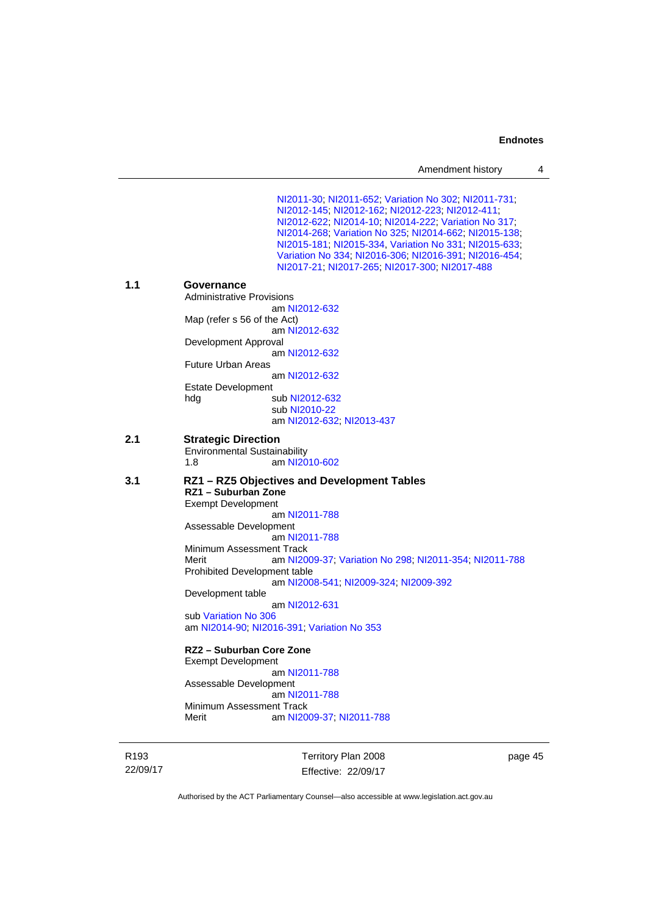NI2011-30; NI2011-652; Variation No 302; NI2011-731; NI2012-145; NI2012-162; NI2012-223; NI2012-411; NI2012-622; NI2014-10; NI2014-222; Variation No 317; NI2014-268; Variation No 325; NI2014-662; NI2015-138; NI2015-181; NI2015-334, Variation No 331; NI2015-633; Variation No 334; NI2016-306; NI2016-391; NI2016-454; NI2017-21; NI2017-265; NI2017-300; NI2017-488

**1.1 Governance**

Administrative Provisions
am NI2012-632

Map (refer s 56 of the Act)
am NI2012-632

Development Approval
am NI2012-632

Future Urban Areas
am NI2012-632

Estate Development
hdg sub NI2012-632
sub NI2010-22
am NI2012-632; NI2013-437

**2.1 Strategic Direction**

Environmental Sustainability
1.8 am NI2010-602

**3.1 RZ1 – RZ5 Objectives and Development Tables**

**RZ1 – Suburban Zone**

Exempt Development
am NI2011-788

Assessable Development
am NI2011-788

Minimum Assessment Track
Merit am NI2009-37; Variation No 298; NI2011-354; NI2011-788

Prohibited Development table
am NI2008-541; NI2009-324; NI2009-392

Development table
am NI2012-631
sub Variation No 306
am NI2014-90; NI2016-391; Variation No 353

**RZ2 – Suburban Core Zone**

Exempt Development
am NI2011-788

Assessable Development
am NI2011-788

Minimum Assessment Track
Merit am NI2009-37; NI2011-788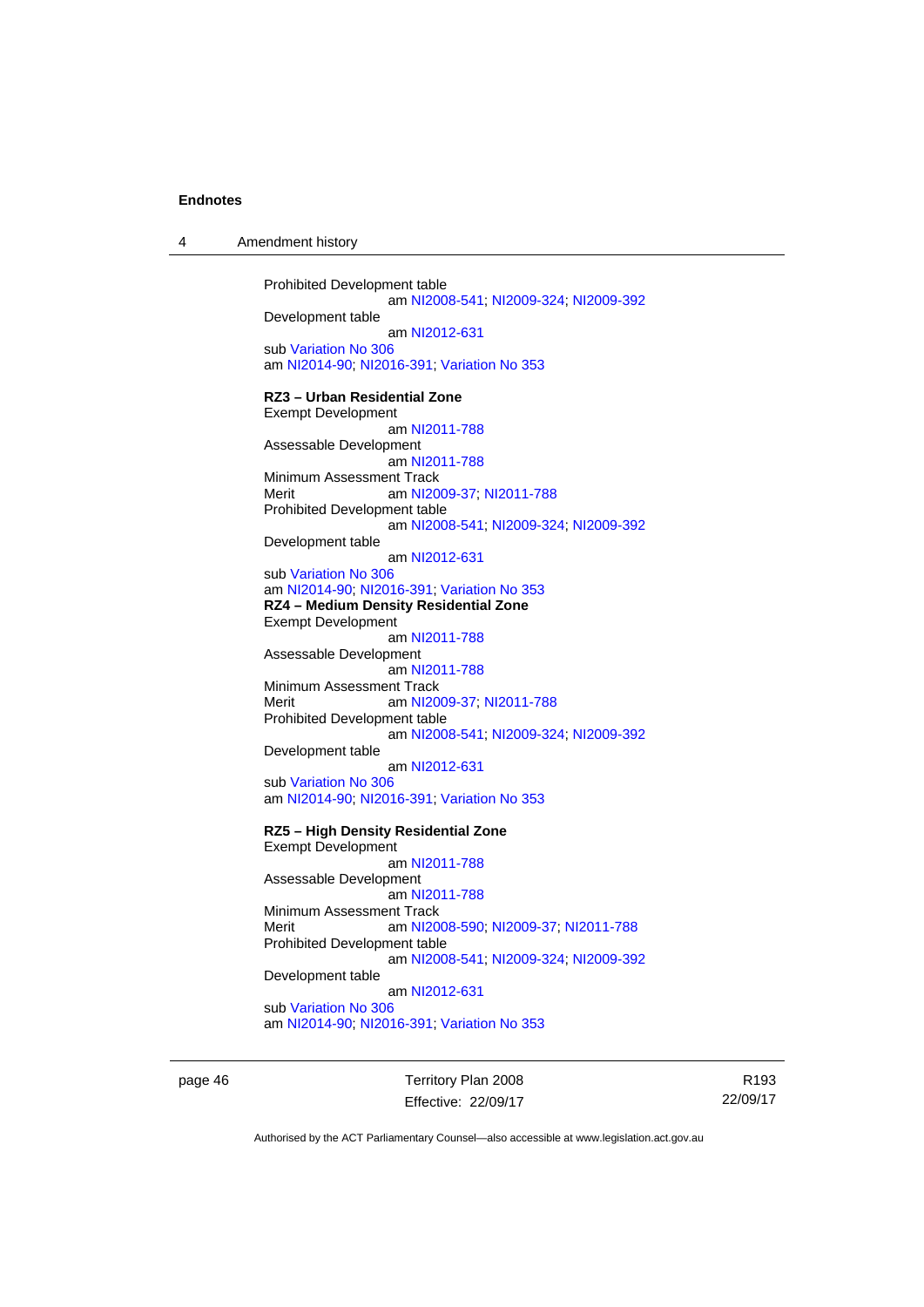Prohibited Development table
am NI2008-541; NI2009-324; NI2009-392

Development table
am NI2012-631

sub Variation No 306

am NI2014-90; NI2016-391; Variation No 353

**RZ3 – Urban Residential Zone**

Exempt Development
am NI2011-788

Assessable Development
am NI2011-788

Minimum Assessment Track

Merit am NI2009-37; NI2011-788

Prohibited Development table
am NI2008-541; NI2009-324; NI2009-392

Development table
am NI2012-631

sub Variation No 306

am NI2014-90; NI2016-391; Variation No 353

**RZ4 – Medium Density Residential Zone**

Exempt Development
am NI2011-788

Assessable Development
am NI2011-788

Minimum Assessment Track

Merit am NI2009-37; NI2011-788

Prohibited Development table
am NI2008-541; NI2009-324; NI2009-392

Development table
am NI2012-631

sub Variation No 306

am NI2014-90; NI2016-391; Variation No 353

**RZ5 – High Density Residential Zone**

Exempt Development
am NI2011-788

Assessable Development
am NI2011-788

Minimum Assessment Track

Merit am NI2008-590; NI2009-37; NI2011-788

Prohibited Development table
am NI2008-541; NI2009-324; NI2009-392

Development table
am NI2012-631

sub Variation No 306

am NI2014-90; NI2016-391; Variation No 353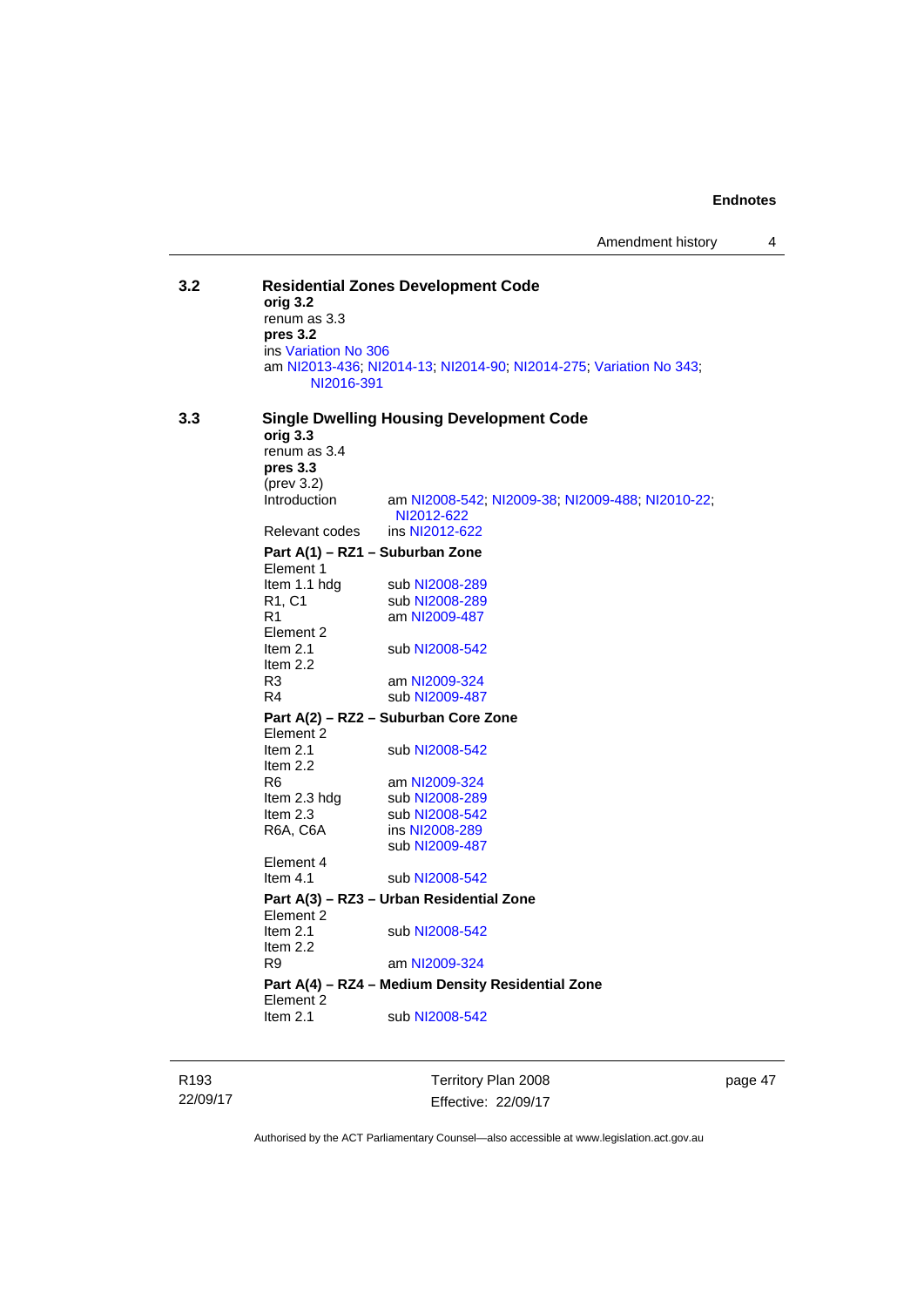**3.2 Residential Zones Development Code**

**orig 3.2**
renum as 3.3
**pres 3.2**
ins Variation No 306
am NI2013-436; NI2014-13; NI2014-90; NI2014-275; Variation No 343; NI2016-391

**3.3 Single Dwelling Housing Development Code**

**orig 3.3**
renum as 3.4
**pres 3.3**
(prev 3.2)

| | |
|---|---|
| Introduction | am NI2008-542; NI2009-38; NI2009-488; NI2010-22; NI2012-622 |
| Relevant codes | ins NI2012-622 |

**Part A(1) – RZ1 – Suburban Zone**

| | |
|---|---|
| Element 1 | |
| Item 1.1 hdg | sub NI2008-289 |
| R1, C1 | sub NI2008-289 |
| R1 | am NI2009-487 |
| Element 2 | |
| Item 2.1 | sub NI2008-542 |
| Item 2.2 | |
| R3 | am NI2009-324 |
| R4 | sub NI2009-487 |

**Part A(2) – RZ2 – Suburban Core Zone**

| | |
|---|---|
| Element 2 | |
| Item 2.1 | sub NI2008-542 |
| Item 2.2 | |
| R6 | am NI2009-324 |
| Item 2.3 hdg | sub NI2008-289 |
| Item 2.3 | sub NI2008-542 |
| R6A, C6A | ins NI2008-289 |
| | sub NI2009-487 |
| Element 4 | |
| Item 4.1 | sub NI2008-542 |

**Part A(3) – RZ3 – Urban Residential Zone**

| | |
|---|---|
| Element 2 | |
| Item 2.1 | sub NI2008-542 |
| Item 2.2 | |
| R9 | am NI2009-324 |

**Part A(4) – RZ4 – Medium Density Residential Zone**

| | |
|---|---|
| Element 2 | |
| Item 2.1 | sub NI2008-542 |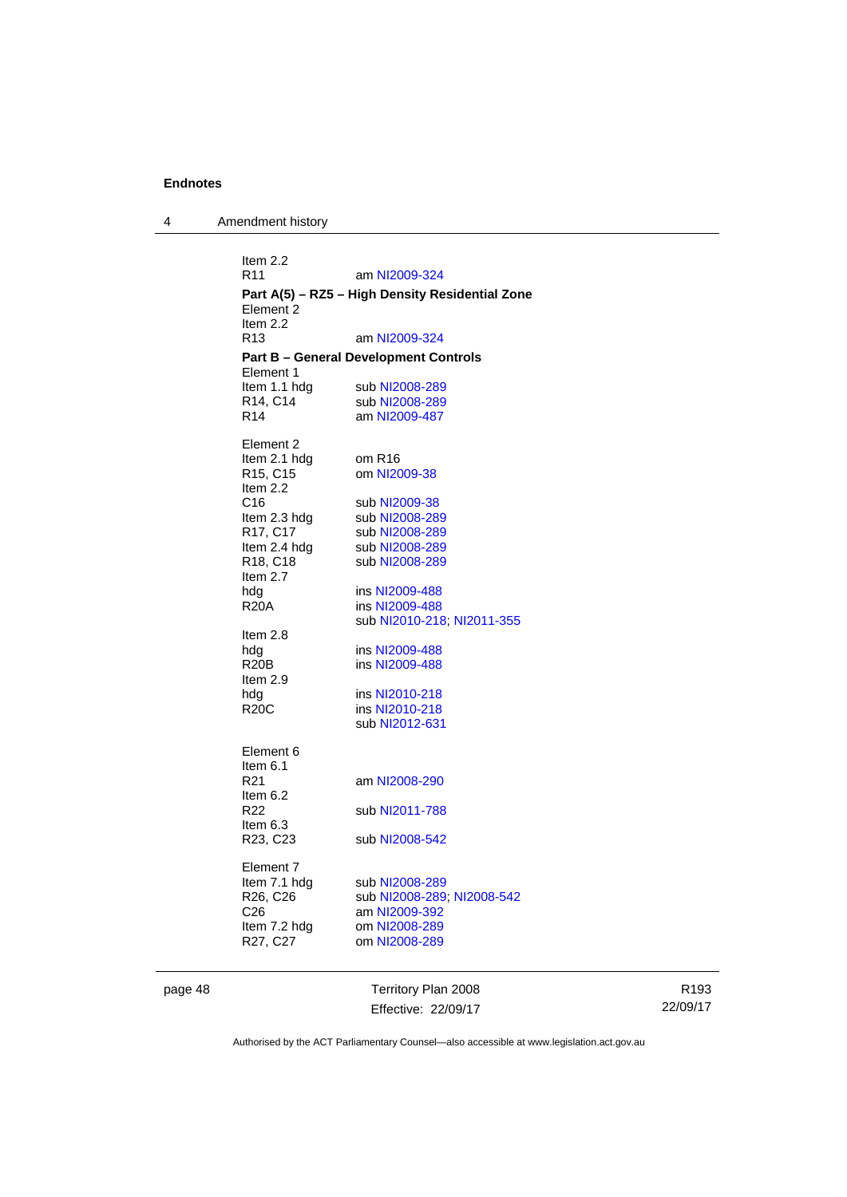Item 2.2
R11 am NI2009-324

**Part A(5) – RZ5 – High Density Residential Zone**

Element 2
Item 2.2
R13 am NI2009-324

**Part B – General Development Controls**

Element 1
Item 1.1 hdg sub NI2008-289
R14, C14 sub NI2008-289
R14 am NI2009-487

Element 2
Item 2.1 hdg om R16
R15, C15 om NI2009-38
Item 2.2
C16 sub NI2009-38
Item 2.3 hdg sub NI2008-289
R17, C17 sub NI2008-289
Item 2.4 hdg sub NI2008-289
R18, C18 sub NI2008-289
Item 2.7
hdg ins NI2009-488
R20A ins NI2009-488
sub NI2010-218; NI2011-355
Item 2.8
hdg ins NI2009-488
R20B ins NI2009-488
Item 2.9
hdg ins NI2010-218
R20C ins NI2010-218
sub NI2012-631

Element 6
Item 6.1
R21 am NI2008-290
Item 6.2
R22 sub NI2011-788
Item 6.3
R23, C23 sub NI2008-542

Element 7
Item 7.1 hdg sub NI2008-289
R26, C26 sub NI2008-289; NI2008-542
C26 am NI2009-392
Item 7.2 hdg om NI2008-289
R27, C27 om NI2008-289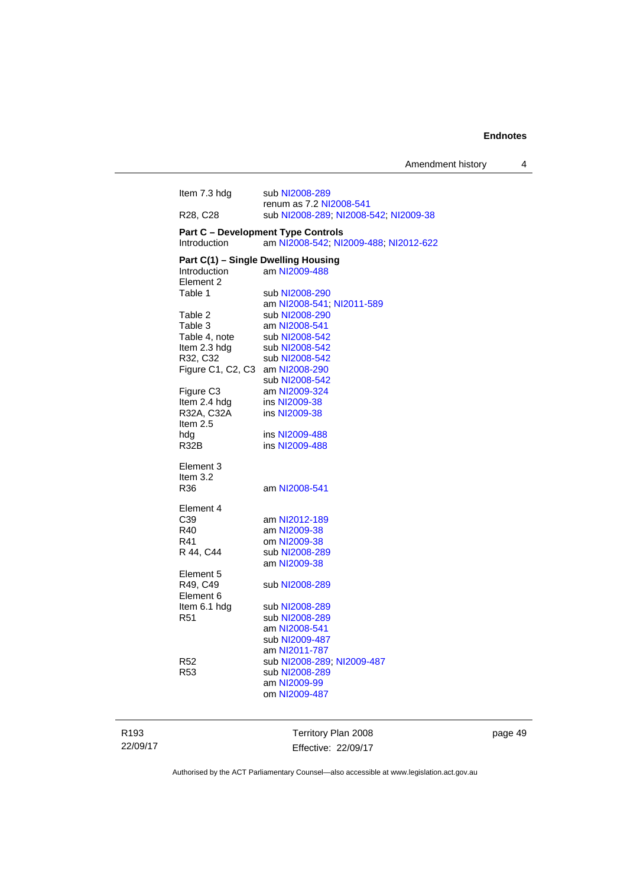| | |
|---|---|
| Item 7.3 hdg | sub NI2008-289 |
| | renum as 7.2 NI2008-541 |
| R28, C28 | sub NI2008-289; NI2008-542; NI2009-38 |

**Part C – Development Type Controls**

| | |
|---|---|
| Introduction | am NI2008-542; NI2009-488; NI2012-622 |

**Part C(1) – Single Dwelling Housing**

| | |
|---|---|
| Introduction | am NI2009-488 |
| Element 2 | |
| Table 1 | sub NI2008-290 |
| | am NI2008-541; NI2011-589 |
| Table 2 | sub NI2008-290 |
| Table 3 | am NI2008-541 |
| Table 4, note | sub NI2008-542 |
| Item 2.3 hdg | sub NI2008-542 |
| R32, C32 | sub NI2008-542 |
| Figure C1, C2, C3 | am NI2008-290 |
| | sub NI2008-542 |
| Figure C3 | am NI2009-324 |
| Item 2.4 hdg | ins NI2009-38 |
| R32A, C32A | ins NI2009-38 |
| Item 2.5 | |
| hdg | ins NI2009-488 |
| R32B | ins NI2009-488 |
| | |
| Element 3 | |
| Item 3.2 | |
| R36 | am NI2008-541 |
| | |
| Element 4 | |
| C39 | am NI2012-189 |
| R40 | am NI2009-38 |
| R41 | om NI2009-38 |
| R 44, C44 | sub NI2008-289 |
| | am NI2009-38 |
| Element 5 | |
| R49, C49 | sub NI2008-289 |
| Element 6 | |
| Item 6.1 hdg | sub NI2008-289 |
| R51 | sub NI2008-289 |
| | am NI2008-541 |
| | sub NI2009-487 |
| | am NI2011-787 |
| R52 | sub NI2008-289; NI2009-487 |
| R53 | sub NI2008-289 |
| | am NI2009-99 |
| | om NI2009-487 |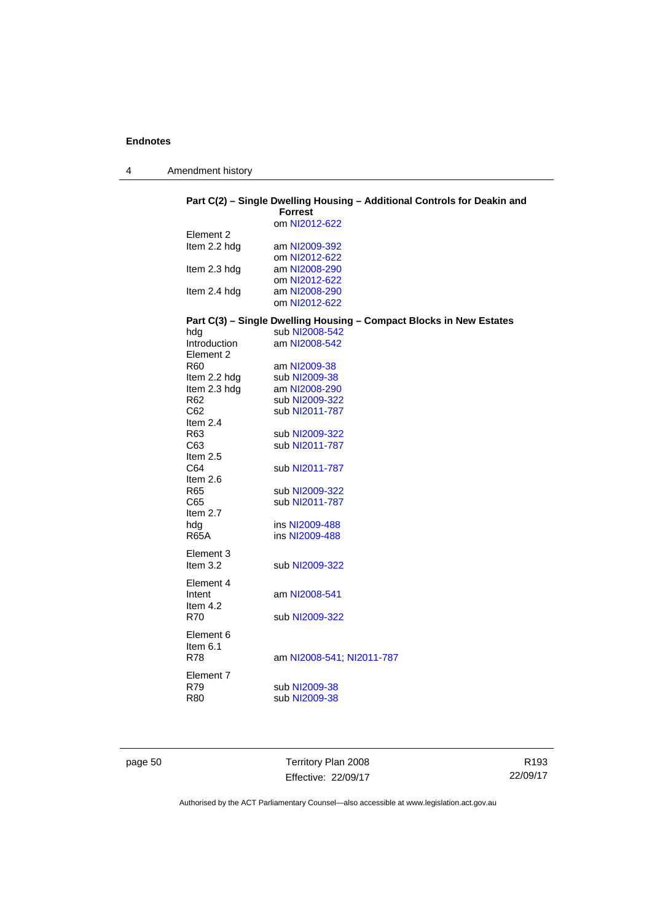**Part C(2) – Single Dwelling Housing – Additional Controls for Deakin and Forrest**

om NI2012-622

Element 2

| | |
|---|---|
| Item 2.2 hdg | am NI2009-392 |
| | om NI2012-622 |
| Item 2.3 hdg | am NI2008-290 |
| | om NI2012-622 |
| Item 2.4 hdg | am NI2008-290 |
| | om NI2012-622 |

**Part C(3) – Single Dwelling Housing – Compact Blocks in New Estates**

| | |
|---|---|
| hdg | sub NI2008-542 |
| Introduction | am NI2008-542 |
| Element 2 | |
| R60 | am NI2009-38 |
| Item 2.2 hdg | sub NI2009-38 |
| Item 2.3 hdg | am NI2008-290 |
| R62 | sub NI2009-322 |
| C62 | sub NI2011-787 |
| Item 2.4 | |
| R63 | sub NI2009-322 |
| C63 | sub NI2011-787 |
| Item 2.5 | |
| C64 | sub NI2011-787 |
| Item 2.6 | |
| R65 | sub NI2009-322 |
| C65 | sub NI2011-787 |
| Item 2.7 | |
| hdg | ins NI2009-488 |
| R65A | ins NI2009-488 |
| Element 3 | |
| Item 3.2 | sub NI2009-322 |
| Element 4 | |
| Intent | am NI2008-541 |
| Item 4.2 | |
| R70 | sub NI2009-322 |
| Element 6 | |
| Item 6.1 | |
| R78 | am NI2008-541; NI2011-787 |
| Element 7 | |
| R79 | sub NI2009-38 |
| R80 | sub NI2009-38 |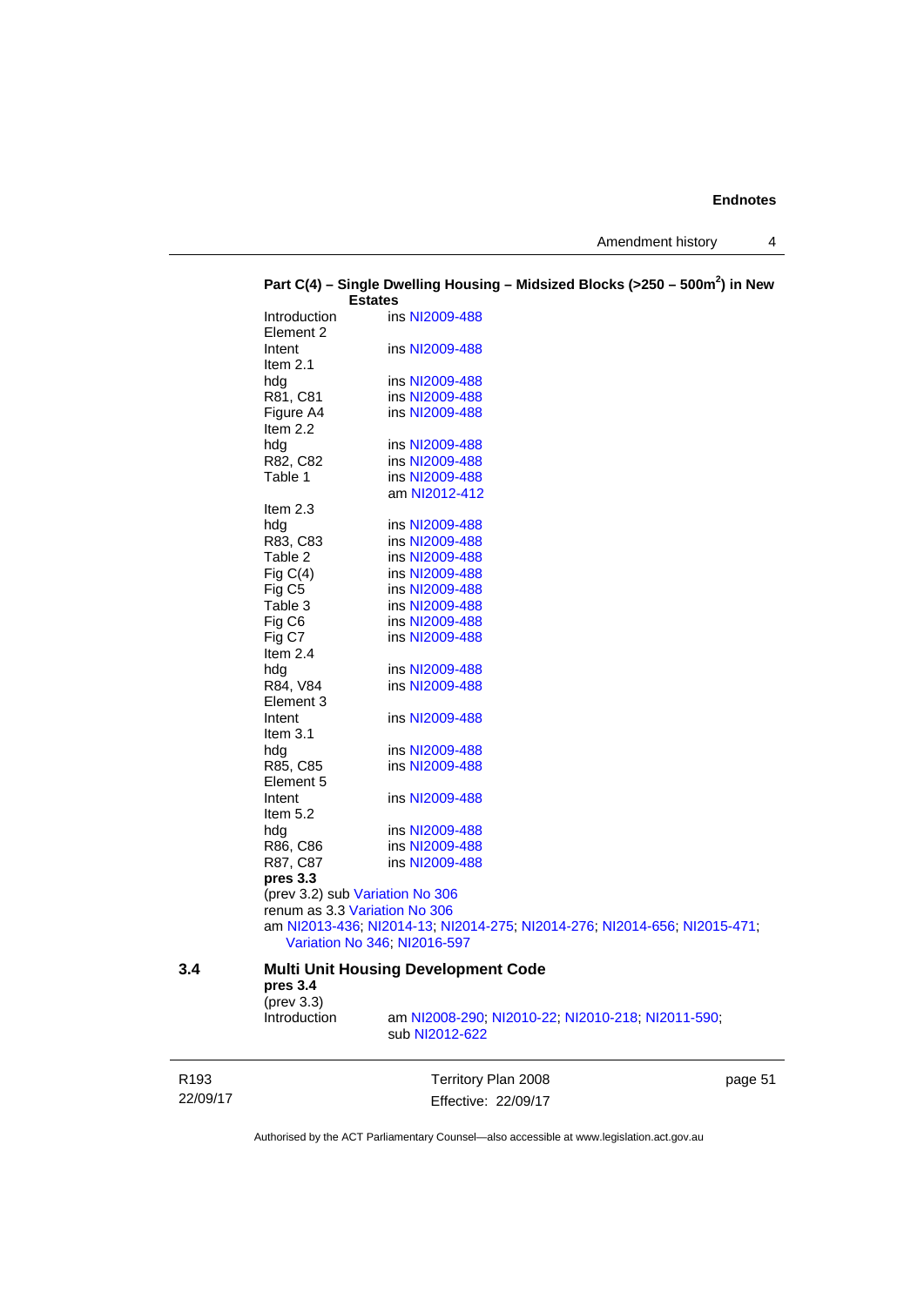**Part C(4) – Single Dwelling Housing – Midsized Blocks (>250 – 500m$^2$) in New Estates**

Introduction ins NI2009-488

Element 2

Intent ins NI2009-488

Item 2.1

hdg ins NI2009-488

R81, C81 ins NI2009-488

Figure A4 ins NI2009-488

Item 2.2

hdg ins NI2009-488

R82, C82 ins NI2009-488

Table 1 ins NI2009-488
am NI2012-412

Item 2.3

hdg ins NI2009-488

R83, C83 ins NI2009-488

Table 2 ins NI2009-488

Fig C(4) ins NI2009-488

Fig C5 ins NI2009-488

Table 3 ins NI2009-488

Fig C6 ins NI2009-488

Fig C7 ins NI2009-488

Item 2.4

hdg ins NI2009-488

R84, V84 ins NI2009-488

Element 3

Intent ins NI2009-488

Item 3.1

hdg ins NI2009-488

R85, C85 ins NI2009-488

Element 5

Intent ins NI2009-488

Item 5.2

hdg ins NI2009-488

R86, C86 ins NI2009-488

R87, C87 ins NI2009-488

**pres 3.3**

(prev 3.2) sub Variation No 306

renum as 3.3 Variation No 306

am NI2013-436; NI2014-13; NI2014-275; NI2014-276; NI2014-656; NI2015-471; Variation No 346; NI2016-597

## 3.4 Multi Unit Housing Development Code

**pres 3.4**

(prev 3.3)

Introduction am NI2008-290; NI2010-22; NI2010-218; NI2011-590; sub NI2012-622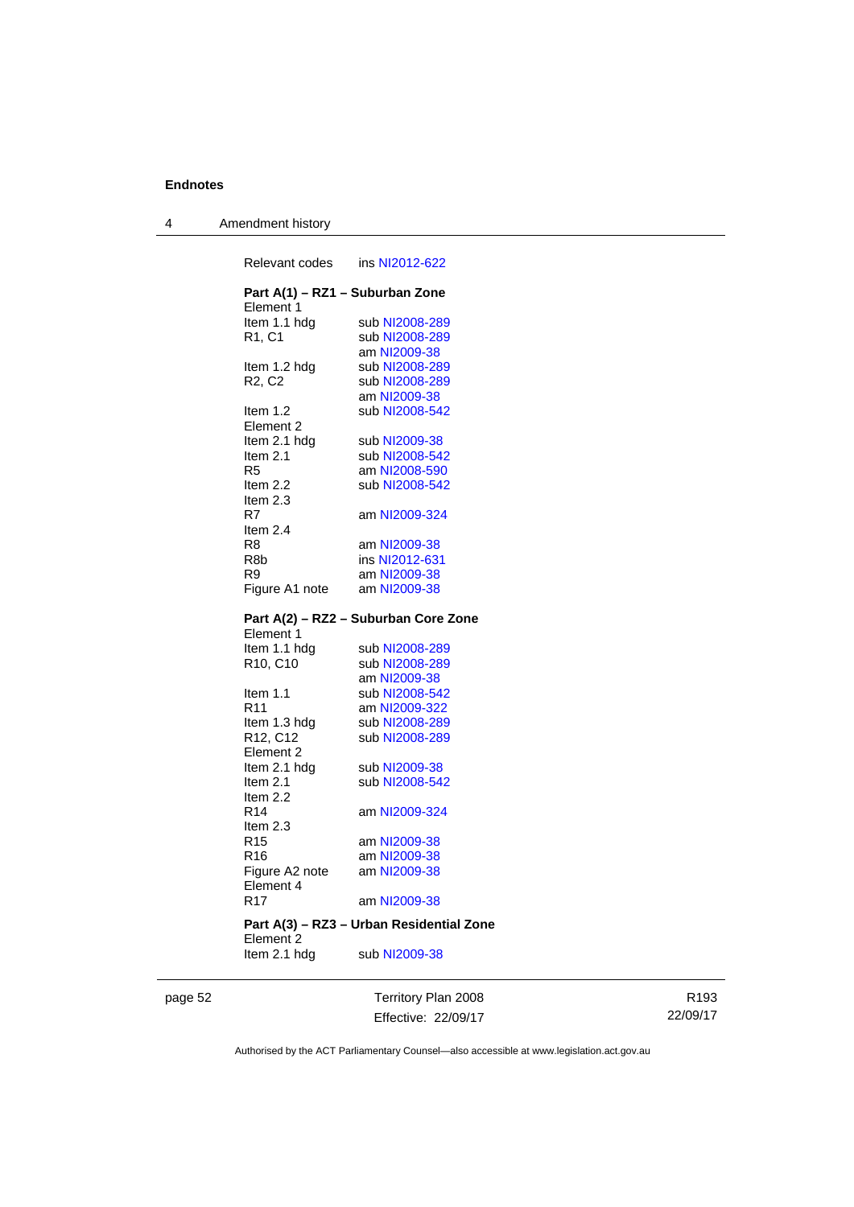Relevant codes ins NI2012-622

**Part A(1) – RZ1 – Suburban Zone**

Element 1
Item 1.1 hdg sub NI2008-289
R1, C1 sub NI2008-289
am NI2009-38
Item 1.2 hdg sub NI2008-289
R2, C2 sub NI2008-289
am NI2009-38
Item 1.2 sub NI2008-542
Element 2
Item 2.1 hdg sub NI2009-38
Item 2.1 sub NI2008-542
R5 am NI2008-590
Item 2.2 sub NI2008-542
Item 2.3
R7 am NI2009-324
Item 2.4
R8 am NI2009-38
R8b ins NI2012-631
R9 am NI2009-38
Figure A1 note am NI2009-38

**Part A(2) – RZ2 – Suburban Core Zone**

Element 1
Item 1.1 hdg sub NI2008-289
R10, C10 sub NI2008-289
am NI2009-38
Item 1.1 sub NI2008-542
R11 am NI2009-322
Item 1.3 hdg sub NI2008-289
R12, C12 sub NI2008-289
Element 2
Item 2.1 hdg sub NI2009-38
Item 2.1 sub NI2008-542
Item 2.2
R14 am NI2009-324
Item 2.3
R15 am NI2009-38
R16 am NI2009-38
Figure A2 note am NI2009-38
Element 4
R17 am NI2009-38

**Part A(3) – RZ3 – Urban Residential Zone**

Element 2
Item 2.1 hdg sub NI2009-38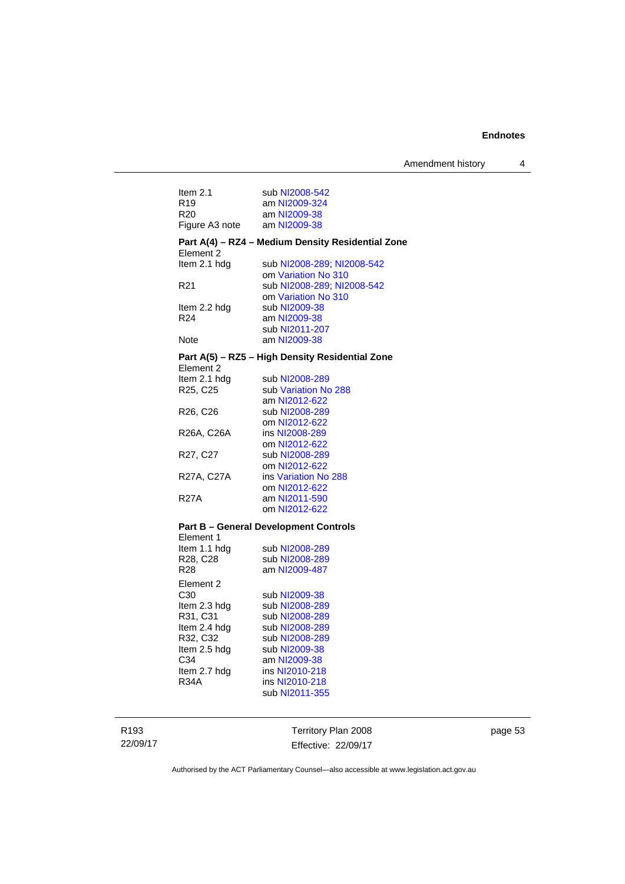Item 2.1 sub NI2008-542
R19 am NI2009-324
R20 am NI2009-38
Figure A3 note am NI2009-38

**Part A(4) – RZ4 – Medium Density Residential Zone**

Element 2
Item 2.1 hdg sub NI2008-289; NI2008-542
om Variation No 310
R21 sub NI2008-289; NI2008-542
om Variation No 310
Item 2.2 hdg sub NI2009-38
R24 am NI2009-38
sub NI2011-207
Note am NI2009-38

**Part A(5) – RZ5 – High Density Residential Zone**

Element 2
Item 2.1 hdg sub NI2008-289
R25, C25 sub Variation No 288
am NI2012-622
R26, C26 sub NI2008-289
om NI2012-622
R26A, C26A ins NI2008-289
om NI2012-622
R27, C27 sub NI2008-289
om NI2012-622
R27A, C27A ins Variation No 288
om NI2012-622
R27A am NI2011-590
om NI2012-622

**Part B – General Development Controls**

Element 1
Item 1.1 hdg sub NI2008-289
R28, C28 sub NI2008-289
R28 am NI2009-487

Element 2
C30 sub NI2009-38
Item 2.3 hdg sub NI2008-289
R31, C31 sub NI2008-289
Item 2.4 hdg sub NI2008-289
R32, C32 sub NI2008-289
Item 2.5 hdg sub NI2009-38
C34 am NI2009-38
Item 2.7 hdg ins NI2010-218
R34A ins NI2010-218
sub NI2011-355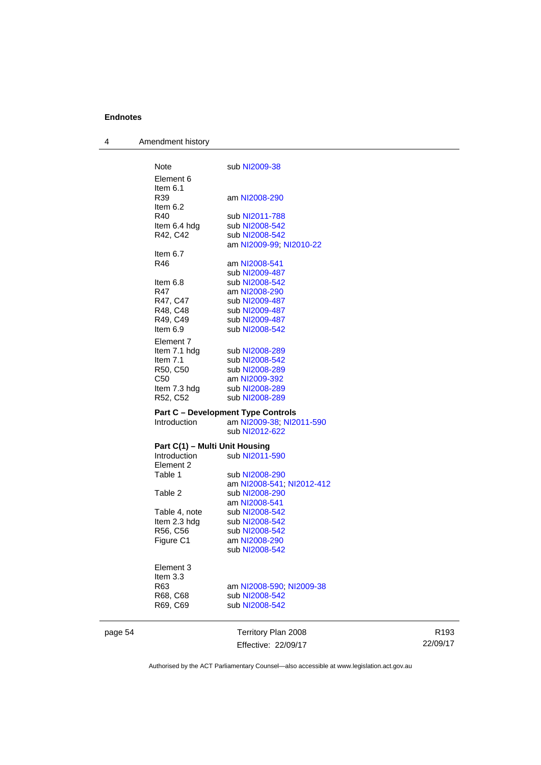## Endnotes

### 4 Amendment history

| | |
|---|---|
| Note | sub NI2009-38 |
| Element 6 | |
| Item 6.1 | |
| R39 | am NI2008-290 |
| Item 6.2 | |
| R40 | sub NI2011-788 |
| Item 6.4 hdg | sub NI2008-542 |
| R42, C42 | sub NI2008-542 |
| | am NI2009-99; NI2010-22 |
| Item 6.7 | |
| R46 | am NI2008-541 |
| | sub NI2009-487 |
| Item 6.8 | sub NI2008-542 |
| R47 | am NI2008-290 |
| R47, C47 | sub NI2009-487 |
| R48, C48 | sub NI2009-487 |
| R49, C49 | sub NI2009-487 |
| Item 6.9 | sub NI2008-542 |
| Element 7 | |
| Item 7.1 hdg | sub NI2008-289 |
| Item 7.1 | sub NI2008-542 |
| R50, C50 | sub NI2008-289 |
| C50 | am NI2009-392 |
| Item 7.3 hdg | sub NI2008-289 |
| R52, C52 | sub NI2008-289 |

**Part C – Development Type Controls**

| | |
|---|---|
| Introduction | am NI2009-38; NI2011-590 |
| | sub NI2012-622 |

**Part C(1) – Multi Unit Housing**

| | |
|---|---|
| Introduction | sub NI2011-590 |
| Element 2 | |
| Table 1 | sub NI2008-290 |
| | am NI2008-541; NI2012-412 |
| Table 2 | sub NI2008-290 |
| | am NI2008-541 |
| Table 4, note | sub NI2008-542 |
| Item 2.3 hdg | sub NI2008-542 |
| R56, C56 | sub NI2008-542 |
| Figure C1 | am NI2008-290 |
| | sub NI2008-542 |
| Element 3 | |
| Item 3.3 | |
| R63 | am NI2008-590; NI2009-38 |
| R68, C68 | sub NI2008-542 |
| R69, C69 | sub NI2008-542 |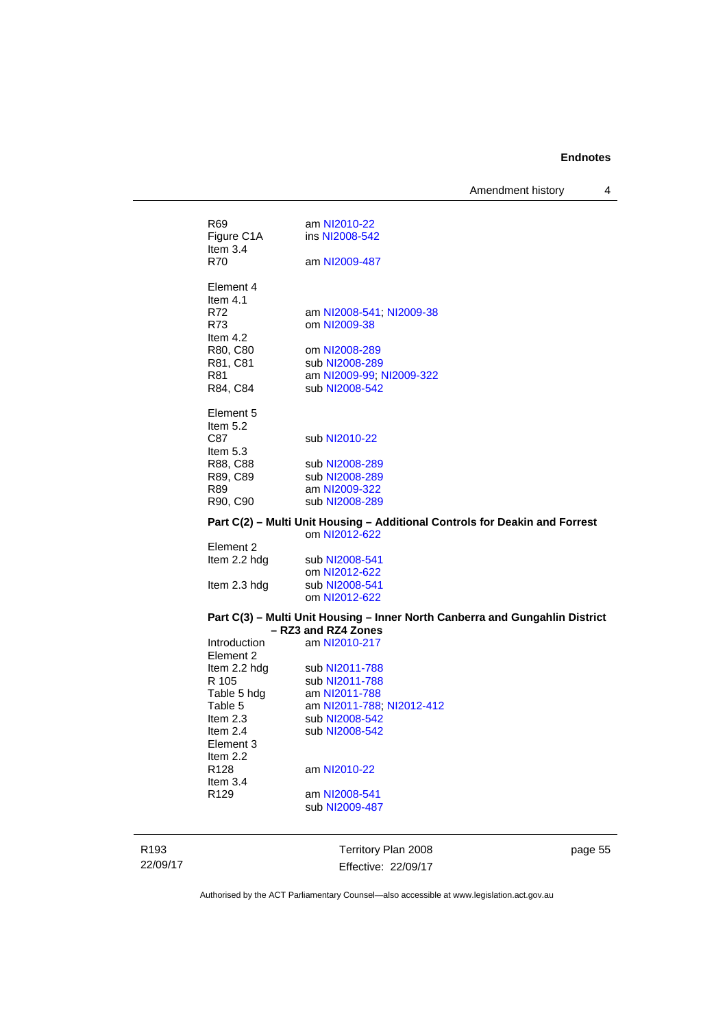R69 am NI2010-22
Figure C1A ins NI2008-542
Item 3.4
R70 am NI2009-487

Element 4
Item 4.1
R72 am NI2008-541; NI2009-38
R73 om NI2009-38
Item 4.2
R80, C80 om NI2008-289
R81, C81 sub NI2008-289
R81 am NI2009-99; NI2009-322
R84, C84 sub NI2008-542

Element 5
Item 5.2
C87 sub NI2010-22
Item 5.3
R88, C88 sub NI2008-289
R89, C89 sub NI2008-289
R89 am NI2009-322
R90, C90 sub NI2008-289

**Part C(2) – Multi Unit Housing – Additional Controls for Deakin and Forrest**
om NI2012-622

Element 2
Item 2.2 hdg sub NI2008-541
om NI2012-622
Item 2.3 hdg sub NI2008-541
om NI2012-622

**Part C(3) – Multi Unit Housing – Inner North Canberra and Gungahlin District – RZ3 and RZ4 Zones**

Introduction am NI2010-217
Element 2
Item 2.2 hdg sub NI2011-788
R 105 sub NI2011-788
Table 5 hdg am NI2011-788
Table 5 am NI2011-788; NI2012-412
Item 2.3 sub NI2008-542
Item 2.4 sub NI2008-542
Element 3
Item 2.2
R128 am NI2010-22
Item 3.4
R129 am NI2008-541
sub NI2009-487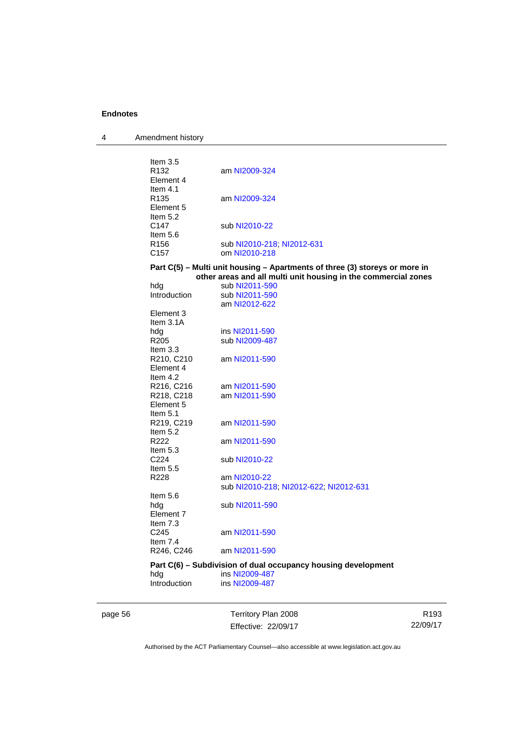Item 3.5
R132 am NI2009-324
Element 4
Item 4.1
R135 am NI2009-324
Element 5
Item 5.2
C147 sub NI2010-22
Item 5.6
R156 sub NI2010-218; NI2012-631
C157 om NI2010-218

**Part C(5) – Multi unit housing – Apartments of three (3) storeys or more in other areas and all multi unit housing in the commercial zones**

hdg sub NI2011-590
Introduction sub NI2011-590
am NI2012-622
Element 3
Item 3.1A
hdg ins NI2011-590
R205 sub NI2009-487
Item 3.3
R210, C210 am NI2011-590
Element 4
Item 4.2
R216, C216 am NI2011-590
R218, C218 am NI2011-590
Element 5
Item 5.1
R219, C219 am NI2011-590
Item 5.2
R222 am NI2011-590
Item 5.3
C224 sub NI2010-22
Item 5.5
R228 am NI2010-22
sub NI2010-218; NI2012-622; NI2012-631
Item 5.6
hdg sub NI2011-590
Element 7
Item 7.3
C245 am NI2011-590
Item 7.4
R246, C246 am NI2011-590

**Part C(6) – Subdivision of dual occupancy housing development**

hdg ins NI2009-487
Introduction ins NI2009-487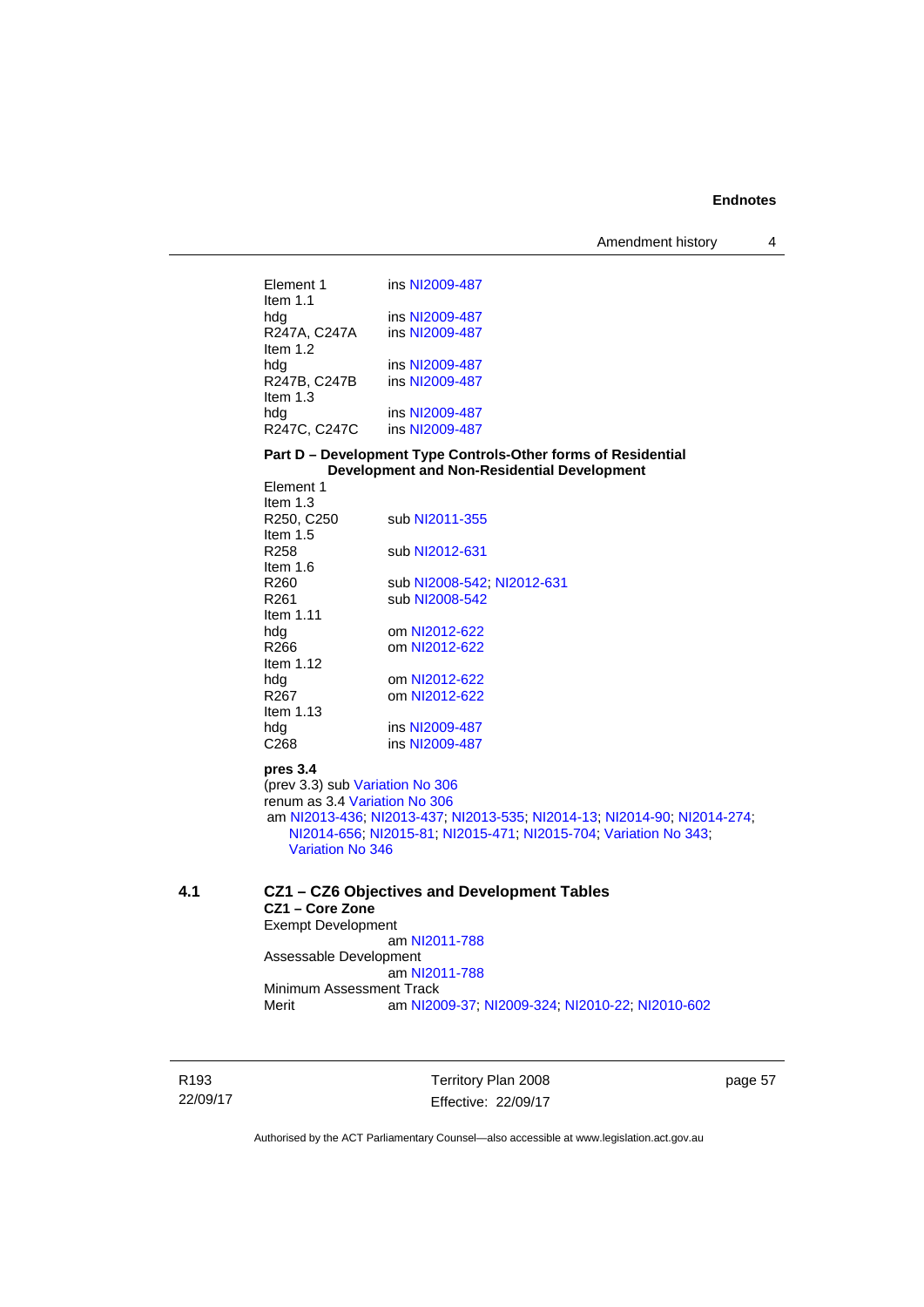Element 1 ins NI2009-487

Item 1.1

hdg ins NI2009-487

R247A, C247A ins NI2009-487

Item 1.2

hdg ins NI2009-487

R247B, C247B ins NI2009-487

Item 1.3

hdg ins NI2009-487

R247C, C247C ins NI2009-487

**Part D – Development Type Controls-Other forms of Residential Development and Non-Residential Development**

Element 1

Item 1.3

R250, C250 sub NI2011-355

Item 1.5

R258 sub NI2012-631

Item 1.6

R260 sub NI2008-542; NI2012-631

R261 sub NI2008-542

Item 1.11

hdg om NI2012-622

R266 om NI2012-622

Item 1.12

hdg om NI2012-622

R267 om NI2012-622

Item 1.13

hdg ins NI2009-487

C268 ins NI2009-487

**pres 3.4**

(prev 3.3) sub Variation No 306

renum as 3.4 Variation No 306

am NI2013-436; NI2013-437; NI2013-535; NI2014-13; NI2014-90; NI2014-274; NI2014-656; NI2015-81; NI2015-471; NI2015-704; Variation No 343; Variation No 346

## 4.1 CZ1 – CZ6 Objectives and Development Tables

**CZ1 – Core Zone**

Exempt Development

am NI2011-788

Assessable Development

am NI2011-788

Minimum Assessment Track

Merit am NI2009-37; NI2009-324; NI2010-22; NI2010-602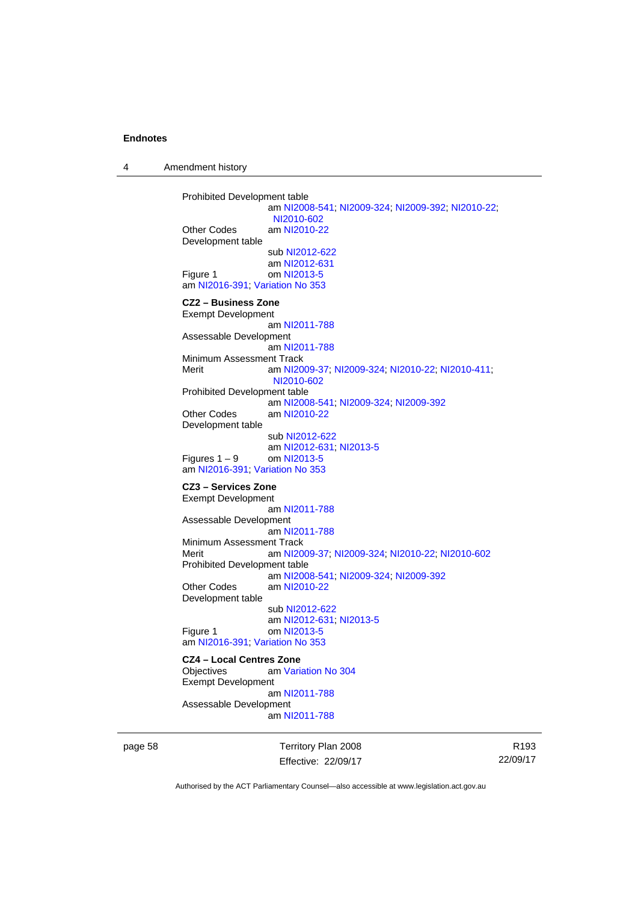Prohibited Development table
am NI2008-541; NI2009-324; NI2009-392; NI2010-22; NI2010-602

Other Codes am NI2010-22

Development table
sub NI2012-622
am NI2012-631

Figure 1 om NI2013-5

am NI2016-391; Variation No 353

**CZ2 – Business Zone**

Exempt Development
am NI2011-788

Assessable Development
am NI2011-788

Minimum Assessment Track

Merit am NI2009-37; NI2009-324; NI2010-22; NI2010-411; NI2010-602

Prohibited Development table
am NI2008-541; NI2009-324; NI2009-392

Other Codes am NI2010-22

Development table
sub NI2012-622
am NI2012-631; NI2013-5

Figures 1 – 9 om NI2013-5

am NI2016-391; Variation No 353

**CZ3 – Services Zone**

Exempt Development
am NI2011-788

Assessable Development
am NI2011-788

Minimum Assessment Track

Merit am NI2009-37; NI2009-324; NI2010-22; NI2010-602

Prohibited Development table
am NI2008-541; NI2009-324; NI2009-392

Other Codes am NI2010-22

Development table
sub NI2012-622
am NI2012-631; NI2013-5

Figure 1 om NI2013-5

am NI2016-391; Variation No 353

**CZ4 – Local Centres Zone**

Objectives am Variation No 304

Exempt Development
am NI2011-788

Assessable Development
am NI2011-788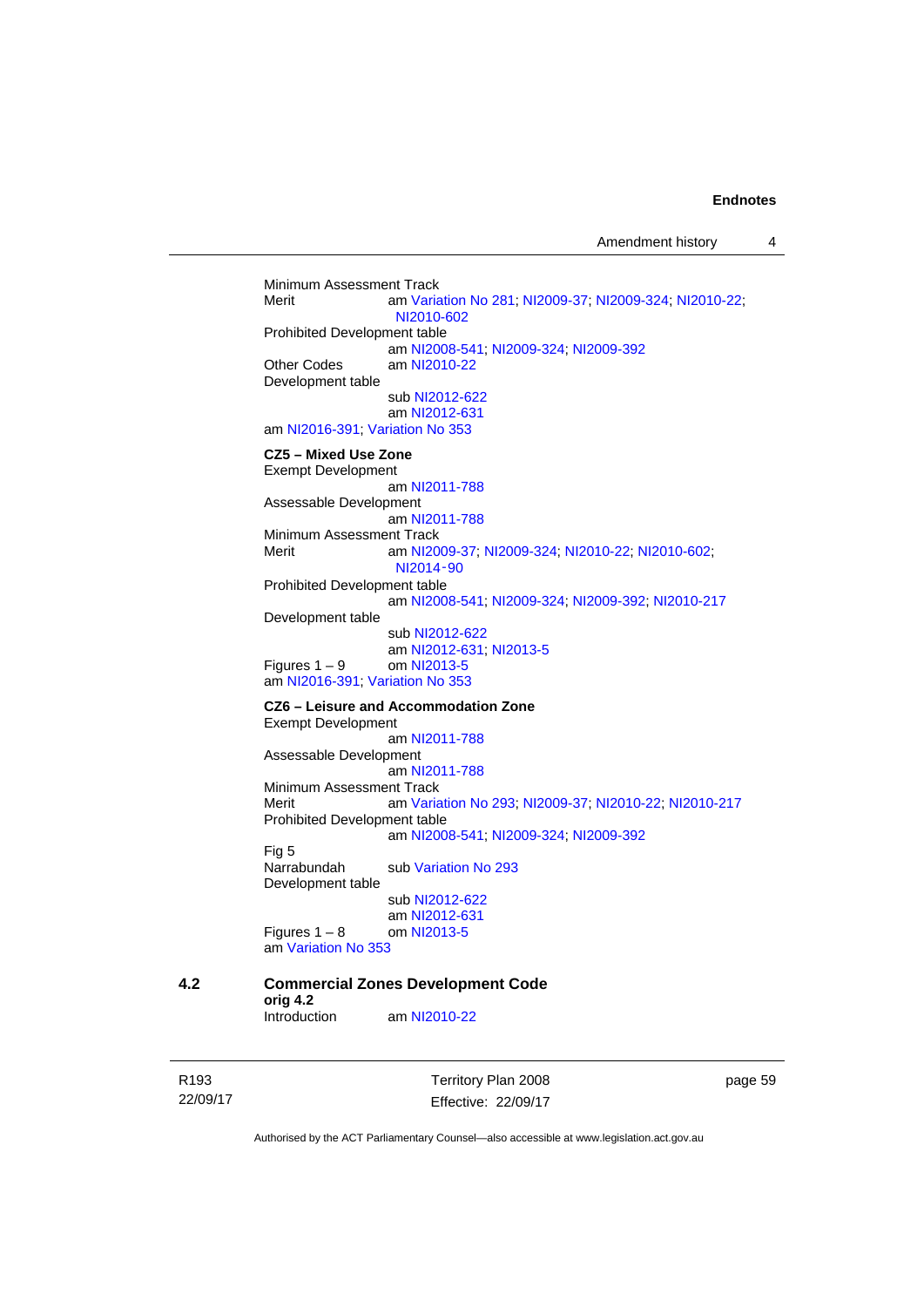Minimum Assessment Track
Merit am Variation No 281; NI2009-37; NI2009-324; NI2010-22; NI2010-602
Prohibited Development table
am NI2008-541; NI2009-324; NI2009-392
Other Codes am NI2010-22
Development table
sub NI2012-622
am NI2012-631
am NI2016-391; Variation No 353

**CZ5 – Mixed Use Zone**
Exempt Development
am NI2011-788
Assessable Development
am NI2011-788
Minimum Assessment Track
Merit am NI2009-37; NI2009-324; NI2010-22; NI2010-602; NI2014-90
Prohibited Development table
am NI2008-541; NI2009-324; NI2009-392; NI2010-217
Development table
sub NI2012-622
am NI2012-631; NI2013-5
Figures 1 – 9 om NI2013-5
am NI2016-391; Variation No 353

**CZ6 – Leisure and Accommodation Zone**
Exempt Development
am NI2011-788
Assessable Development
am NI2011-788
Minimum Assessment Track
Merit am Variation No 293; NI2009-37; NI2010-22; NI2010-217
Prohibited Development table
am NI2008-541; NI2009-324; NI2009-392
Fig 5
Narrabundah sub Variation No 293
Development table
sub NI2012-622
am NI2012-631
Figures 1 – 8 om NI2013-5
am Variation No 353

## 4.2 Commercial Zones Development Code

**orig 4.2**
Introduction am NI2010-22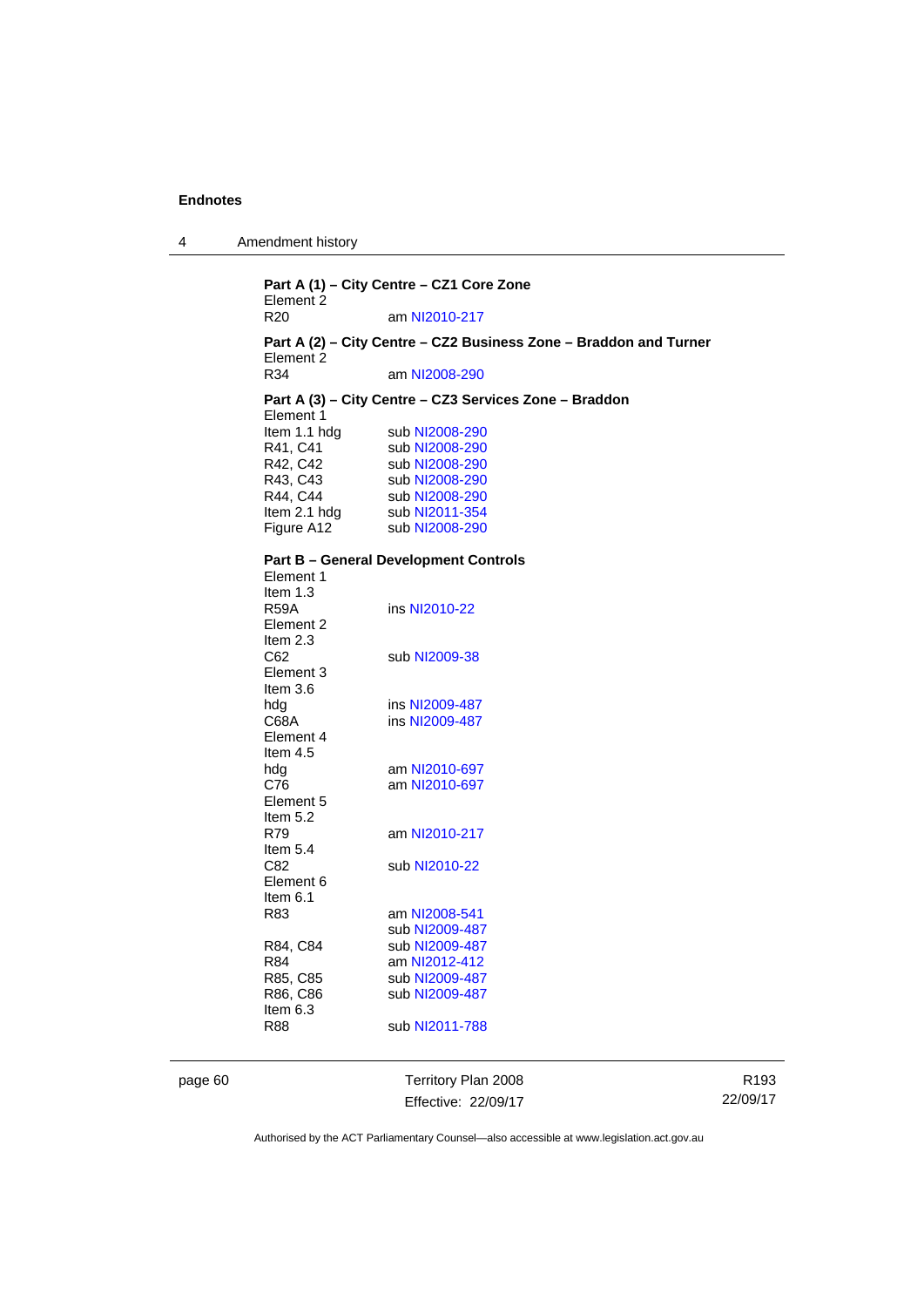**Part A (1) – City Centre – CZ1 Core Zone**

Element 2

| | |
|---|---|
| R20 | am NI2010-217 |

**Part A (2) – City Centre – CZ2 Business Zone – Braddon and Turner**

Element 2

| | |
|---|---|
| R34 | am NI2008-290 |

**Part A (3) – City Centre – CZ3 Services Zone – Braddon**

Element 1

| | |
|---|---|
| Item 1.1 hdg | sub NI2008-290 |
| R41, C41 | sub NI2008-290 |
| R42, C42 | sub NI2008-290 |
| R43, C43 | sub NI2008-290 |
| R44, C44 | sub NI2008-290 |
| Item 2.1 hdg | sub NI2011-354 |
| Figure A12 | sub NI2008-290 |

**Part B – General Development Controls**

| | |
|---|---|
| Element 1 | |
| Item 1.3 | |
| R59A | ins NI2010-22 |
| Element 2 | |
| Item 2.3 | |
| C62 | sub NI2009-38 |
| Element 3 | |
| Item 3.6 | |
| hdg | ins NI2009-487 |
| C68A | ins NI2009-487 |
| Element 4 | |
| Item 4.5 | |
| hdg | am NI2010-697 |
| C76 | am NI2010-697 |
| Element 5 | |
| Item 5.2 | |
| R79 | am NI2010-217 |
| Item 5.4 | |
| C82 | sub NI2010-22 |
| Element 6 | |
| Item 6.1 | |
| R83 | am NI2008-541 |
| | sub NI2009-487 |
| R84, C84 | sub NI2009-487 |
| R84 | am NI2012-412 |
| R85, C85 | sub NI2009-487 |
| R86, C86 | sub NI2009-487 |
| Item 6.3 | |
| R88 | sub NI2011-788 |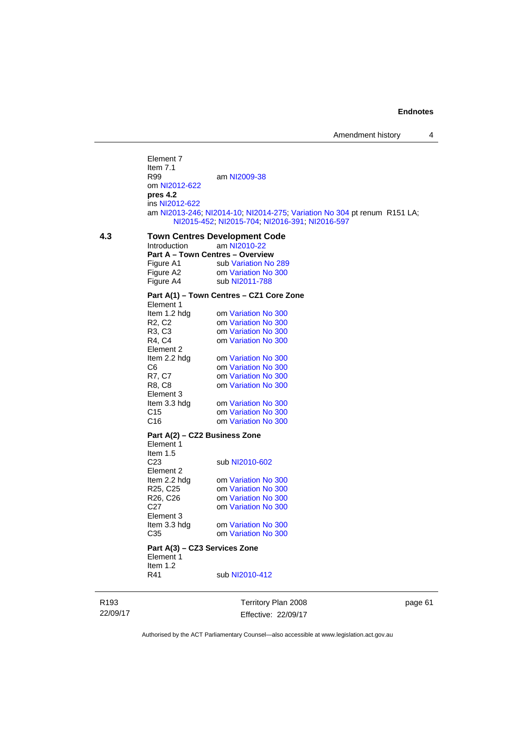Element 7
Item 7.1
R99 am NI2009-38
om NI2012-622
**pres 4.2**
ins NI2012-622
am NI2013-246; NI2014-10; NI2014-275; Variation No 304 pt renum R151 LA; NI2015-452; NI2015-704; NI2016-391; NI2016-597

**4.3 Town Centres Development Code**

Introduction am NI2010-22

**Part A – Town Centres – Overview**

Figure A1 sub Variation No 289
Figure A2 om Variation No 300
Figure A4 sub NI2011-788

**Part A(1) – Town Centres – CZ1 Core Zone**

Element 1
Item 1.2 hdg om Variation No 300
R2, C2 om Variation No 300
R3, C3 om Variation No 300
R4, C4 om Variation No 300
Element 2
Item 2.2 hdg om Variation No 300
C6 om Variation No 300
R7, C7 om Variation No 300
R8, C8 om Variation No 300
Element 3
Item 3.3 hdg om Variation No 300
C15 om Variation No 300
C16 om Variation No 300

**Part A(2) – CZ2 Business Zone**

Element 1
Item 1.5
C23 sub NI2010-602
Element 2
Item 2.2 hdg om Variation No 300
R25, C25 om Variation No 300
R26, C26 om Variation No 300
C27 om Variation No 300
Element 3
Item 3.3 hdg om Variation No 300
C35 om Variation No 300

**Part A(3) – CZ3 Services Zone**

Element 1
Item 1.2
R41 sub NI2010-412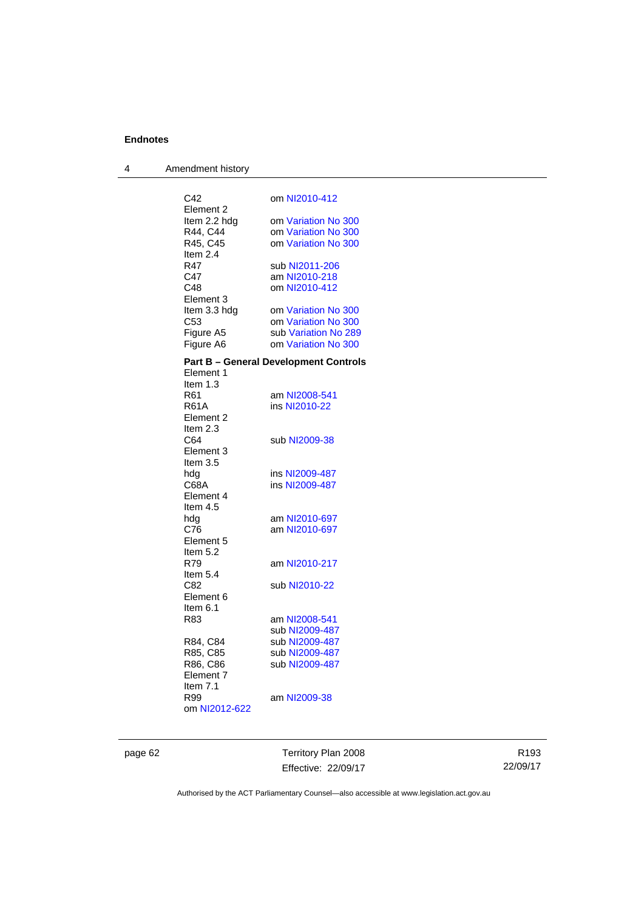C42 om NI2010-412

Element 2

Item 2.2 hdg om Variation No 300

R44, C44 om Variation No 300

R45, C45 om Variation No 300

Item 2.4

R47 sub NI2011-206

C47 am NI2010-218

C48 om NI2010-412

Element 3

Item 3.3 hdg om Variation No 300

C53 om Variation No 300

Figure A5 sub Variation No 289

Figure A6 om Variation No 300

**Part B – General Development Controls**

Element 1

Item 1.3

R61 am NI2008-541

R61A ins NI2010-22

Element 2

Item 2.3

C64 sub NI2009-38

Element 3

Item 3.5

hdg ins NI2009-487

C68A ins NI2009-487

Element 4

Item 4.5

hdg am NI2010-697

C76 am NI2010-697

Element 5

Item 5.2

R79 am NI2010-217

Item 5.4

C82 sub NI2010-22

Element 6

Item 6.1

R83 am NI2008-541
sub NI2009-487

R84, C84 sub NI2009-487

R85, C85 sub NI2009-487

R86, C86 sub NI2009-487

Element 7

Item 7.1

R99 am NI2009-38
om NI2012-622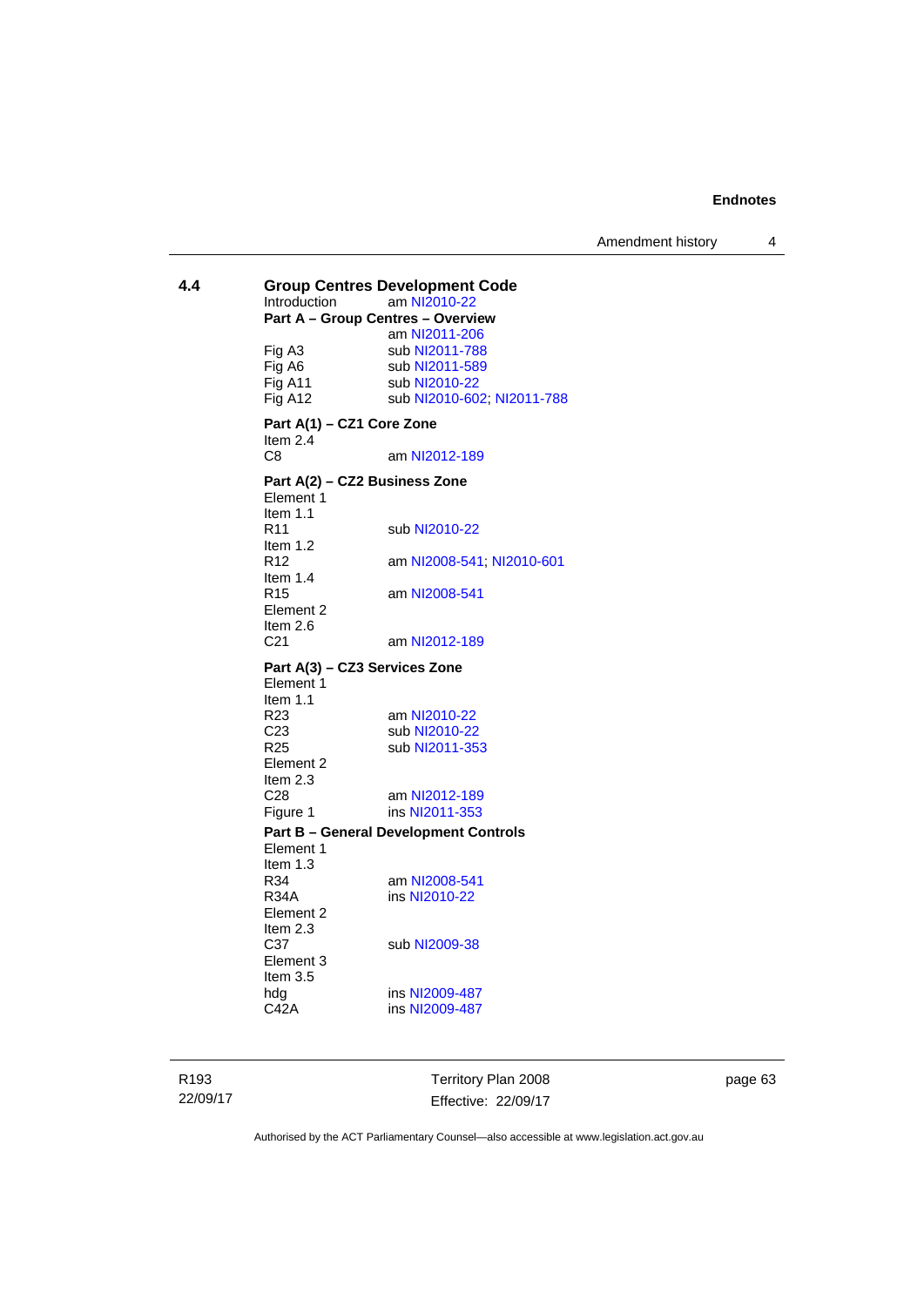## 4.4 Group Centres Development Code

Introduction am NI2010-22

**Part A – Group Centres – Overview**

am NI2011-206

Fig A3 sub NI2011-788
Fig A6 sub NI2011-589
Fig A11 sub NI2010-22
Fig A12 sub NI2010-602; NI2011-788

**Part A(1) – CZ1 Core Zone**

Item 2.4
C8 am NI2012-189

**Part A(2) – CZ2 Business Zone**

Element 1
Item 1.1
R11 sub NI2010-22
Item 1.2
R12 am NI2008-541; NI2010-601
Item 1.4
R15 am NI2008-541
Element 2
Item 2.6
C21 am NI2012-189

**Part A(3) – CZ3 Services Zone**

Element 1
Item 1.1
R23 am NI2010-22
C23 sub NI2010-22
R25 sub NI2011-353
Element 2
Item 2.3
C28 am NI2012-189
Figure 1 ins NI2011-353

**Part B – General Development Controls**

Element 1
Item 1.3
R34 am NI2008-541
R34A ins NI2010-22
Element 2
Item 2.3
C37 sub NI2009-38
Element 3
Item 3.5
hdg ins NI2009-487
C42A ins NI2009-487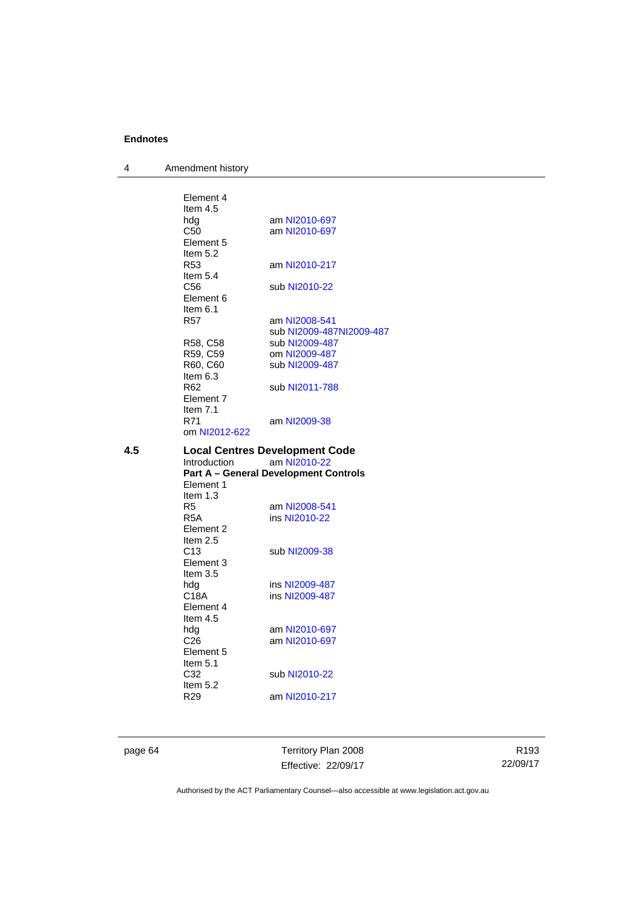Element 4
Item 4.5
hdg am NI2010-697
C50 am NI2010-697
Element 5
Item 5.2
R53 am NI2010-217
Item 5.4
C56 sub NI2010-22
Element 6
Item 6.1
R57 am NI2008-541
sub NI2009-487NI2009-487
R58, C58 sub NI2009-487
R59, C59 om NI2009-487
R60, C60 sub NI2009-487
Item 6.3
R62 sub NI2011-788
Element 7
Item 7.1
R71 am NI2009-38
om NI2012-622

## 4.5 Local Centres Development Code

Introduction am NI2010-22

**Part A – General Development Controls**

Element 1
Item 1.3
R5 am NI2008-541
R5A ins NI2010-22
Element 2
Item 2.5
C13 sub NI2009-38
Element 3
Item 3.5
hdg ins NI2009-487
C18A ins NI2009-487
Element 4
Item 4.5
hdg am NI2010-697
C26 am NI2010-697
Element 5
Item 5.1
C32 sub NI2010-22
Item 5.2
R29 am NI2010-217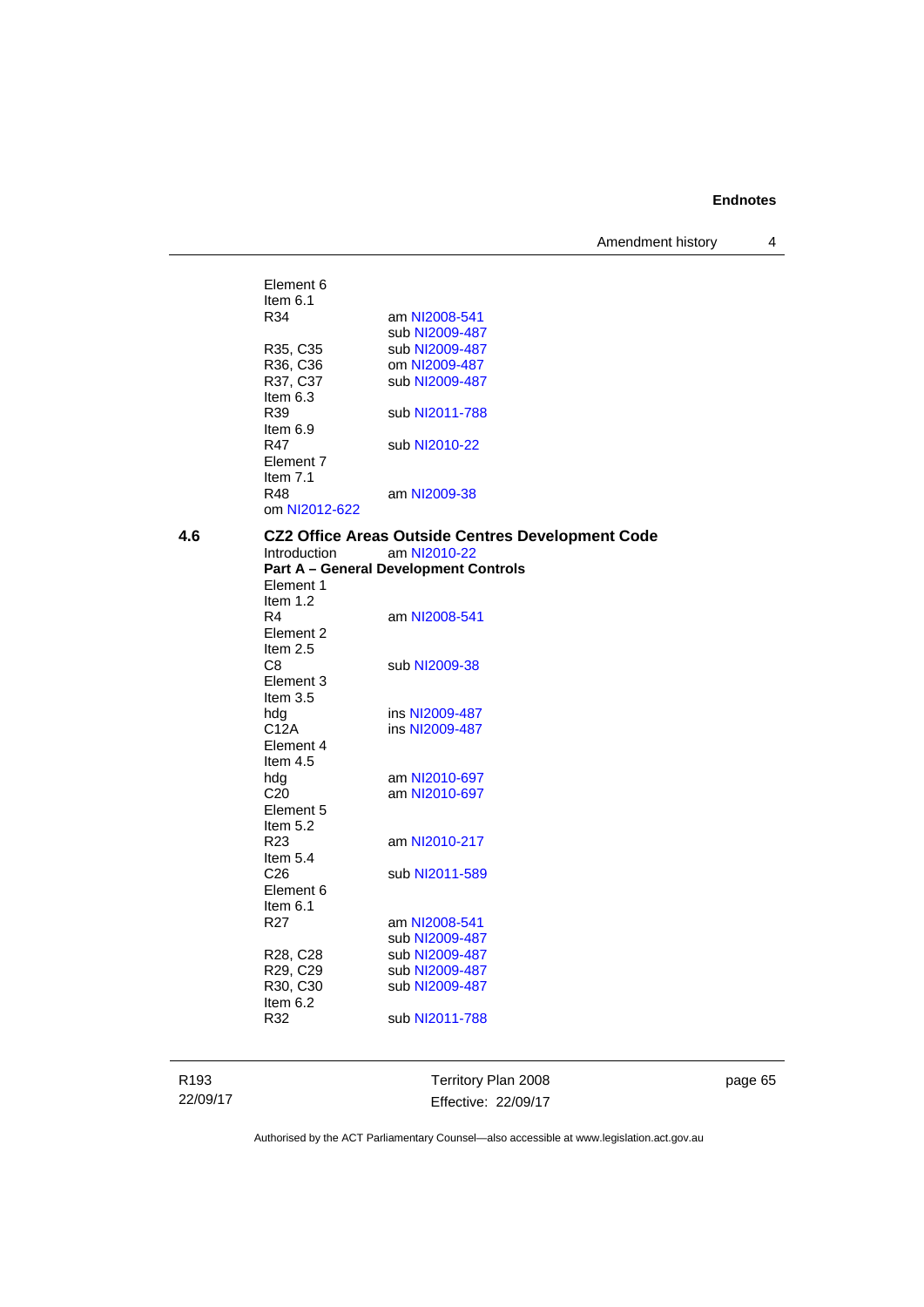Element 6
Item 6.1
R34 am NI2008-541
sub NI2009-487
R35, C35 sub NI2009-487
R36, C36 om NI2009-487
R37, C37 sub NI2009-487
Item 6.3
R39 sub NI2011-788
Item 6.9
R47 sub NI2010-22
Element 7
Item 7.1
R48 am NI2009-38
om NI2012-622

### 4.6 CZ2 Office Areas Outside Centres Development Code

Introduction am NI2010-22

**Part A – General Development Controls**

Element 1
Item 1.2
R4 am NI2008-541
Element 2
Item 2.5
C8 sub NI2009-38
Element 3
Item 3.5
hdg ins NI2009-487
C12A ins NI2009-487
Element 4
Item 4.5
hdg am NI2010-697
C20 am NI2010-697
Element 5
Item 5.2
R23 am NI2010-217
Item 5.4
C26 sub NI2011-589
Element 6
Item 6.1
R27 am NI2008-541
sub NI2009-487
R28, C28 sub NI2009-487
R29, C29 sub NI2009-487
R30, C30 sub NI2009-487
Item 6.2
R32 sub NI2011-788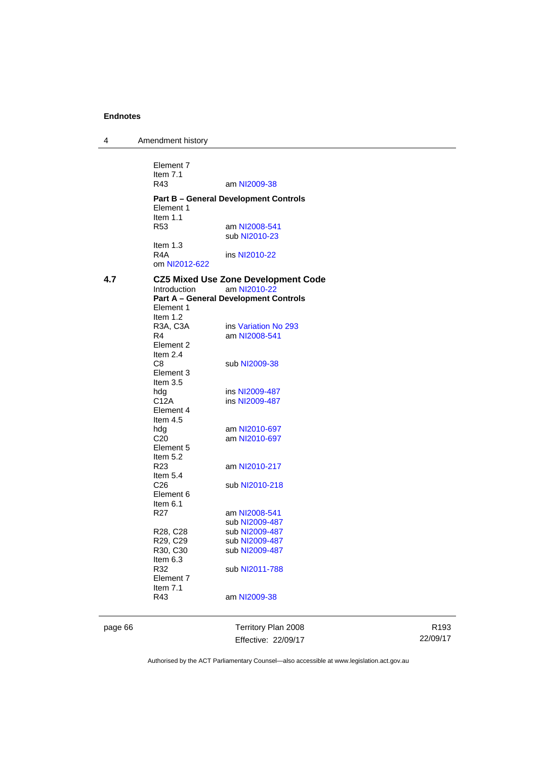Element 7
Item 7.1
R43 am NI2009-38

**Part B – General Development Controls**
Element 1
Item 1.1
R53 am NI2008-541
sub NI2010-23
Item 1.3
R4A ins NI2010-22
om NI2012-622

### 4.7 CZ5 Mixed Use Zone Development Code

Introduction am NI2010-22
**Part A – General Development Controls**
Element 1
Item 1.2
R3A, C3A ins Variation No 293
R4 am NI2008-541
Element 2
Item 2.4
C8 sub NI2009-38
Element 3
Item 3.5
hdg ins NI2009-487
C12A ins NI2009-487
Element 4
Item 4.5
hdg am NI2010-697
C20 am NI2010-697
Element 5
Item 5.2
R23 am NI2010-217
Item 5.4
C26 sub NI2010-218
Element 6
Item 6.1
R27 am NI2008-541
sub NI2009-487
R28, C28 sub NI2009-487
R29, C29 sub NI2009-487
R30, C30 sub NI2009-487
Item 6.3
R32 sub NI2011-788
Element 7
Item 7.1
R43 am NI2009-38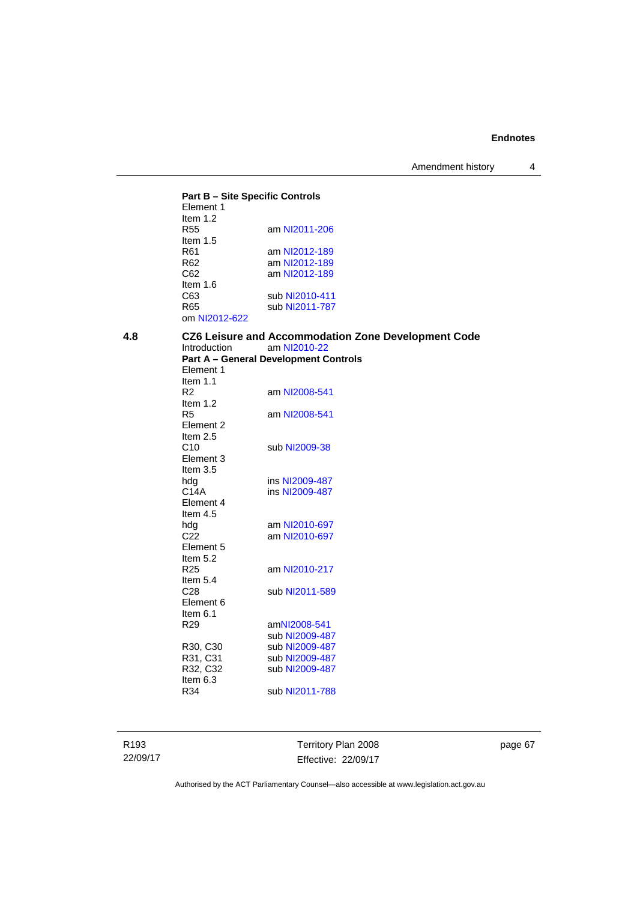**Part B – Site Specific Controls**

Element 1
Item 1.2
R55 am NI2011-206
Item 1.5
R61 am NI2012-189
R62 am NI2012-189
C62 am NI2012-189
Item 1.6
C63 sub NI2010-411
R65 sub NI2011-787
om NI2012-622

## 4.8 CZ6 Leisure and Accommodation Zone Development Code

Introduction am NI2010-22

**Part A – General Development Controls**

Element 1
Item 1.1
R2 am NI2008-541
Item 1.2
R5 am NI2008-541
Element 2
Item 2.5
C10 sub NI2009-38
Element 3
Item 3.5
hdg ins NI2009-487
C14A ins NI2009-487
Element 4
Item 4.5
hdg am NI2010-697
C22 am NI2010-697
Element 5
Item 5.2
R25 am NI2010-217
Item 5.4
C28 sub NI2011-589
Element 6
Item 6.1
R29 amNI2008-541
sub NI2009-487
R30, C30 sub NI2009-487
R31, C31 sub NI2009-487
R32, C32 sub NI2009-487
Item 6.3
R34 sub NI2011-788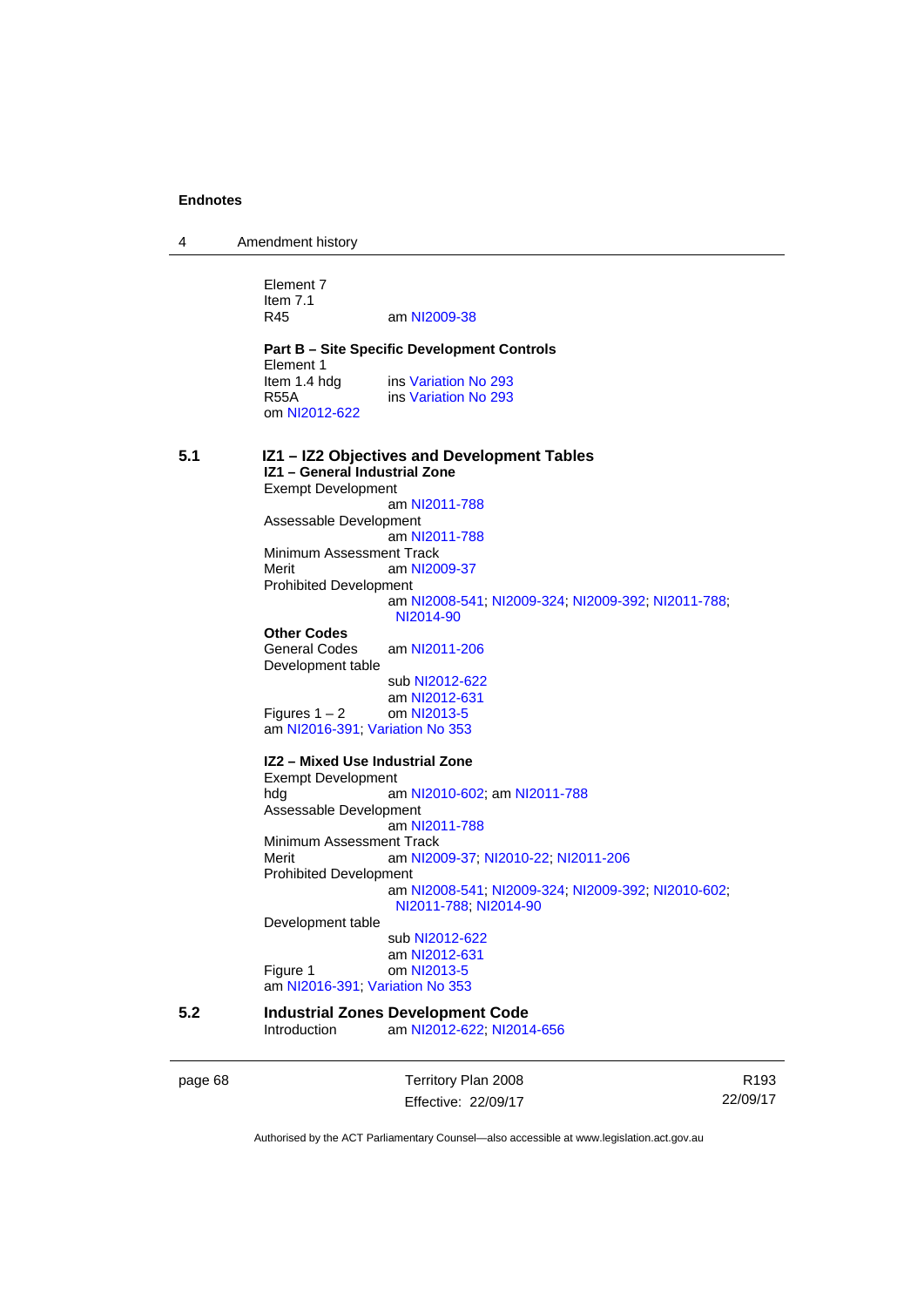Element 7
Item 7.1
R45 am NI2009-38

**Part B – Site Specific Development Controls**
Element 1
Item 1.4 hdg ins Variation No 293
R55A ins Variation No 293
om NI2012-622

## 5.1 IZ1 – IZ2 Objectives and Development Tables

**IZ1 – General Industrial Zone**
Exempt Development
am NI2011-788
Assessable Development
am NI2011-788
Minimum Assessment Track
Merit am NI2009-37
Prohibited Development
am NI2008-541; NI2009-324; NI2009-392; NI2011-788; NI2014-90
**Other Codes**
General Codes am NI2011-206
Development table
sub NI2012-622
am NI2012-631
Figures 1 – 2 om NI2013-5
am NI2016-391; Variation No 353

**IZ2 – Mixed Use Industrial Zone**
Exempt Development
hdg am NI2010-602; am NI2011-788
Assessable Development
am NI2011-788
Minimum Assessment Track
Merit am NI2009-37; NI2010-22; NI2011-206
Prohibited Development
am NI2008-541; NI2009-324; NI2009-392; NI2010-602; NI2011-788; NI2014-90
Development table
sub NI2012-622
am NI2012-631
Figure 1 om NI2013-5
am NI2016-391; Variation No 353

## 5.2 Industrial Zones Development Code

Introduction am NI2012-622; NI2014-656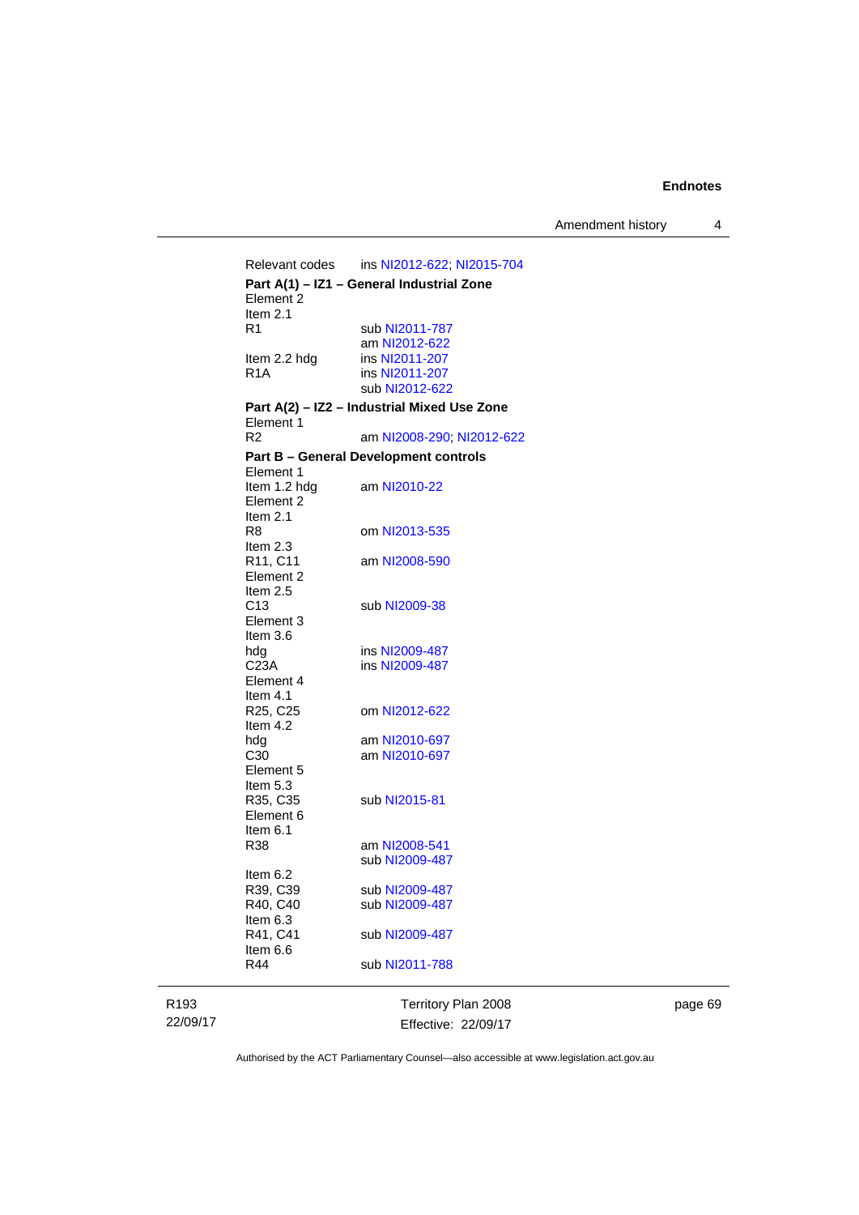Relevant codes ins NI2012-622; NI2015-704

**Part A(1) – IZ1 – General Industrial Zone**

Element 2

Item 2.1

R1 sub NI2011-787
am NI2012-622

Item 2.2 hdg ins NI2011-207

R1A ins NI2011-207
sub NI2012-622

**Part A(2) – IZ2 – Industrial Mixed Use Zone**

Element 1

R2 am NI2008-290; NI2012-622

**Part B – General Development controls**

Element 1

Item 1.2 hdg am NI2010-22

Element 2

Item 2.1

R8 om NI2013-535

Item 2.3

R11, C11 am NI2008-590

Element 2

Item 2.5

C13 sub NI2009-38

Element 3

Item 3.6

hdg ins NI2009-487

C23A ins NI2009-487

Element 4

Item 4.1

R25, C25 om NI2012-622

Item 4.2

hdg am NI2010-697

C30 am NI2010-697

Element 5

Item 5.3

R35, C35 sub NI2015-81

Element 6

Item 6.1

R38 am NI2008-541
sub NI2009-487

Item 6.2

R39, C39 sub NI2009-487

R40, C40 sub NI2009-487

Item 6.3

R41, C41 sub NI2009-487

Item 6.6

R44 sub NI2011-788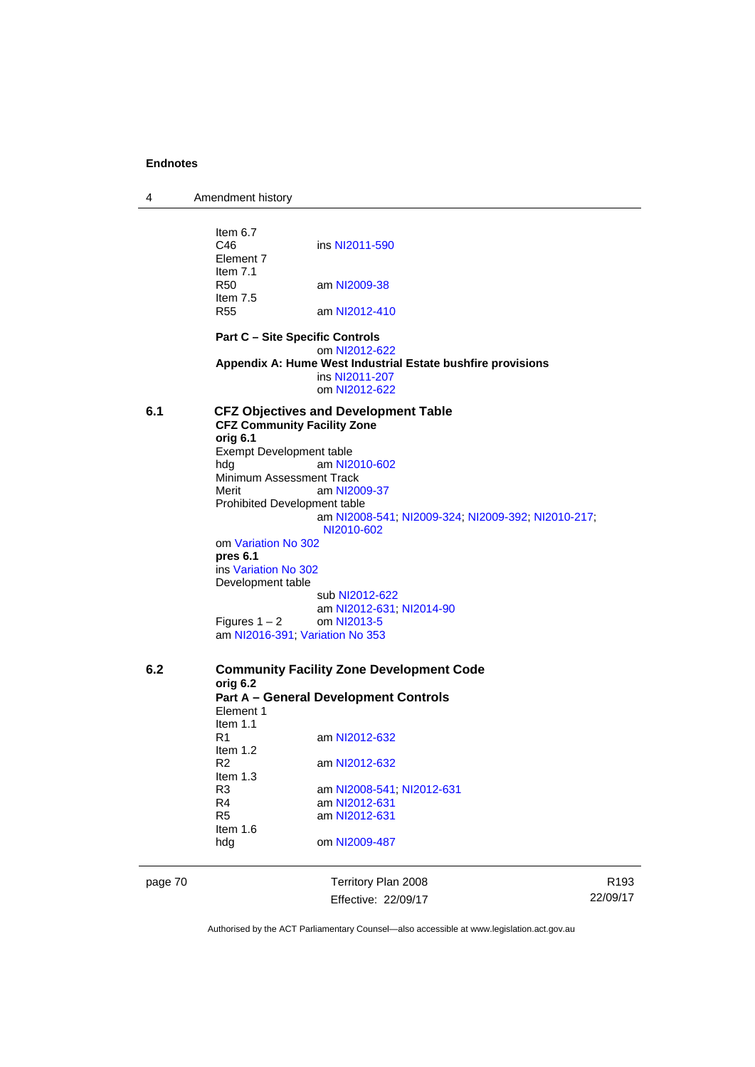Item 6.7
C46 ins NI2011-590
Element 7
Item 7.1
R50 am NI2009-38
Item 7.5
R55 am NI2012-410

**Part C – Site Specific Controls**
om NI2012-622
**Appendix A: Hume West Industrial Estate bushfire provisions**
ins NI2011-207
om NI2012-622

**6.1 CFZ Objectives and Development Table**
**CFZ Community Facility Zone**
**orig 6.1**
Exempt Development table
hdg am NI2010-602
Minimum Assessment Track
Merit am NI2009-37
Prohibited Development table
am NI2008-541; NI2009-324; NI2009-392; NI2010-217; NI2010-602
om Variation No 302
**pres 6.1**
ins Variation No 302
Development table
sub NI2012-622
am NI2012-631; NI2014-90
Figures 1 – 2 om NI2013-5
am NI2016-391; Variation No 353

**6.2 Community Facility Zone Development Code**
**orig 6.2**
**Part A – General Development Controls**
Element 1
Item 1.1
R1 am NI2012-632
Item 1.2
R2 am NI2012-632
Item 1.3
R3 am NI2008-541; NI2012-631
R4 am NI2012-631
R5 am NI2012-631
Item 1.6
hdg om NI2009-487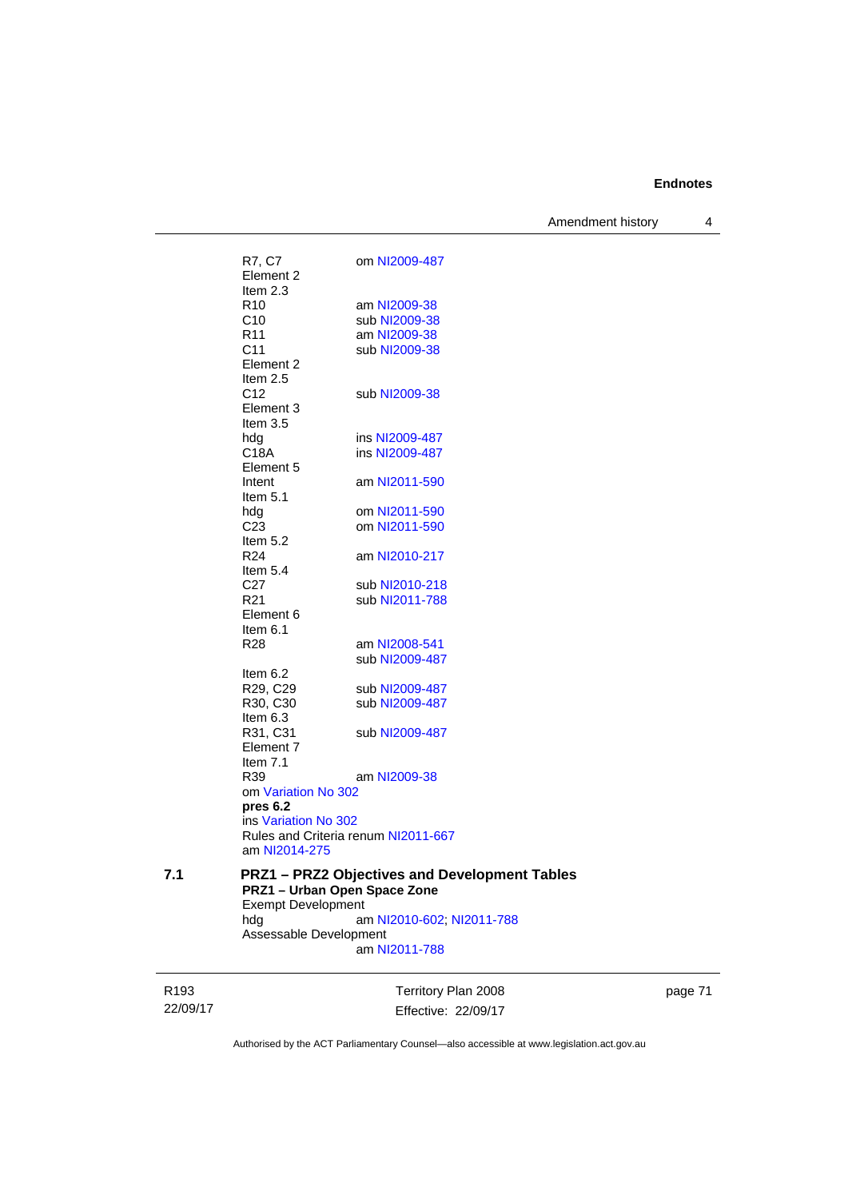R7, C7 om NI2009-487
Element 2
Item 2.3
R10 am NI2009-38
C10 sub NI2009-38
R11 am NI2009-38
C11 sub NI2009-38
Element 2
Item 2.5
C12 sub NI2009-38
Element 3
Item 3.5
hdg ins NI2009-487
C18A ins NI2009-487
Element 5
Intent am NI2011-590
Item 5.1
hdg om NI2011-590
C23 om NI2011-590
Item 5.2
R24 am NI2010-217
Item 5.4
C27 sub NI2010-218
R21 sub NI2011-788
Element 6
Item 6.1
R28 am NI2008-541
sub NI2009-487
Item 6.2
R29, C29 sub NI2009-487
R30, C30 sub NI2009-487
Item 6.3
R31, C31 sub NI2009-487
Element 7
Item 7.1
R39 am NI2009-38
om Variation No 302
**pres 6.2**
ins Variation No 302
Rules and Criteria renum NI2011-667
am NI2014-275

**7.1 PRZ1 – PRZ2 Objectives and Development Tables**

**PRZ1 – Urban Open Space Zone**

Exempt Development
hdg am NI2010-602; NI2011-788
Assessable Development
am NI2011-788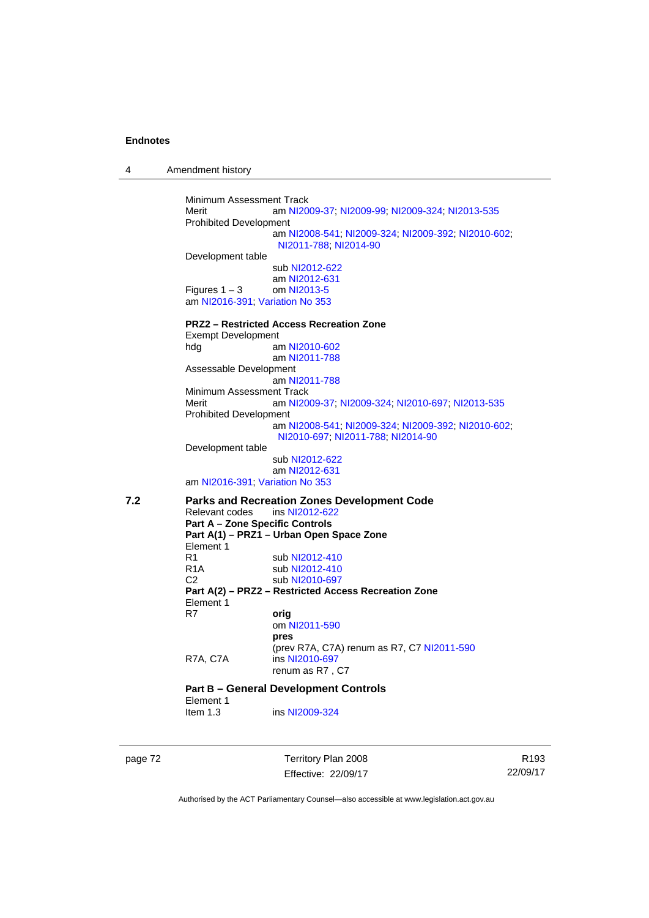Minimum Assessment Track
Merit am NI2009-37; NI2009-99; NI2009-324; NI2013-535
Prohibited Development
am NI2008-541; NI2009-324; NI2009-392; NI2010-602; NI2011-788; NI2014-90
Development table
sub NI2012-622
am NI2012-631
Figures 1 – 3 om NI2013-5
am NI2016-391; Variation No 353

**PRZ2 – Restricted Access Recreation Zone**
Exempt Development
hdg am NI2010-602
am NI2011-788
Assessable Development
am NI2011-788
Minimum Assessment Track
Merit am NI2009-37; NI2009-324; NI2010-697; NI2013-535
Prohibited Development
am NI2008-541; NI2009-324; NI2009-392; NI2010-602; NI2010-697; NI2011-788; NI2014-90
Development table
sub NI2012-622
am NI2012-631
am NI2016-391; Variation No 353

## 7.2 Parks and Recreation Zones Development Code

Relevant codes ins NI2012-622
**Part A – Zone Specific Controls**
**Part A(1) – PRZ1 – Urban Open Space Zone**
Element 1
R1 sub NI2012-410
R1A sub NI2012-410
C2 sub NI2010-697
**Part A(2) – PRZ2 – Restricted Access Recreation Zone**
Element 1
R7 **orig**
om NI2011-590
**pres**
(prev R7A, C7A) renum as R7, C7 NI2011-590
R7A, C7A ins NI2010-697
renum as R7 , C7

**Part B – General Development Controls**
Element 1
Item 1.3 ins NI2009-324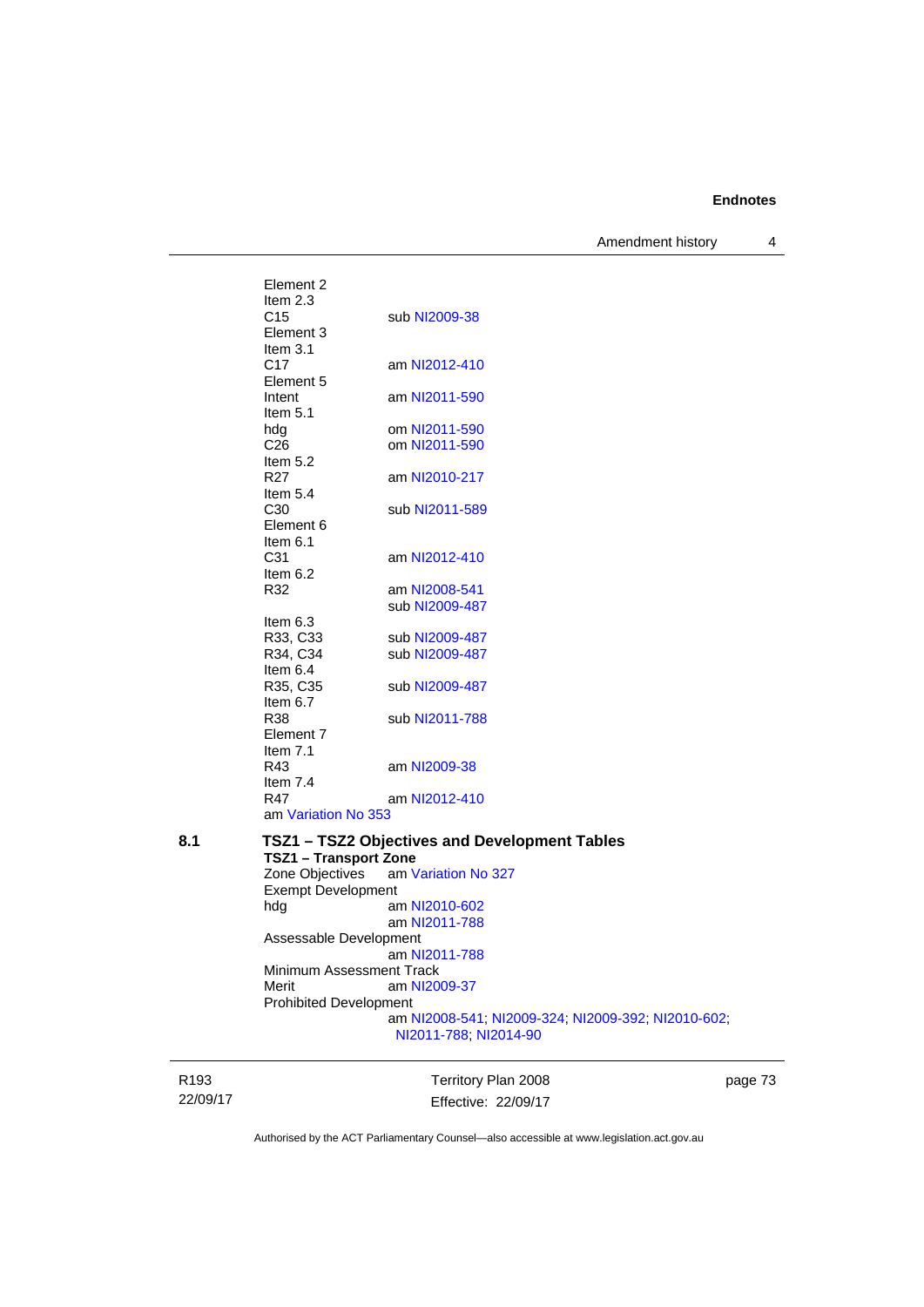Element 2
Item 2.3
C15 sub NI2009-38
Element 3
Item 3.1
C17 am NI2012-410
Element 5
Intent am NI2011-590
Item 5.1
hdg om NI2011-590
C26 om NI2011-590
Item 5.2
R27 am NI2010-217
Item 5.4
C30 sub NI2011-589
Element 6
Item 6.1
C31 am NI2012-410
Item 6.2
R32 am NI2008-541
sub NI2009-487
Item 6.3
R33, C33 sub NI2009-487
R34, C34 sub NI2009-487
Item 6.4
R35, C35 sub NI2009-487
Item 6.7
R38 sub NI2011-788
Element 7
Item 7.1
R43 am NI2009-38
Item 7.4
R47 am NI2012-410
am Variation No 353

## 8.1 TSZ1 – TSZ2 Objectives and Development Tables

**TSZ1 – Transport Zone**

Zone Objectives am Variation No 327
Exempt Development
hdg am NI2010-602
am NI2011-788
Assessable Development
am NI2011-788
Minimum Assessment Track
Merit am NI2009-37
Prohibited Development
am NI2008-541; NI2009-324; NI2009-392; NI2010-602; NI2011-788; NI2014-90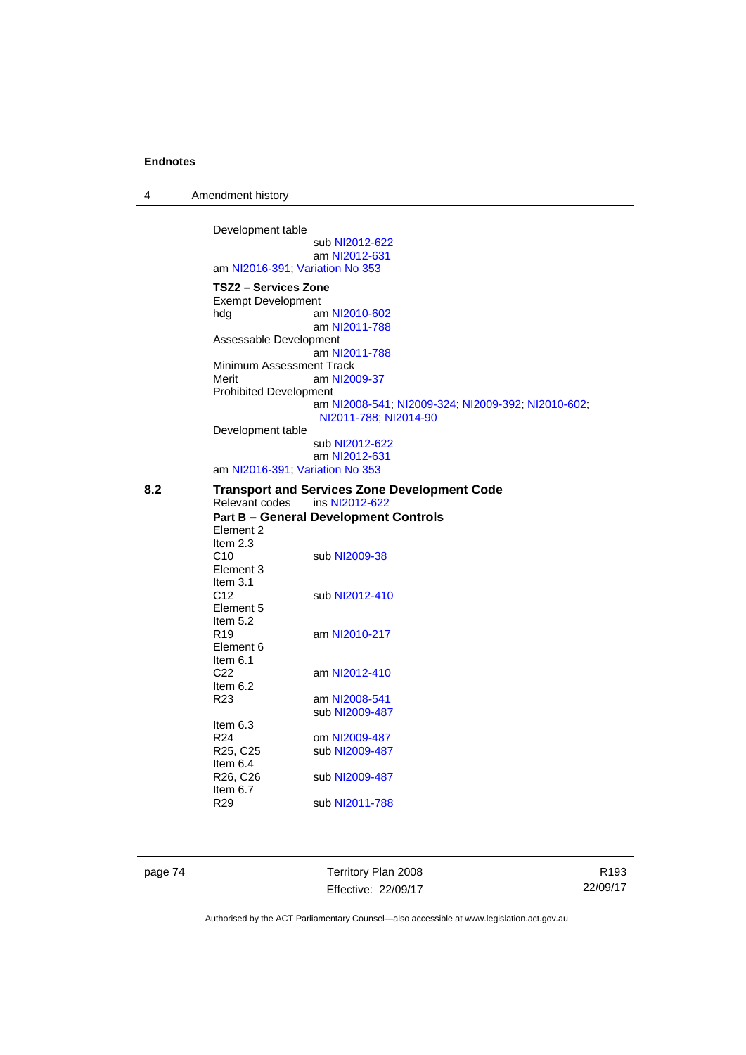Development table

sub NI2012-622

am NI2012-631

am NI2016-391; Variation No 353

**TSZ2 – Services Zone**

Exempt Development

hdg am NI2010-602

am NI2011-788

Assessable Development

am NI2011-788

Minimum Assessment Track

Merit am NI2009-37

Prohibited Development

am NI2008-541; NI2009-324; NI2009-392; NI2010-602; NI2011-788; NI2014-90

Development table

sub NI2012-622

am NI2012-631

am NI2016-391; Variation No 353

## 8.2 Transport and Services Zone Development Code

Relevant codes ins NI2012-622

**Part B – General Development Controls**

Element 2

Item 2.3

C10 sub NI2009-38

Element 3

Item 3.1

C12 sub NI2012-410

Element 5

Item 5.2

R19 am NI2010-217

Element 6

Item 6.1

C22 am NI2012-410

Item 6.2

R23 am NI2008-541

sub NI2009-487

Item 6.3

R24 om NI2009-487

R25, C25 sub NI2009-487

Item 6.4

R26, C26 sub NI2009-487

Item 6.7

R29 sub NI2011-788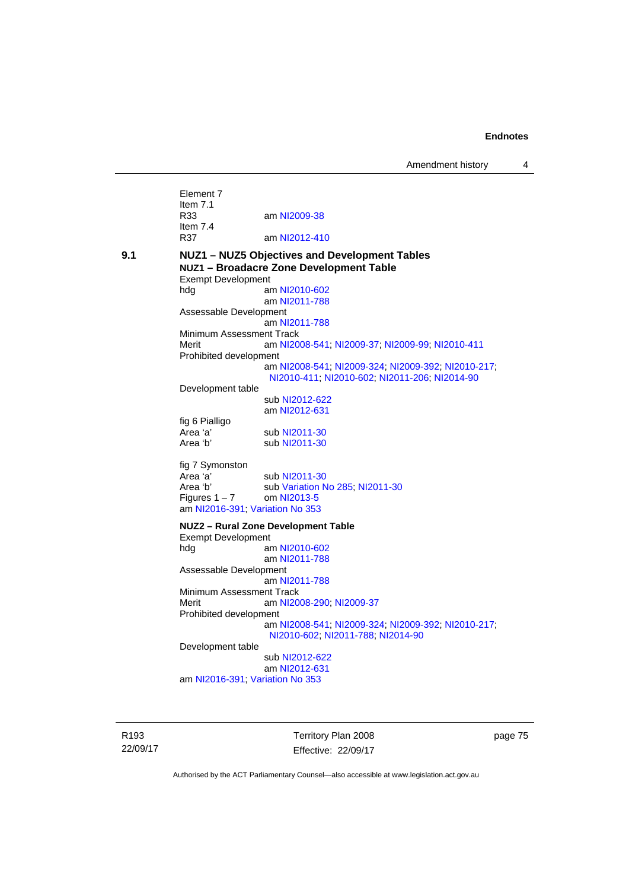Element 7
Item 7.1
R33 am NI2009-38
Item 7.4
R37 am NI2012-410

**9.1 NUZ1 – NUZ5 Objectives and Development Tables**

**NUZ1 – Broadacre Zone Development Table**

Exempt Development
hdg am NI2010-602
am NI2011-788

Assessable Development
am NI2011-788

Minimum Assessment Track
Merit am NI2008-541; NI2009-37; NI2009-99; NI2010-411

Prohibited development
am NI2008-541; NI2009-324; NI2009-392; NI2010-217; NI2010-411; NI2010-602; NI2011-206; NI2014-90

Development table
sub NI2012-622
am NI2012-631

fig 6 Pialligo
Area 'a' sub NI2011-30
Area 'b' sub NI2011-30

fig 7 Symonston
Area 'a' sub NI2011-30
Area 'b' sub Variation No 285; NI2011-30
Figures 1 – 7 om NI2013-5
am NI2016-391; Variation No 353

**NUZ2 – Rural Zone Development Table**

Exempt Development
hdg am NI2010-602
am NI2011-788

Assessable Development
am NI2011-788

Minimum Assessment Track
Merit am NI2008-290; NI2009-37

Prohibited development
am NI2008-541; NI2009-324; NI2009-392; NI2010-217; NI2010-602; NI2011-788; NI2014-90

Development table
sub NI2012-622
am NI2012-631
am NI2016-391; Variation No 353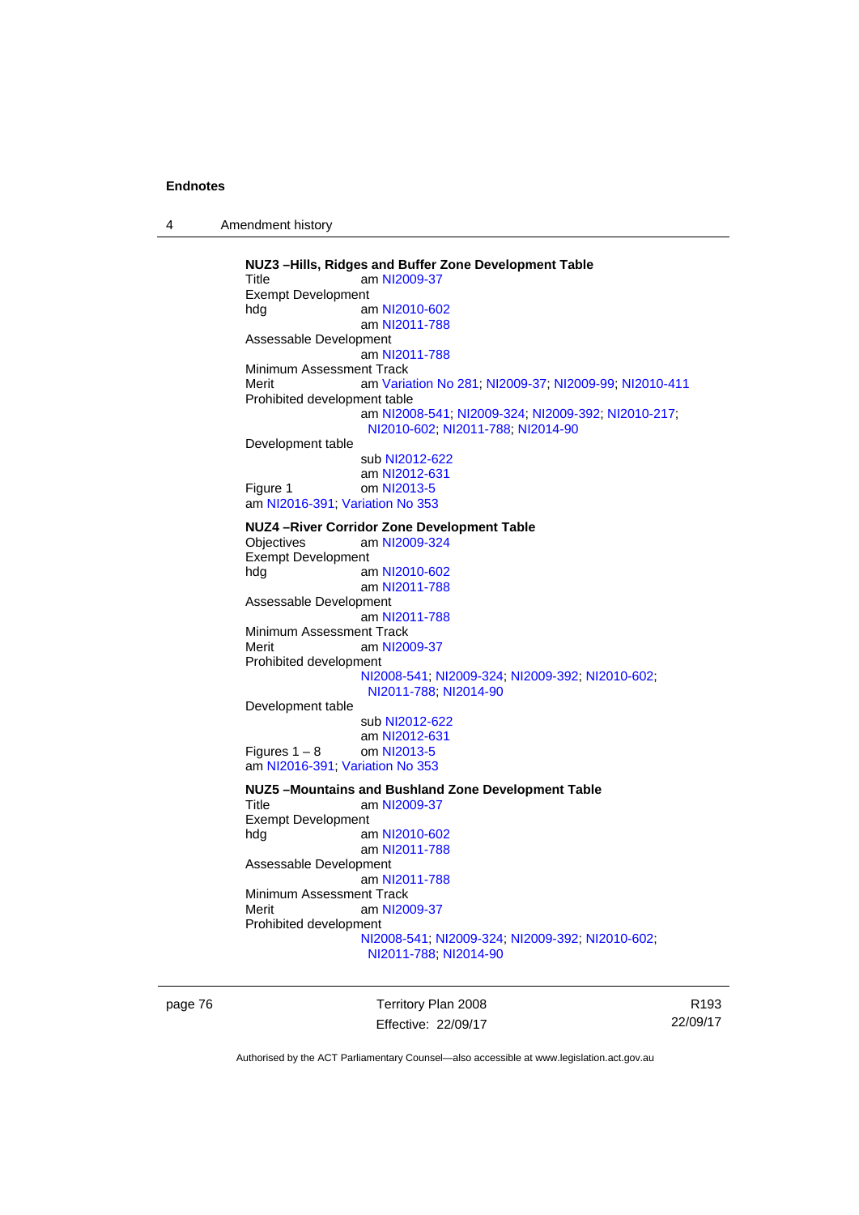**NUZ3 –Hills, Ridges and Buffer Zone Development Table**
Title am NI2009-37
Exempt Development
hdg am NI2010-602
am NI2011-788
Assessable Development
am NI2011-788
Minimum Assessment Track
Merit am Variation No 281; NI2009-37; NI2009-99; NI2010-411
Prohibited development table
am NI2008-541; NI2009-324; NI2009-392; NI2010-217; NI2010-602; NI2011-788; NI2014-90
Development table
sub NI2012-622
am NI2012-631
Figure 1 om NI2013-5
am NI2016-391; Variation No 353

**NUZ4 –River Corridor Zone Development Table**
Objectives am NI2009-324
Exempt Development
hdg am NI2010-602
am NI2011-788
Assessable Development
am NI2011-788
Minimum Assessment Track
Merit am NI2009-37
Prohibited development
NI2008-541; NI2009-324; NI2009-392; NI2010-602; NI2011-788; NI2014-90
Development table
sub NI2012-622
am NI2012-631
Figures 1 – 8 om NI2013-5
am NI2016-391; Variation No 353

**NUZ5 –Mountains and Bushland Zone Development Table**
Title am NI2009-37
Exempt Development
hdg am NI2010-602
am NI2011-788
Assessable Development
am NI2011-788
Minimum Assessment Track
Merit am NI2009-37
Prohibited development
NI2008-541; NI2009-324; NI2009-392; NI2010-602; NI2011-788; NI2014-90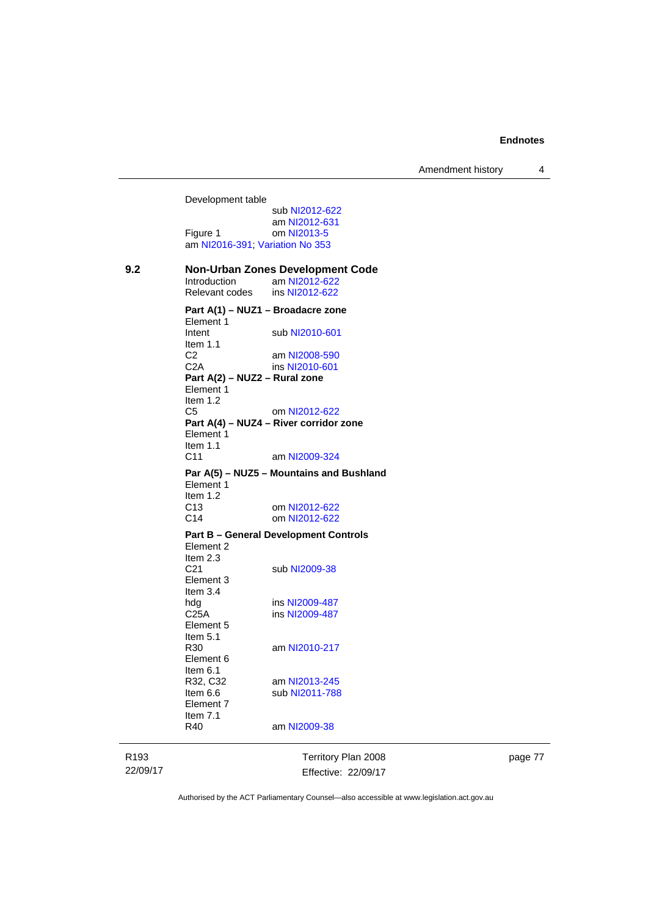Development table
sub NI2012-622
am NI2012-631
Figure 1 om NI2013-5
am NI2016-391; Variation No 353

**9.2 Non-Urban Zones Development Code**

Introduction am NI2012-622
Relevant codes ins NI2012-622

**Part A(1) – NUZ1 – Broadacre zone**

Element 1
Intent sub NI2010-601
Item 1.1
C2 am NI2008-590
C2A ins NI2010-601

**Part A(2) – NUZ2 – Rural zone**

Element 1
Item 1.2
C5 om NI2012-622

**Part A(4) – NUZ4 – River corridor zone**

Element 1
Item 1.1
C11 am NI2009-324

**Par A(5) – NUZ5 – Mountains and Bushland**

Element 1
Item 1.2
C13 om NI2012-622
C14 om NI2012-622

**Part B – General Development Controls**

Element 2
Item 2.3
C21 sub NI2009-38
Element 3
Item 3.4
hdg ins NI2009-487
C25A ins NI2009-487
Element 5
Item 5.1
R30 am NI2010-217
Element 6
Item 6.1
R32, C32 am NI2013-245
Item 6.6 sub NI2011-788
Element 7
Item 7.1
R40 am NI2009-38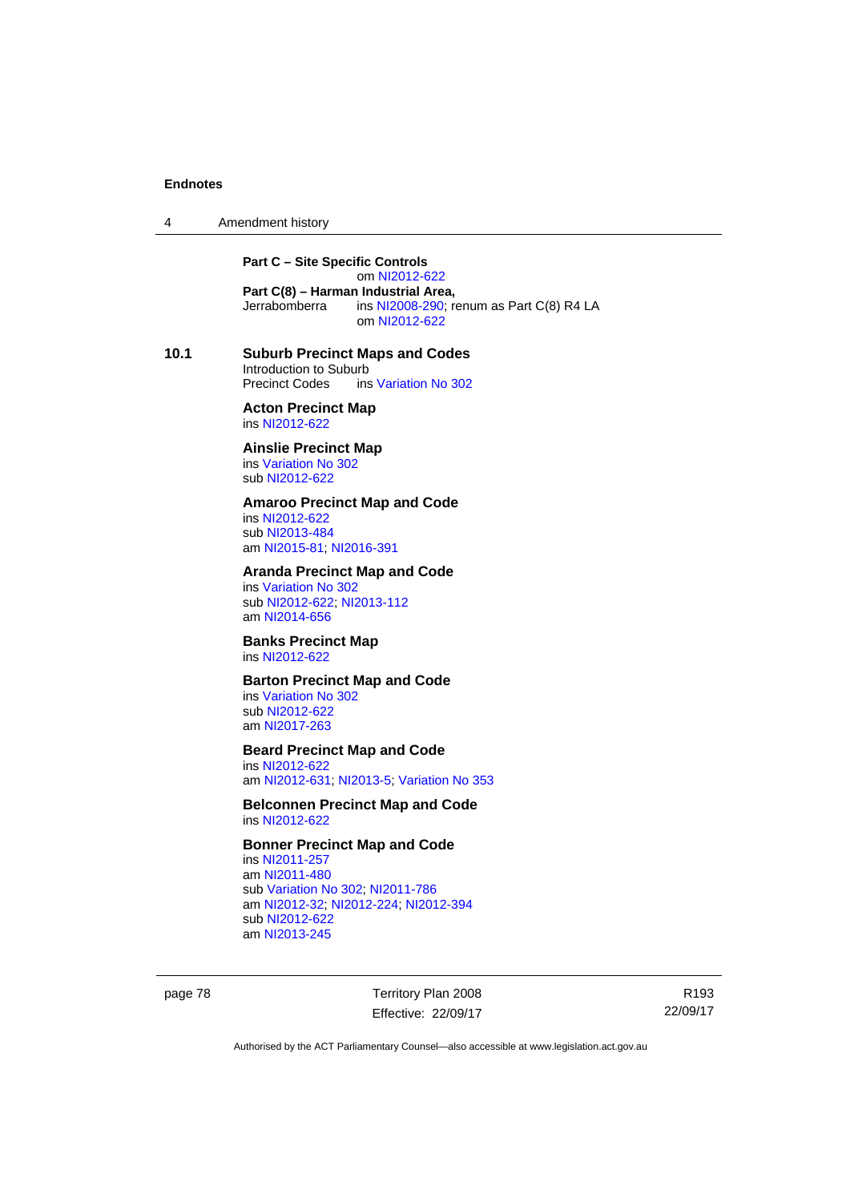**Part C – Site Specific Controls**
om NI2012-622

**Part C(8) – Harman Industrial Area,**
Jerrabomberra ins NI2008-290; renum as Part C(8) R4 LA
om NI2012-622

**10.1 Suburb Precinct Maps and Codes**

Introduction to Suburb Precinct Codes ins Variation No 302

**Acton Precinct Map**
ins NI2012-622

**Ainslie Precinct Map**
ins Variation No 302
sub NI2012-622

**Amaroo Precinct Map and Code**
ins NI2012-622
sub NI2013-484
am NI2015-81; NI2016-391

**Aranda Precinct Map and Code**
ins Variation No 302
sub NI2012-622; NI2013-112
am NI2014-656

**Banks Precinct Map**
ins NI2012-622

**Barton Precinct Map and Code**
ins Variation No 302
sub NI2012-622
am NI2017-263

**Beard Precinct Map and Code**
ins NI2012-622
am NI2012-631; NI2013-5; Variation No 353

**Belconnen Precinct Map and Code**
ins NI2012-622

**Bonner Precinct Map and Code**
ins NI2011-257
am NI2011-480
sub Variation No 302; NI2011-786
am NI2012-32; NI2012-224; NI2012-394
sub NI2012-622
am NI2013-245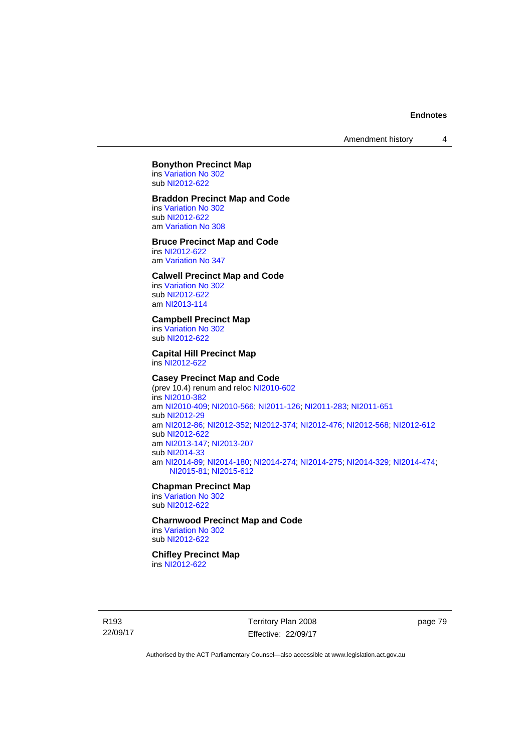**Bonython Precinct Map**
ins Variation No 302
sub NI2012-622

**Braddon Precinct Map and Code**
ins Variation No 302
sub NI2012-622
am Variation No 308

**Bruce Precinct Map and Code**
ins NI2012-622
am Variation No 347

**Calwell Precinct Map and Code**
ins Variation No 302
sub NI2012-622
am NI2013-114

**Campbell Precinct Map**
ins Variation No 302
sub NI2012-622

**Capital Hill Precinct Map**
ins NI2012-622

**Casey Precinct Map and Code**
(prev 10.4) renum and reloc NI2010-602
ins NI2010-382
am NI2010-409; NI2010-566; NI2011-126; NI2011-283; NI2011-651
sub NI2012-29
am NI2012-86; NI2012-352; NI2012-374; NI2012-476; NI2012-568; NI2012-612
sub NI2012-622
am NI2013-147; NI2013-207
sub NI2014-33
am NI2014-89; NI2014-180; NI2014-274; NI2014-275; NI2014-329; NI2014-474; NI2015-81; NI2015-612

**Chapman Precinct Map**
ins Variation No 302
sub NI2012-622

**Charnwood Precinct Map and Code**
ins Variation No 302
sub NI2012-622

**Chifley Precinct Map**
ins NI2012-622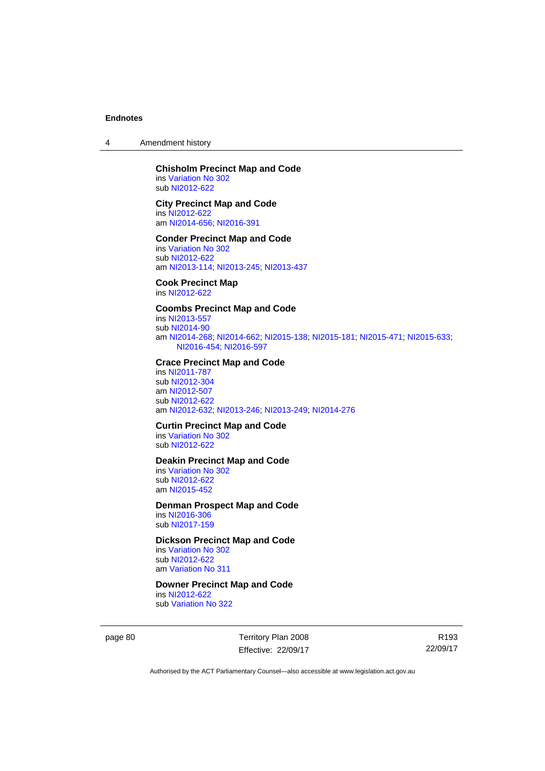**Chisholm Precinct Map and Code**
ins Variation No 302
sub NI2012-622

**City Precinct Map and Code**
ins NI2012-622
am NI2014-656; NI2016-391

**Conder Precinct Map and Code**
ins Variation No 302
sub NI2012-622
am NI2013-114; NI2013-245; NI2013-437

**Cook Precinct Map**
ins NI2012-622

**Coombs Precinct Map and Code**
ins NI2013-557
sub NI2014-90
am NI2014-268; NI2014-662; NI2015-138; NI2015-181; NI2015-471; NI2015-633; NI2016-454; NI2016-597

**Crace Precinct Map and Code**
ins NI2011-787
sub NI2012-304
am NI2012-507
sub NI2012-622
am NI2012-632; NI2013-246; NI2013-249; NI2014-276

**Curtin Precinct Map and Code**
ins Variation No 302
sub NI2012-622

**Deakin Precinct Map and Code**
ins Variation No 302
sub NI2012-622
am NI2015-452

**Denman Prospect Map and Code**
ins NI2016-306
sub NI2017-159

**Dickson Precinct Map and Code**
ins Variation No 302
sub NI2012-622
am Variation No 311

**Downer Precinct Map and Code**
ins NI2012-622
sub Variation No 322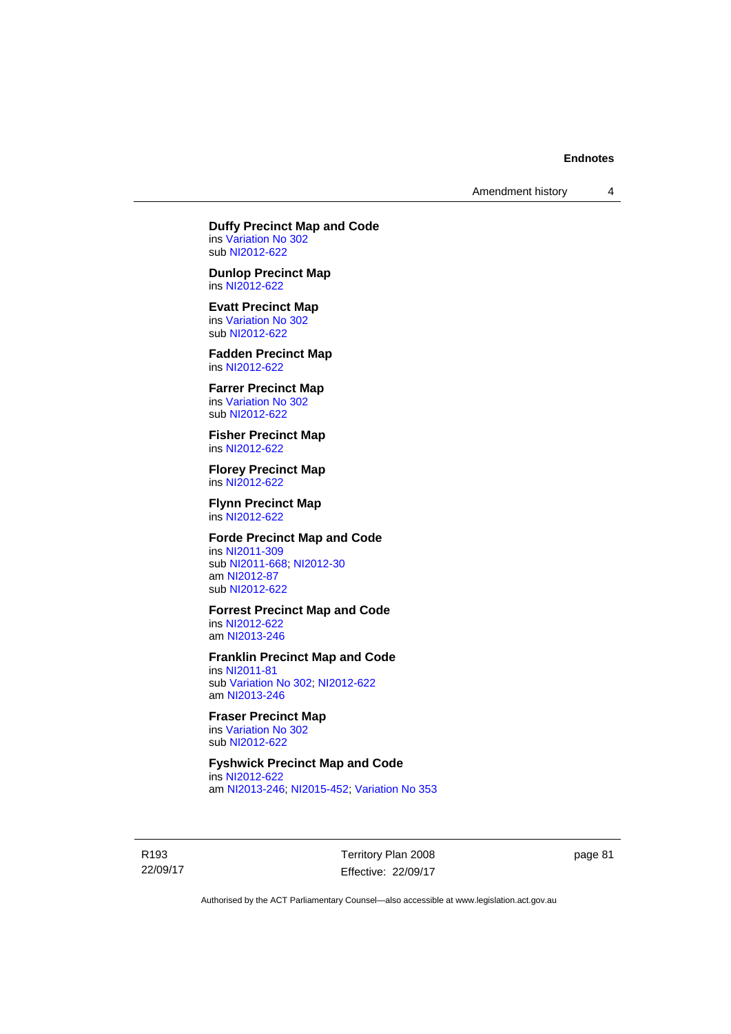**Duffy Precinct Map and Code**
ins Variation No 302
sub NI2012-622

**Dunlop Precinct Map**
ins NI2012-622

**Evatt Precinct Map**
ins Variation No 302
sub NI2012-622

**Fadden Precinct Map**
ins NI2012-622

**Farrer Precinct Map**
ins Variation No 302
sub NI2012-622

**Fisher Precinct Map**
ins NI2012-622

**Florey Precinct Map**
ins NI2012-622

**Flynn Precinct Map**
ins NI2012-622

**Forde Precinct Map and Code**
ins NI2011-309
sub NI2011-668; NI2012-30
am NI2012-87
sub NI2012-622

**Forrest Precinct Map and Code**
ins NI2012-622
am NI2013-246

**Franklin Precinct Map and Code**
ins NI2011-81
sub Variation No 302; NI2012-622
am NI2013-246

**Fraser Precinct Map**
ins Variation No 302
sub NI2012-622

**Fyshwick Precinct Map and Code**
ins NI2012-622
am NI2013-246; NI2015-452; Variation No 353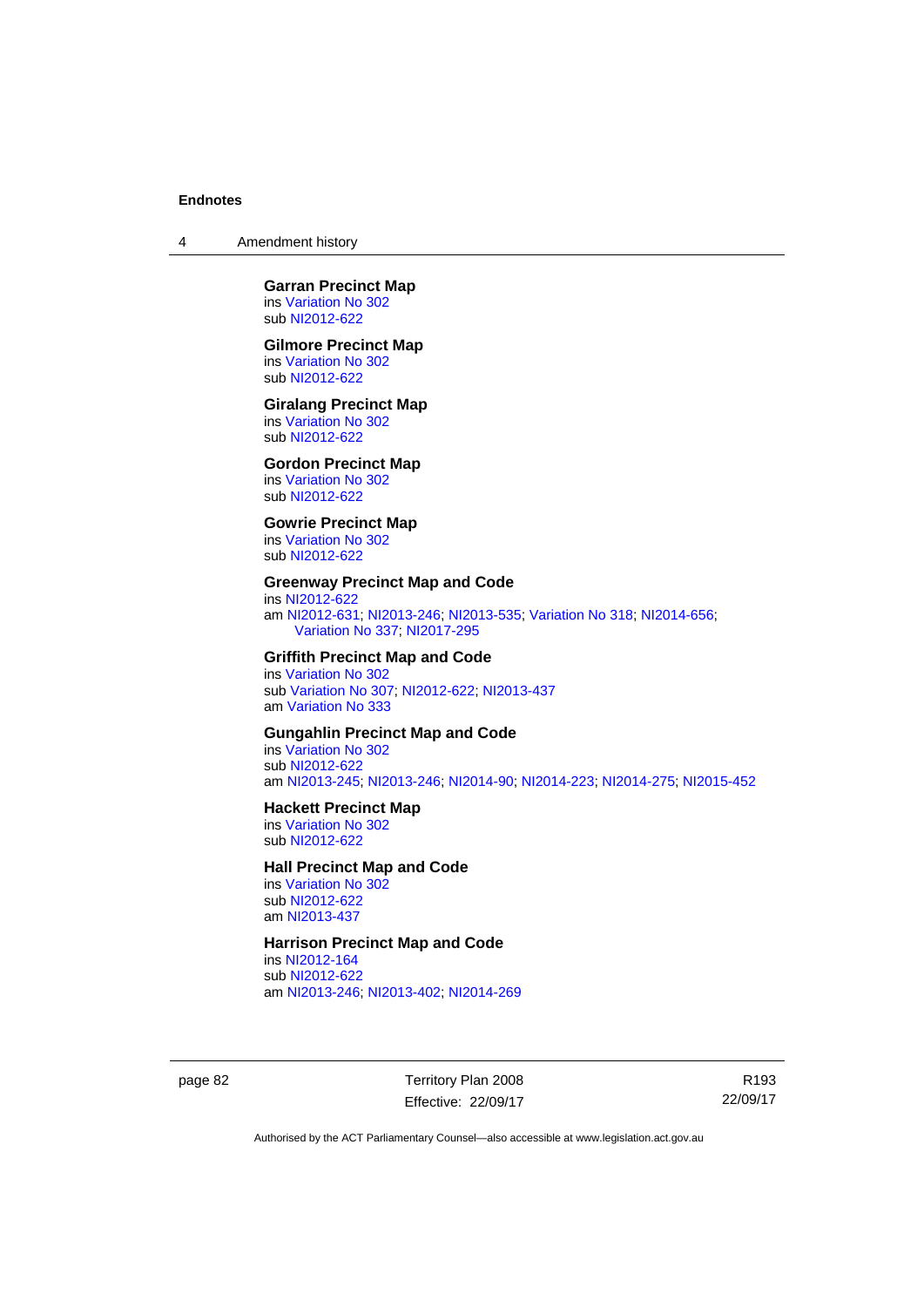**Garran Precinct Map**
ins Variation No 302
sub NI2012-622

**Gilmore Precinct Map**
ins Variation No 302
sub NI2012-622

**Giralang Precinct Map**
ins Variation No 302
sub NI2012-622

**Gordon Precinct Map**
ins Variation No 302
sub NI2012-622

**Gowrie Precinct Map**
ins Variation No 302
sub NI2012-622

**Greenway Precinct Map and Code**
ins NI2012-622
am NI2012-631; NI2013-246; NI2013-535; Variation No 318; NI2014-656; Variation No 337; NI2017-295

**Griffith Precinct Map and Code**
ins Variation No 302
sub Variation No 307; NI2012-622; NI2013-437
am Variation No 333

**Gungahlin Precinct Map and Code**
ins Variation No 302
sub NI2012-622
am NI2013-245; NI2013-246; NI2014-90; NI2014-223; NI2014-275; NI2015-452

**Hackett Precinct Map**
ins Variation No 302
sub NI2012-622

**Hall Precinct Map and Code**
ins Variation No 302
sub NI2012-622
am NI2013-437

**Harrison Precinct Map and Code**
ins NI2012-164
sub NI2012-622
am NI2013-246; NI2013-402; NI2014-269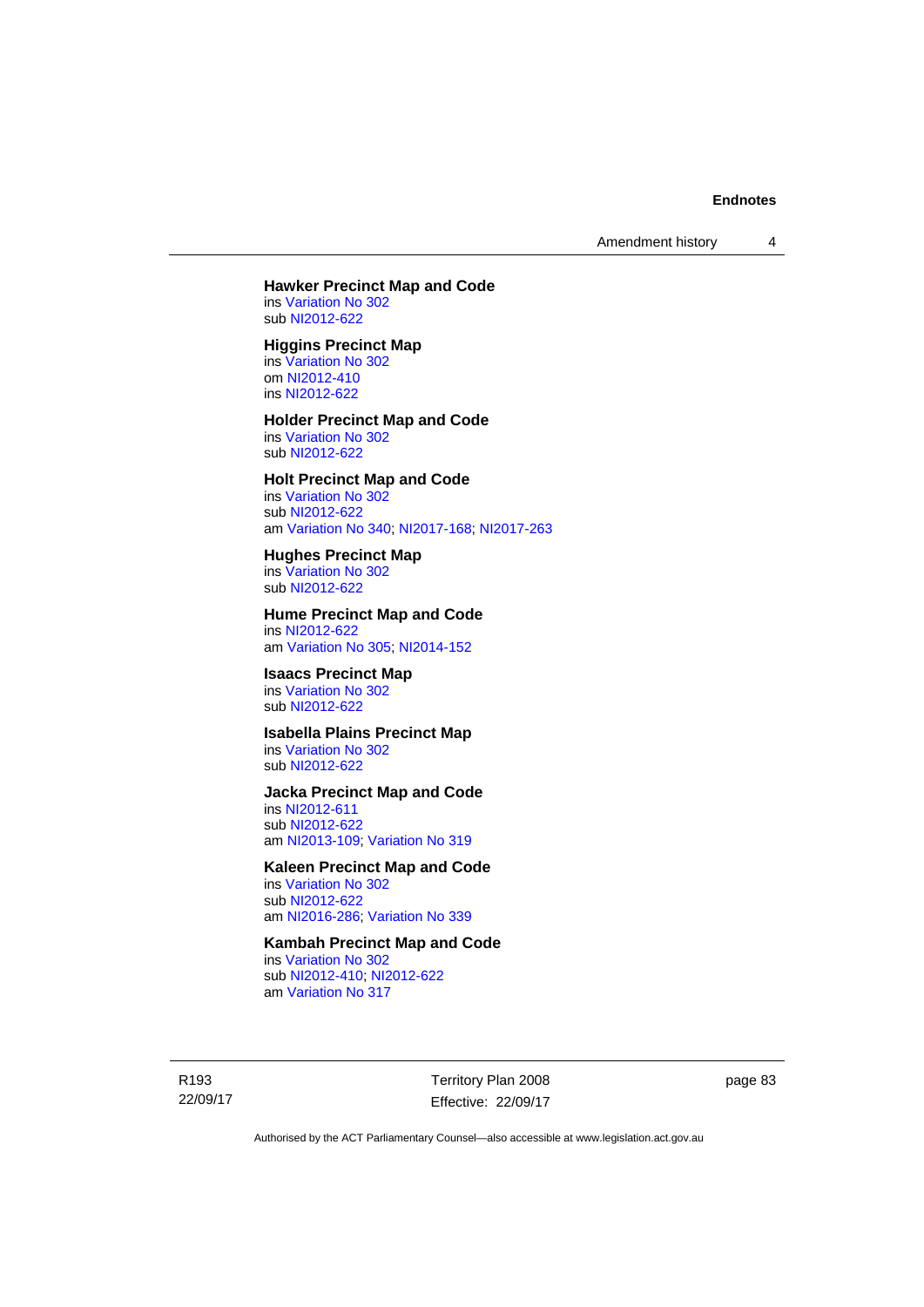**Hawker Precinct Map and Code**
ins Variation No 302
sub NI2012-622

**Higgins Precinct Map**
ins Variation No 302
om NI2012-410
ins NI2012-622

**Holder Precinct Map and Code**
ins Variation No 302
sub NI2012-622

**Holt Precinct Map and Code**
ins Variation No 302
sub NI2012-622
am Variation No 340; NI2017-168; NI2017-263

**Hughes Precinct Map**
ins Variation No 302
sub NI2012-622

**Hume Precinct Map and Code**
ins NI2012-622
am Variation No 305; NI2014-152

**Isaacs Precinct Map**
ins Variation No 302
sub NI2012-622

**Isabella Plains Precinct Map**
ins Variation No 302
sub NI2012-622

**Jacka Precinct Map and Code**
ins NI2012-611
sub NI2012-622
am NI2013-109; Variation No 319

**Kaleen Precinct Map and Code**
ins Variation No 302
sub NI2012-622
am NI2016-286; Variation No 339

**Kambah Precinct Map and Code**
ins Variation No 302
sub NI2012-410; NI2012-622
am Variation No 317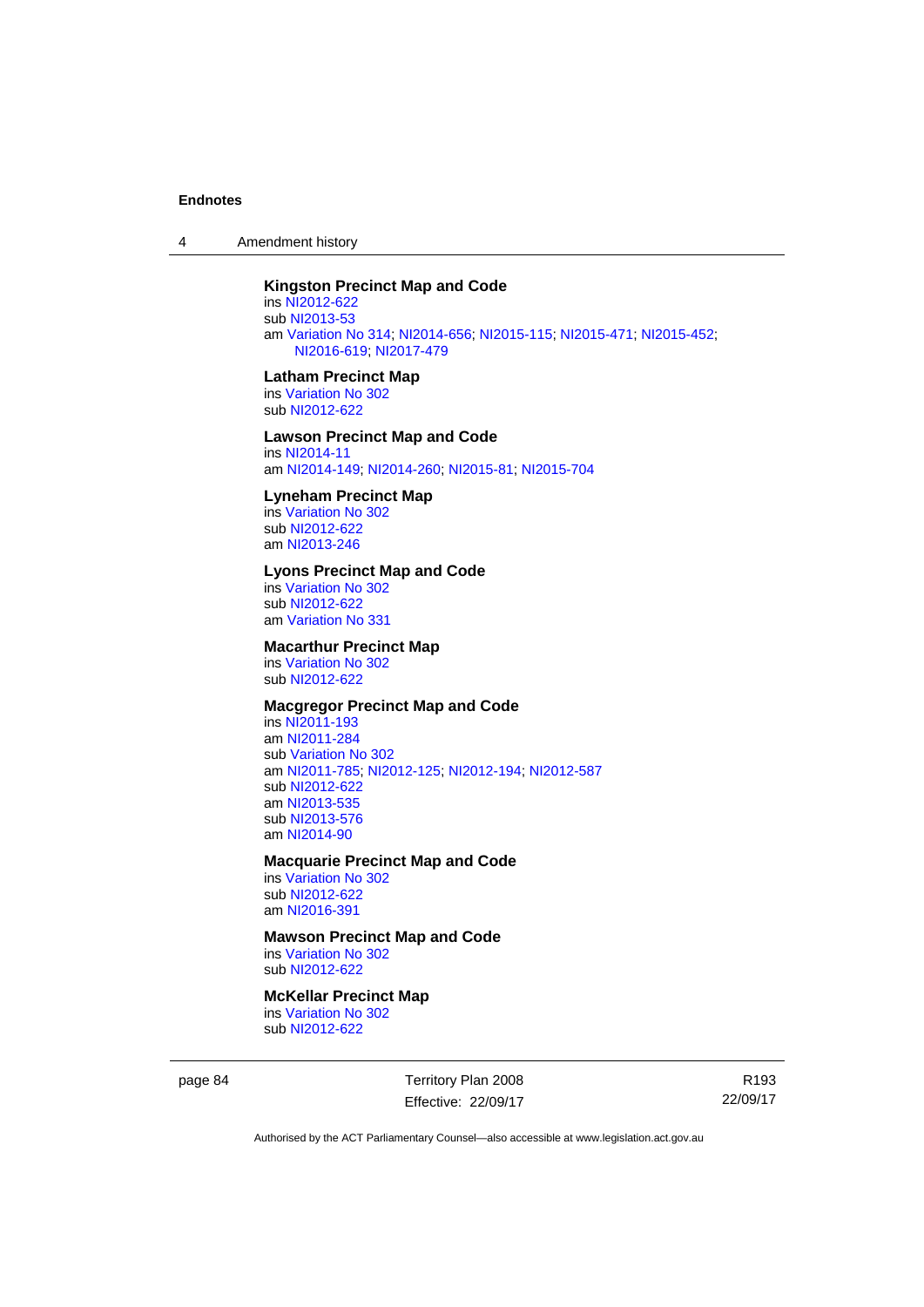**Kingston Precinct Map and Code**
ins NI2012-622
sub NI2013-53
am Variation No 314; NI2014-656; NI2015-115; NI2015-471; NI2015-452; NI2016-619; NI2017-479

**Latham Precinct Map**
ins Variation No 302
sub NI2012-622

**Lawson Precinct Map and Code**
ins NI2014-11
am NI2014-149; NI2014-260; NI2015-81; NI2015-704

**Lyneham Precinct Map**
ins Variation No 302
sub NI2012-622
am NI2013-246

**Lyons Precinct Map and Code**
ins Variation No 302
sub NI2012-622
am Variation No 331

**Macarthur Precinct Map**
ins Variation No 302
sub NI2012-622

**Macgregor Precinct Map and Code**
ins NI2011-193
am NI2011-284
sub Variation No 302
am NI2011-785; NI2012-125; NI2012-194; NI2012-587
sub NI2012-622
am NI2013-535
sub NI2013-576
am NI2014-90

**Macquarie Precinct Map and Code**
ins Variation No 302
sub NI2012-622
am NI2016-391

**Mawson Precinct Map and Code**
ins Variation No 302
sub NI2012-622

**McKellar Precinct Map**
ins Variation No 302
sub NI2012-622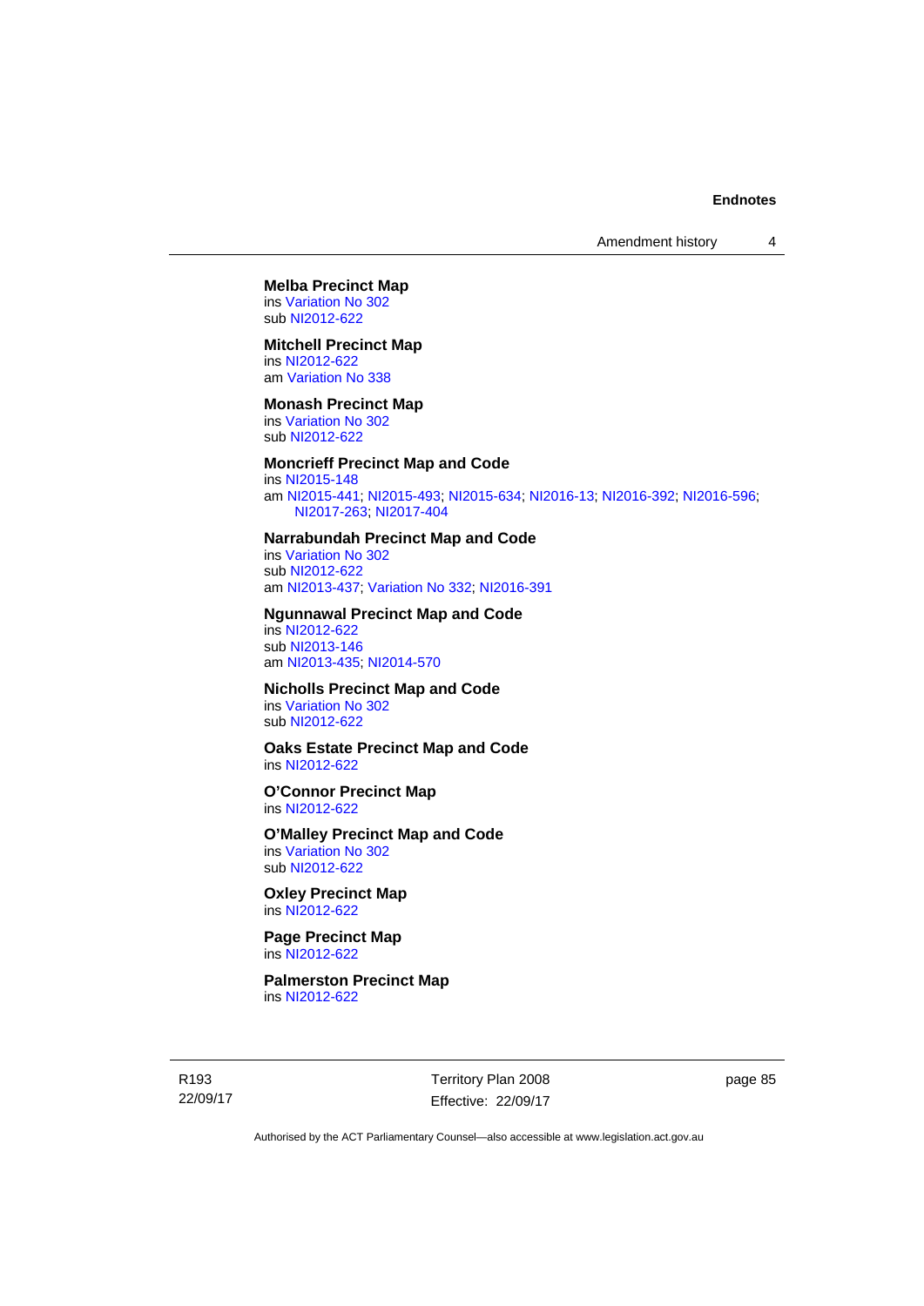**Melba Precinct Map**
ins Variation No 302
sub NI2012-622

**Mitchell Precinct Map**
ins NI2012-622
am Variation No 338

**Monash Precinct Map**
ins Variation No 302
sub NI2012-622

**Moncrieff Precinct Map and Code**
ins NI2015-148
am NI2015-441; NI2015-493; NI2015-634; NI2016-13; NI2016-392; NI2016-596; NI2017-263; NI2017-404

**Narrabundah Precinct Map and Code**
ins Variation No 302
sub NI2012-622
am NI2013-437; Variation No 332; NI2016-391

**Ngunnawal Precinct Map and Code**
ins NI2012-622
sub NI2013-146
am NI2013-435; NI2014-570

**Nicholls Precinct Map and Code**
ins Variation No 302
sub NI2012-622

**Oaks Estate Precinct Map and Code**
ins NI2012-622

**O'Connor Precinct Map**
ins NI2012-622

**O'Malley Precinct Map and Code**
ins Variation No 302
sub NI2012-622

**Oxley Precinct Map**
ins NI2012-622

**Page Precinct Map**
ins NI2012-622

**Palmerston Precinct Map**
ins NI2012-622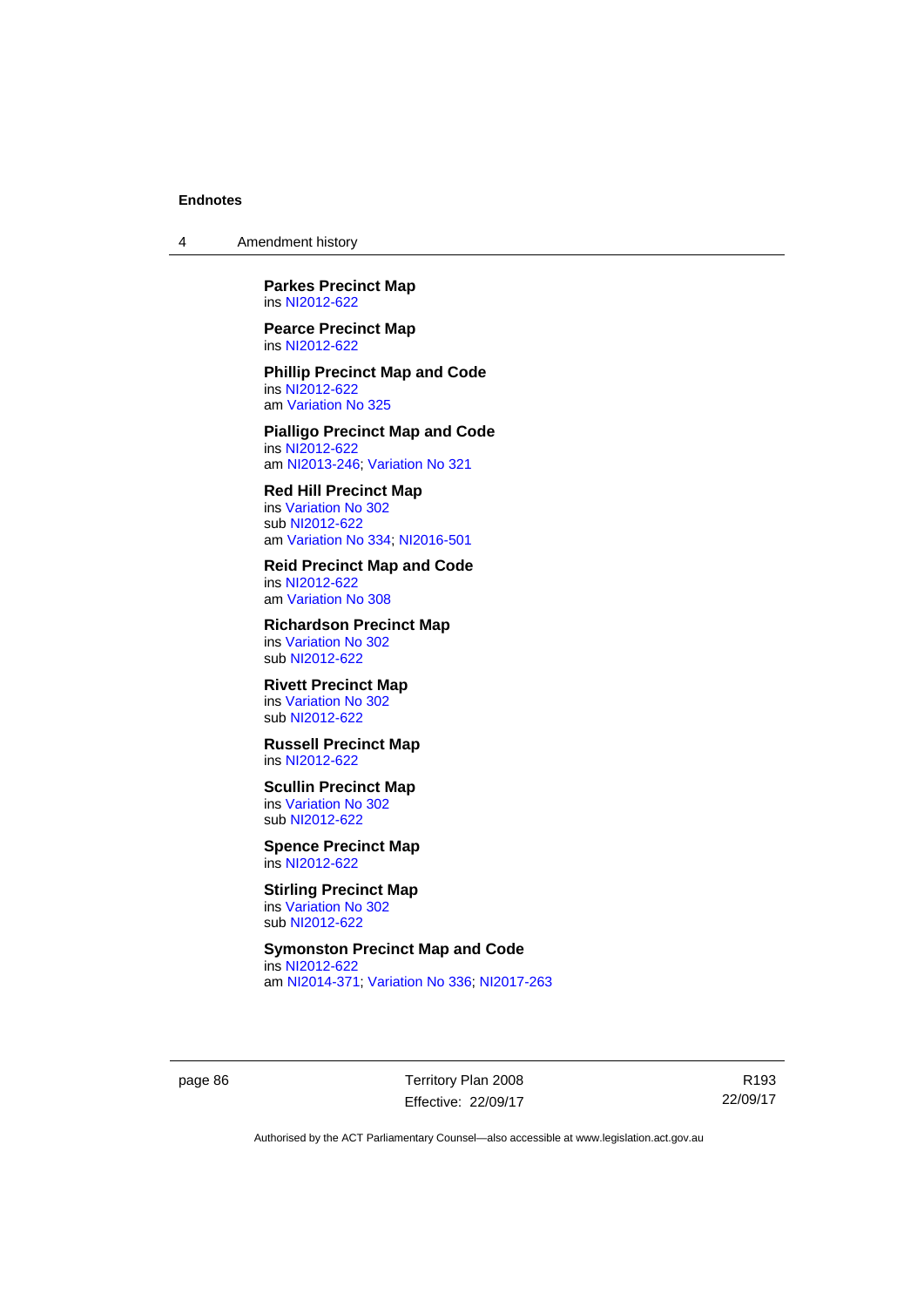**Parkes Precinct Map**
ins NI2012-622

**Pearce Precinct Map**
ins NI2012-622

**Phillip Precinct Map and Code**
ins NI2012-622
am Variation No 325

**Pialligo Precinct Map and Code**
ins NI2012-622
am NI2013-246; Variation No 321

**Red Hill Precinct Map**
ins Variation No 302
sub NI2012-622
am Variation No 334; NI2016-501

**Reid Precinct Map and Code**
ins NI2012-622
am Variation No 308

**Richardson Precinct Map**
ins Variation No 302
sub NI2012-622

**Rivett Precinct Map**
ins Variation No 302
sub NI2012-622

**Russell Precinct Map**
ins NI2012-622

**Scullin Precinct Map**
ins Variation No 302
sub NI2012-622

**Spence Precinct Map**
ins NI2012-622

**Stirling Precinct Map**
ins Variation No 302
sub NI2012-622

**Symonston Precinct Map and Code**
ins NI2012-622
am NI2014-371; Variation No 336; NI2017-263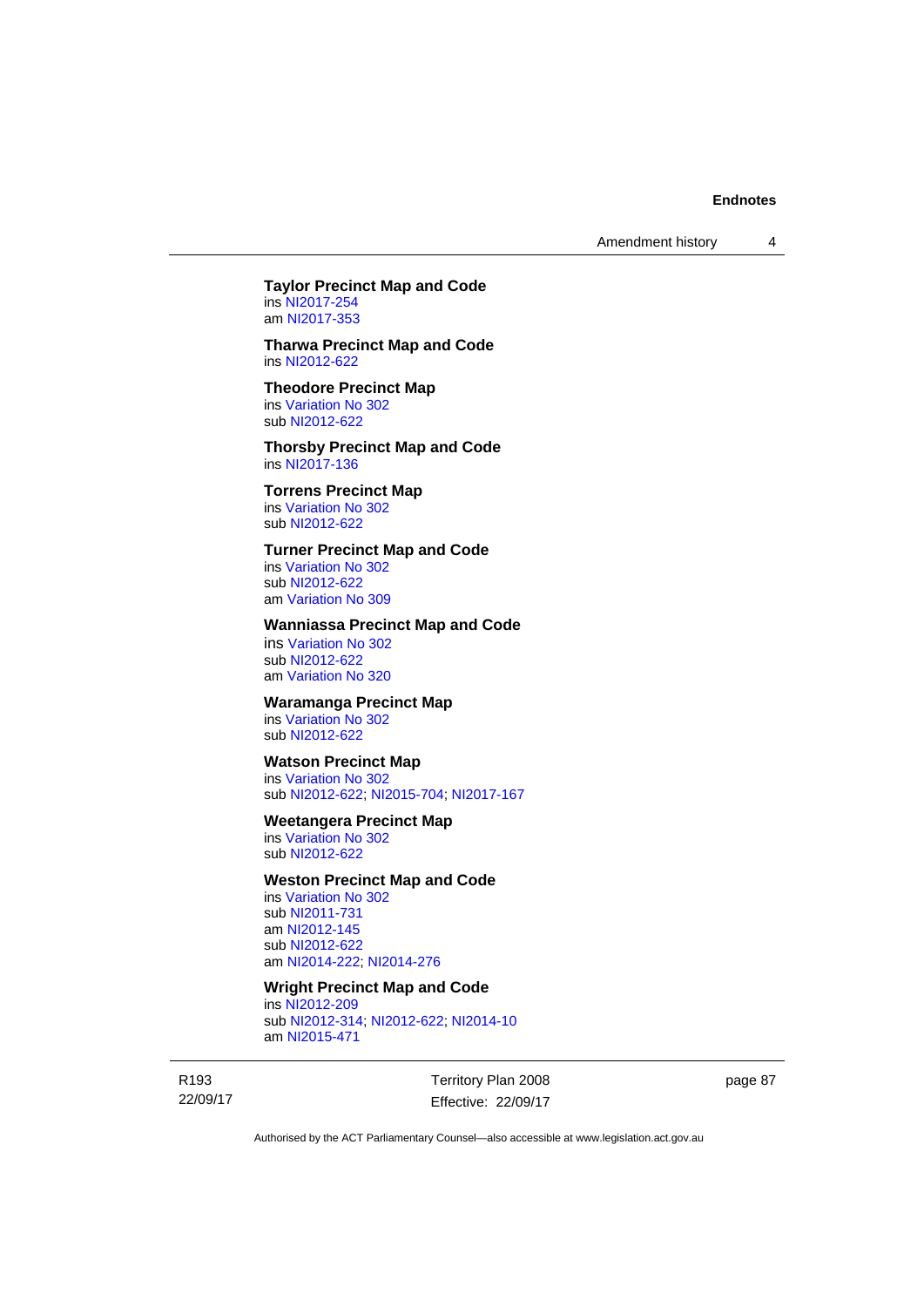**Taylor Precinct Map and Code**
ins NI2017-254
am NI2017-353

**Tharwa Precinct Map and Code**
ins NI2012-622

**Theodore Precinct Map**
ins Variation No 302
sub NI2012-622

**Thorsby Precinct Map and Code**
ins NI2017-136

**Torrens Precinct Map**
ins Variation No 302
sub NI2012-622

**Turner Precinct Map and Code**
ins Variation No 302
sub NI2012-622
am Variation No 309

**Wanniassa Precinct Map and Code**
ins Variation No 302
sub NI2012-622
am Variation No 320

**Waramanga Precinct Map**
ins Variation No 302
sub NI2012-622

**Watson Precinct Map**
ins Variation No 302
sub NI2012-622; NI2015-704; NI2017-167

**Weetangera Precinct Map**
ins Variation No 302
sub NI2012-622

**Weston Precinct Map and Code**
ins Variation No 302
sub NI2011-731
am NI2012-145
sub NI2012-622
am NI2014-222; NI2014-276

**Wright Precinct Map and Code**
ins NI2012-209
sub NI2012-314; NI2012-622; NI2014-10
am NI2015-471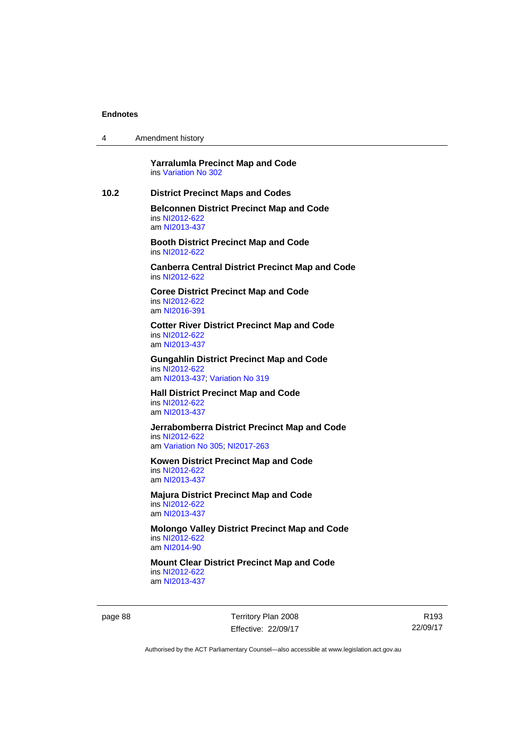**Yarralumla Precinct Map and Code**
ins Variation No 302

## 10.2 District Precinct Maps and Codes

**Belconnen District Precinct Map and Code**
ins NI2012-622
am NI2013-437

**Booth District Precinct Map and Code**
ins NI2012-622

**Canberra Central District Precinct Map and Code**
ins NI2012-622

**Coree District Precinct Map and Code**
ins NI2012-622
am NI2016-391

**Cotter River District Precinct Map and Code**
ins NI2012-622
am NI2013-437

**Gungahlin District Precinct Map and Code**
ins NI2012-622
am NI2013-437; Variation No 319

**Hall District Precinct Map and Code**
ins NI2012-622
am NI2013-437

**Jerrabomberra District Precinct Map and Code**
ins NI2012-622
am Variation No 305; NI2017-263

**Kowen District Precinct Map and Code**
ins NI2012-622
am NI2013-437

**Majura District Precinct Map and Code**
ins NI2012-622
am NI2013-437

**Molongo Valley District Precinct Map and Code**
ins NI2012-622
am NI2014-90

**Mount Clear District Precinct Map and Code**
ins NI2012-622
am NI2013-437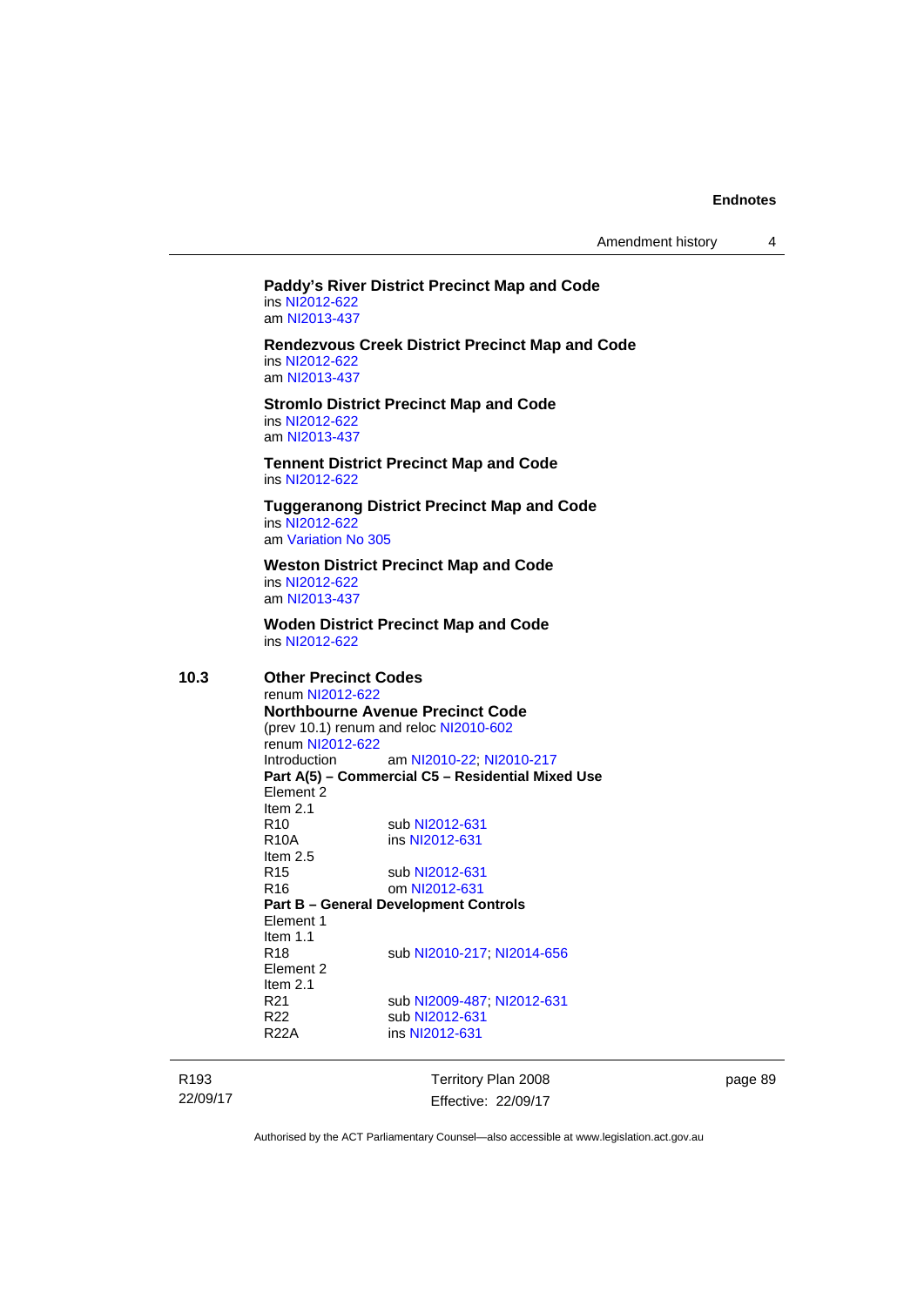**Paddy's River District Precinct Map and Code**
ins NI2012-622
am NI2013-437

**Rendezvous Creek District Precinct Map and Code**
ins NI2012-622
am NI2013-437

**Stromlo District Precinct Map and Code**
ins NI2012-622
am NI2013-437

**Tennent District Precinct Map and Code**
ins NI2012-622

**Tuggeranong District Precinct Map and Code**
ins NI2012-622
am Variation No 305

**Weston District Precinct Map and Code**
ins NI2012-622
am NI2013-437

**Woden District Precinct Map and Code**
ins NI2012-622

**10.3 Other Precinct Codes**
renum NI2012-622

**Northbourne Avenue Precinct Code**
(prev 10.1) renum and reloc NI2010-602
renum NI2012-622

Introduction am NI2010-22; NI2010-217

**Part A(5) – Commercial C5 – Residential Mixed Use**

Element 2
Item 2.1
R10 sub NI2012-631
R10A ins NI2012-631
Item 2.5
R15 sub NI2012-631
R16 om NI2012-631

**Part B – General Development Controls**

Element 1
Item 1.1
R18 sub NI2010-217; NI2014-656
Element 2
Item 2.1
R21 sub NI2009-487; NI2012-631
R22 sub NI2012-631
R22A ins NI2012-631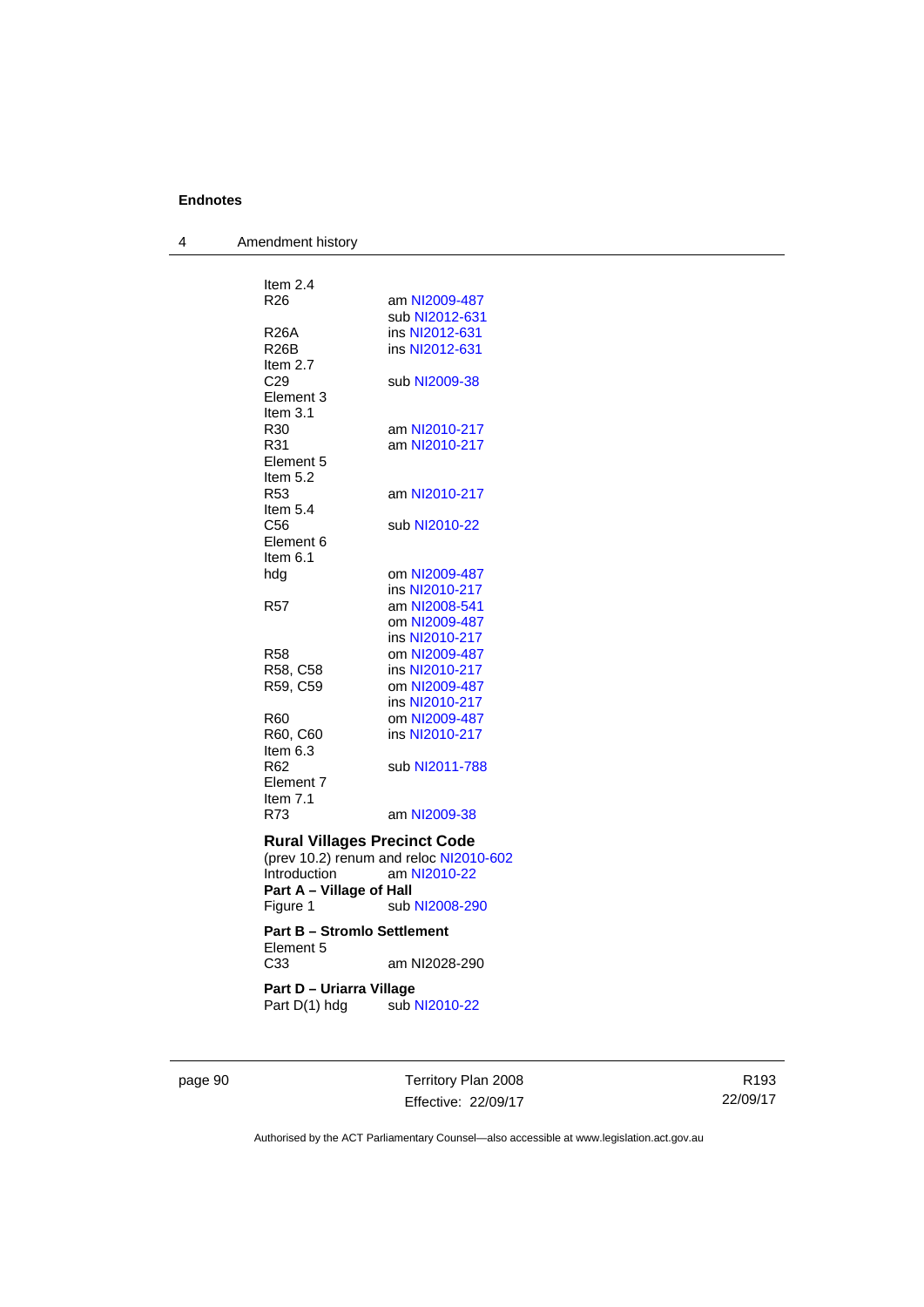Item 2.4

R26 am NI2009-487
sub NI2012-631

R26A ins NI2012-631

R26B ins NI2012-631

Item 2.7

C29 sub NI2009-38

Element 3

Item 3.1

R30 am NI2010-217

R31 am NI2010-217

Element 5

Item 5.2

R53 am NI2010-217

Item 5.4

C56 sub NI2010-22

Element 6

Item 6.1

hdg om NI2009-487
ins NI2010-217

R57 am NI2008-541
om NI2009-487
ins NI2010-217

R58 om NI2009-487

R58, C58 ins NI2010-217

R59, C59 om NI2009-487
ins NI2010-217

R60 om NI2009-487

R60, C60 ins NI2010-217

Item 6.3

R62 sub NI2011-788

Element 7

Item 7.1

R73 am NI2009-38

**Rural Villages Precinct Code**

(prev 10.2) renum and reloc NI2010-602

Introduction am NI2010-22

**Part A – Village of Hall**

Figure 1 sub NI2008-290

**Part B – Stromlo Settlement**

Element 5

C33 am NI2028-290

**Part D – Uriarra Village**

Part D(1) hdg sub NI2010-22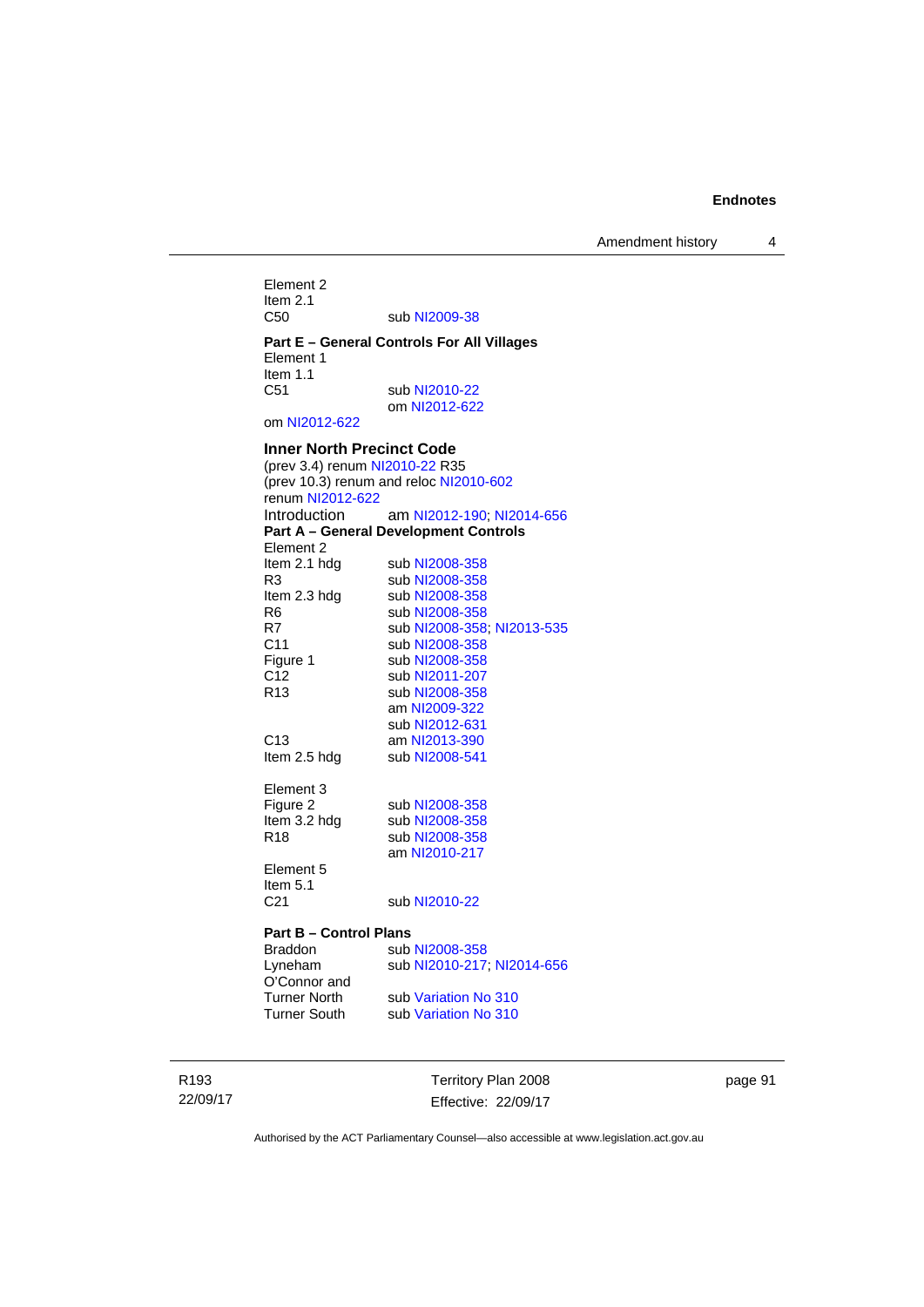Element 2
Item 2.1
C50 sub NI2009-38

**Part E – General Controls For All Villages**
Element 1
Item 1.1
C51 sub NI2010-22
om NI2012-622
om NI2012-622

**Inner North Precinct Code**
(prev 3.4) renum NI2010-22 R35
(prev 10.3) renum and reloc NI2010-602
renum NI2012-622
Introduction am NI2012-190; NI2014-656
**Part A – General Development Controls**
Element 2
Item 2.1 hdg sub NI2008-358
R3 sub NI2008-358
Item 2.3 hdg sub NI2008-358
R6 sub NI2008-358
R7 sub NI2008-358; NI2013-535
C11 sub NI2008-358
Figure 1 sub NI2008-358
C12 sub NI2011-207
R13 sub NI2008-358
am NI2009-322
sub NI2012-631
C13 am NI2013-390
Item 2.5 hdg sub NI2008-541

Element 3
Figure 2 sub NI2008-358
Item 3.2 hdg sub NI2008-358
R18 sub NI2008-358
am NI2010-217
Element 5
Item 5.1
C21 sub NI2010-22

**Part B – Control Plans**
Braddon sub NI2008-358
Lyneham sub NI2010-217; NI2014-656
O'Connor and
Turner North sub Variation No 310
Turner South sub Variation No 310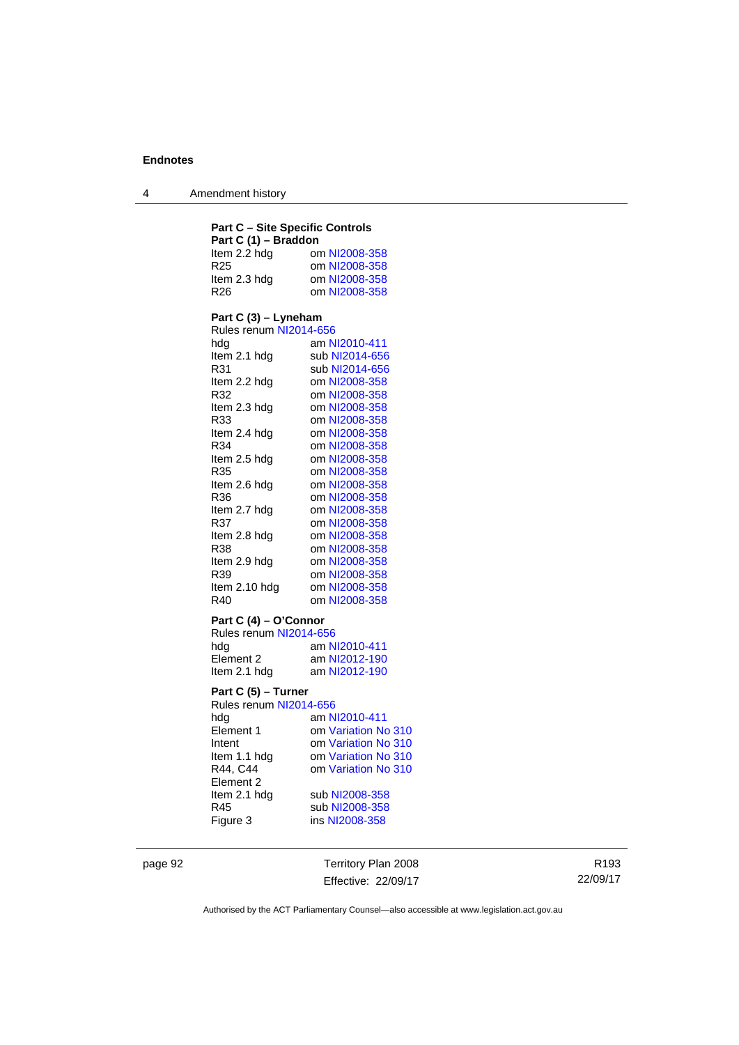**Part C – Site Specific Controls**

**Part C (1) – Braddon**

Item 2.2 hdg om NI2008-358
R25 om NI2008-358
Item 2.3 hdg om NI2008-358
R26 om NI2008-358

**Part C (3) – Lyneham**

Rules renum NI2014-656
hdg am NI2010-411
Item 2.1 hdg sub NI2014-656
R31 sub NI2014-656
Item 2.2 hdg om NI2008-358
R32 om NI2008-358
Item 2.3 hdg om NI2008-358
R33 om NI2008-358
Item 2.4 hdg om NI2008-358
R34 om NI2008-358
Item 2.5 hdg om NI2008-358
R35 om NI2008-358
Item 2.6 hdg om NI2008-358
R36 om NI2008-358
Item 2.7 hdg om NI2008-358
R37 om NI2008-358
Item 2.8 hdg om NI2008-358
R38 om NI2008-358
Item 2.9 hdg om NI2008-358
R39 om NI2008-358
Item 2.10 hdg om NI2008-358
R40 om NI2008-358

**Part C (4) – O'Connor**

Rules renum NI2014-656
hdg am NI2010-411
Element 2 am NI2012-190
Item 2.1 hdg am NI2012-190

**Part C (5) – Turner**

Rules renum NI2014-656
hdg am NI2010-411
Element 1 om Variation No 310
Intent om Variation No 310
Item 1.1 hdg om Variation No 310
R44, C44 om Variation No 310
Element 2
Item 2.1 hdg sub NI2008-358
R45 sub NI2008-358
Figure 3 ins NI2008-358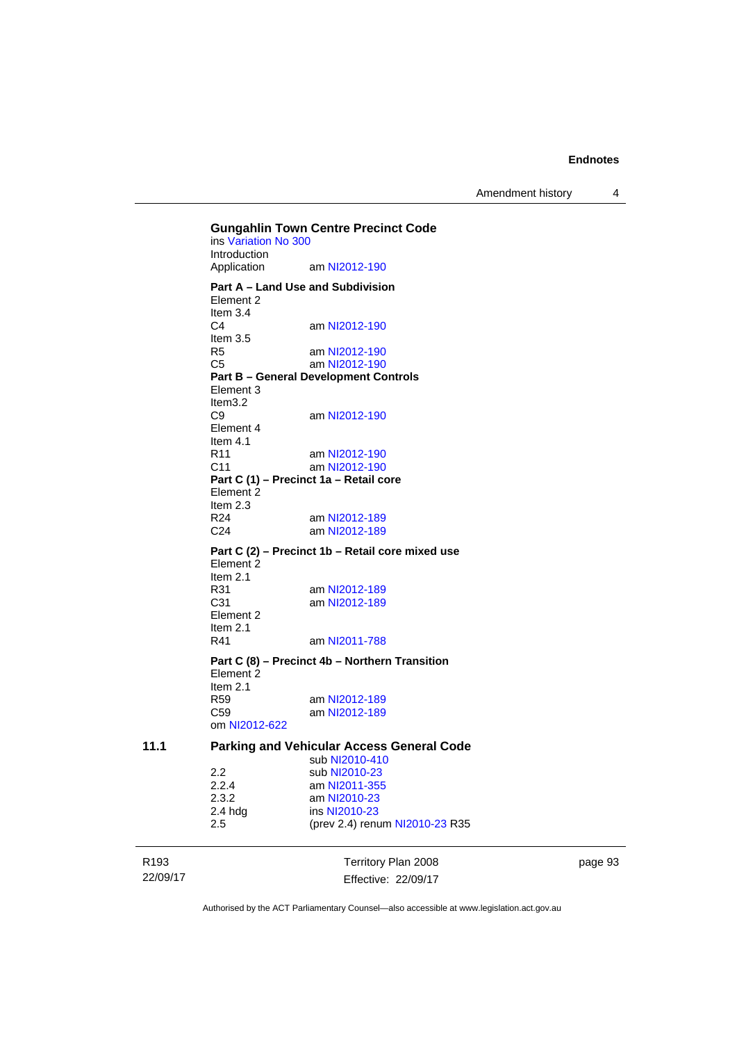**Gungahlin Town Centre Precinct Code**
ins Variation No 300
Introduction
Application am NI2012-190

**Part A – Land Use and Subdivision**
Element 2
Item 3.4
C4 am NI2012-190
Item 3.5
R5 am NI2012-190
C5 am NI2012-190
**Part B – General Development Controls**
Element 3
Item3.2
C9 am NI2012-190
Element 4
Item 4.1
R11 am NI2012-190
C11 am NI2012-190
**Part C (1) – Precinct 1a – Retail core**
Element 2
Item 2.3
R24 am NI2012-189
C24 am NI2012-189

**Part C (2) – Precinct 1b – Retail core mixed use**
Element 2
Item 2.1
R31 am NI2012-189
C31 am NI2012-189
Element 2
Item 2.1
R41 am NI2011-788

**Part C (8) – Precinct 4b – Northern Transition**
Element 2
Item 2.1
R59 am NI2012-189
C59 am NI2012-189
om NI2012-622

**11.1 Parking and Vehicular Access General Code**
sub NI2010-410
2.2 sub NI2010-23
2.2.4 am NI2011-355
2.3.2 am NI2010-23
2.4 hdg ins NI2010-23
2.5 (prev 2.4) renum NI2010-23 R35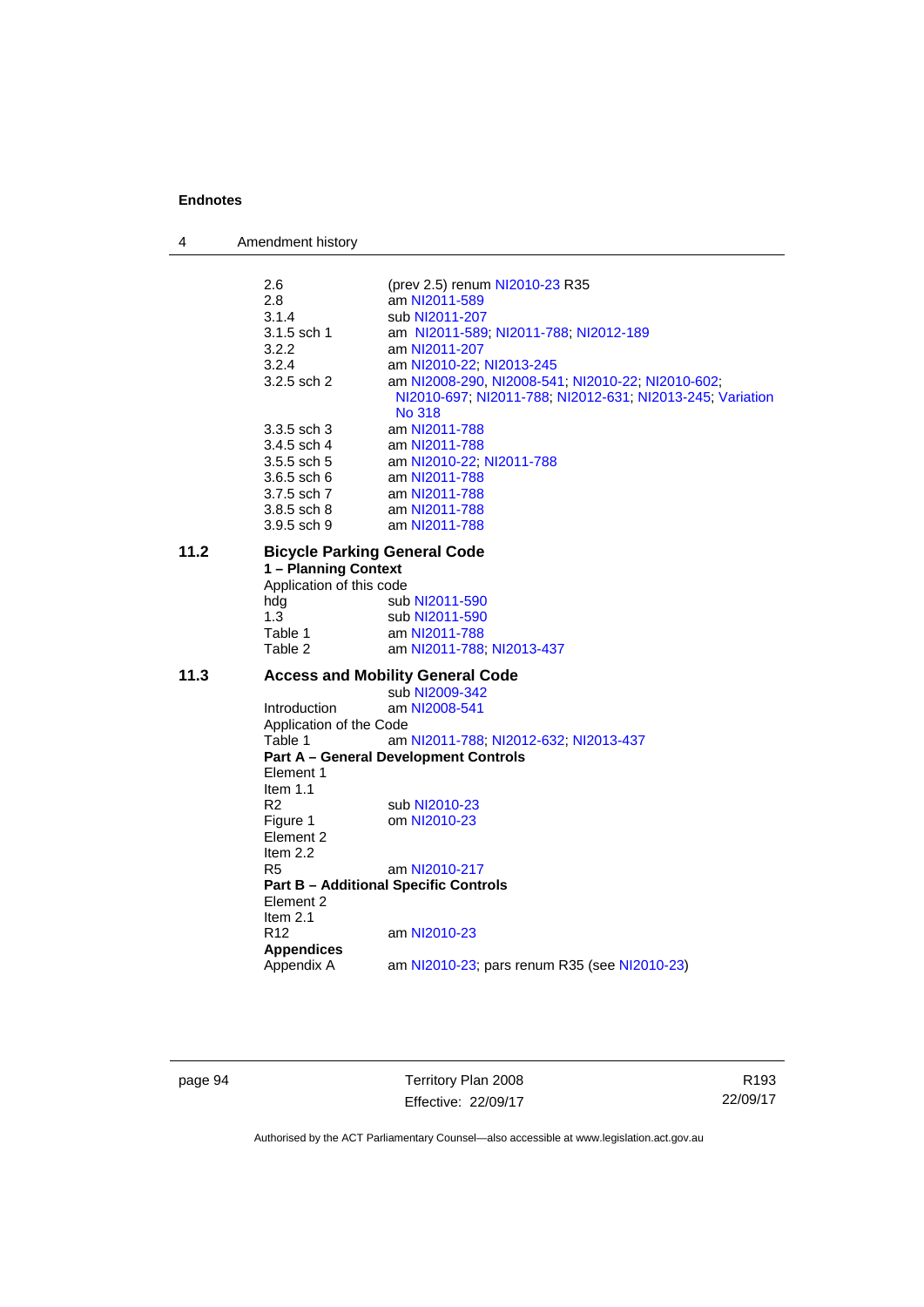2.6 (prev 2.5) renum NI2010-23 R35
2.8 am NI2011-589
3.1.4 sub NI2011-207
3.1.5 sch 1 am NI2011-589; NI2011-788; NI2012-189
3.2.2 am NI2011-207
3.2.4 am NI2010-22; NI2013-245
3.2.5 sch 2 am NI2008-290, NI2008-541; NI2010-22; NI2010-602; NI2010-697; NI2011-788; NI2012-631; NI2013-245; Variation No 318
3.3.5 sch 3 am NI2011-788
3.4.5 sch 4 am NI2011-788
3.5.5 sch 5 am NI2010-22; NI2011-788
3.6.5 sch 6 am NI2011-788
3.7.5 sch 7 am NI2011-788
3.8.5 sch 8 am NI2011-788
3.9.5 sch 9 am NI2011-788

## 11.2 Bicycle Parking General Code

**1 – Planning Context**

Application of this code

hdg sub NI2011-590
1.3 sub NI2011-590
Table 1 am NI2011-788
Table 2 am NI2011-788; NI2013-437

## 11.3 Access and Mobility General Code

sub NI2009-342

Introduction am NI2008-541

Application of the Code

Table 1 am NI2011-788; NI2012-632; NI2013-437

**Part A – General Development Controls**

Element 1

Item 1.1

R2 sub NI2010-23
Figure 1 om NI2010-23

Element 2

Item 2.2

R5 am NI2010-217

**Part B – Additional Specific Controls**

Element 2

Item 2.1

R12 am NI2010-23

**Appendices**

Appendix A am NI2010-23; pars renum R35 (see NI2010-23)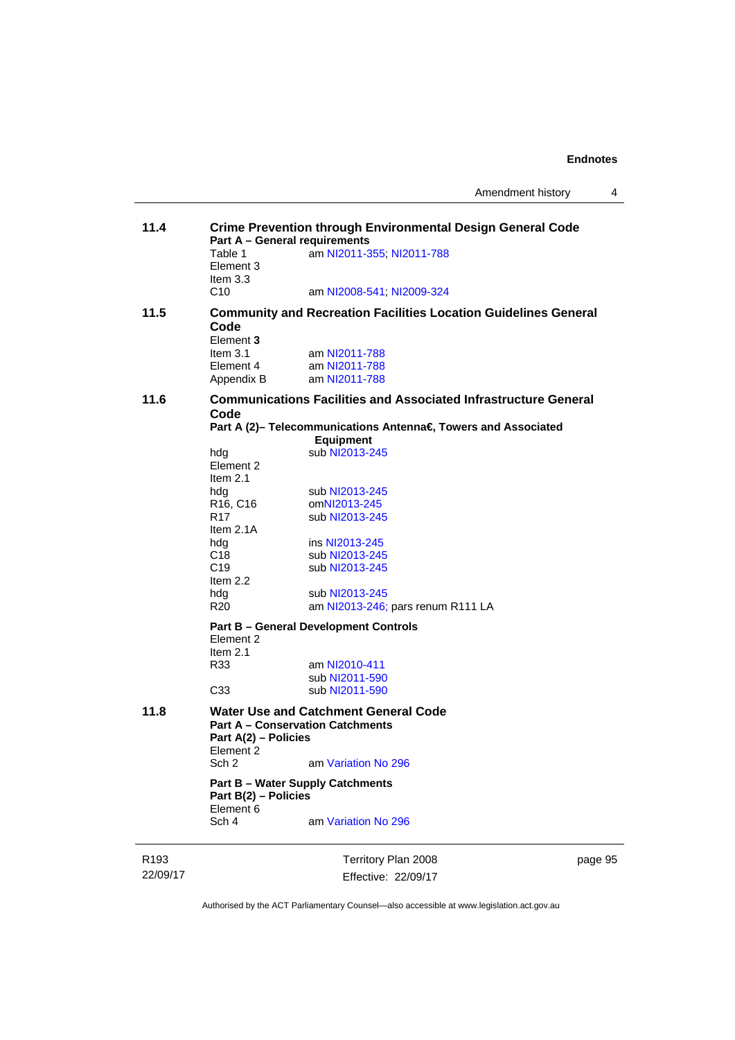**11.4 Crime Prevention through Environmental Design General Code**

**Part A – General requirements**

Table 1 am NI2011-355; NI2011-788

Element 3

Item 3.3

C10 am NI2008-541; NI2009-324

**11.5 Community and Recreation Facilities Location Guidelines General Code**

Element **3**

Item 3.1 am NI2011-788

Element 4 am NI2011-788

Appendix B am NI2011-788

**11.6 Communications Facilities and Associated Infrastructure General Code**

**Part A (2)– Telecommunications Antenna€, Towers and Associated Equipment**

hdg sub NI2013-245

Element 2

Item 2.1

hdg sub NI2013-245

R16, C16 omNI2013-245

R17 sub NI2013-245

Item 2.1A

hdg ins NI2013-245

C18 sub NI2013-245

C19 sub NI2013-245

Item 2.2

hdg sub NI2013-245

R20 am NI2013-246; pars renum R111 LA

**Part B – General Development Controls**

Element 2

Item 2.1

R33 am NI2010-411
sub NI2011-590

C33 sub NI2011-590

**11.8 Water Use and Catchment General Code**

**Part A – Conservation Catchments**

**Part A(2) – Policies**

Element 2

Sch 2 am Variation No 296

**Part B – Water Supply Catchments**

**Part B(2) – Policies**

Element 6

Sch 4 am Variation No 296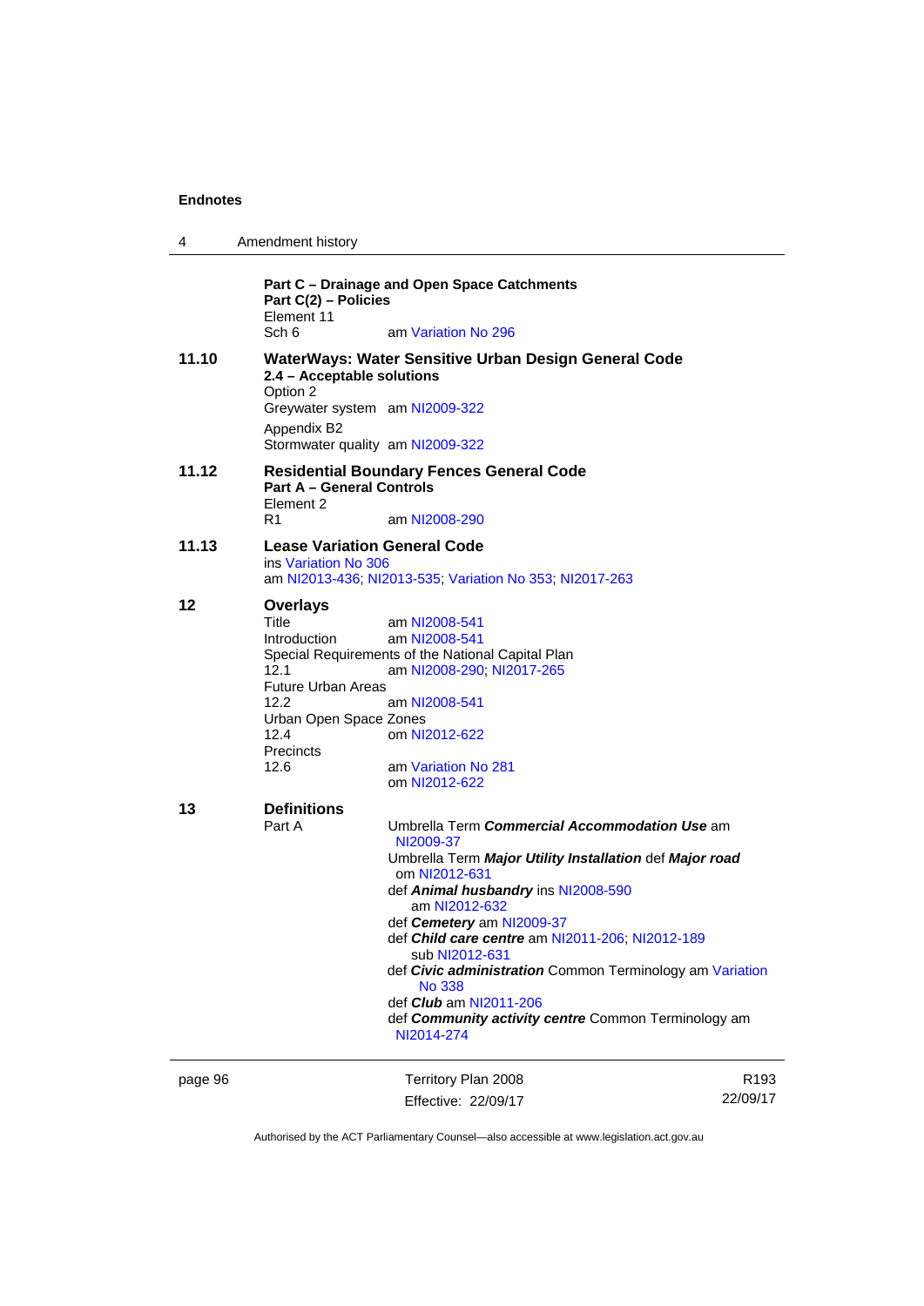**Part C – Drainage and Open Space Catchments**
**Part C(2) – Policies**
Element 11
Sch 6 am Variation No 296

**11.10 WaterWays: Water Sensitive Urban Design General Code**
**2.4 – Acceptable solutions**
Option 2
Greywater system am NI2009-322
Appendix B2
Stormwater quality am NI2009-322

**11.12 Residential Boundary Fences General Code**
**Part A – General Controls**
Element 2
R1 am NI2008-290

**11.13 Lease Variation General Code**
ins Variation No 306
am NI2013-436; NI2013-535; Variation No 353; NI2017-263

**12 Overlays**
Title am NI2008-541
Introduction am NI2008-541
Special Requirements of the National Capital Plan
12.1 am NI2008-290; NI2017-265
Future Urban Areas
12.2 am NI2008-541
Urban Open Space Zones
12.4 om NI2012-622
Precincts
12.6 am Variation No 281
om NI2012-622

**13 Definitions**
Part A
Umbrella Term ***Commercial Accommodation Use*** am NI2009-37
Umbrella Term ***Major Utility Installation*** def ***Major road*** om NI2012-631
def ***Animal husbandry*** ins NI2008-590
am NI2012-632
def ***Cemetery*** am NI2009-37
def ***Child care centre*** am NI2011-206; NI2012-189
sub NI2012-631
def ***Civic administration*** Common Terminology am Variation No 338
def ***Club*** am NI2011-206
def ***Community activity centre*** Common Terminology am NI2014-274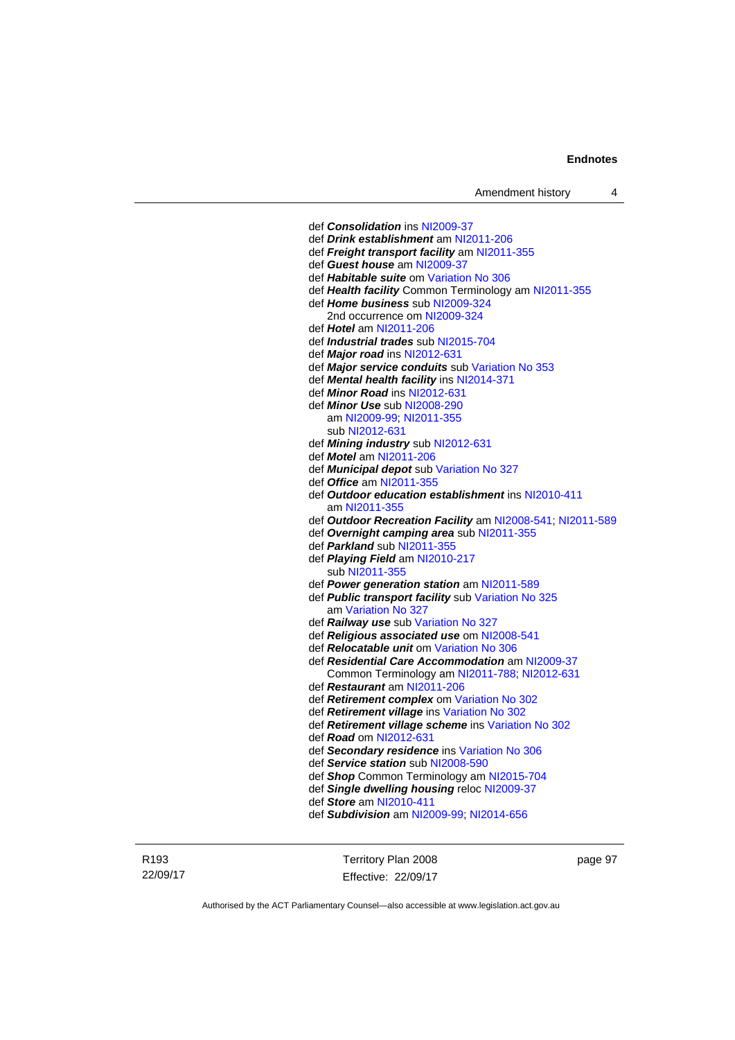def ***Consolidation*** ins NI2009-37
def ***Drink establishment*** am NI2011-206
def ***Freight transport facility*** am NI2011-355
def ***Guest house*** am NI2009-37
def ***Habitable suite*** om Variation No 306
def ***Health facility*** Common Terminology am NI2011-355
def ***Home business*** sub NI2009-324
 2nd occurrence om NI2009-324
def ***Hotel*** am NI2011-206
def ***Industrial trades*** sub NI2015-704
def ***Major road*** ins NI2012-631
def ***Major service conduits*** sub Variation No 353
def ***Mental health facility*** ins NI2014-371
def ***Minor Road*** ins NI2012-631
def ***Minor Use*** sub NI2008-290
 am NI2009-99; NI2011-355
 sub NI2012-631
def ***Mining industry*** sub NI2012-631
def ***Motel*** am NI2011-206
def ***Municipal depot*** sub Variation No 327
def ***Office*** am NI2011-355
def ***Outdoor education establishment*** ins NI2010-411
 am NI2011-355
def ***Outdoor Recreation Facility*** am NI2008-541; NI2011-589
def ***Overnight camping area*** sub NI2011-355
def ***Parkland*** sub NI2011-355
def ***Playing Field*** am NI2010-217
 sub NI2011-355
def ***Power generation station*** am NI2011-589
def ***Public transport facility*** sub Variation No 325
 am Variation No 327
def ***Railway use*** sub Variation No 327
def ***Religious associated use*** om NI2008-541
def ***Relocatable unit*** om Variation No 306
def ***Residential Care Accommodation*** am NI2009-37
 Common Terminology am NI2011-788; NI2012-631
def ***Restaurant*** am NI2011-206
def ***Retirement complex*** om Variation No 302
def ***Retirement village*** ins Variation No 302
def ***Retirement village scheme*** ins Variation No 302
def ***Road*** om NI2012-631
def ***Secondary residence*** ins Variation No 306
def ***Service station*** sub NI2008-590
def ***Shop*** Common Terminology am NI2015-704
def ***Single dwelling housing*** reloc NI2009-37
def ***Store*** am NI2010-411
def ***Subdivision*** am NI2009-99; NI2014-656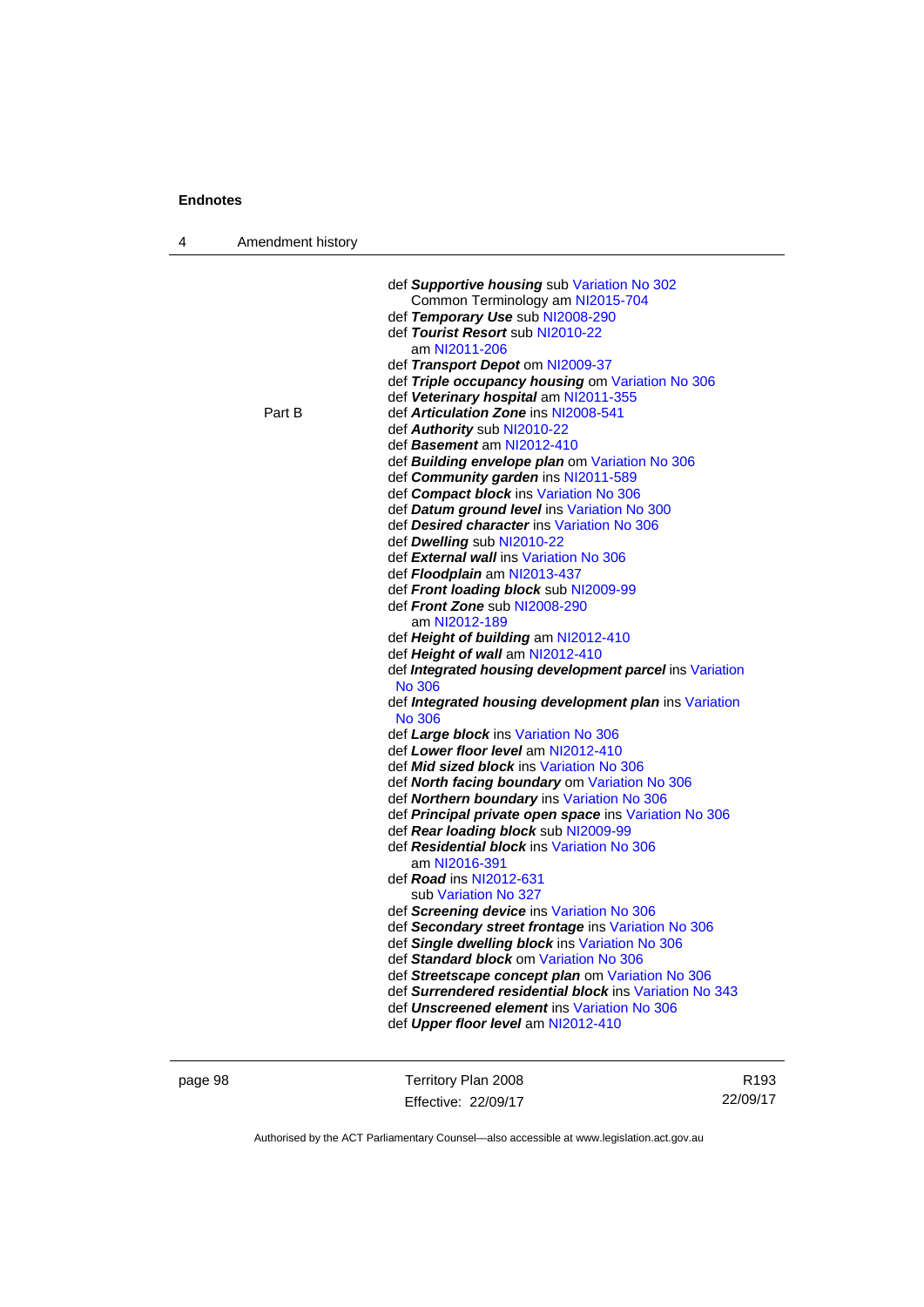def ***Supportive housing*** sub Variation No 302
    Common Terminology am NI2015-704
def ***Temporary Use*** sub NI2008-290
def ***Tourist Resort*** sub NI2010-22
    am NI2011-206
def ***Transport Depot*** om NI2009-37
def ***Triple occupancy housing*** om Variation No 306
def ***Veterinary hospital*** am NI2011-355

Part B
def ***Articulation Zone*** ins NI2008-541
def ***Authority*** sub NI2010-22
def ***Basement*** am NI2012-410
def ***Building envelope plan*** om Variation No 306
def ***Community garden*** ins NI2011-589
def ***Compact block*** ins Variation No 306
def ***Datum ground level*** ins Variation No 300
def ***Desired character*** ins Variation No 306
def ***Dwelling*** sub NI2010-22
def ***External wall*** ins Variation No 306
def ***Floodplain*** am NI2013-437
def ***Front loading block*** sub NI2009-99
def ***Front Zone*** sub NI2008-290
    am NI2012-189
def ***Height of building*** am NI2012-410
def ***Height of wall*** am NI2012-410
def ***Integrated housing development parcel*** ins Variation No 306
def ***Integrated housing development plan*** ins Variation No 306
def ***Large block*** ins Variation No 306
def ***Lower floor level*** am NI2012-410
def ***Mid sized block*** ins Variation No 306
def ***North facing boundary*** om Variation No 306
def ***Northern boundary*** ins Variation No 306
def ***Principal private open space*** ins Variation No 306
def ***Rear loading block*** sub NI2009-99
def ***Residential block*** ins Variation No 306
    am NI2016-391
def ***Road*** ins NI2012-631
    sub Variation No 327
def ***Screening device*** ins Variation No 306
def ***Secondary street frontage*** ins Variation No 306
def ***Single dwelling block*** ins Variation No 306
def ***Standard block*** om Variation No 306
def ***Streetscape concept plan*** om Variation No 306
def ***Surrendered residential block*** ins Variation No 343
def ***Unscreened element*** ins Variation No 306
def ***Upper floor level*** am NI2012-410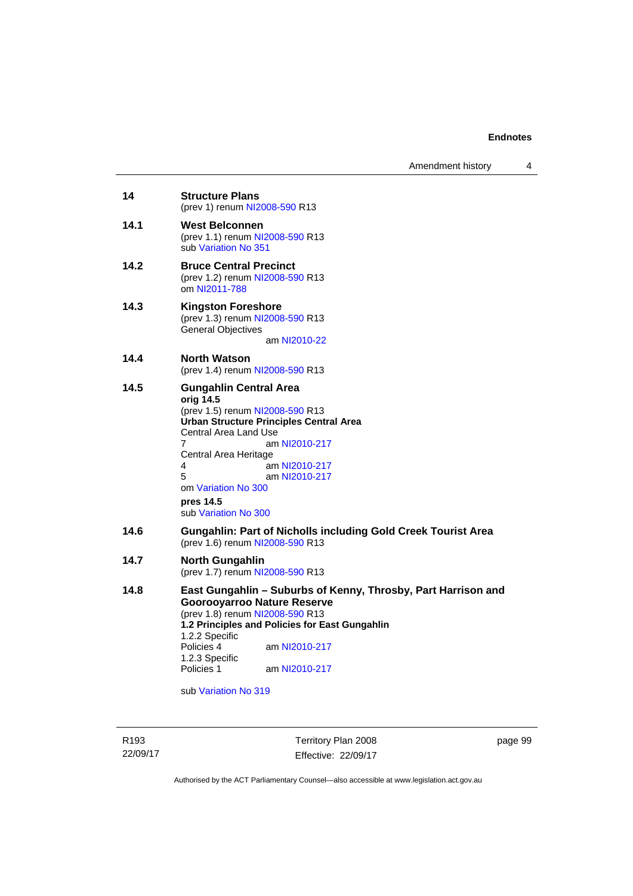**14** **Structure Plans**
(prev 1) renum NI2008-590 R13

**14.1** **West Belconnen**
(prev 1.1) renum NI2008-590 R13
sub Variation No 351

**14.2** **Bruce Central Precinct**
(prev 1.2) renum NI2008-590 R13
om NI2011-788

**14.3** **Kingston Foreshore**
(prev 1.3) renum NI2008-590 R13
General Objectives
am NI2010-22

**14.4** **North Watson**
(prev 1.4) renum NI2008-590 R13

**14.5** **Gungahlin Central Area**
**orig 14.5**
(prev 1.5) renum NI2008-590 R13
**Urban Structure Principles Central Area**
Central Area Land Use
7 am NI2010-217
Central Area Heritage
4 am NI2010-217
5 am NI2010-217
om Variation No 300

**pres 14.5**
sub Variation No 300

**14.6** **Gungahlin: Part of Nicholls including Gold Creek Tourist Area**
(prev 1.6) renum NI2008-590 R13

**14.7** **North Gungahlin**
(prev 1.7) renum NI2008-590 R13

**14.8** **East Gungahlin – Suburbs of Kenny, Throsby, Part Harrison and Goorooyarroo Nature Reserve**
(prev 1.8) renum NI2008-590 R13
**1.2 Principles and Policies for East Gungahlin**
1.2.2 Specific Policies 4 am NI2010-217
1.2.3 Specific Policies 1 am NI2010-217

sub Variation No 319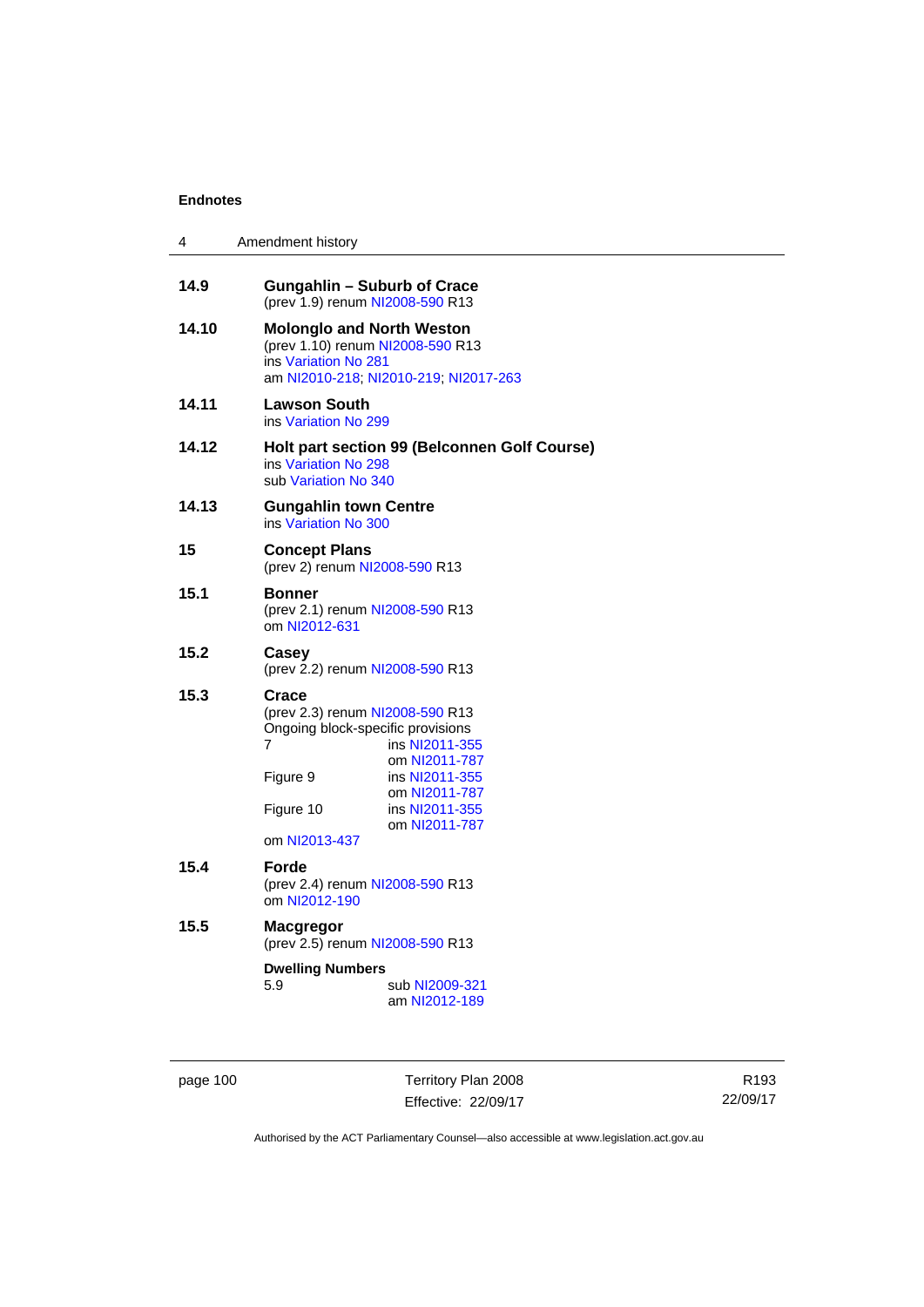**14.9 Gungahlin – Suburb of Crace**
(prev 1.9) renum NI2008-590 R13

**14.10 Molonglo and North Weston**
(prev 1.10) renum NI2008-590 R13
ins Variation No 281
am NI2010-218; NI2010-219; NI2017-263

**14.11 Lawson South**
ins Variation No 299

**14.12 Holt part section 99 (Belconnen Golf Course)**
ins Variation No 298
sub Variation No 340

**14.13 Gungahlin town Centre**
ins Variation No 300

**15 Concept Plans**
(prev 2) renum NI2008-590 R13

**15.1 Bonner**
(prev 2.1) renum NI2008-590 R13
om NI2012-631

**15.2 Casey**
(prev 2.2) renum NI2008-590 R13

**15.3 Crace**
(prev 2.3) renum NI2008-590 R13
Ongoing block-specific provisions

| | |
|---|---|
| 7 | ins NI2011-355<br>om NI2011-787 |
| Figure 9 | ins NI2011-355<br>om NI2011-787 |
| Figure 10 | ins NI2011-355<br>om NI2011-787 |

om NI2013-437

**15.4 Forde**
(prev 2.4) renum NI2008-590 R13
om NI2012-190

**15.5 Macgregor**
(prev 2.5) renum NI2008-590 R13

**Dwelling Numbers**

| | |
|---|---|
| 5.9 | sub NI2009-321<br>am NI2012-189 |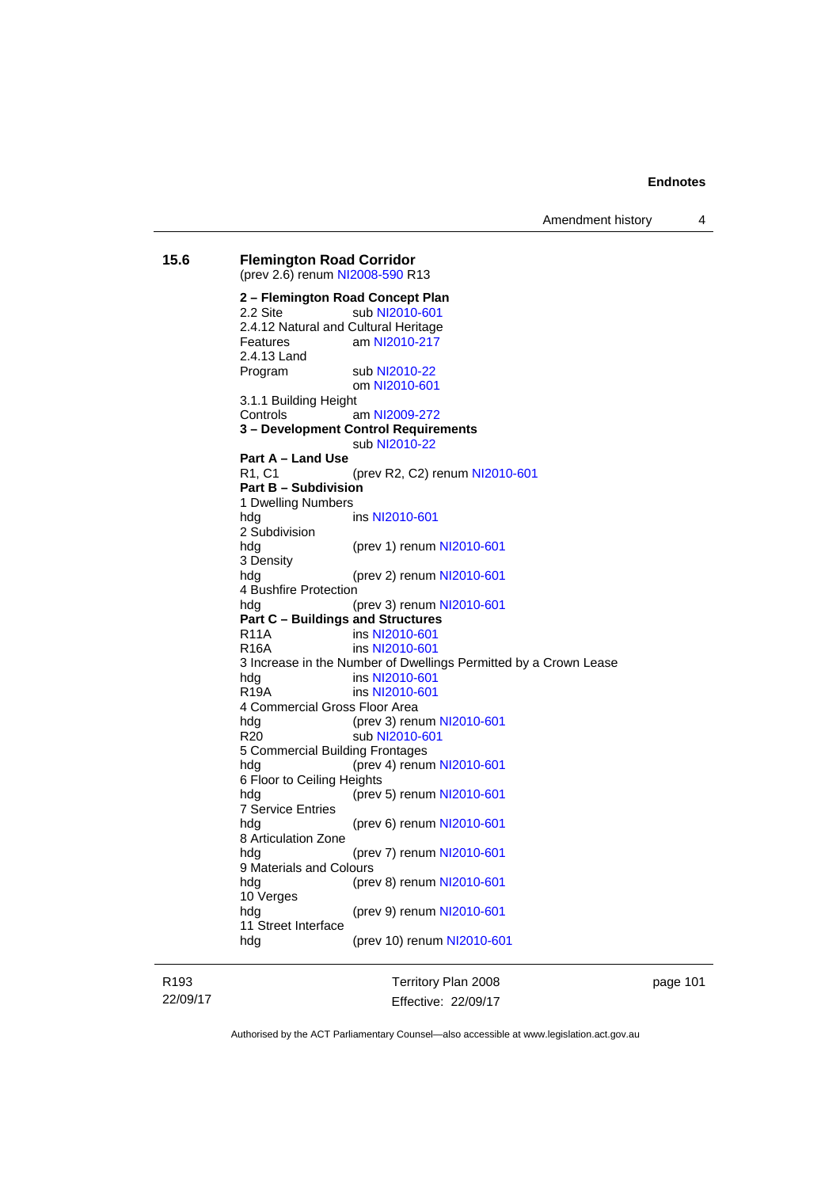**15.6 Flemington Road Corridor**
(prev 2.6) renum NI2008-590 R13

**2 – Flemington Road Concept Plan**
2.2 Site sub NI2010-601
2.4.12 Natural and Cultural Heritage
Features am NI2010-217
2.4.13 Land
Program sub NI2010-22
om NI2010-601
3.1.1 Building Height
Controls am NI2009-272
**3 – Development Control Requirements**
sub NI2010-22
**Part A – Land Use**
R1, C1 (prev R2, C2) renum NI2010-601
**Part B – Subdivision**
1 Dwelling Numbers
hdg ins NI2010-601
2 Subdivision
hdg (prev 1) renum NI2010-601
3 Density
hdg (prev 2) renum NI2010-601
4 Bushfire Protection
hdg (prev 3) renum NI2010-601
**Part C – Buildings and Structures**
R11A ins NI2010-601
R16A ins NI2010-601
3 Increase in the Number of Dwellings Permitted by a Crown Lease
hdg ins NI2010-601
R19A ins NI2010-601
4 Commercial Gross Floor Area
hdg (prev 3) renum NI2010-601
R20 sub NI2010-601
5 Commercial Building Frontages
hdg (prev 4) renum NI2010-601
6 Floor to Ceiling Heights
hdg (prev 5) renum NI2010-601
7 Service Entries
hdg (prev 6) renum NI2010-601
8 Articulation Zone
hdg (prev 7) renum NI2010-601
9 Materials and Colours
hdg (prev 8) renum NI2010-601
10 Verges
hdg (prev 9) renum NI2010-601
11 Street Interface
hdg (prev 10) renum NI2010-601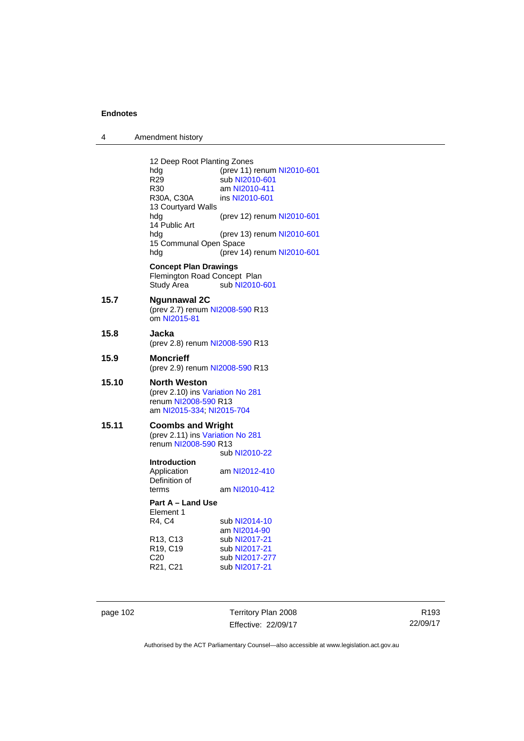12 Deep Root Planting Zones

| | |
|---|---|
| hdg | (prev 11) renum NI2010-601 |
| R29 | sub NI2010-601 |
| R30 | am NI2010-411 |
| R30A, C30A | ins NI2010-601 |

13 Courtyard Walls

| | |
|---|---|
| hdg | (prev 12) renum NI2010-601 |

14 Public Art

| | |
|---|---|
| hdg | (prev 13) renum NI2010-601 |

15 Communal Open Space

| | |
|---|---|
| hdg | (prev 14) renum NI2010-601 |

**Concept Plan Drawings**

Flemington Road Concept Plan

| | |
|---|---|
| Study Area | sub NI2010-601 |

**15.7 Ngunnawal 2C**

(prev 2.7) renum NI2008-590 R13
om NI2015-81

**15.8 Jacka**

(prev 2.8) renum NI2008-590 R13

**15.9 Moncrieff**

(prev 2.9) renum NI2008-590 R13

**15.10 North Weston**

(prev 2.10) ins Variation No 281
renum NI2008-590 R13
am NI2015-334; NI2015-704

**15.11 Coombs and Wright**

(prev 2.11) ins Variation No 281
renum NI2008-590 R13
sub NI2010-22

**Introduction**

| | |
|---|---|
| Application | am NI2012-410 |
| Definition of terms | am NI2010-412 |

**Part A – Land Use**

Element 1

| | |
|---|---|
| R4, C4 | sub NI2014-10 |
| | am NI2014-90 |
| R13, C13 | sub NI2017-21 |
| R19, C19 | sub NI2017-21 |
| C20 | sub NI2017-277 |
| R21, C21 | sub NI2017-21 |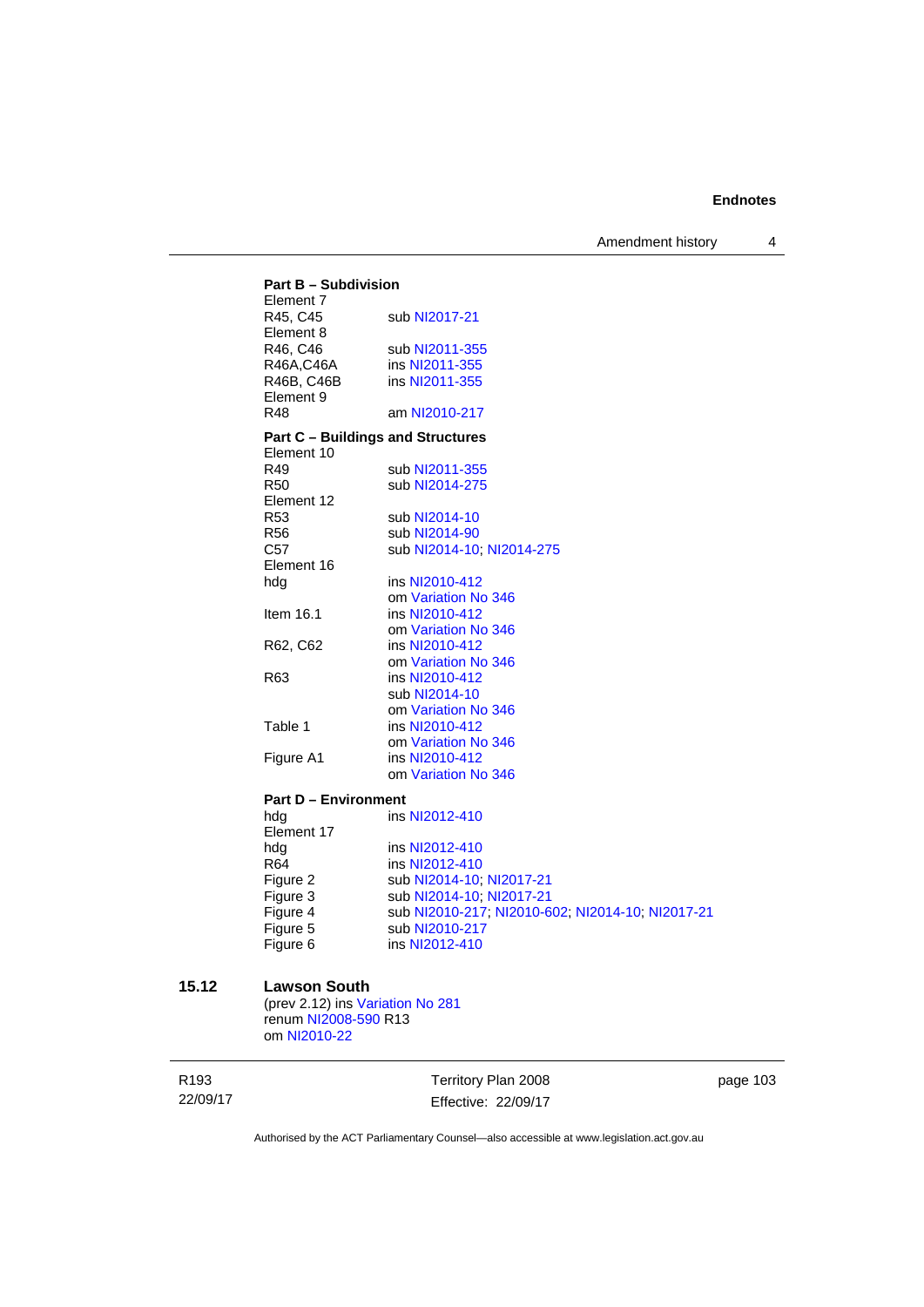**Part B – Subdivision**

Element 7
R45, C45 sub NI2017-21
Element 8
R46, C46 sub NI2011-355
R46A,C46A ins NI2011-355
R46B, C46B ins NI2011-355
Element 9
R48 am NI2010-217

**Part C – Buildings and Structures**

Element 10
R49 sub NI2011-355
R50 sub NI2014-275
Element 12
R53 sub NI2014-10
R56 sub NI2014-90
C57 sub NI2014-10; NI2014-275
Element 16
hdg ins NI2010-412
om Variation No 346
Item 16.1 ins NI2010-412
om Variation No 346
R62, C62 ins NI2010-412
om Variation No 346
R63 ins NI2010-412
sub NI2014-10
om Variation No 346
Table 1 ins NI2010-412
om Variation No 346
Figure A1 ins NI2010-412
om Variation No 346

**Part D – Environment**

hdg ins NI2012-410
Element 17
hdg ins NI2012-410
R64 ins NI2012-410
Figure 2 sub NI2014-10; NI2017-21
Figure 3 sub NI2014-10; NI2017-21
Figure 4 sub NI2010-217; NI2010-602; NI2014-10; NI2017-21
Figure 5 sub NI2010-217
Figure 6 ins NI2012-410

## 15.12 Lawson South

(prev 2.12) ins Variation No 281
renum NI2008-590 R13
om NI2010-22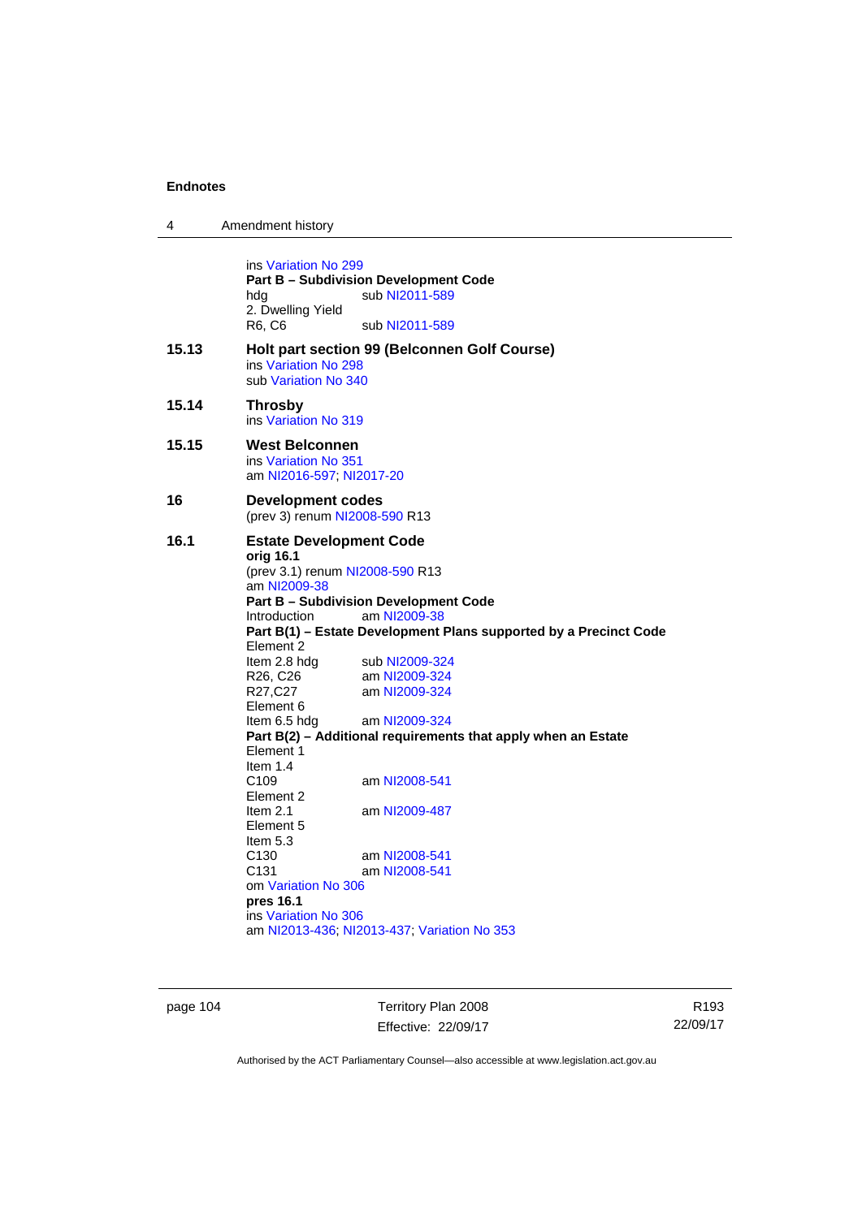ins Variation No 299
**Part B – Subdivision Development Code**
hdg sub NI2011-589
2. Dwelling Yield
R6, C6 sub NI2011-589

**15.13 Holt part section 99 (Belconnen Golf Course)**
ins Variation No 298
sub Variation No 340

**15.14 Throsby**
ins Variation No 319

**15.15 West Belconnen**
ins Variation No 351
am NI2016-597; NI2017-20

**16 Development codes**
(prev 3) renum NI2008-590 R13

**16.1 Estate Development Code**
**orig 16.1**
(prev 3.1) renum NI2008-590 R13
am NI2009-38
**Part B – Subdivision Development Code**
Introduction am NI2009-38
**Part B(1) – Estate Development Plans supported by a Precinct Code**
Element 2
Item 2.8 hdg sub NI2009-324
R26, C26 am NI2009-324
R27,C27 am NI2009-324
Element 6
Item 6.5 hdg am NI2009-324
**Part B(2) – Additional requirements that apply when an Estate**
Element 1
Item 1.4
C109 am NI2008-541
Element 2
Item 2.1 am NI2009-487
Element 5
Item 5.3
C130 am NI2008-541
C131 am NI2008-541
om Variation No 306
**pres 16.1**
ins Variation No 306
am NI2013-436; NI2013-437; Variation No 353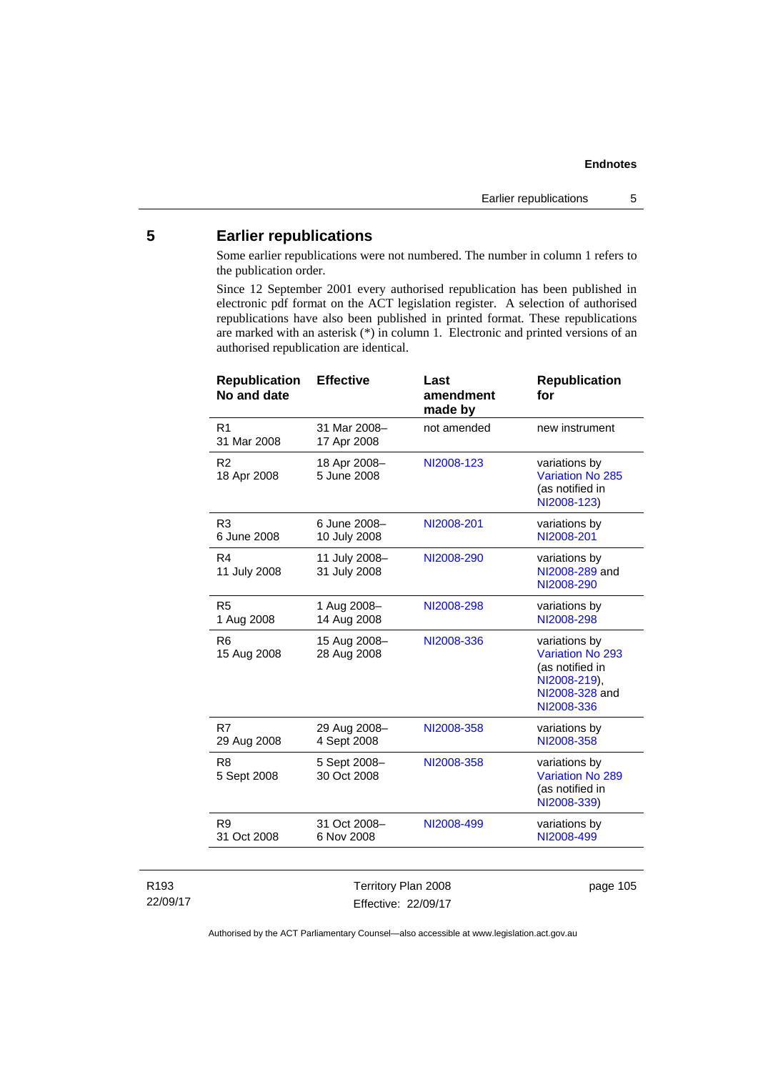## 5 Earlier republications

Some earlier republications were not numbered. The number in column 1 refers to the publication order.

Since 12 September 2001 every authorised republication has been published in electronic pdf format on the ACT legislation register. A selection of authorised republications have also been published in printed format. These republications are marked with an asterisk (*) in column 1. Electronic and printed versions of an authorised republication are identical.

| Republication No and date | Effective | Last amendment made by | Republication for |
|---|---|---|---|
| R1 31 Mar 2008 | 31 Mar 2008– 17 Apr 2008 | not amended | new instrument |
| R2 18 Apr 2008 | 18 Apr 2008– 5 June 2008 | NI2008-123 | variations by Variation No 285 (as notified in NI2008-123) |
| R3 6 June 2008 | 6 June 2008– 10 July 2008 | NI2008-201 | variations by NI2008-201 |
| R4 11 July 2008 | 11 July 2008– 31 July 2008 | NI2008-290 | variations by NI2008-289 and NI2008-290 |
| R5 1 Aug 2008 | 1 Aug 2008– 14 Aug 2008 | NI2008-298 | variations by NI2008-298 |
| R6 15 Aug 2008 | 15 Aug 2008– 28 Aug 2008 | NI2008-336 | variations by Variation No 293 (as notified in NI2008-219), NI2008-328 and NI2008-336 |
| R7 29 Aug 2008 | 29 Aug 2008– 4 Sept 2008 | NI2008-358 | variations by NI2008-358 |
| R8 5 Sept 2008 | 5 Sept 2008– 30 Oct 2008 | NI2008-358 | variations by Variation No 289 (as notified in NI2008-339) |
| R9 31 Oct 2008 | 31 Oct 2008– 6 Nov 2008 | NI2008-499 | variations by NI2008-499 |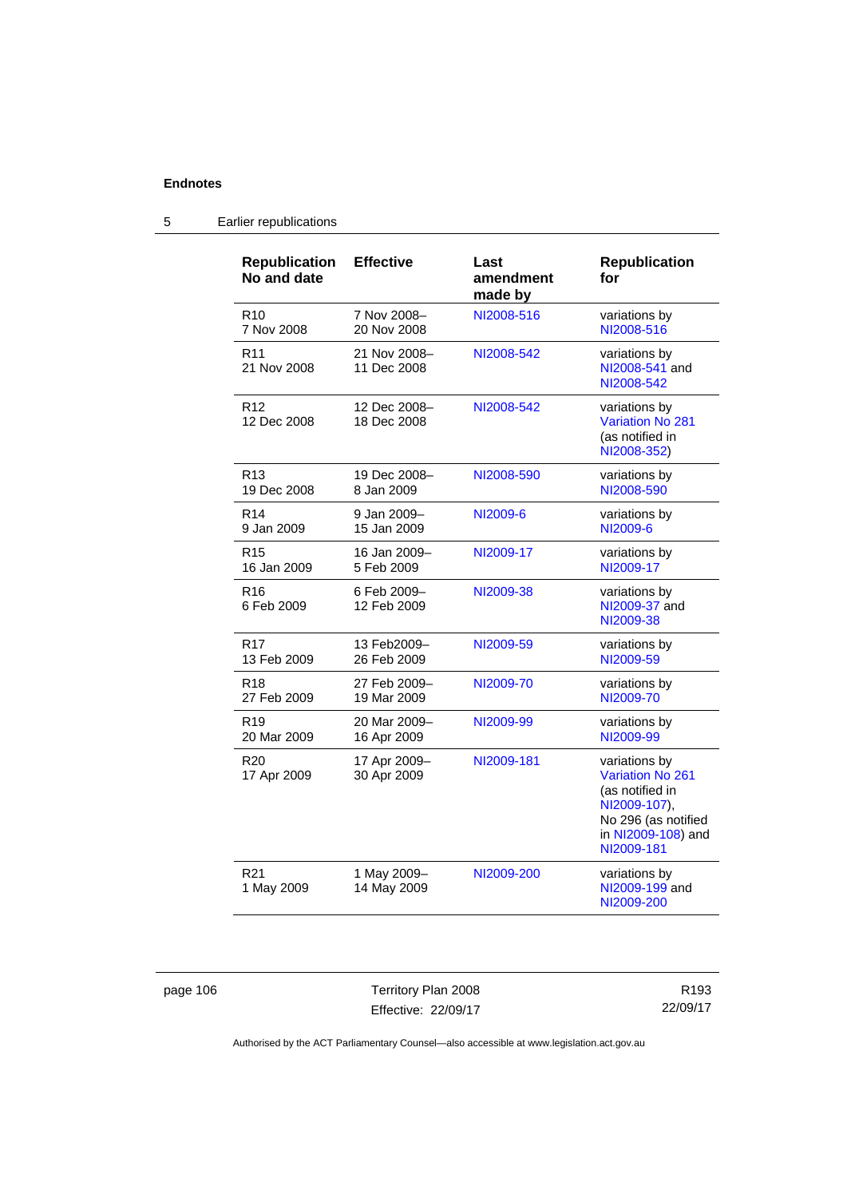## 5 Earlier republications

| Republication No and date | Effective | Last amendment made by | Republication for |
|---|---|---|---|
| R10<br>7 Nov 2008 | 7 Nov 2008–<br>20 Nov 2008 | NI2008-516 | variations by NI2008-516 |
| R11<br>21 Nov 2008 | 21 Nov 2008–<br>11 Dec 2008 | NI2008-542 | variations by NI2008-541 and NI2008-542 |
| R12<br>12 Dec 2008 | 12 Dec 2008–<br>18 Dec 2008 | NI2008-542 | variations by Variation No 281 (as notified in NI2008-352) |
| R13<br>19 Dec 2008 | 19 Dec 2008–<br>8 Jan 2009 | NI2008-590 | variations by NI2008-590 |
| R14<br>9 Jan 2009 | 9 Jan 2009–<br>15 Jan 2009 | NI2009-6 | variations by NI2009-6 |
| R15<br>16 Jan 2009 | 16 Jan 2009–<br>5 Feb 2009 | NI2009-17 | variations by NI2009-17 |
| R16<br>6 Feb 2009 | 6 Feb 2009–<br>12 Feb 2009 | NI2009-38 | variations by NI2009-37 and NI2009-38 |
| R17<br>13 Feb 2009 | 13 Feb2009–<br>26 Feb 2009 | NI2009-59 | variations by NI2009-59 |
| R18<br>27 Feb 2009 | 27 Feb 2009–<br>19 Mar 2009 | NI2009-70 | variations by NI2009-70 |
| R19<br>20 Mar 2009 | 20 Mar 2009–<br>16 Apr 2009 | NI2009-99 | variations by NI2009-99 |
| R20<br>17 Apr 2009 | 17 Apr 2009–<br>30 Apr 2009 | NI2009-181 | variations by Variation No 261 (as notified in NI2009-107), No 296 (as notified in NI2009-108) and NI2009-181 |
| R21<br>1 May 2009 | 1 May 2009–<br>14 May 2009 | NI2009-200 | variations by NI2009-199 and NI2009-200 |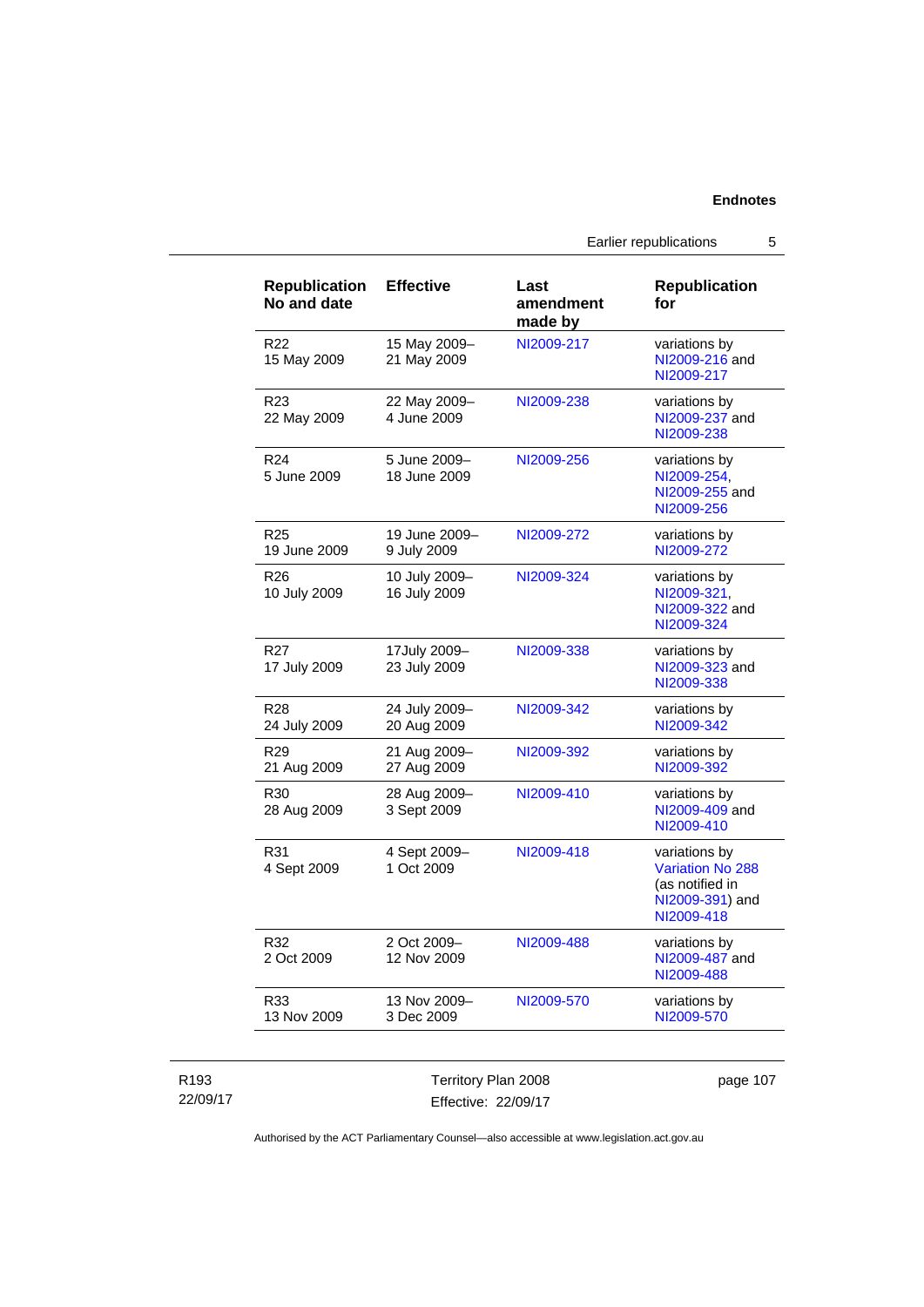| Republication No and date | Effective | Last amendment made by | Republication for |
|---|---|---|---|
| R22 15 May 2009 | 15 May 2009– 21 May 2009 | NI2009-217 | variations by NI2009-216 and NI2009-217 |
| R23 22 May 2009 | 22 May 2009– 4 June 2009 | NI2009-238 | variations by NI2009-237 and NI2009-238 |
| R24 5 June 2009 | 5 June 2009– 18 June 2009 | NI2009-256 | variations by NI2009-254, NI2009-255 and NI2009-256 |
| R25 19 June 2009 | 19 June 2009– 9 July 2009 | NI2009-272 | variations by NI2009-272 |
| R26 10 July 2009 | 10 July 2009– 16 July 2009 | NI2009-324 | variations by NI2009-321, NI2009-322 and NI2009-324 |
| R27 17 July 2009 | 17July 2009– 23 July 2009 | NI2009-338 | variations by NI2009-323 and NI2009-338 |
| R28 24 July 2009 | 24 July 2009– 20 Aug 2009 | NI2009-342 | variations by NI2009-342 |
| R29 21 Aug 2009 | 21 Aug 2009– 27 Aug 2009 | NI2009-392 | variations by NI2009-392 |
| R30 28 Aug 2009 | 28 Aug 2009– 3 Sept 2009 | NI2009-410 | variations by NI2009-409 and NI2009-410 |
| R31 4 Sept 2009 | 4 Sept 2009– 1 Oct 2009 | NI2009-418 | variations by Variation No 288 (as notified in NI2009-391) and NI2009-418 |
| R32 2 Oct 2009 | 2 Oct 2009– 12 Nov 2009 | NI2009-488 | variations by NI2009-487 and NI2009-488 |
| R33 13 Nov 2009 | 13 Nov 2009– 3 Dec 2009 | NI2009-570 | variations by NI2009-570 |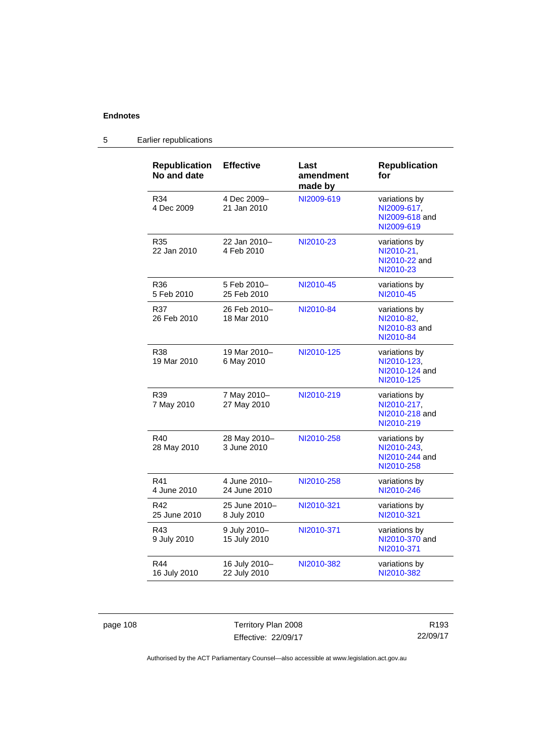## 5 Earlier republications

| Republication No and date | Effective | Last amendment made by | Republication for |
|---|---|---|---|
| R34<br>4 Dec 2009 | 4 Dec 2009–<br>21 Jan 2010 | NI2009-619 | variations by NI2009-617, NI2009-618 and NI2009-619 |
| R35<br>22 Jan 2010 | 22 Jan 2010–<br>4 Feb 2010 | NI2010-23 | variations by NI2010-21, NI2010-22 and NI2010-23 |
| R36<br>5 Feb 2010 | 5 Feb 2010–<br>25 Feb 2010 | NI2010-45 | variations by NI2010-45 |
| R37<br>26 Feb 2010 | 26 Feb 2010–<br>18 Mar 2010 | NI2010-84 | variations by NI2010-82, NI2010-83 and NI2010-84 |
| R38<br>19 Mar 2010 | 19 Mar 2010–<br>6 May 2010 | NI2010-125 | variations by NI2010-123, NI2010-124 and NI2010-125 |
| R39<br>7 May 2010 | 7 May 2010–<br>27 May 2010 | NI2010-219 | variations by NI2010-217, NI2010-218 and NI2010-219 |
| R40<br>28 May 2010 | 28 May 2010–<br>3 June 2010 | NI2010-258 | variations by NI2010-243, NI2010-244 and NI2010-258 |
| R41<br>4 June 2010 | 4 June 2010–<br>24 June 2010 | NI2010-258 | variations by NI2010-246 |
| R42<br>25 June 2010 | 25 June 2010–<br>8 July 2010 | NI2010-321 | variations by NI2010-321 |
| R43<br>9 July 2010 | 9 July 2010–<br>15 July 2010 | NI2010-371 | variations by NI2010-370 and NI2010-371 |
| R44<br>16 July 2010 | 16 July 2010–<br>22 July 2010 | NI2010-382 | variations by NI2010-382 |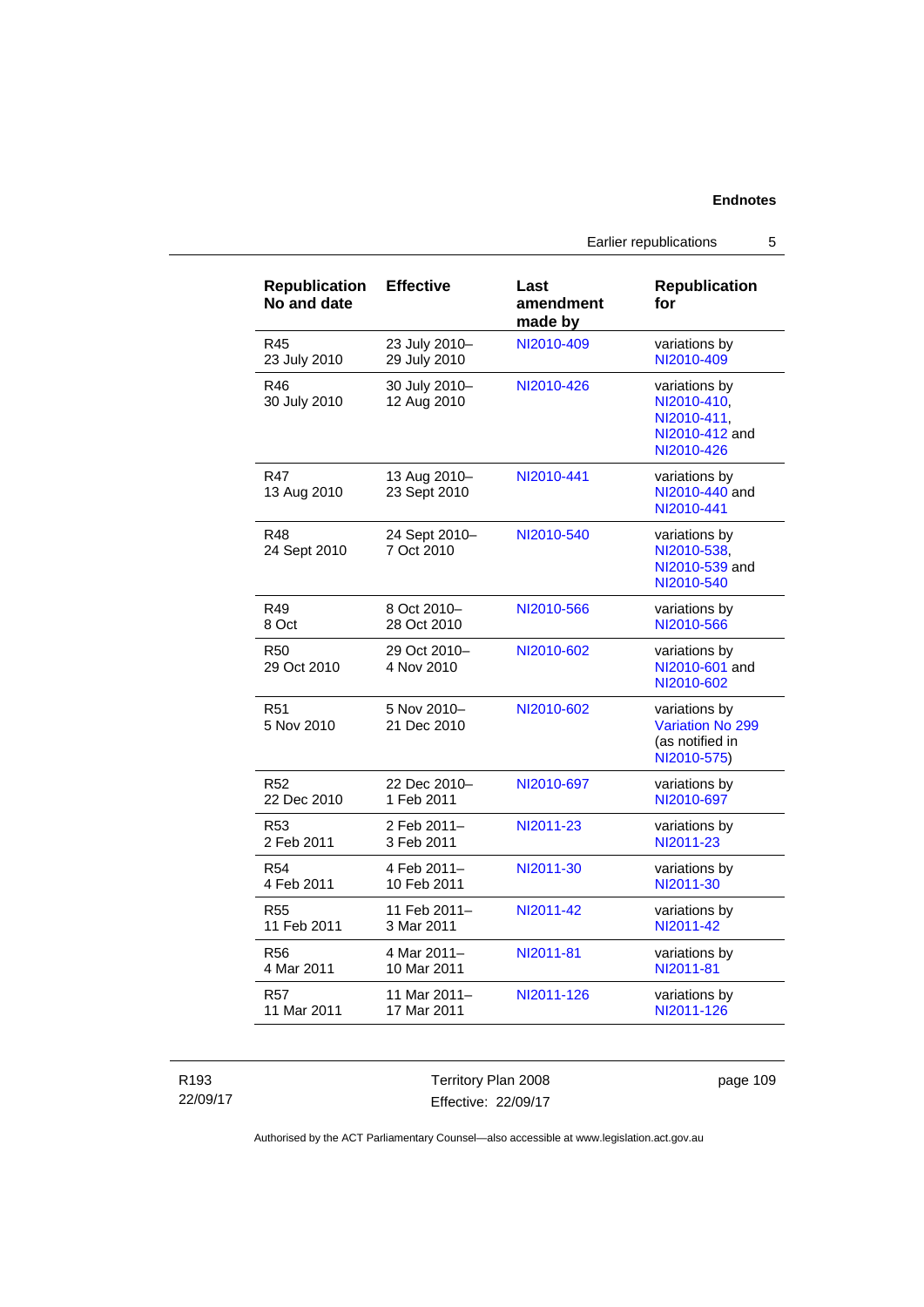| Republication No and date | Effective | Last amendment made by | Republication for |
|---|---|---|---|
| R45 23 July 2010 | 23 July 2010–29 July 2010 | NI2010-409 | variations by NI2010-409 |
| R46 30 July 2010 | 30 July 2010–12 Aug 2010 | NI2010-426 | variations by NI2010-410, NI2010-411, NI2010-412 and NI2010-426 |
| R47 13 Aug 2010 | 13 Aug 2010–23 Sept 2010 | NI2010-441 | variations by NI2010-440 and NI2010-441 |
| R48 24 Sept 2010 | 24 Sept 2010–7 Oct 2010 | NI2010-540 | variations by NI2010-538, NI2010-539 and NI2010-540 |
| R49 8 Oct | 8 Oct 2010–28 Oct 2010 | NI2010-566 | variations by NI2010-566 |
| R50 29 Oct 2010 | 29 Oct 2010–4 Nov 2010 | NI2010-602 | variations by NI2010-601 and NI2010-602 |
| R51 5 Nov 2010 | 5 Nov 2010–21 Dec 2010 | NI2010-602 | variations by Variation No 299 (as notified in NI2010-575) |
| R52 22 Dec 2010 | 22 Dec 2010–1 Feb 2011 | NI2010-697 | variations by NI2010-697 |
| R53 2 Feb 2011 | 2 Feb 2011–3 Feb 2011 | NI2011-23 | variations by NI2011-23 |
| R54 4 Feb 2011 | 4 Feb 2011–10 Feb 2011 | NI2011-30 | variations by NI2011-30 |
| R55 11 Feb 2011 | 11 Feb 2011–3 Mar 2011 | NI2011-42 | variations by NI2011-42 |
| R56 4 Mar 2011 | 4 Mar 2011–10 Mar 2011 | NI2011-81 | variations by NI2011-81 |
| R57 11 Mar 2011 | 11 Mar 2011–17 Mar 2011 | NI2011-126 | variations by NI2011-126 |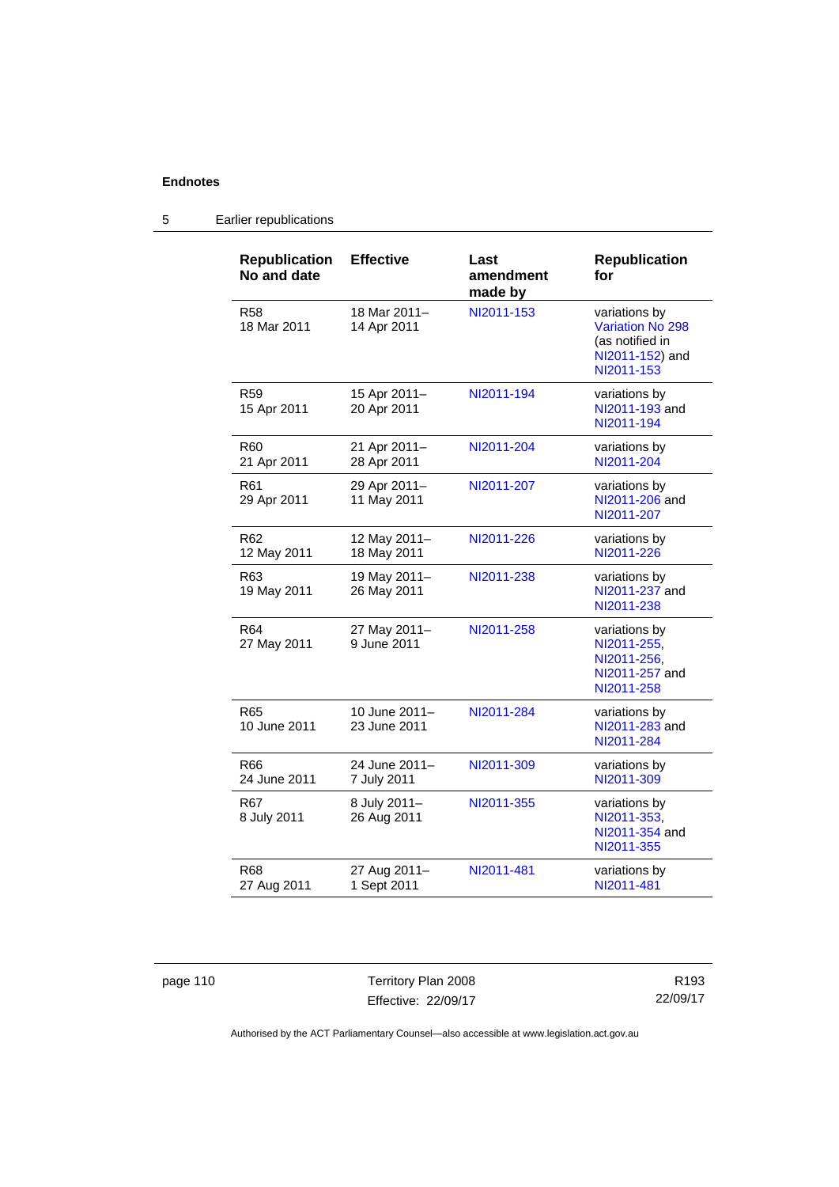## 5 Earlier republications

| Republication No and date | Effective | Last amendment made by | Republication for |
|---|---|---|---|
| R58<br>18 Mar 2011 | 18 Mar 2011–<br>14 Apr 2011 | NI2011-153 | variations by Variation No 298 (as notified in NI2011-152) and NI2011-153 |
| R59<br>15 Apr 2011 | 15 Apr 2011–<br>20 Apr 2011 | NI2011-194 | variations by NI2011-193 and NI2011-194 |
| R60<br>21 Apr 2011 | 21 Apr 2011–<br>28 Apr 2011 | NI2011-204 | variations by NI2011-204 |
| R61<br>29 Apr 2011 | 29 Apr 2011–<br>11 May 2011 | NI2011-207 | variations by NI2011-206 and NI2011-207 |
| R62<br>12 May 2011 | 12 May 2011–<br>18 May 2011 | NI2011-226 | variations by NI2011-226 |
| R63<br>19 May 2011 | 19 May 2011–<br>26 May 2011 | NI2011-238 | variations by NI2011-237 and NI2011-238 |
| R64<br>27 May 2011 | 27 May 2011–<br>9 June 2011 | NI2011-258 | variations by NI2011-255, NI2011-256, NI2011-257 and NI2011-258 |
| R65<br>10 June 2011 | 10 June 2011–<br>23 June 2011 | NI2011-284 | variations by NI2011-283 and NI2011-284 |
| R66<br>24 June 2011 | 24 June 2011–<br>7 July 2011 | NI2011-309 | variations by NI2011-309 |
| R67<br>8 July 2011 | 8 July 2011–<br>26 Aug 2011 | NI2011-355 | variations by NI2011-353, NI2011-354 and NI2011-355 |
| R68<br>27 Aug 2011 | 27 Aug 2011–<br>1 Sept 2011 | NI2011-481 | variations by NI2011-481 |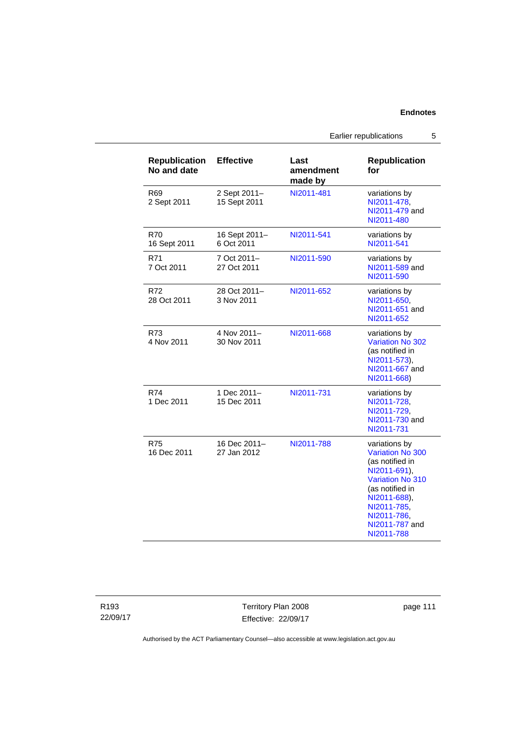| Republication No and date | Effective | Last amendment made by | Republication for |
|---|---|---|---|
| R69<br>2 Sept 2011 | 2 Sept 2011–<br>15 Sept 2011 | NI2011-481 | variations by NI2011-478, NI2011-479 and NI2011-480 |
| R70<br>16 Sept 2011 | 16 Sept 2011–<br>6 Oct 2011 | NI2011-541 | variations by NI2011-541 |
| R71<br>7 Oct 2011 | 7 Oct 2011–<br>27 Oct 2011 | NI2011-590 | variations by NI2011-589 and NI2011-590 |
| R72<br>28 Oct 2011 | 28 Oct 2011–<br>3 Nov 2011 | NI2011-652 | variations by NI2011-650, NI2011-651 and NI2011-652 |
| R73<br>4 Nov 2011 | 4 Nov 2011–<br>30 Nov 2011 | NI2011-668 | variations by Variation No 302 (as notified in NI2011-573), NI2011-667 and NI2011-668) |
| R74<br>1 Dec 2011 | 1 Dec 2011–<br>15 Dec 2011 | NI2011-731 | variations by NI2011-728, NI2011-729, NI2011-730 and NI2011-731 |
| R75<br>16 Dec 2011 | 16 Dec 2011–<br>27 Jan 2012 | NI2011-788 | variations by Variation No 300 (as notified in NI2011-691), Variation No 310 (as notified in NI2011-688), NI2011-785, NI2011-786, NI2011-787 and NI2011-788 |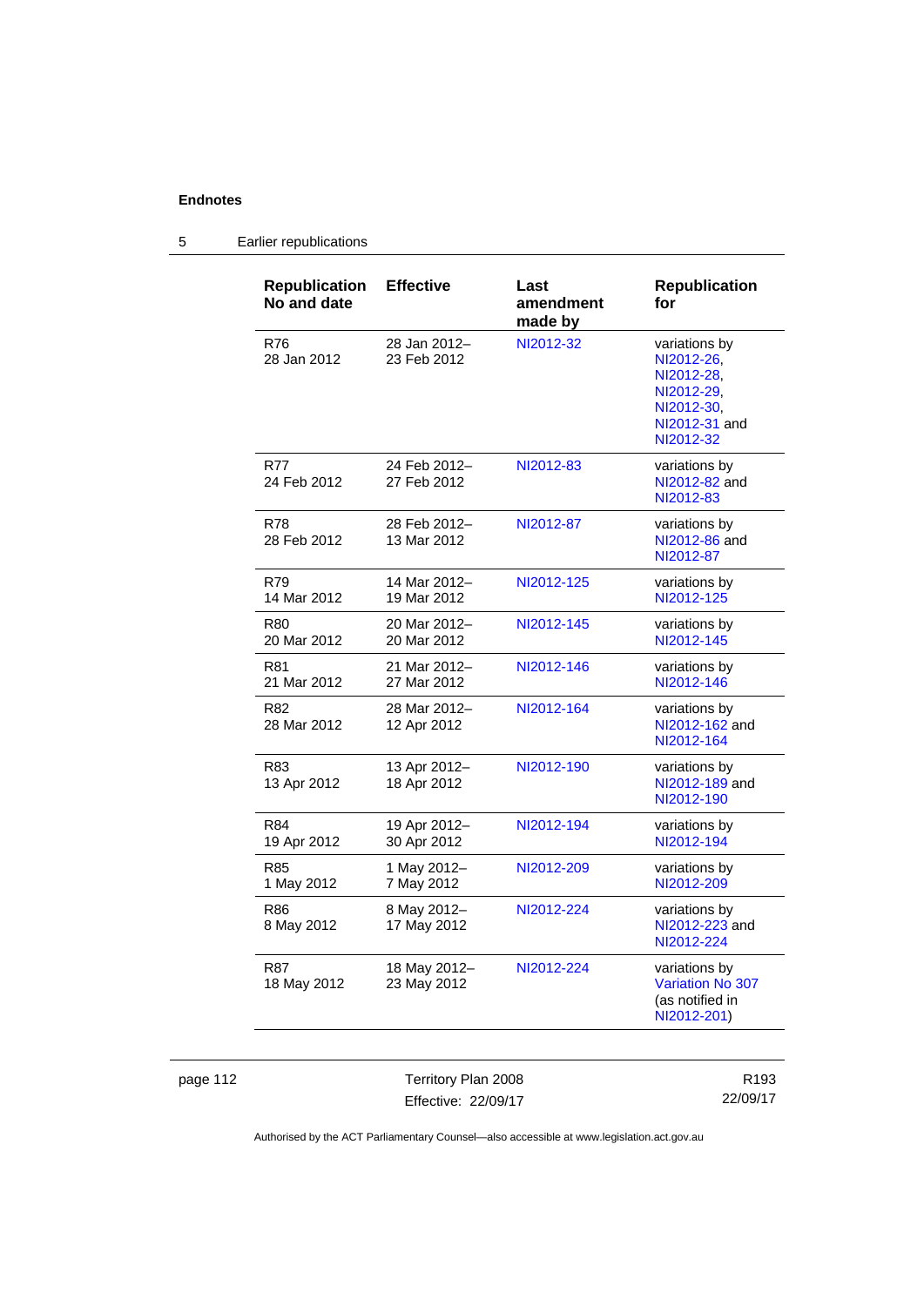## Endnotes

### 5 Earlier republications

| Republication No and date | Effective | Last amendment made by | Republication for |
|---|---|---|---|
| R76 28 Jan 2012 | 28 Jan 2012– 23 Feb 2012 | NI2012-32 | variations by NI2012-26, NI2012-28, NI2012-29, NI2012-30, NI2012-31 and NI2012-32 |
| R77 24 Feb 2012 | 24 Feb 2012– 27 Feb 2012 | NI2012-83 | variations by NI2012-82 and NI2012-83 |
| R78 28 Feb 2012 | 28 Feb 2012– 13 Mar 2012 | NI2012-87 | variations by NI2012-86 and NI2012-87 |
| R79 14 Mar 2012 | 14 Mar 2012– 19 Mar 2012 | NI2012-125 | variations by NI2012-125 |
| R80 20 Mar 2012 | 20 Mar 2012– 20 Mar 2012 | NI2012-145 | variations by NI2012-145 |
| R81 21 Mar 2012 | 21 Mar 2012– 27 Mar 2012 | NI2012-146 | variations by NI2012-146 |
| R82 28 Mar 2012 | 28 Mar 2012– 12 Apr 2012 | NI2012-164 | variations by NI2012-162 and NI2012-164 |
| R83 13 Apr 2012 | 13 Apr 2012– 18 Apr 2012 | NI2012-190 | variations by NI2012-189 and NI2012-190 |
| R84 19 Apr 2012 | 19 Apr 2012– 30 Apr 2012 | NI2012-194 | variations by NI2012-194 |
| R85 1 May 2012 | 1 May 2012– 7 May 2012 | NI2012-209 | variations by NI2012-209 |
| R86 8 May 2012 | 8 May 2012– 17 May 2012 | NI2012-224 | variations by NI2012-223 and NI2012-224 |
| R87 18 May 2012 | 18 May 2012– 23 May 2012 | NI2012-224 | variations by Variation No 307 (as notified in NI2012-201) |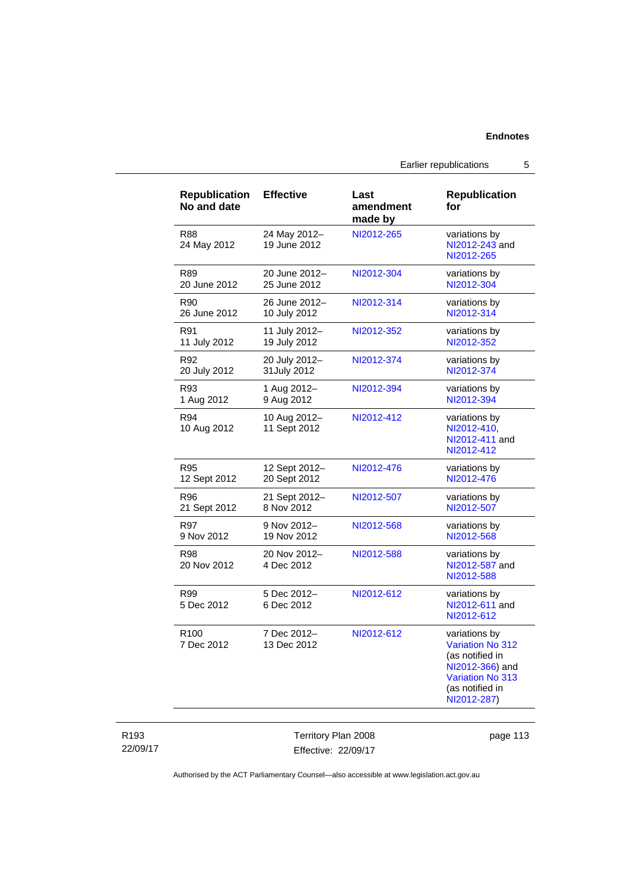| Republication No and date | Effective | Last amendment made by | Republication for |
|---|---|---|---|
| R88 24 May 2012 | 24 May 2012– 19 June 2012 | NI2012-265 | variations by NI2012-243 and NI2012-265 |
| R89 20 June 2012 | 20 June 2012– 25 June 2012 | NI2012-304 | variations by NI2012-304 |
| R90 26 June 2012 | 26 June 2012– 10 July 2012 | NI2012-314 | variations by NI2012-314 |
| R91 11 July 2012 | 11 July 2012– 19 July 2012 | NI2012-352 | variations by NI2012-352 |
| R92 20 July 2012 | 20 July 2012– 31July 2012 | NI2012-374 | variations by NI2012-374 |
| R93 1 Aug 2012 | 1 Aug 2012– 9 Aug 2012 | NI2012-394 | variations by NI2012-394 |
| R94 10 Aug 2012 | 10 Aug 2012– 11 Sept 2012 | NI2012-412 | variations by NI2012-410, NI2012-411 and NI2012-412 |
| R95 12 Sept 2012 | 12 Sept 2012– 20 Sept 2012 | NI2012-476 | variations by NI2012-476 |
| R96 21 Sept 2012 | 21 Sept 2012– 8 Nov 2012 | NI2012-507 | variations by NI2012-507 |
| R97 9 Nov 2012 | 9 Nov 2012– 19 Nov 2012 | NI2012-568 | variations by NI2012-568 |
| R98 20 Nov 2012 | 20 Nov 2012– 4 Dec 2012 | NI2012-588 | variations by NI2012-587 and NI2012-588 |
| R99 5 Dec 2012 | 5 Dec 2012– 6 Dec 2012 | NI2012-612 | variations by NI2012-611 and NI2012-612 |
| R100 7 Dec 2012 | 7 Dec 2012– 13 Dec 2012 | NI2012-612 | variations by Variation No 312 (as notified in NI2012-366) and Variation No 313 (as notified in NI2012-287) |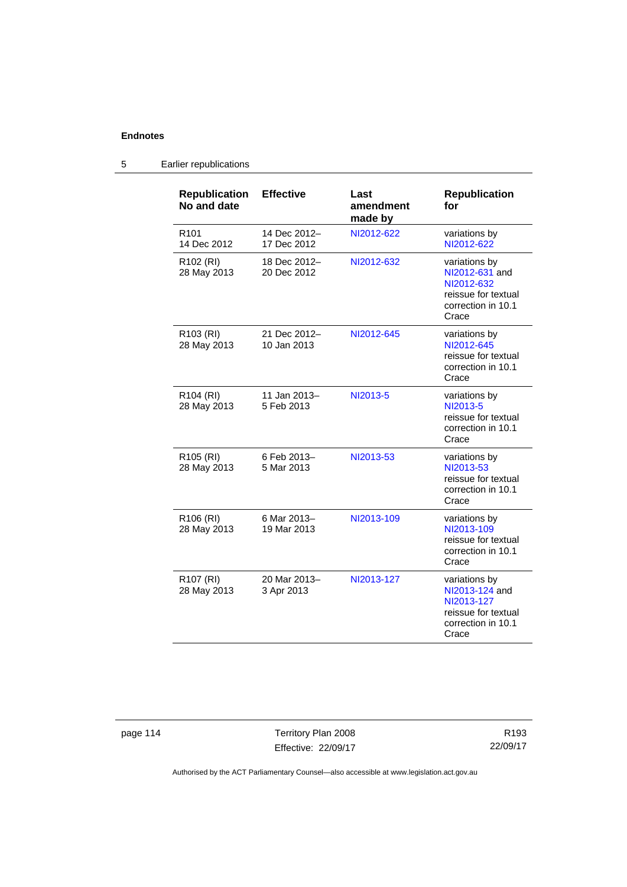**Endnotes**

5 Earlier republications

| Republication No and date | Effective | Last amendment made by | Republication for |
|---|---|---|---|
| R101 14 Dec 2012 | 14 Dec 2012– 17 Dec 2012 | NI2012-622 | variations by NI2012-622 |
| R102 (RI) 28 May 2013 | 18 Dec 2012– 20 Dec 2012 | NI2012-632 | variations by NI2012-631 and NI2012-632 reissue for textual correction in 10.1 Crace |
| R103 (RI) 28 May 2013 | 21 Dec 2012– 10 Jan 2013 | NI2012-645 | variations by NI2012-645 reissue for textual correction in 10.1 Crace |
| R104 (RI) 28 May 2013 | 11 Jan 2013– 5 Feb 2013 | NI2013-5 | variations by NI2013-5 reissue for textual correction in 10.1 Crace |
| R105 (RI) 28 May 2013 | 6 Feb 2013– 5 Mar 2013 | NI2013-53 | variations by NI2013-53 reissue for textual correction in 10.1 Crace |
| R106 (RI) 28 May 2013 | 6 Mar 2013– 19 Mar 2013 | NI2013-109 | variations by NI2013-109 reissue for textual correction in 10.1 Crace |
| R107 (RI) 28 May 2013 | 20 Mar 2013– 3 Apr 2013 | NI2013-127 | variations by NI2013-124 and NI2013-127 reissue for textual correction in 10.1 Crace |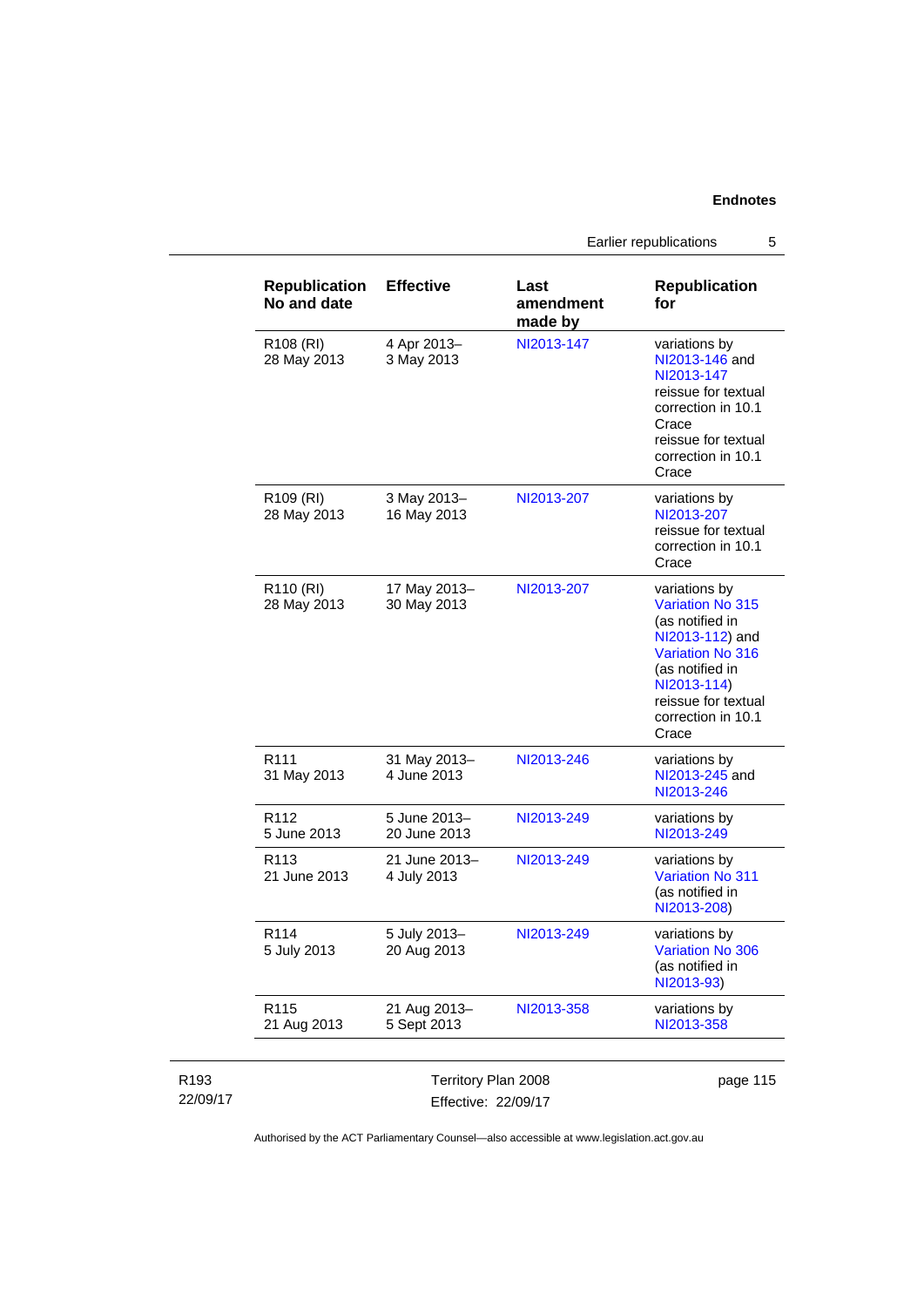| Republication No and date | Effective | Last amendment made by | Republication for |
|---|---|---|---|
| R108 (RI) 28 May 2013 | 4 Apr 2013– 3 May 2013 | NI2013-147 | variations by NI2013-146 and NI2013-147 reissue for textual correction in 10.1 Crace reissue for textual correction in 10.1 Crace |
| R109 (RI) 28 May 2013 | 3 May 2013– 16 May 2013 | NI2013-207 | variations by NI2013-207 reissue for textual correction in 10.1 Crace |
| R110 (RI) 28 May 2013 | 17 May 2013– 30 May 2013 | NI2013-207 | variations by Variation No 315 (as notified in NI2013-112) and Variation No 316 (as notified in NI2013-114) reissue for textual correction in 10.1 Crace |
| R111 31 May 2013 | 31 May 2013– 4 June 2013 | NI2013-246 | variations by NI2013-245 and NI2013-246 |
| R112 5 June 2013 | 5 June 2013– 20 June 2013 | NI2013-249 | variations by NI2013-249 |
| R113 21 June 2013 | 21 June 2013– 4 July 2013 | NI2013-249 | variations by Variation No 311 (as notified in NI2013-208) |
| R114 5 July 2013 | 5 July 2013– 20 Aug 2013 | NI2013-249 | variations by Variation No 306 (as notified in NI2013-93) |
| R115 21 Aug 2013 | 21 Aug 2013– 5 Sept 2013 | NI2013-358 | variations by NI2013-358 |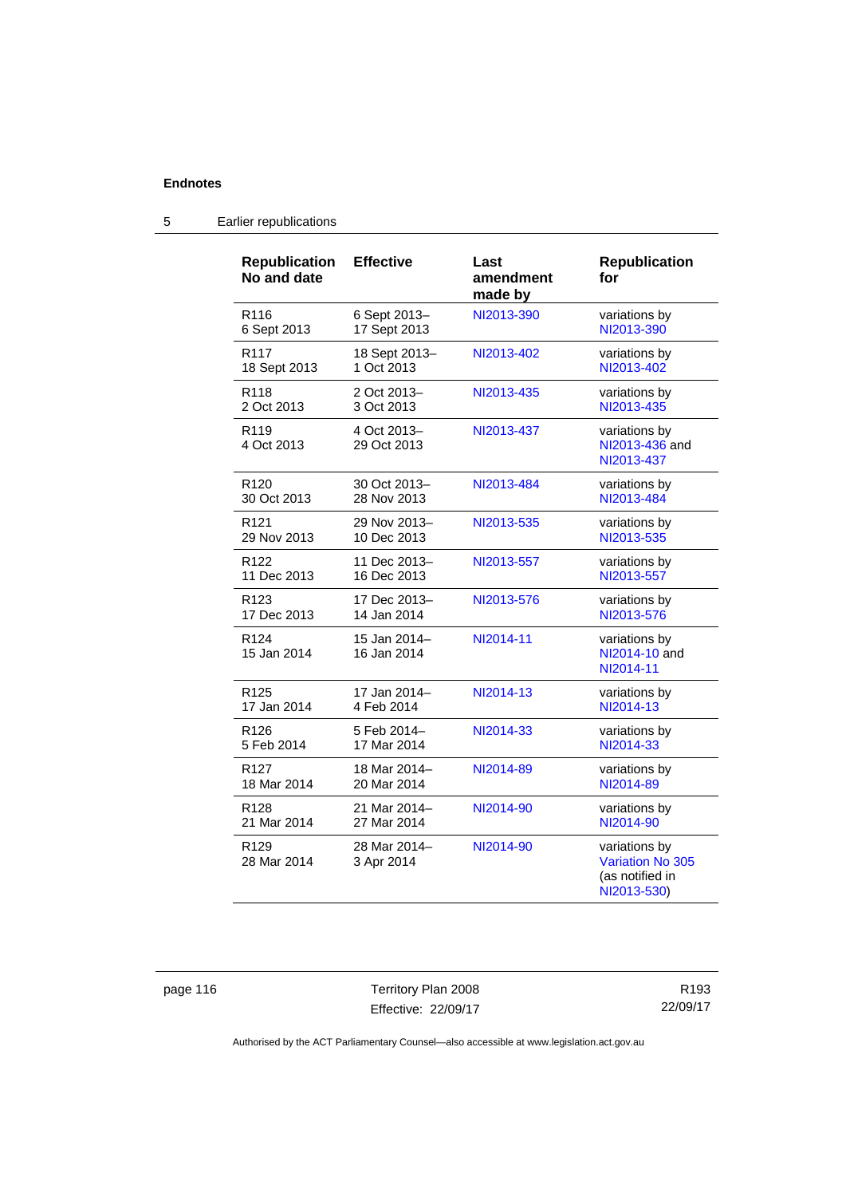## 5 Earlier republications

| Republication No and date | Effective | Last amendment made by | Republication for |
|---|---|---|---|
| R116<br>6 Sept 2013 | 6 Sept 2013–<br>17 Sept 2013 | NI2013-390 | variations by NI2013-390 |
| R117<br>18 Sept 2013 | 18 Sept 2013–<br>1 Oct 2013 | NI2013-402 | variations by NI2013-402 |
| R118<br>2 Oct 2013 | 2 Oct 2013–<br>3 Oct 2013 | NI2013-435 | variations by NI2013-435 |
| R119<br>4 Oct 2013 | 4 Oct 2013–<br>29 Oct 2013 | NI2013-437 | variations by NI2013-436 and NI2013-437 |
| R120<br>30 Oct 2013 | 30 Oct 2013–<br>28 Nov 2013 | NI2013-484 | variations by NI2013-484 |
| R121<br>29 Nov 2013 | 29 Nov 2013–<br>10 Dec 2013 | NI2013-535 | variations by NI2013-535 |
| R122<br>11 Dec 2013 | 11 Dec 2013–<br>16 Dec 2013 | NI2013-557 | variations by NI2013-557 |
| R123<br>17 Dec 2013 | 17 Dec 2013–<br>14 Jan 2014 | NI2013-576 | variations by NI2013-576 |
| R124<br>15 Jan 2014 | 15 Jan 2014–<br>16 Jan 2014 | NI2014-11 | variations by NI2014-10 and NI2014-11 |
| R125<br>17 Jan 2014 | 17 Jan 2014–<br>4 Feb 2014 | NI2014-13 | variations by NI2014-13 |
| R126<br>5 Feb 2014 | 5 Feb 2014–<br>17 Mar 2014 | NI2014-33 | variations by NI2014-33 |
| R127<br>18 Mar 2014 | 18 Mar 2014–<br>20 Mar 2014 | NI2014-89 | variations by NI2014-89 |
| R128<br>21 Mar 2014 | 21 Mar 2014–<br>27 Mar 2014 | NI2014-90 | variations by NI2014-90 |
| R129<br>28 Mar 2014 | 28 Mar 2014–<br>3 Apr 2014 | NI2014-90 | variations by Variation No 305 (as notified in NI2013-530) |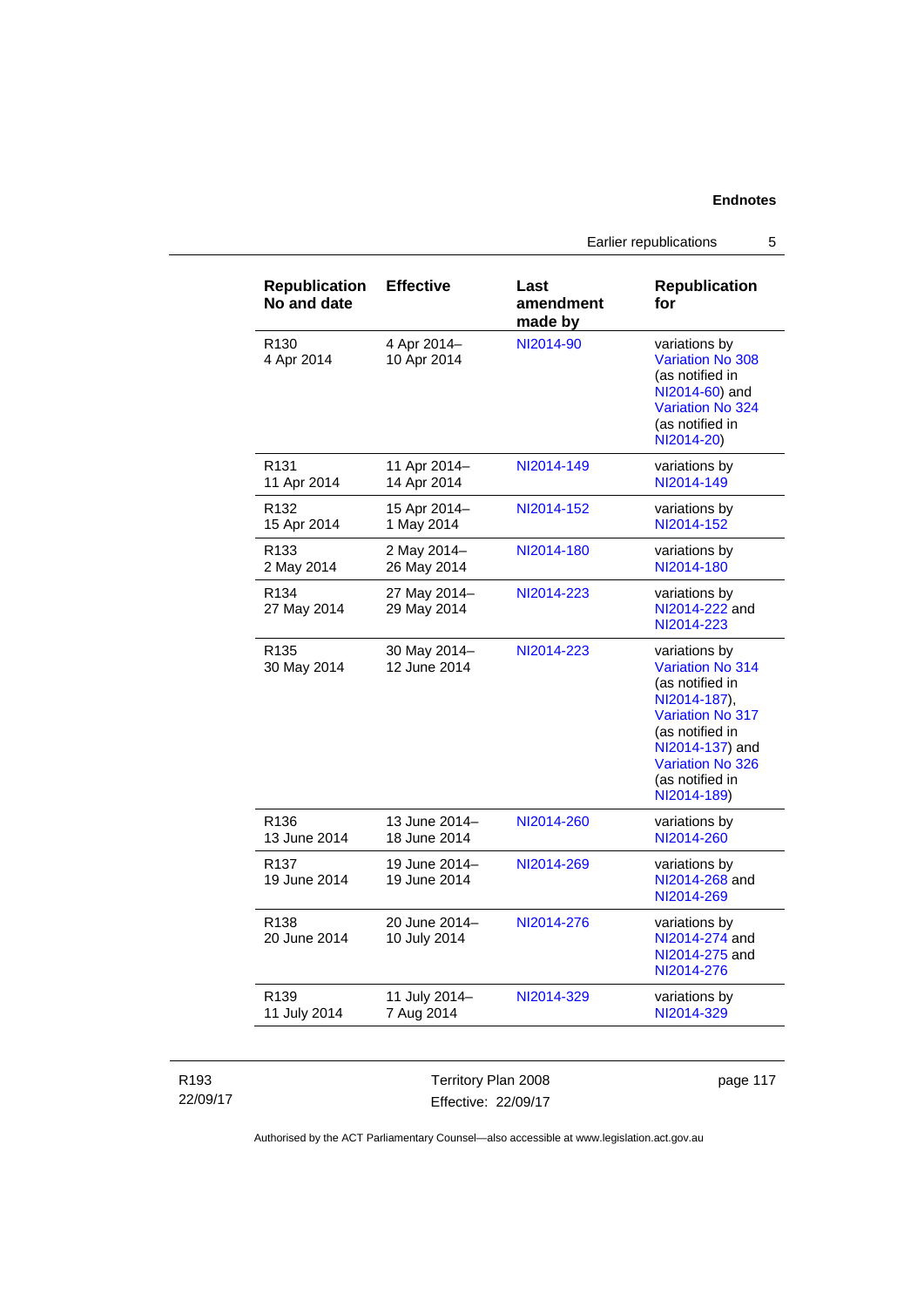| Republication No and date | Effective | Last amendment made by | Republication for |
|---|---|---|---|
| R130 4 Apr 2014 | 4 Apr 2014– 10 Apr 2014 | NI2014-90 | variations by Variation No 308 (as notified in NI2014-60) and Variation No 324 (as notified in NI2014-20) |
| R131 11 Apr 2014 | 11 Apr 2014– 14 Apr 2014 | NI2014-149 | variations by NI2014-149 |
| R132 15 Apr 2014 | 15 Apr 2014– 1 May 2014 | NI2014-152 | variations by NI2014-152 |
| R133 2 May 2014 | 2 May 2014– 26 May 2014 | NI2014-180 | variations by NI2014-180 |
| R134 27 May 2014 | 27 May 2014– 29 May 2014 | NI2014-223 | variations by NI2014-222 and NI2014-223 |
| R135 30 May 2014 | 30 May 2014– 12 June 2014 | NI2014-223 | variations by Variation No 314 (as notified in NI2014-187), Variation No 317 (as notified in NI2014-137) and Variation No 326 (as notified in NI2014-189) |
| R136 13 June 2014 | 13 June 2014– 18 June 2014 | NI2014-260 | variations by NI2014-260 |
| R137 19 June 2014 | 19 June 2014– 19 June 2014 | NI2014-269 | variations by NI2014-268 and NI2014-269 |
| R138 20 June 2014 | 20 June 2014– 10 July 2014 | NI2014-276 | variations by NI2014-274 and NI2014-275 and NI2014-276 |
| R139 11 July 2014 | 11 July 2014– 7 Aug 2014 | NI2014-329 | variations by NI2014-329 |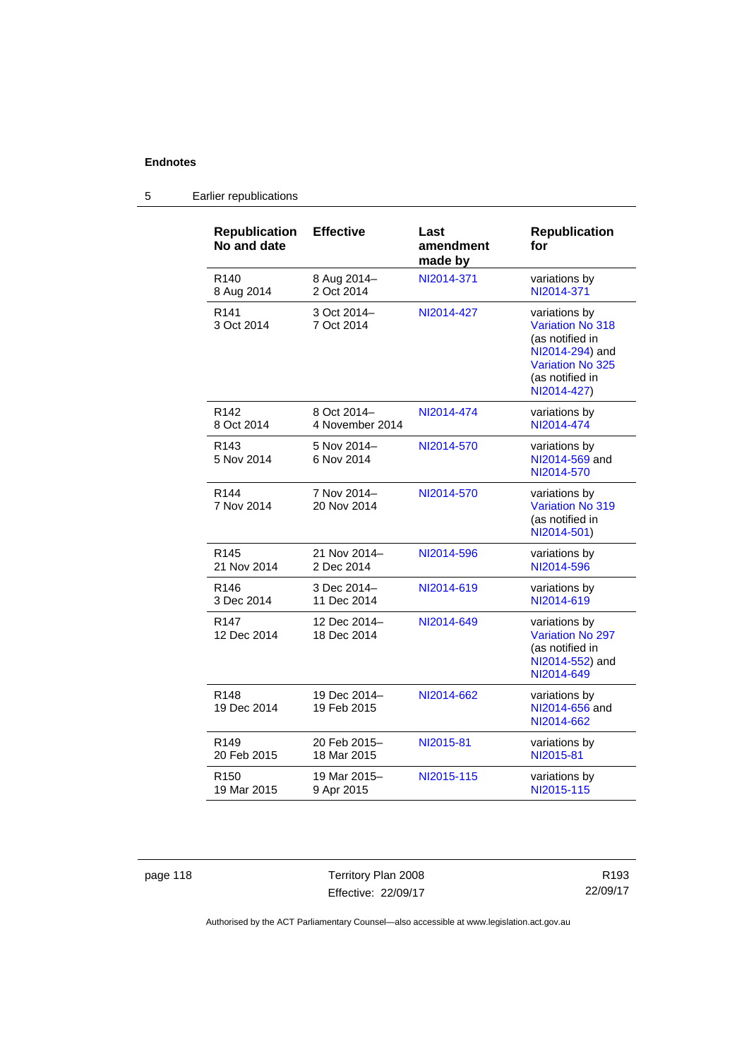## Endnotes

### 5 Earlier republications

| Republication No and date | Effective | Last amendment made by | Republication for |
|---|---|---|---|
| R140<br>8 Aug 2014 | 8 Aug 2014–<br>2 Oct 2014 | NI2014-371 | variations by NI2014-371 |
| R141<br>3 Oct 2014 | 3 Oct 2014–<br>7 Oct 2014 | NI2014-427 | variations by Variation No 318 (as notified in NI2014-294) and Variation No 325 (as notified in NI2014-427) |
| R142<br>8 Oct 2014 | 8 Oct 2014–<br>4 November 2014 | NI2014-474 | variations by NI2014-474 |
| R143<br>5 Nov 2014 | 5 Nov 2014–<br>6 Nov 2014 | NI2014-570 | variations by NI2014-569 and NI2014-570 |
| R144<br>7 Nov 2014 | 7 Nov 2014–<br>20 Nov 2014 | NI2014-570 | variations by Variation No 319 (as notified in NI2014-501) |
| R145<br>21 Nov 2014 | 21 Nov 2014–<br>2 Dec 2014 | NI2014-596 | variations by NI2014-596 |
| R146<br>3 Dec 2014 | 3 Dec 2014–<br>11 Dec 2014 | NI2014-619 | variations by NI2014-619 |
| R147<br>12 Dec 2014 | 12 Dec 2014–<br>18 Dec 2014 | NI2014-649 | variations by Variation No 297 (as notified in NI2014-552) and NI2014-649 |
| R148<br>19 Dec 2014 | 19 Dec 2014–<br>19 Feb 2015 | NI2014-662 | variations by NI2014-656 and NI2014-662 |
| R149<br>20 Feb 2015 | 20 Feb 2015–<br>18 Mar 2015 | NI2015-81 | variations by NI2015-81 |
| R150<br>19 Mar 2015 | 19 Mar 2015–<br>9 Apr 2015 | NI2015-115 | variations by NI2015-115 |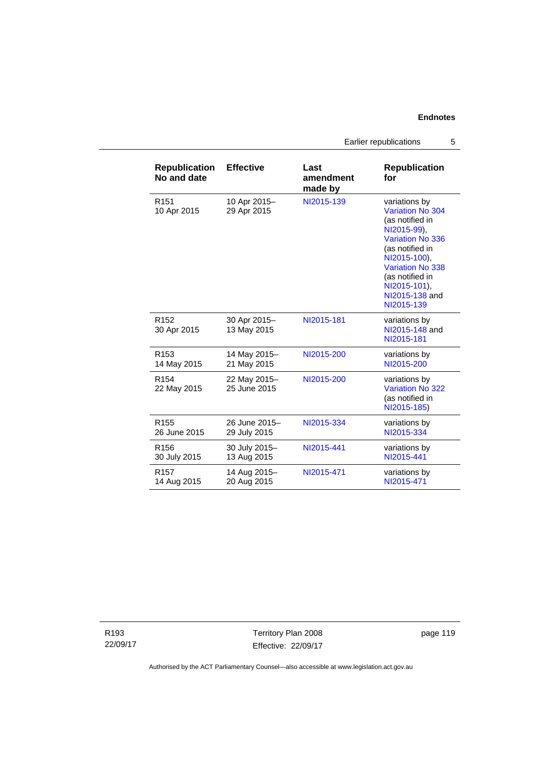| Republication No and date | Effective | Last amendment made by | Republication for |
|---|---|---|---|
| R151 10 Apr 2015 | 10 Apr 2015– 29 Apr 2015 | NI2015-139 | variations by Variation No 304 (as notified in NI2015-99), Variation No 336 (as notified in NI2015-100), Variation No 338 (as notified in NI2015-101), NI2015-138 and NI2015-139 |
| R152 30 Apr 2015 | 30 Apr 2015– 13 May 2015 | NI2015-181 | variations by NI2015-148 and NI2015-181 |
| R153 14 May 2015 | 14 May 2015– 21 May 2015 | NI2015-200 | variations by NI2015-200 |
| R154 22 May 2015 | 22 May 2015– 25 June 2015 | NI2015-200 | variations by Variation No 322 (as notified in NI2015-185) |
| R155 26 June 2015 | 26 June 2015– 29 July 2015 | NI2015-334 | variations by NI2015-334 |
| R156 30 July 2015 | 30 July 2015– 13 Aug 2015 | NI2015-441 | variations by NI2015-441 |
| R157 14 Aug 2015 | 14 Aug 2015– 20 Aug 2015 | NI2015-471 | variations by NI2015-471 |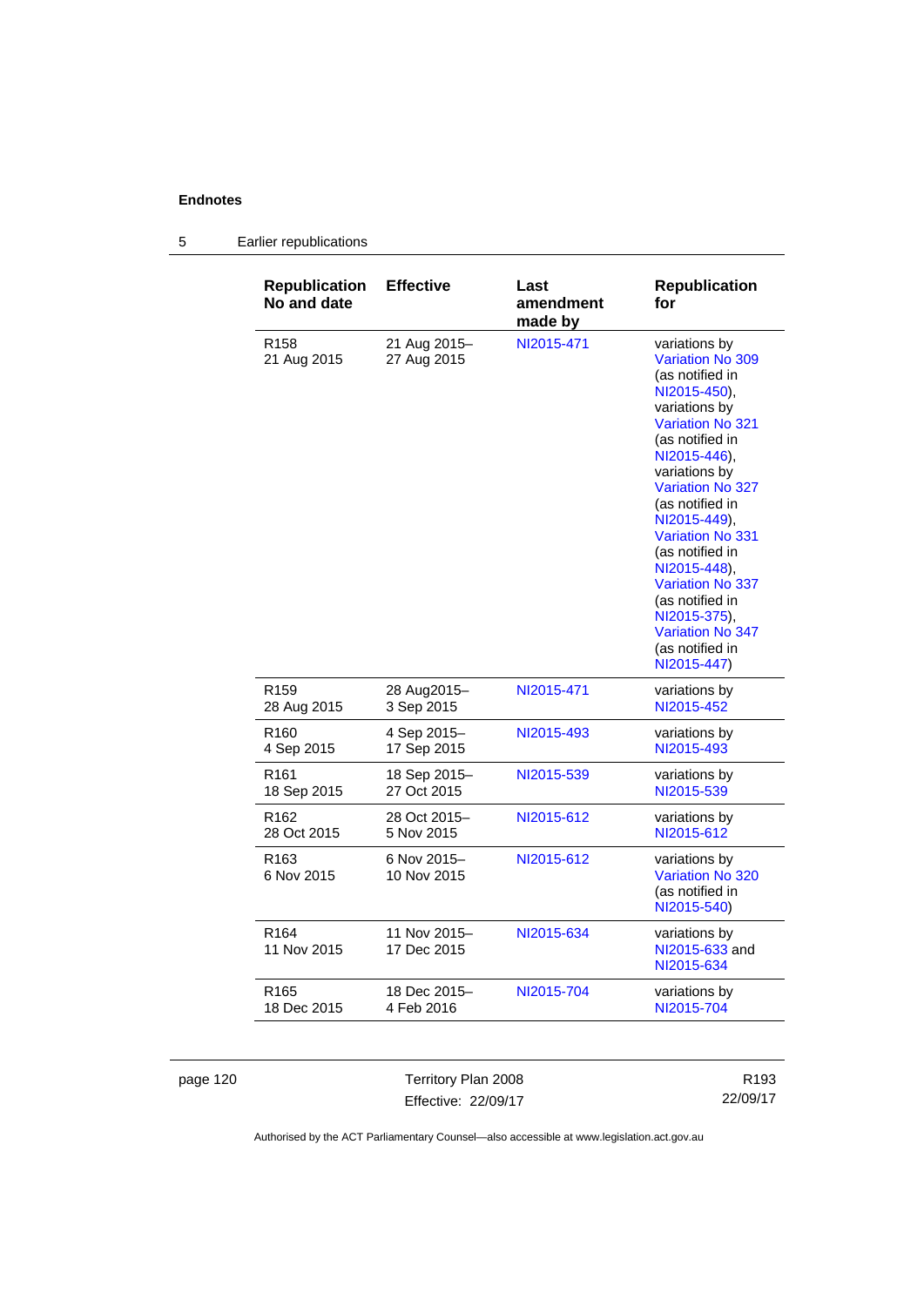## Endnotes

### 5 Earlier republications

| Republication No and date | Effective | Last amendment made by | Republication for |
|---|---|---|---|
| R158 21 Aug 2015 | 21 Aug 2015– 27 Aug 2015 | NI2015-471 | variations by Variation No 309 (as notified in NI2015-450), variations by Variation No 321 (as notified in NI2015-446), variations by Variation No 327 (as notified in NI2015-449), Variation No 331 (as notified in NI2015-448), Variation No 337 (as notified in NI2015-375), Variation No 347 (as notified in NI2015-447) |
| R159 28 Aug 2015 | 28 Aug2015– 3 Sep 2015 | NI2015-471 | variations by NI2015-452 |
| R160 4 Sep 2015 | 4 Sep 2015– 17 Sep 2015 | NI2015-493 | variations by NI2015-493 |
| R161 18 Sep 2015 | 18 Sep 2015– 27 Oct 2015 | NI2015-539 | variations by NI2015-539 |
| R162 28 Oct 2015 | 28 Oct 2015– 5 Nov 2015 | NI2015-612 | variations by NI2015-612 |
| R163 6 Nov 2015 | 6 Nov 2015– 10 Nov 2015 | NI2015-612 | variations by Variation No 320 (as notified in NI2015-540) |
| R164 11 Nov 2015 | 11 Nov 2015– 17 Dec 2015 | NI2015-634 | variations by NI2015-633 and NI2015-634 |
| R165 18 Dec 2015 | 18 Dec 2015– 4 Feb 2016 | NI2015-704 | variations by NI2015-704 |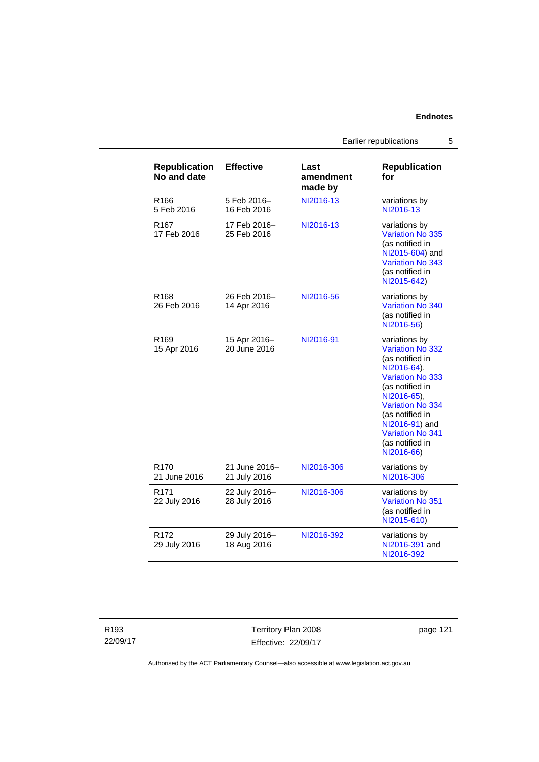| Republication No and date | Effective | Last amendment made by | Republication for |
|---|---|---|---|
| R166 5 Feb 2016 | 5 Feb 2016– 16 Feb 2016 | NI2016-13 | variations by NI2016-13 |
| R167 17 Feb 2016 | 17 Feb 2016– 25 Feb 2016 | NI2016-13 | variations by Variation No 335 (as notified in NI2015-604) and Variation No 343 (as notified in NI2015-642) |
| R168 26 Feb 2016 | 26 Feb 2016– 14 Apr 2016 | NI2016-56 | variations by Variation No 340 (as notified in NI2016-56) |
| R169 15 Apr 2016 | 15 Apr 2016– 20 June 2016 | NI2016-91 | variations by Variation No 332 (as notified in NI2016-64), Variation No 333 (as notified in NI2016-65), Variation No 334 (as notified in NI2016-91) and Variation No 341 (as notified in NI2016-66) |
| R170 21 June 2016 | 21 June 2016– 21 July 2016 | NI2016-306 | variations by NI2016-306 |
| R171 22 July 2016 | 22 July 2016– 28 July 2016 | NI2016-306 | variations by Variation No 351 (as notified in NI2015-610) |
| R172 29 July 2016 | 29 July 2016– 18 Aug 2016 | NI2016-392 | variations by NI2016-391 and NI2016-392 |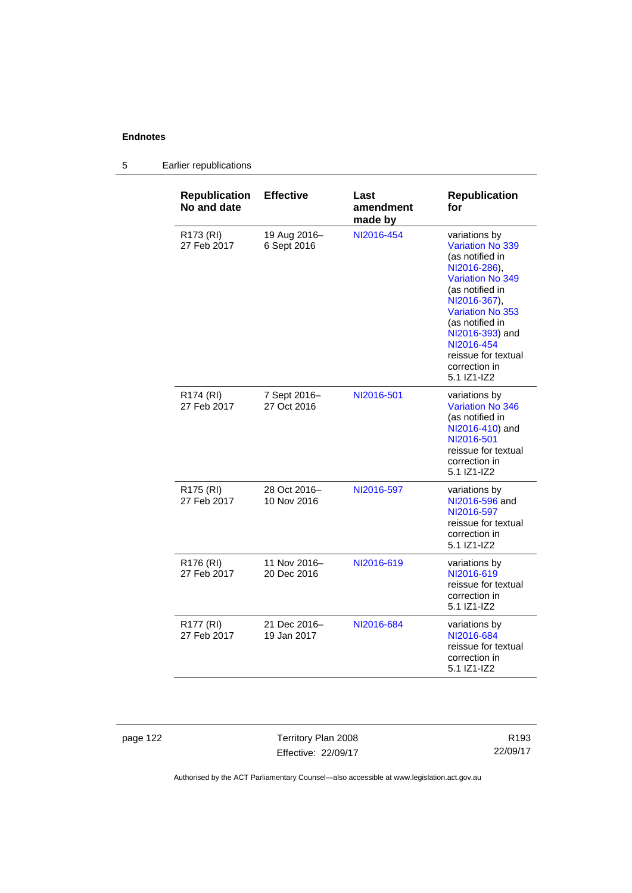**Endnotes**

5 Earlier republications

| Republication No and date | Effective | Last amendment made by | Republication for |
|---|---|---|---|
| R173 (RI) 27 Feb 2017 | 19 Aug 2016– 6 Sept 2016 | NI2016-454 | variations by Variation No 339 (as notified in NI2016-286), Variation No 349 (as notified in NI2016-367), Variation No 353 (as notified in NI2016-393) and NI2016-454 reissue for textual correction in 5.1 IZ1-IZ2 |
| R174 (RI) 27 Feb 2017 | 7 Sept 2016– 27 Oct 2016 | NI2016-501 | variations by Variation No 346 (as notified in NI2016-410) and NI2016-501 reissue for textual correction in 5.1 IZ1-IZ2 |
| R175 (RI) 27 Feb 2017 | 28 Oct 2016– 10 Nov 2016 | NI2016-597 | variations by NI2016-596 and NI2016-597 reissue for textual correction in 5.1 IZ1-IZ2 |
| R176 (RI) 27 Feb 2017 | 11 Nov 2016– 20 Dec 2016 | NI2016-619 | variations by NI2016-619 reissue for textual correction in 5.1 IZ1-IZ2 |
| R177 (RI) 27 Feb 2017 | 21 Dec 2016– 19 Jan 2017 | NI2016-684 | variations by NI2016-684 reissue for textual correction in 5.1 IZ1-IZ2 |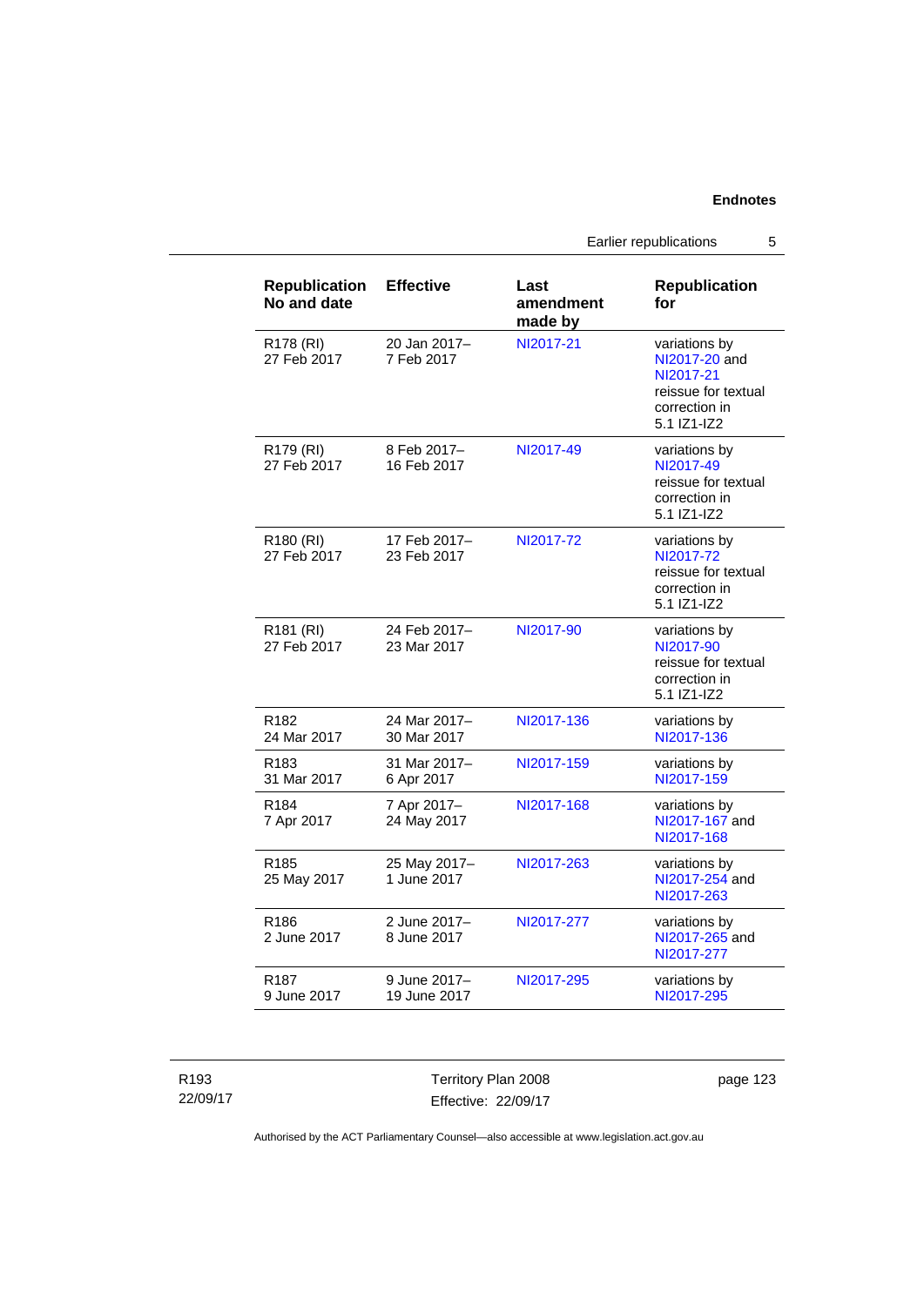| Republication No and date | Effective | Last amendment made by | Republication for |
|---|---|---|---|
| R178 (RI) 27 Feb 2017 | 20 Jan 2017– 7 Feb 2017 | NI2017-21 | variations by NI2017-20 and NI2017-21 reissue for textual correction in 5.1 IZ1-IZ2 |
| R179 (RI) 27 Feb 2017 | 8 Feb 2017– 16 Feb 2017 | NI2017-49 | variations by NI2017-49 reissue for textual correction in 5.1 IZ1-IZ2 |
| R180 (RI) 27 Feb 2017 | 17 Feb 2017– 23 Feb 2017 | NI2017-72 | variations by NI2017-72 reissue for textual correction in 5.1 IZ1-IZ2 |
| R181 (RI) 27 Feb 2017 | 24 Feb 2017– 23 Mar 2017 | NI2017-90 | variations by NI2017-90 reissue for textual correction in 5.1 IZ1-IZ2 |
| R182 24 Mar 2017 | 24 Mar 2017– 30 Mar 2017 | NI2017-136 | variations by NI2017-136 |
| R183 31 Mar 2017 | 31 Mar 2017– 6 Apr 2017 | NI2017-159 | variations by NI2017-159 |
| R184 7 Apr 2017 | 7 Apr 2017– 24 May 2017 | NI2017-168 | variations by NI2017-167 and NI2017-168 |
| R185 25 May 2017 | 25 May 2017– 1 June 2017 | NI2017-263 | variations by NI2017-254 and NI2017-263 |
| R186 2 June 2017 | 2 June 2017– 8 June 2017 | NI2017-277 | variations by NI2017-265 and NI2017-277 |
| R187 9 June 2017 | 9 June 2017– 19 June 2017 | NI2017-295 | variations by NI2017-295 |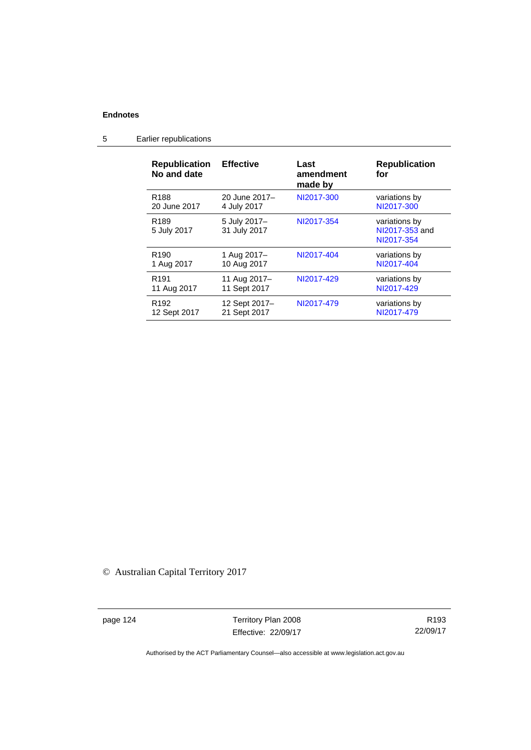**Endnotes**

## 5 Earlier republications

| Republication No and date | Effective | Last amendment made by | Republication for |
|---|---|---|---|
| R188 20 June 2017 | 20 June 2017– 4 July 2017 | NI2017-300 | variations by NI2017-300 |
| R189 5 July 2017 | 5 July 2017– 31 July 2017 | NI2017-354 | variations by NI2017-353 and NI2017-354 |
| R190 1 Aug 2017 | 1 Aug 2017– 10 Aug 2017 | NI2017-404 | variations by NI2017-404 |
| R191 11 Aug 2017 | 11 Aug 2017– 11 Sept 2017 | NI2017-429 | variations by NI2017-429 |
| R192 12 Sept 2017 | 12 Sept 2017– 21 Sept 2017 | NI2017-479 | variations by NI2017-479 |

© Australian Capital Territory 2017